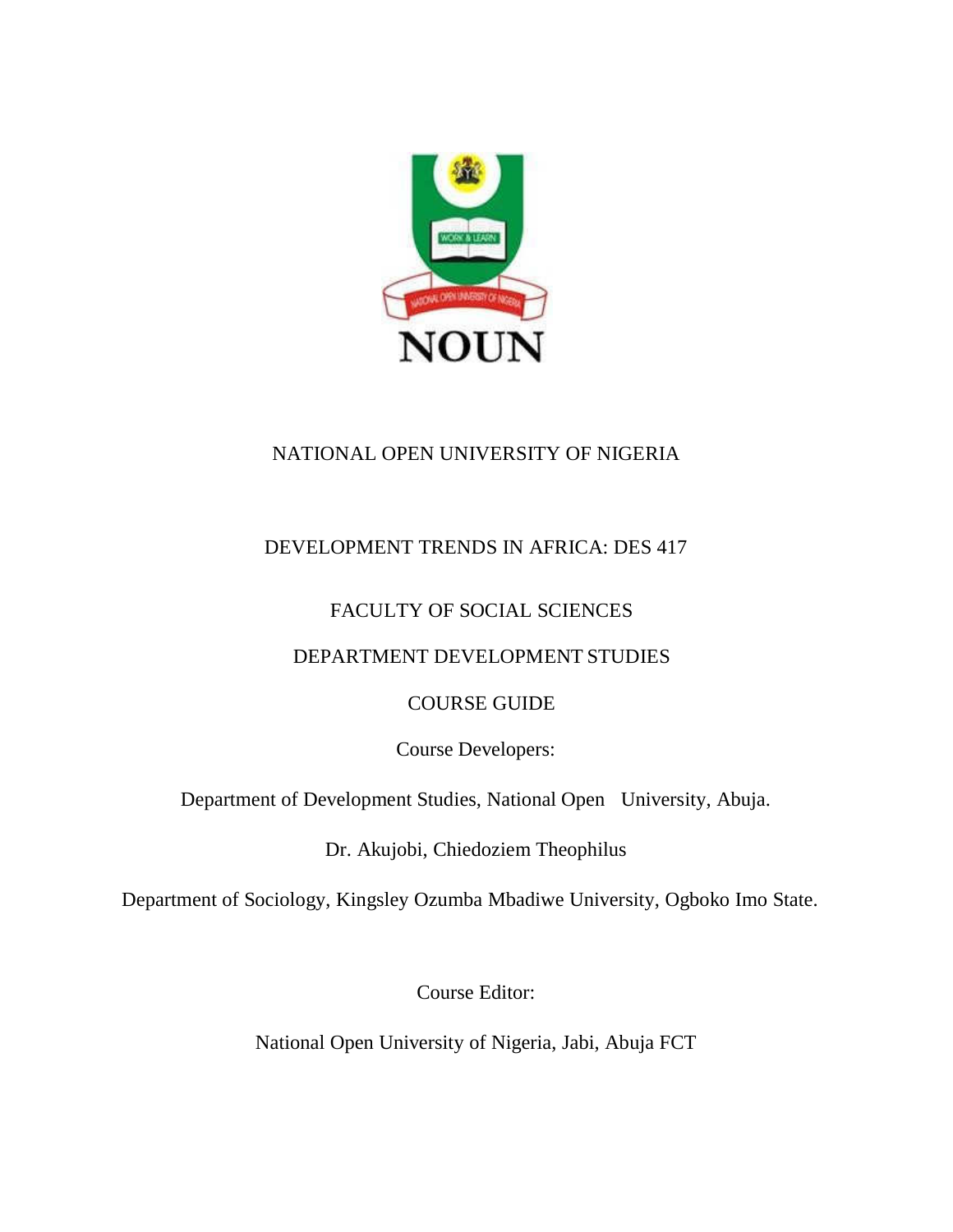NATIONAL OPEN UNIVERSITY OF NIGERIA

# DEVELOPMENT TRENDS IN AFRICA: DES 417

FACULTY OF SOCIAL SCIENCES

DEPARTMENT DEVELOPMENT STUDIES

COURSE GUIDE

Course Developers:

Department of Development Studies, National Open University, Abuja.

Dr. Akujobi, Chiedoziem Theophilus

Department of Sociology, Kingsley Ozumba Mbadiwe University, Ogboko Imo State.

Course Editor:

National Open University of Nigeria, Jabi, Abuja FCT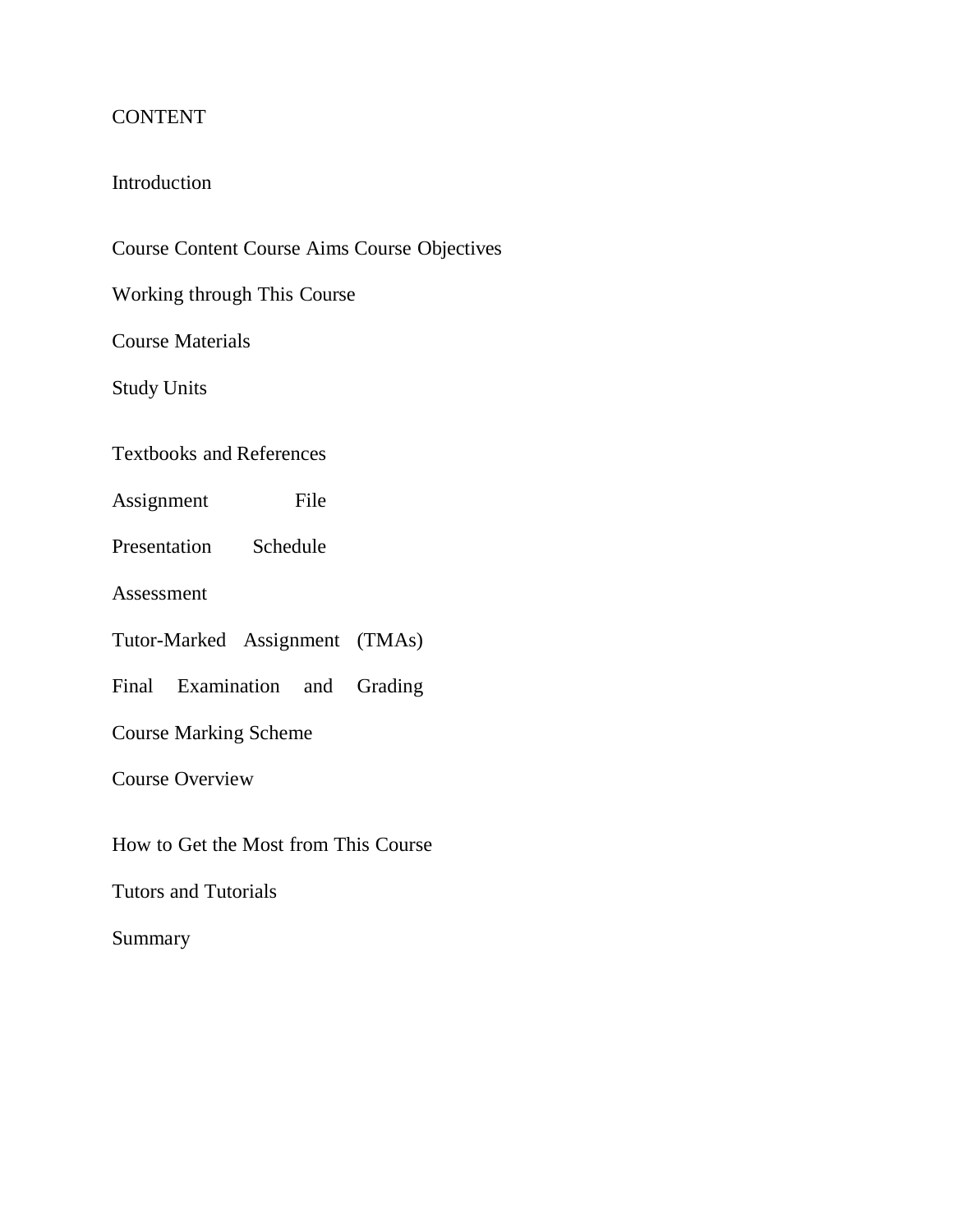CONTENT

Introduction

Course Content Course Aims Course Objectives

Working through This Course

Course Materials

Study Units

Textbooks and References

Assignment File

Presentation Schedule

Assessment

Tutor-Marked Assignment (TMAs)

Final Examination and Grading

Course Marking Scheme

Course Overview

How to Get the Most from This Course

Tutors and Tutorials

Summary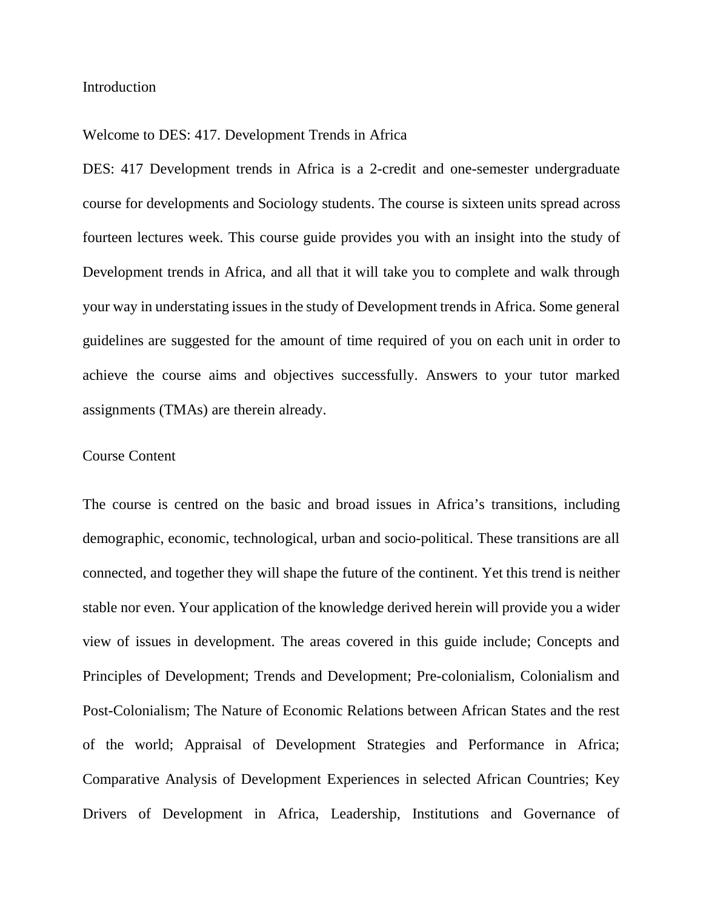## Introduction

Welcome to DES: 417. Development Trends in Africa

DES: 417 Development trends in Africa is a 2-credit and one-semester undergraduate course for developments and Sociology students. The course is sixteen units spread across fourteen lectures week. This course guide provides you with an insight into the study of Development trends in Africa, and all that it will take you to complete and walk through your way in understating issues in the study of Development trends in Africa. Some general guidelines are suggested for the amount of time required of you on each unit in order to achieve the course aims and objectives successfully. Answers to your tutor marked assignments (TMAs) are therein already.

## Course Content

The course is centred on the basic and broad issues in Africa's transitions, including demographic, economic, technological, urban and socio-political. These transitions are all connected, and together they will shape the future of the continent. Yet this trend is neither stable nor even. Your application of the knowledge derived herein will provide you a wider view of issues in development. The areas covered in this guide include; Concepts and Principles of Development; Trends and Development; Pre-colonialism, Colonialism and Post-Colonialism; The Nature of Economic Relations between African States and the rest of the world; Appraisal of Development Strategies and Performance in Africa; Comparative Analysis of Development Experiences in selected African Countries; Key Drivers of Development in Africa, Leadership, Institutions and Governance of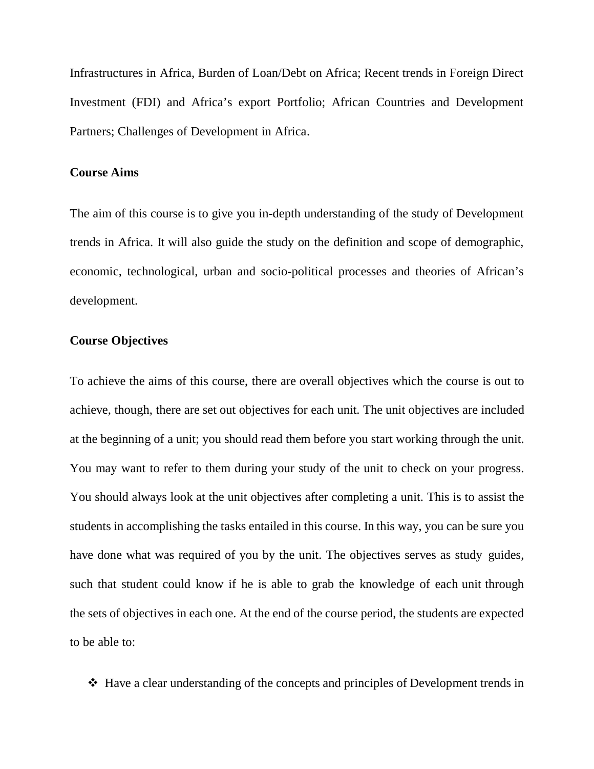Infrastructures in Africa, Burden of Loan/Debt on Africa; Recent trends in Foreign Direct Investment (FDI) and Africa's export Portfolio; African Countries and Development Partners; Challenges of Development in Africa.

**Course Aims**

The aim of this course is to give you in-depth understanding of the study of Development trends in Africa. It will also guide the study on the definition and scope of demographic, economic, technological, urban and socio-political processes and theories of African's development.

**Course Objectives**

To achieve the aims of this course, there are overall objectives which the course is out to achieve, though, there are set out objectives for each unit. The unit objectives are included at the beginning of a unit; you should read them before you start working through the unit. You may want to refer to them during your study of the unit to check on your progress. You should always look at the unit objectives after completing a unit. This is to assist the students in accomplishing the tasks entailed in this course. In this way, you can be sure you have done what was required of you by the unit. The objectives serves as study guides, such that student could know if he is able to grab the knowledge of each unit through the sets of objectives in each one. At the end of the course period, the students are expected to be able to:

- Have a clear understanding of the concepts and principles of Development trends in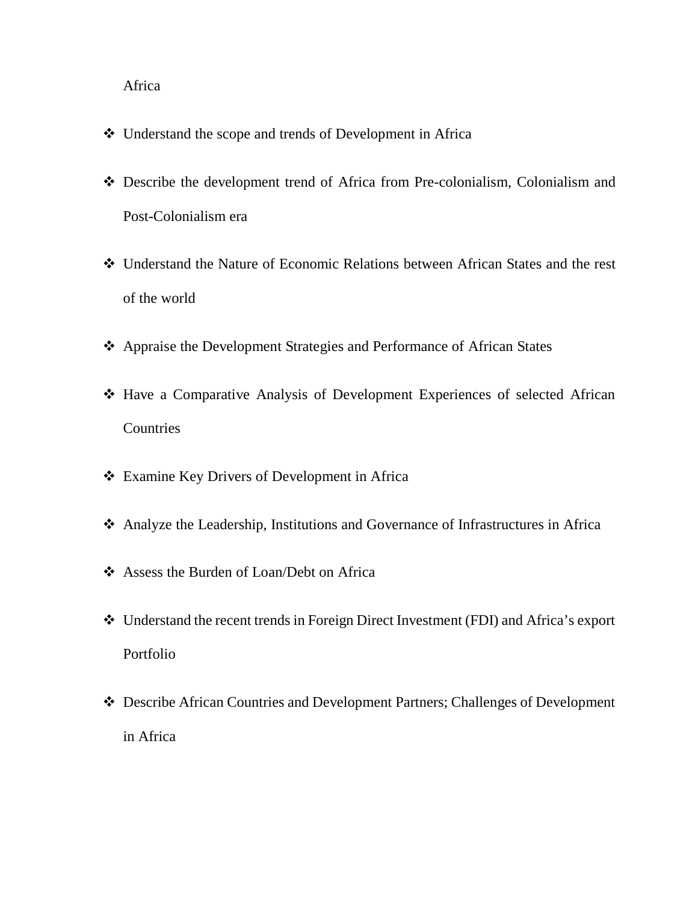Africa

- Understand the scope and trends of Development in Africa
- Describe the development trend of Africa from Pre-colonialism, Colonialism and Post-Colonialism era
- Understand the Nature of Economic Relations between African States and the rest of the world
- Appraise the Development Strategies and Performance of African States
- Have a Comparative Analysis of Development Experiences of selected African Countries
- Examine Key Drivers of Development in Africa
- Analyze the Leadership, Institutions and Governance of Infrastructures in Africa
- Assess the Burden of Loan/Debt on Africa
- Understand the recent trends in Foreign Direct Investment (FDI) and Africa's export Portfolio
- Describe African Countries and Development Partners; Challenges of Development in Africa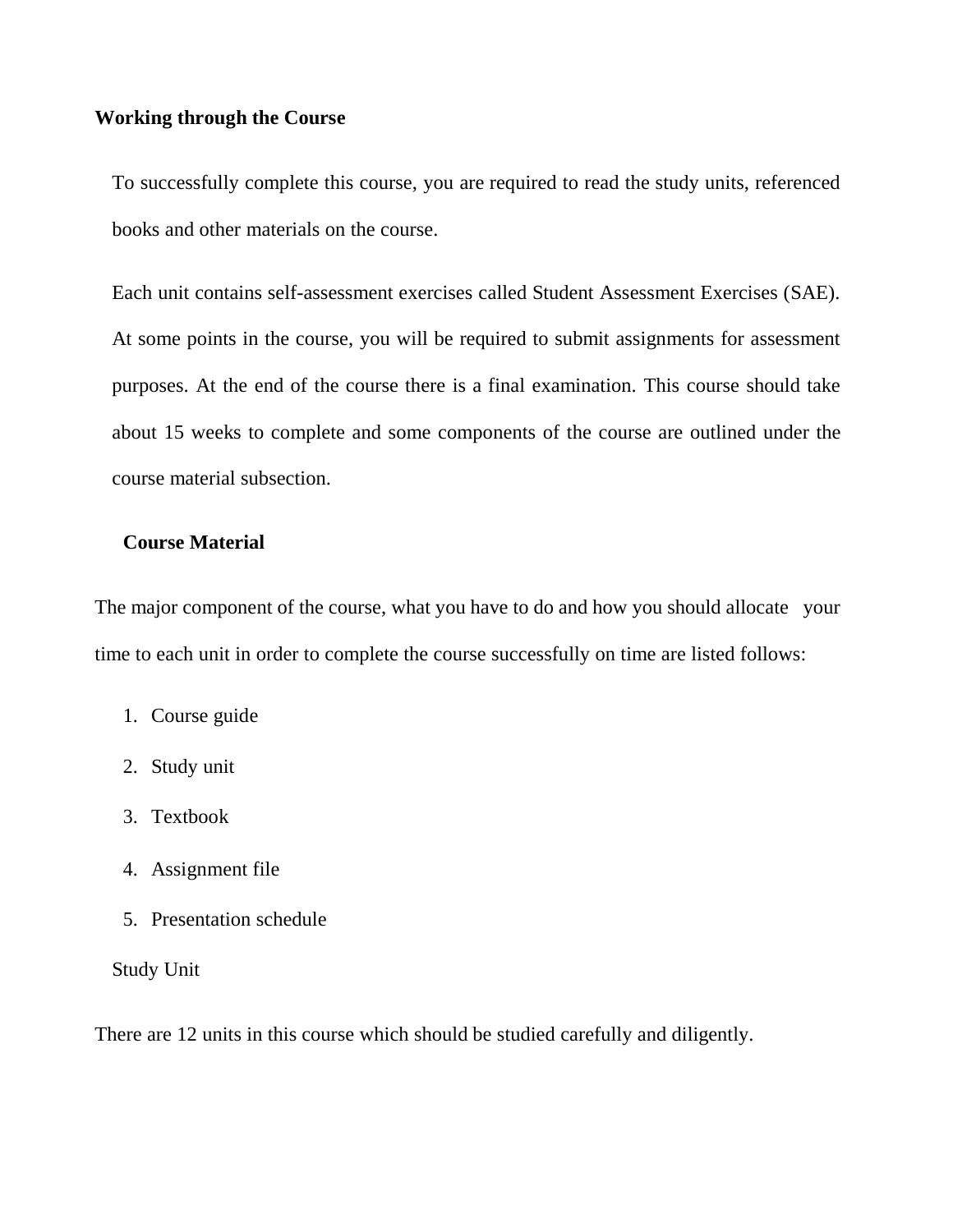**Working through the Course**

To successfully complete this course, you are required to read the study units, referenced books and other materials on the course.

Each unit contains self-assessment exercises called Student Assessment Exercises (SAE). At some points in the course, you will be required to submit assignments for assessment purposes. At the end of the course there is a final examination. This course should take about 15 weeks to complete and some components of the course are outlined under the course material subsection.

**Course Material**

The major component of the course, what you have to do and how you should allocate your time to each unit in order to complete the course successfully on time are listed follows:

1. Course guide
2. Study unit
3. Textbook
4. Assignment file
5. Presentation schedule

Study Unit

There are 12 units in this course which should be studied carefully and diligently.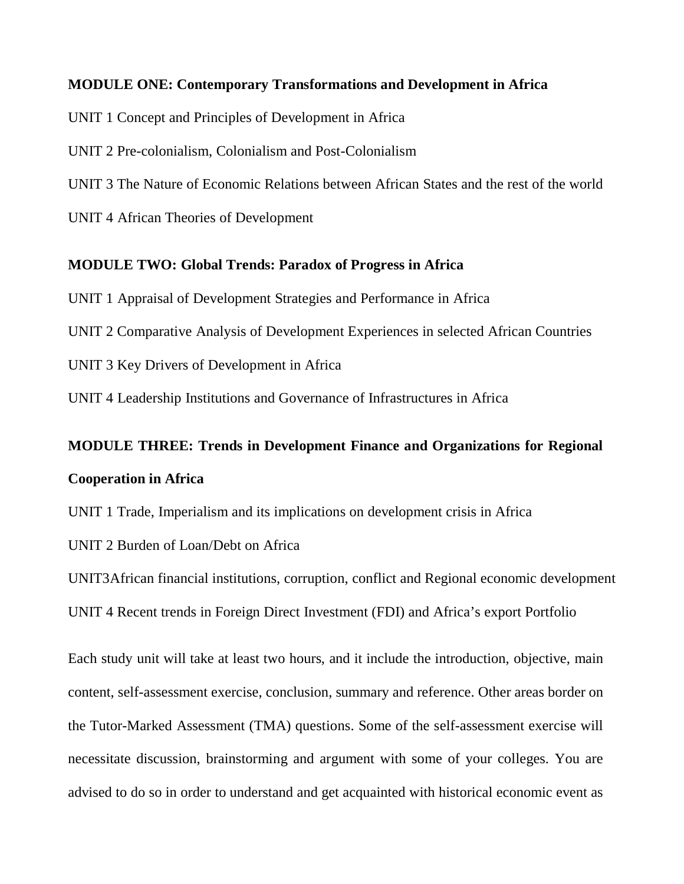**MODULE ONE: Contemporary Transformations and Development in Africa**

UNIT 1 Concept and Principles of Development in Africa

UNIT 2 Pre-colonialism, Colonialism and Post-Colonialism

UNIT 3 The Nature of Economic Relations between African States and the rest of the world

UNIT 4 African Theories of Development

**MODULE TWO: Global Trends: Paradox of Progress in Africa**

UNIT 1 Appraisal of Development Strategies and Performance in Africa

UNIT 2 Comparative Analysis of Development Experiences in selected African Countries

UNIT 3 Key Drivers of Development in Africa

UNIT 4 Leadership Institutions and Governance of Infrastructures in Africa

**MODULE THREE: Trends in Development Finance and Organizations for Regional Cooperation in Africa**

UNIT 1 Trade, Imperialism and its implications on development crisis in Africa

UNIT 2 Burden of Loan/Debt on Africa

UNIT3African financial institutions, corruption, conflict and Regional economic development

UNIT 4 Recent trends in Foreign Direct Investment (FDI) and Africa's export Portfolio

Each study unit will take at least two hours, and it include the introduction, objective, main content, self-assessment exercise, conclusion, summary and reference. Other areas border on the Tutor-Marked Assessment (TMA) questions. Some of the self-assessment exercise will necessitate discussion, brainstorming and argument with some of your colleges. You are advised to do so in order to understand and get acquainted with historical economic event as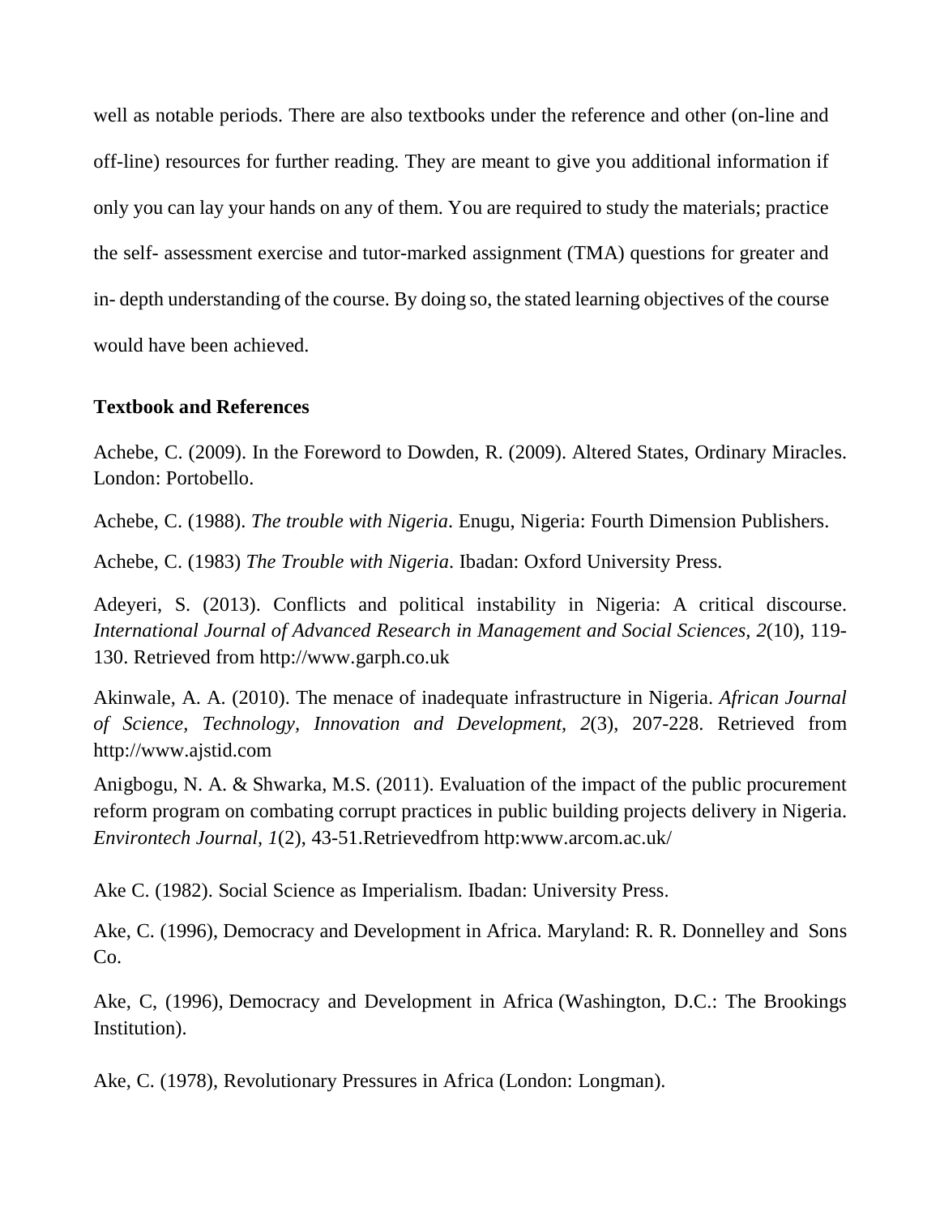well as notable periods. There are also textbooks under the reference and other (on-line and off-line) resources for further reading. They are meant to give you additional information if only you can lay your hands on any of them. You are required to study the materials; practice the self- assessment exercise and tutor-marked assignment (TMA) questions for greater and in- depth understanding of the course. By doing so, the stated learning objectives of the course would have been achieved.

**Textbook and References**

Achebe, C. (2009). In the Foreword to Dowden, R. (2009). Altered States, Ordinary Miracles. London: Portobello.

Achebe, C. (1988). *The trouble with Nigeria*. Enugu, Nigeria: Fourth Dimension Publishers.

Achebe, C. (1983) *The Trouble with Nigeria*. Ibadan: Oxford University Press.

Adeyeri, S. (2013). Conflicts and political instability in Nigeria: A critical discourse. *International Journal of Advanced Research in Management and Social Sciences, 2*(10), 119-130. Retrieved from http://www.garph.co.uk

Akinwale, A. A. (2010). The menace of inadequate infrastructure in Nigeria. *African Journal of Science, Technology, Innovation and Development, 2*(3), 207-228. Retrieved from http://www.ajstid.com

Anigbogu, N. A. & Shwarka, M.S. (2011). Evaluation of the impact of the public procurement reform program on combating corrupt practices in public building projects delivery in Nigeria. *Environtech Journal, 1*(2), 43-51.Retrievedfrom http:www.arcom.ac.uk/

Ake C. (1982). Social Science as Imperialism. Ibadan: University Press.

Ake, C. (1996), Democracy and Development in Africa. Maryland: R. R. Donnelley and Sons Co.

Ake, C, (1996), Democracy and Development in Africa (Washington, D.C.: The Brookings Institution).

Ake, C. (1978), Revolutionary Pressures in Africa (London: Longman).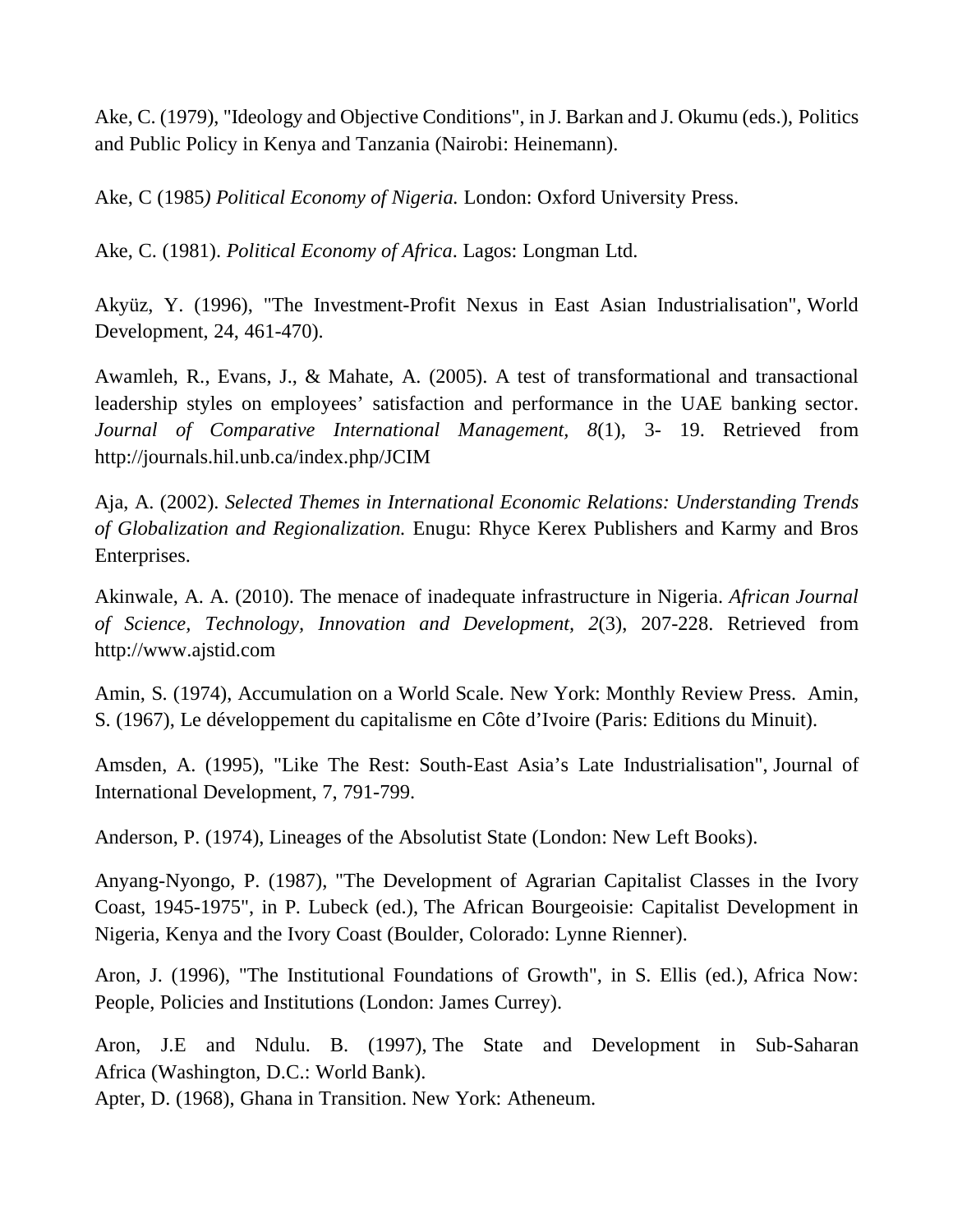Ake, C. (1979), "Ideology and Objective Conditions", in J. Barkan and J. Okumu (eds.), Politics and Public Policy in Kenya and Tanzania (Nairobi: Heinemann).

Ake, C (1985*) Political Economy of Nigeria.* London: Oxford University Press.

Ake, C. (1981). *Political Economy of Africa*. Lagos: Longman Ltd.

Akyüz, Y. (1996), "The Investment-Profit Nexus in East Asian Industrialisation", World Development, 24, 461-470).

Awamleh, R., Evans, J., & Mahate, A. (2005). A test of transformational and transactional leadership styles on employees' satisfaction and performance in the UAE banking sector. *Journal of Comparative International Management, 8*(1), 3- 19. Retrieved from http://journals.hil.unb.ca/index.php/JCIM

Aja, A. (2002). *Selected Themes in International Economic Relations: Understanding Trends of Globalization and Regionalization.* Enugu: Rhyce Kerex Publishers and Karmy and Bros Enterprises.

Akinwale, A. A. (2010). The menace of inadequate infrastructure in Nigeria. *African Journal of Science, Technology, Innovation and Development, 2*(3), 207-228. Retrieved from http://www.ajstid.com

Amin, S. (1974), Accumulation on a World Scale. New York: Monthly Review Press. Amin, S. (1967), Le développement du capitalisme en Côte d'Ivoire (Paris: Editions du Minuit).

Amsden, A. (1995), "Like The Rest: South-East Asia's Late Industrialisation", Journal of International Development, 7, 791-799.

Anderson, P. (1974), Lineages of the Absolutist State (London: New Left Books).

Anyang-Nyongo, P. (1987), "The Development of Agrarian Capitalist Classes in the Ivory Coast, 1945-1975", in P. Lubeck (ed.), The African Bourgeoisie: Capitalist Development in Nigeria, Kenya and the Ivory Coast (Boulder, Colorado: Lynne Rienner).

Aron, J. (1996), "The Institutional Foundations of Growth", in S. Ellis (ed.), Africa Now: People, Policies and Institutions (London: James Currey).

Aron, J.E and Ndulu. B. (1997), The State and Development in Sub-Saharan Africa (Washington, D.C.: World Bank).
Apter, D. (1968), Ghana in Transition. New York: Atheneum.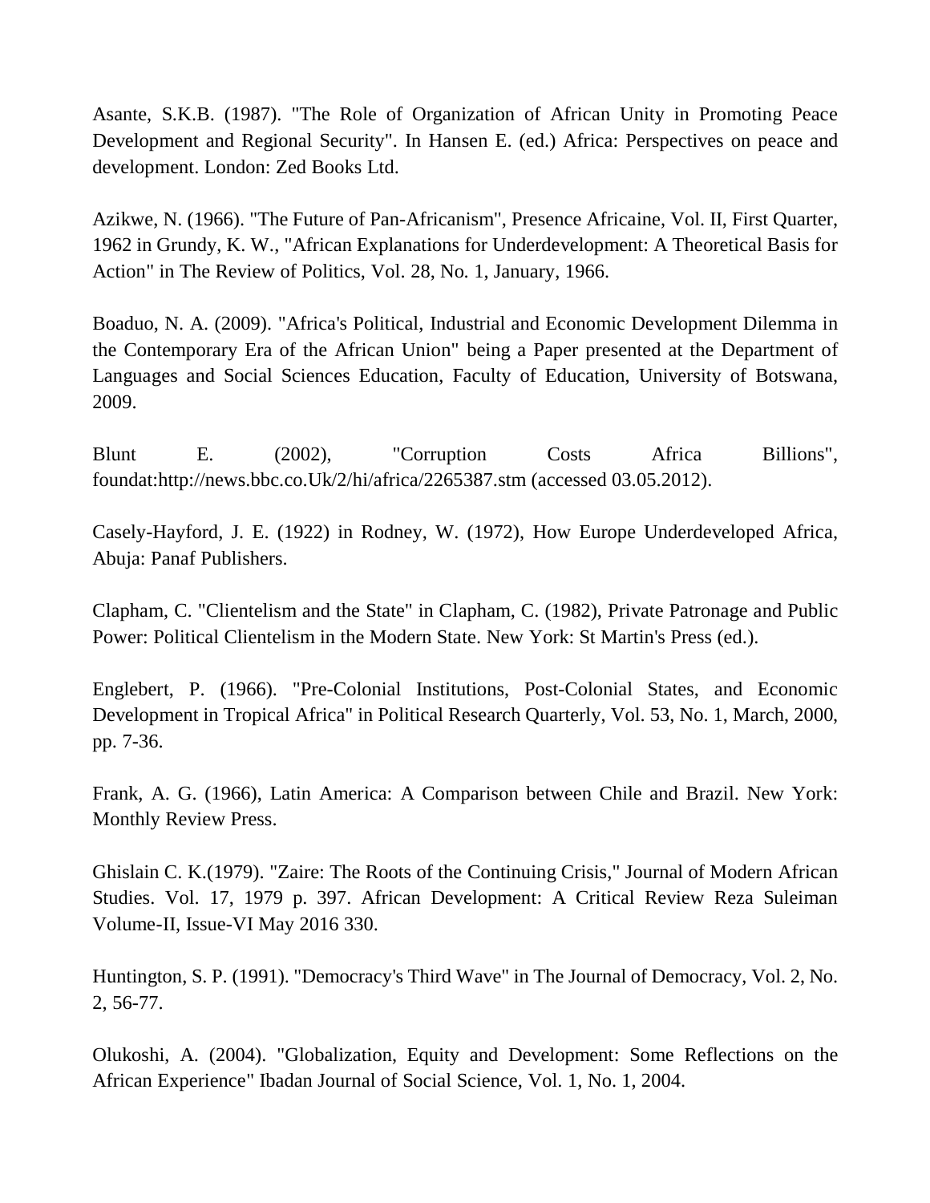Asante, S.K.B. (1987). "The Role of Organization of African Unity in Promoting Peace Development and Regional Security". In Hansen E. (ed.) Africa: Perspectives on peace and development. London: Zed Books Ltd.

Azikwe, N. (1966). "The Future of Pan-Africanism", Presence Africaine, Vol. II, First Quarter, 1962 in Grundy, K. W., "African Explanations for Underdevelopment: A Theoretical Basis for Action" in The Review of Politics, Vol. 28, No. 1, January, 1966.

Boaduo, N. A. (2009). "Africa's Political, Industrial and Economic Development Dilemma in the Contemporary Era of the African Union" being a Paper presented at the Department of Languages and Social Sciences Education, Faculty of Education, University of Botswana, 2009.

Blunt E. (2002), "Corruption Costs Africa Billions", foundat:http://news.bbc.co.Uk/2/hi/africa/2265387.stm (accessed 03.05.2012).

Casely-Hayford, J. E. (1922) in Rodney, W. (1972), How Europe Underdeveloped Africa, Abuja: Panaf Publishers.

Clapham, C. "Clientelism and the State" in Clapham, C. (1982), Private Patronage and Public Power: Political Clientelism in the Modern State. New York: St Martin's Press (ed.).

Englebert, P. (1966). "Pre-Colonial Institutions, Post-Colonial States, and Economic Development in Tropical Africa" in Political Research Quarterly, Vol. 53, No. 1, March, 2000, pp. 7-36.

Frank, A. G. (1966), Latin America: A Comparison between Chile and Brazil. New York: Monthly Review Press.

Ghislain C. K.(1979). "Zaire: The Roots of the Continuing Crisis," Journal of Modern African Studies. Vol. 17, 1979 p. 397. African Development: A Critical Review Reza Suleiman Volume-II, Issue-VI May 2016 330.

Huntington, S. P. (1991). "Democracy's Third Wave" in The Journal of Democracy, Vol. 2, No. 2, 56-77.

Olukoshi, A. (2004). "Globalization, Equity and Development: Some Reflections on the African Experience" Ibadan Journal of Social Science, Vol. 1, No. 1, 2004.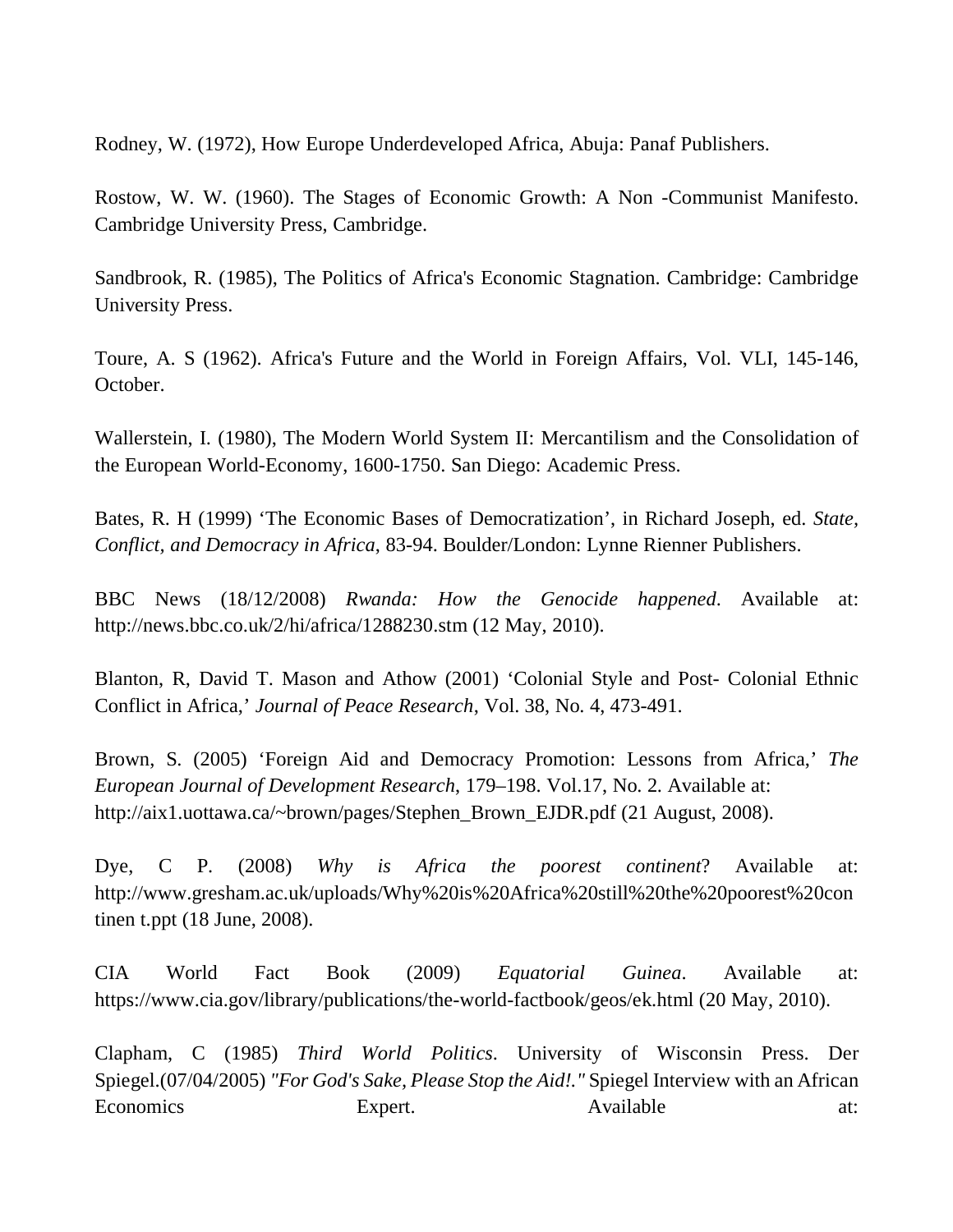Rodney, W. (1972), How Europe Underdeveloped Africa, Abuja: Panaf Publishers.

Rostow, W. W. (1960). The Stages of Economic Growth: A Non -Communist Manifesto. Cambridge University Press, Cambridge.

Sandbrook, R. (1985), The Politics of Africa's Economic Stagnation. Cambridge: Cambridge University Press.

Toure, A. S (1962). Africa's Future and the World in Foreign Affairs, Vol. VLI, 145-146, October.

Wallerstein, I. (1980), The Modern World System II: Mercantilism and the Consolidation of the European World-Economy, 1600-1750. San Diego: Academic Press.

Bates, R. H (1999) 'The Economic Bases of Democratization', in Richard Joseph, ed. *State, Conflict, and Democracy in Africa*, 83-94. Boulder/London: Lynne Rienner Publishers.

BBC News (18/12/2008) *Rwanda: How the Genocide happened*. Available at: http://news.bbc.co.uk/2/hi/africa/1288230.stm (12 May, 2010).

Blanton, R, David T. Mason and Athow (2001) 'Colonial Style and Post- Colonial Ethnic Conflict in Africa,' *Journal of Peace Research*, Vol. 38, No. 4, 473-491.

Brown, S. (2005) 'Foreign Aid and Democracy Promotion: Lessons from Africa,' *The European Journal of Development Research*, 179–198. Vol.17, No. 2. Available at: http://aix1.uottawa.ca/~brown/pages/Stephen_Brown_EJDR.pdf (21 August, 2008).

Dye, C P. (2008) *Why is Africa the poorest continent*? Available at: http://www.gresham.ac.uk/uploads/Why%20is%20Africa%20still%20the%20poorest%20con tinen t.ppt (18 June, 2008).

CIA World Fact Book (2009) *Equatorial Guinea*. Available at: https://www.cia.gov/library/publications/the-world-factbook/geos/ek.html (20 May, 2010).

Clapham, C (1985) *Third World Politics*. University of Wisconsin Press. Der Spiegel.(07/04/2005) *"For God's Sake, Please Stop the Aid!."* Spiegel Interview with an African Economics Expert. Available at: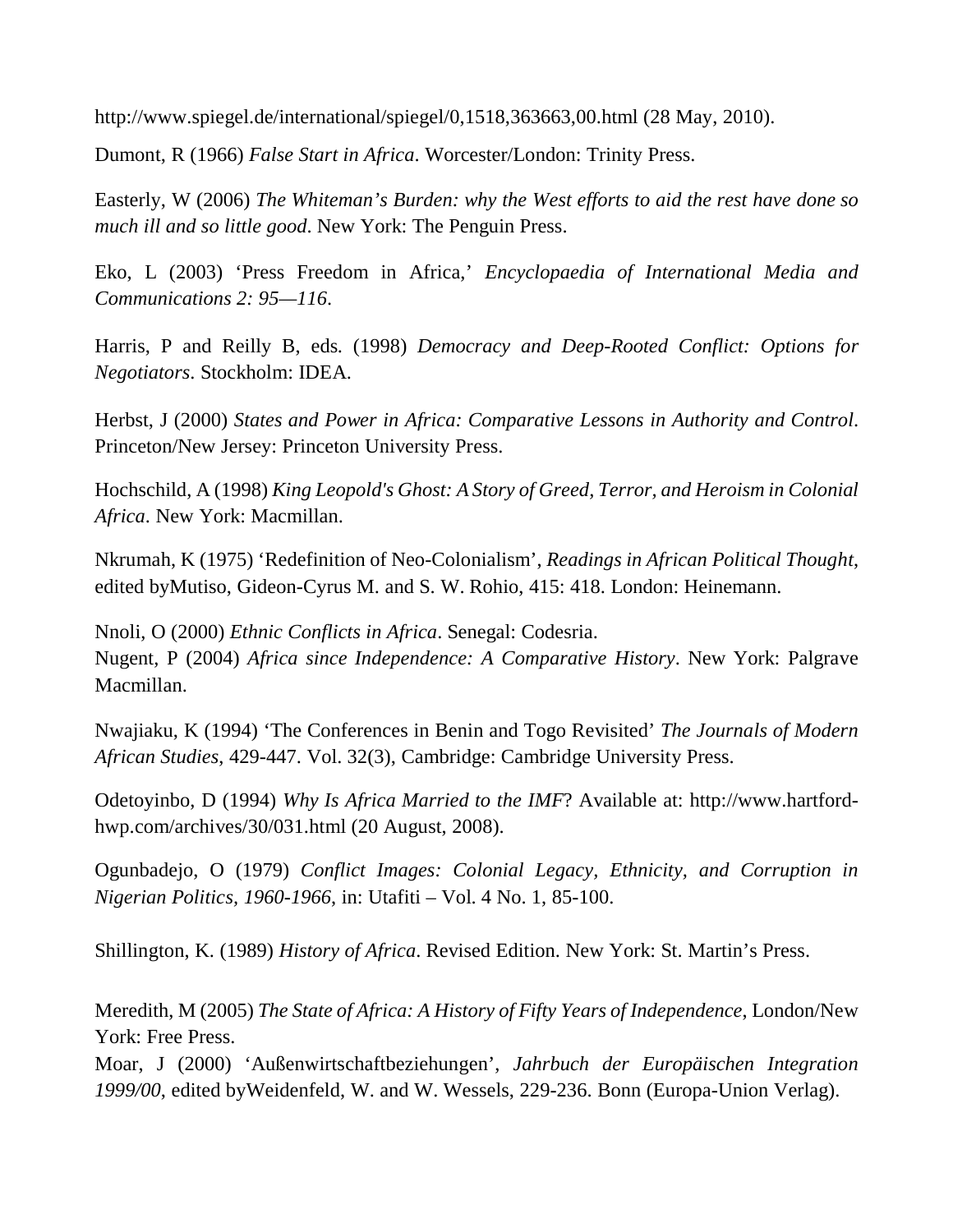http://www.spiegel.de/international/spiegel/0,1518,363663,00.html (28 May, 2010).

Dumont, R (1966) *False Start in Africa*. Worcester/London: Trinity Press.

Easterly, W (2006) *The Whiteman's Burden: why the West efforts to aid the rest have done so much ill and so little good*. New York: The Penguin Press.

Eko, L (2003) 'Press Freedom in Africa,' *Encyclopaedia of International Media and Communications 2: 95—116*.

Harris, P and Reilly B, eds. (1998) *Democracy and Deep-Rooted Conflict: Options for Negotiators*. Stockholm: IDEA.

Herbst, J (2000) *States and Power in Africa: Comparative Lessons in Authority and Control*. Princeton/New Jersey: Princeton University Press.

Hochschild, A (1998) *King Leopold's Ghost: A Story of Greed, Terror, and Heroism in Colonial Africa*. New York: Macmillan.

Nkrumah, K (1975) 'Redefinition of Neo-Colonialism', *Readings in African Political Thought*, edited byMutiso, Gideon-Cyrus M. and S. W. Rohio, 415: 418. London: Heinemann.

Nnoli, O (2000) *Ethnic Conflicts in Africa*. Senegal: Codesria.

Nugent, P (2004) *Africa since Independence: A Comparative History*. New York: Palgrave Macmillan.

Nwajiaku, K (1994) 'The Conferences in Benin and Togo Revisited' *The Journals of Modern African Studies*, 429-447. Vol. 32(3), Cambridge: Cambridge University Press.

Odetoyinbo, D (1994) *Why Is Africa Married to the IMF*? Available at: http://www.hartford-hwp.com/archives/30/031.html (20 August, 2008).

Ogunbadejo, O (1979) *Conflict Images: Colonial Legacy, Ethnicity, and Corruption in Nigerian Politics, 1960-1966*, in: Utafiti – Vol. 4 No. 1, 85-100.

Shillington, K. (1989) *History of Africa*. Revised Edition. New York: St. Martin's Press.

Meredith, M (2005) *The State of Africa: A History of Fifty Years of Independence*, London/New York: Free Press.

Moar, J (2000) 'Außenwirtschaftbeziehungen', *Jahrbuch der Europäischen Integration 1999/00*, edited byWeidenfeld, W. and W. Wessels, 229-236. Bonn (Europa-Union Verlag).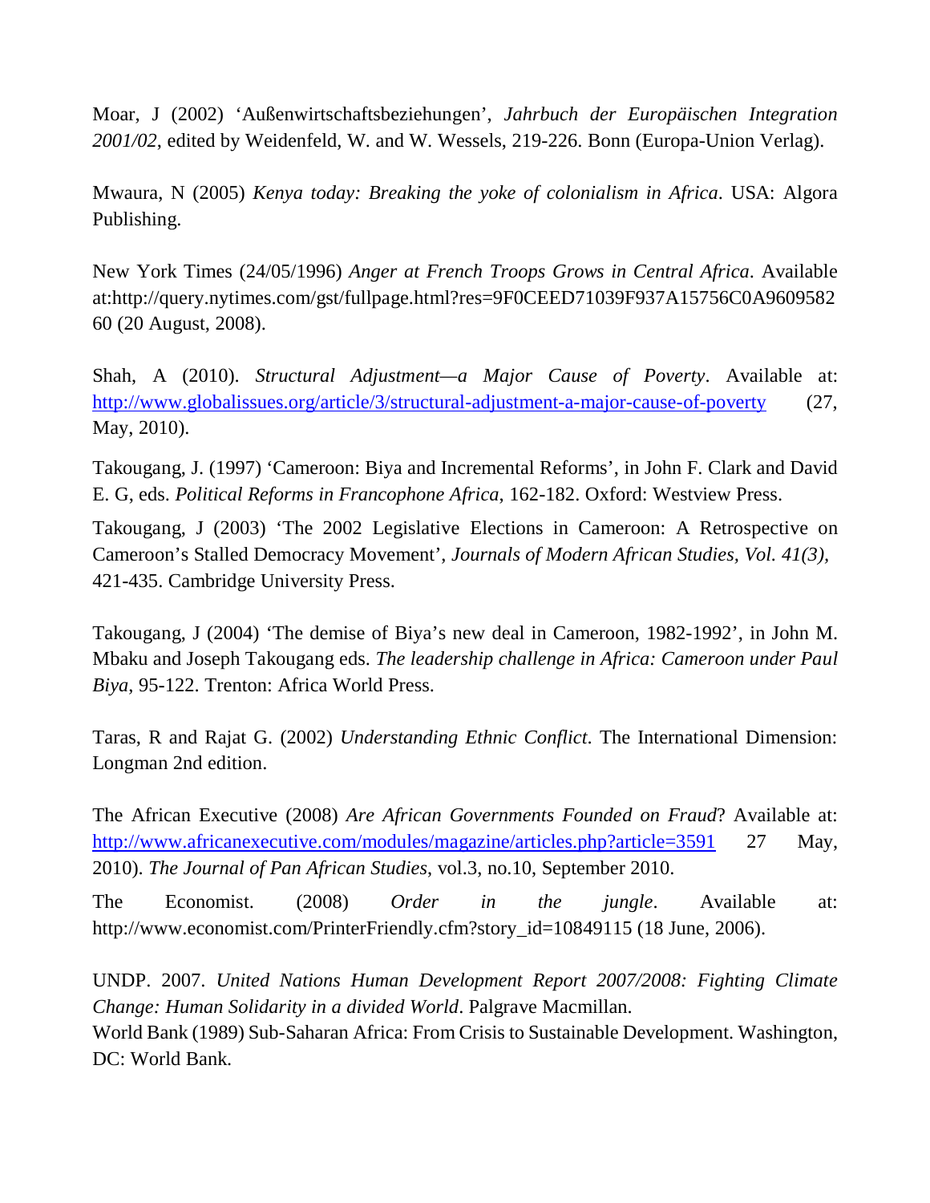Moar, J (2002) 'Außenwirtschaftsbeziehungen', *Jahrbuch der Europäischen Integration 2001/02*, edited by Weidenfeld, W. and W. Wessels, 219-226. Bonn (Europa-Union Verlag).

Mwaura, N (2005) *Kenya today: Breaking the yoke of colonialism in Africa*. USA: Algora Publishing.

New York Times (24/05/1996) *Anger at French Troops Grows in Central Africa*. Available at:http://query.nytimes.com/gst/fullpage.html?res=9F0CEED71039F937A15756C0A960958260 (20 August, 2008).

Shah, A (2010). *Structural Adjustment—a Major Cause of Poverty*. Available at: http://www.globalissues.org/article/3/structural-adjustment-a-major-cause-of-poverty (27, May, 2010).

Takougang, J. (1997) 'Cameroon: Biya and Incremental Reforms', in John F. Clark and David E. G, eds. *Political Reforms in Francophone Africa*, 162-182. Oxford: Westview Press.

Takougang, J (2003) 'The 2002 Legislative Elections in Cameroon: A Retrospective on Cameroon's Stalled Democracy Movement', *Journals of Modern African Studies, Vol. 41(3),* 421-435. Cambridge University Press.

Takougang, J (2004) 'The demise of Biya's new deal in Cameroon, 1982-1992', in John M. Mbaku and Joseph Takougang eds. *The leadership challenge in Africa: Cameroon under Paul Biya*, 95-122. Trenton: Africa World Press.

Taras, R and Rajat G. (2002) *Understanding Ethnic Conflict*. The International Dimension: Longman 2nd edition.

The African Executive (2008) *Are African Governments Founded on Fraud*? Available at: http://www.africanexecutive.com/modules/magazine/articles.php?article=3591 27 May, 2010). *The Journal of Pan African Studies*, vol.3, no.10, September 2010.

The Economist. (2008) *Order in the jungle*. Available at: http://www.economist.com/PrinterFriendly.cfm?story_id=10849115 (18 June, 2006).

UNDP. 2007. *United Nations Human Development Report 2007/2008: Fighting Climate Change: Human Solidarity in a divided World*. Palgrave Macmillan.

World Bank (1989) Sub-Saharan Africa: From Crisis to Sustainable Development. Washington, DC: World Bank.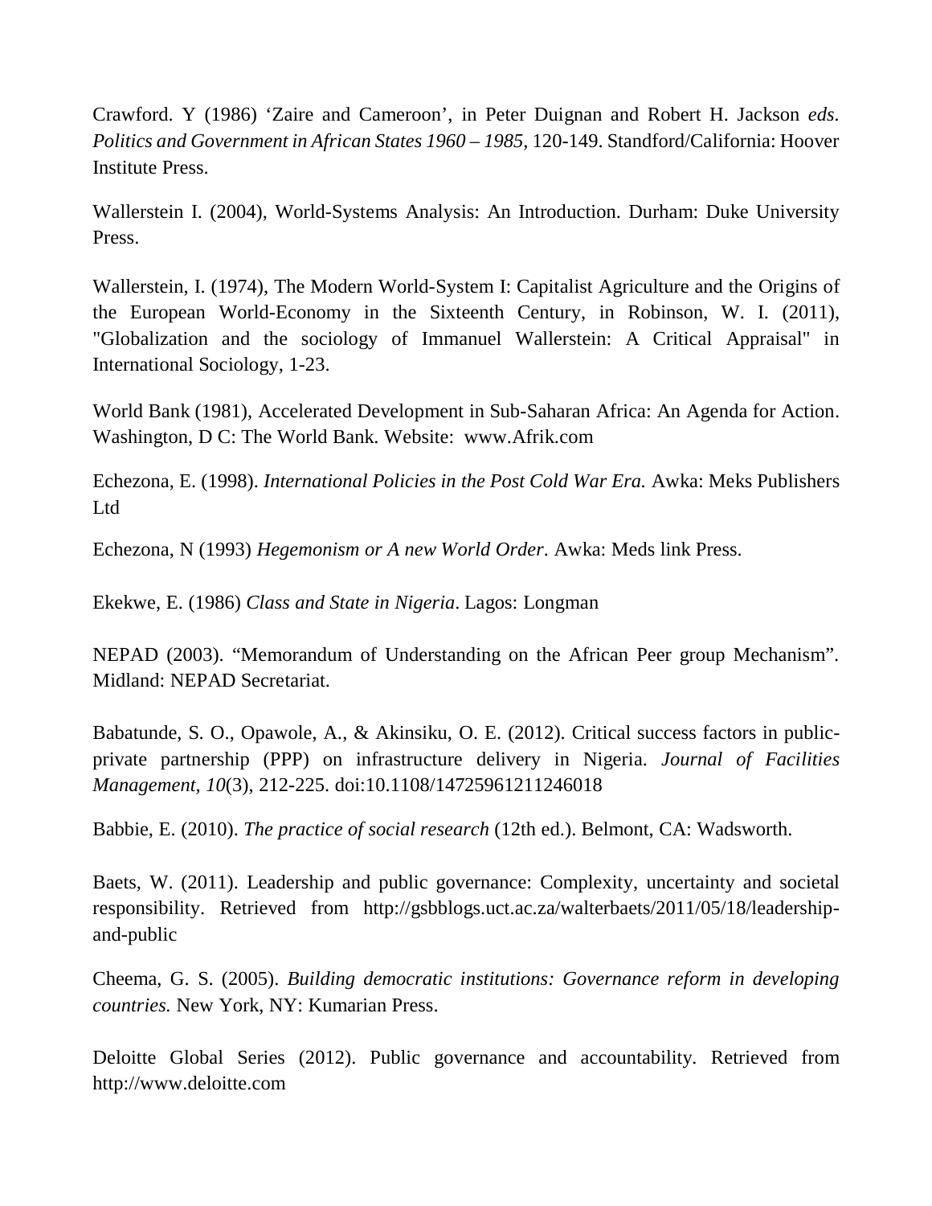Crawford. Y (1986) 'Zaire and Cameroon', in Peter Duignan and Robert H. Jackson *eds*. *Politics and Government in African States 1960 – 1985*, 120-149. Standford/California: Hoover Institute Press.

Wallerstein I. (2004), World-Systems Analysis: An Introduction. Durham: Duke University Press.

Wallerstein, I. (1974), The Modern World-System I: Capitalist Agriculture and the Origins of the European World-Economy in the Sixteenth Century, in Robinson, W. I. (2011), "Globalization and the sociology of Immanuel Wallerstein: A Critical Appraisal" in International Sociology, 1-23.

World Bank (1981), Accelerated Development in Sub-Saharan Africa: An Agenda for Action. Washington, D C: The World Bank. Website: www.Afrik.com

Echezona, E. (1998). *International Policies in the Post Cold War Era.* Awka: Meks Publishers Ltd

Echezona, N (1993) *Hegemonism or A new World Order*. Awka: Meds link Press.

Ekekwe, E. (1986) *Class and State in Nigeria*. Lagos: Longman

NEPAD (2003). "Memorandum of Understanding on the African Peer group Mechanism". Midland: NEPAD Secretariat.

Babatunde, S. O., Opawole, A., & Akinsiku, O. E. (2012). Critical success factors in public-private partnership (PPP) on infrastructure delivery in Nigeria. *Journal of Facilities Management, 10*(3), 212-225. doi:10.1108/14725961211246018

Babbie, E. (2010). *The practice of social research* (12th ed.). Belmont, CA: Wadsworth.

Baets, W. (2011). Leadership and public governance: Complexity, uncertainty and societal responsibility. Retrieved from http://gsbblogs.uct.ac.za/walterbaets/2011/05/18/leadership-and-public

Cheema, G. S. (2005). *Building democratic institutions: Governance reform in developing countries.* New York, NY: Kumarian Press.

Deloitte Global Series (2012). Public governance and accountability. Retrieved from http://www.deloitte.com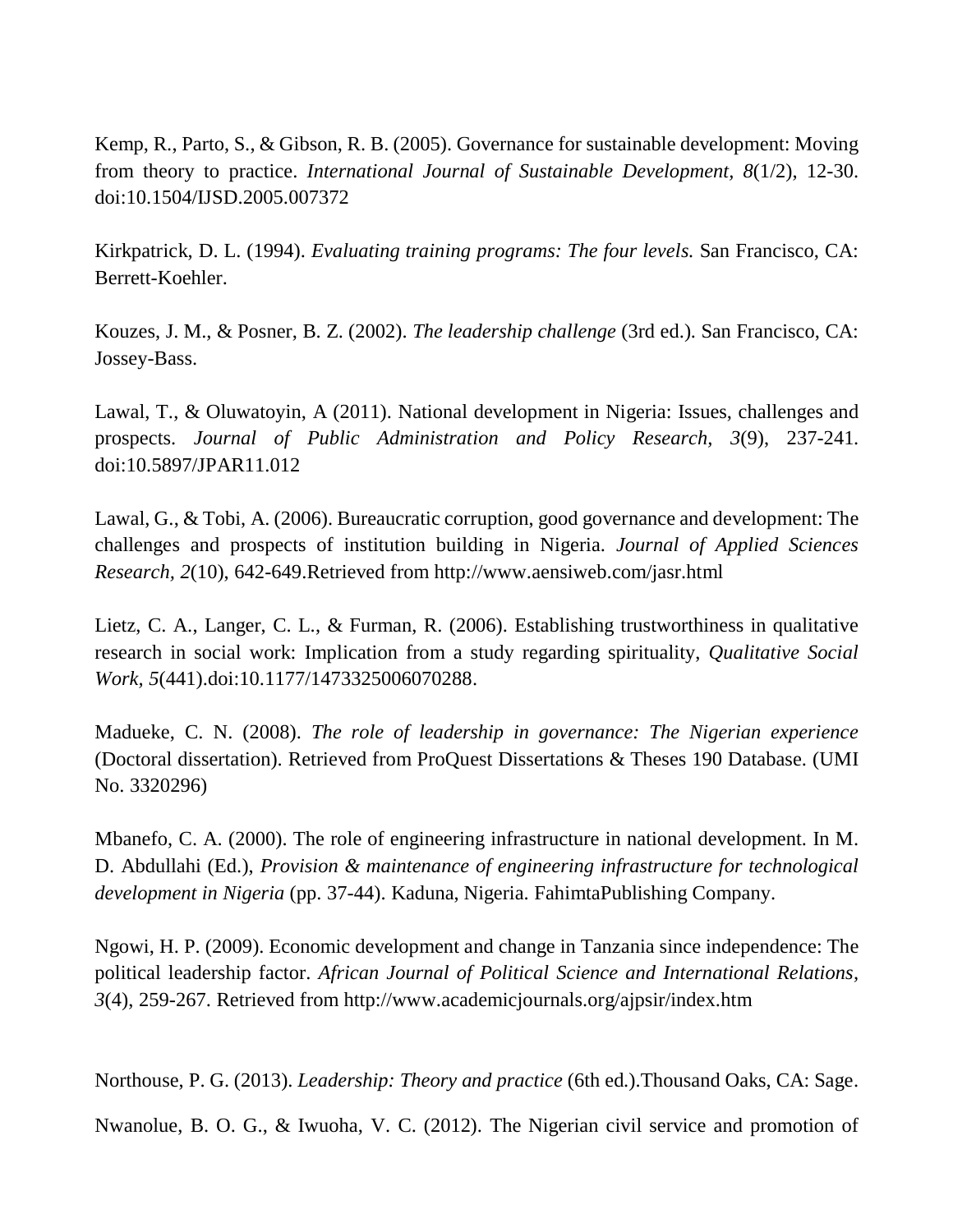Kemp, R., Parto, S., & Gibson, R. B. (2005). Governance for sustainable development: Moving from theory to practice. *International Journal of Sustainable Development, 8*(1/2), 12-30. doi:10.1504/IJSD.2005.007372

Kirkpatrick, D. L. (1994). *Evaluating training programs: The four levels.* San Francisco, CA: Berrett-Koehler.

Kouzes, J. M., & Posner, B. Z. (2002). *The leadership challenge* (3rd ed.). San Francisco, CA: Jossey-Bass.

Lawal, T., & Oluwatoyin, A (2011). National development in Nigeria: Issues, challenges and prospects. *Journal of Public Administration and Policy Research, 3*(9), 237-241. doi:10.5897/JPAR11.012

Lawal, G., & Tobi, A. (2006). Bureaucratic corruption, good governance and development: The challenges and prospects of institution building in Nigeria. *Journal of Applied Sciences Research, 2*(10), 642-649.Retrieved from http://www.aensiweb.com/jasr.html

Lietz, C. A., Langer, C. L., & Furman, R. (2006). Establishing trustworthiness in qualitative research in social work: Implication from a study regarding spirituality, *Qualitative Social Work, 5*(441).doi:10.1177/1473325006070288.

Madueke, C. N. (2008). *The role of leadership in governance: The Nigerian experience* (Doctoral dissertation). Retrieved from ProQuest Dissertations & Theses 190 Database. (UMI No. 3320296)

Mbanefo, C. A. (2000). The role of engineering infrastructure in national development. In M. D. Abdullahi (Ed.), *Provision & maintenance of engineering infrastructure for technological development in Nigeria* (pp. 37-44). Kaduna, Nigeria. FahimtaPublishing Company.

Ngowi, H. P. (2009). Economic development and change in Tanzania since independence: The political leadership factor. *African Journal of Political Science and International Relations, 3*(4), 259-267. Retrieved from http://www.academicjournals.org/ajpsir/index.htm

Northouse, P. G. (2013). *Leadership: Theory and practice* (6th ed.).Thousand Oaks, CA: Sage.

Nwanolue, B. O. G., & Iwuoha, V. C. (2012). The Nigerian civil service and promotion of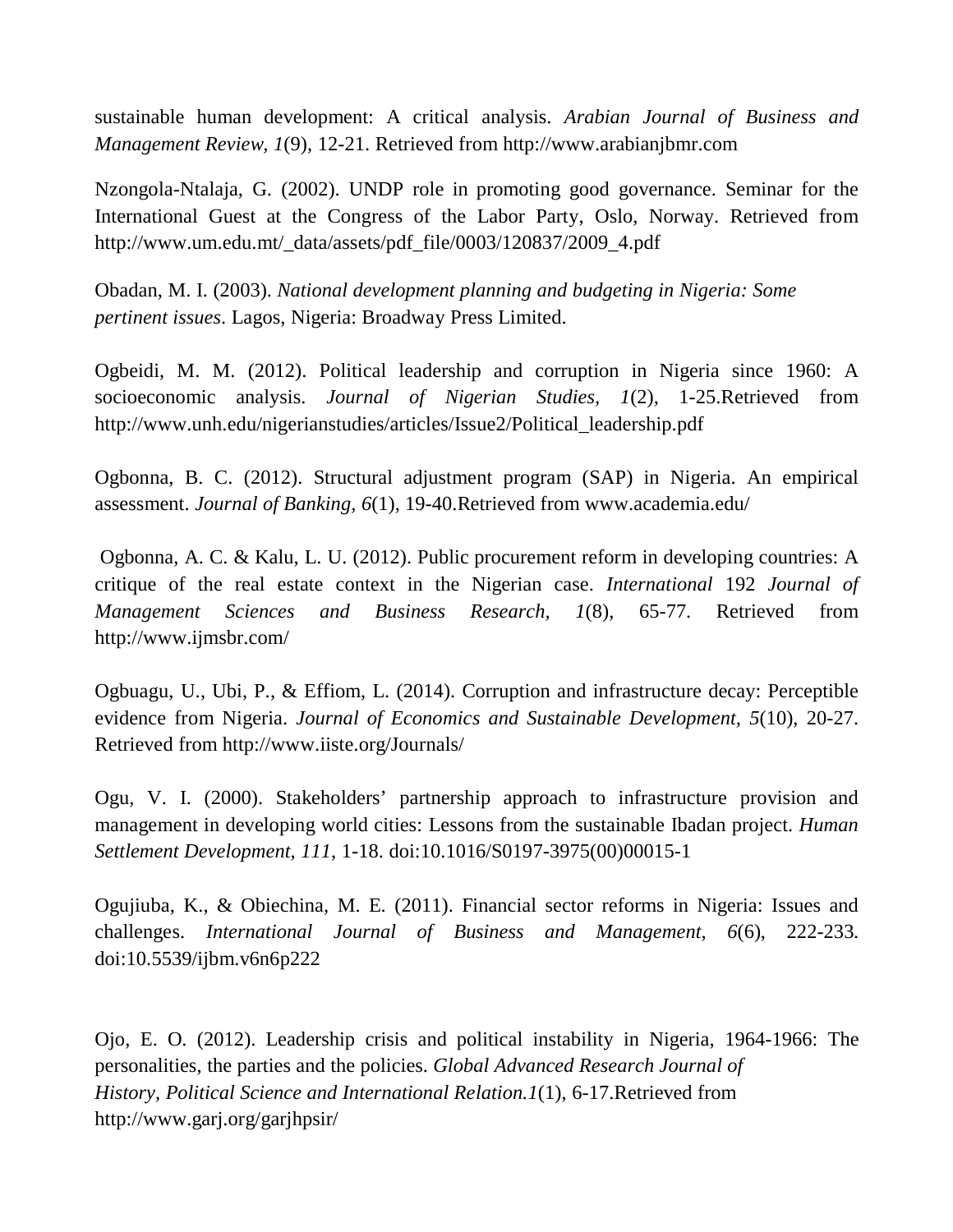sustainable human development: A critical analysis. *Arabian Journal of Business and Management Review, 1*(9), 12-21. Retrieved from http://www.arabianjbmr.com

Nzongola-Ntalaja, G. (2002). UNDP role in promoting good governance. Seminar for the International Guest at the Congress of the Labor Party, Oslo, Norway. Retrieved from http://www.um.edu.mt/_data/assets/pdf_file/0003/120837/2009_4.pdf

Obadan, M. I. (2003). *National development planning and budgeting in Nigeria: Some pertinent issues*. Lagos, Nigeria: Broadway Press Limited.

Ogbeidi, M. M. (2012). Political leadership and corruption in Nigeria since 1960: A socioeconomic analysis. *Journal of Nigerian Studies, 1*(2), 1-25.Retrieved from http://www.unh.edu/nigerianstudies/articles/Issue2/Political_leadership.pdf

Ogbonna, B. C. (2012). Structural adjustment program (SAP) in Nigeria. An empirical assessment. *Journal of Banking, 6*(1), 19-40.Retrieved from www.academia.edu/

Ogbonna, A. C. & Kalu, L. U. (2012). Public procurement reform in developing countries: A critique of the real estate context in the Nigerian case. *International* 192 *Journal of Management Sciences and Business Research, 1*(8), 65-77. Retrieved from http://www.ijmsbr.com/

Ogbuagu, U., Ubi, P., & Effiom, L. (2014). Corruption and infrastructure decay: Perceptible evidence from Nigeria. *Journal of Economics and Sustainable Development, 5*(10), 20-27. Retrieved from http://www.iiste.org/Journals/

Ogu, V. I. (2000). Stakeholders' partnership approach to infrastructure provision and management in developing world cities: Lessons from the sustainable Ibadan project. *Human Settlement Development*, *111*, 1-18. doi:10.1016/S0197-3975(00)00015-1

Ogujiuba, K., & Obiechina, M. E. (2011). Financial sector reforms in Nigeria: Issues and challenges. *International Journal of Business and Management, 6*(6), 222-233. doi:10.5539/ijbm.v6n6p222

Ojo, E. O. (2012). Leadership crisis and political instability in Nigeria, 1964-1966: The personalities, the parties and the policies. *Global Advanced Research Journal of History, Political Science and International Relation.1*(1), 6-17.Retrieved from http://www.garj.org/garjhpsir/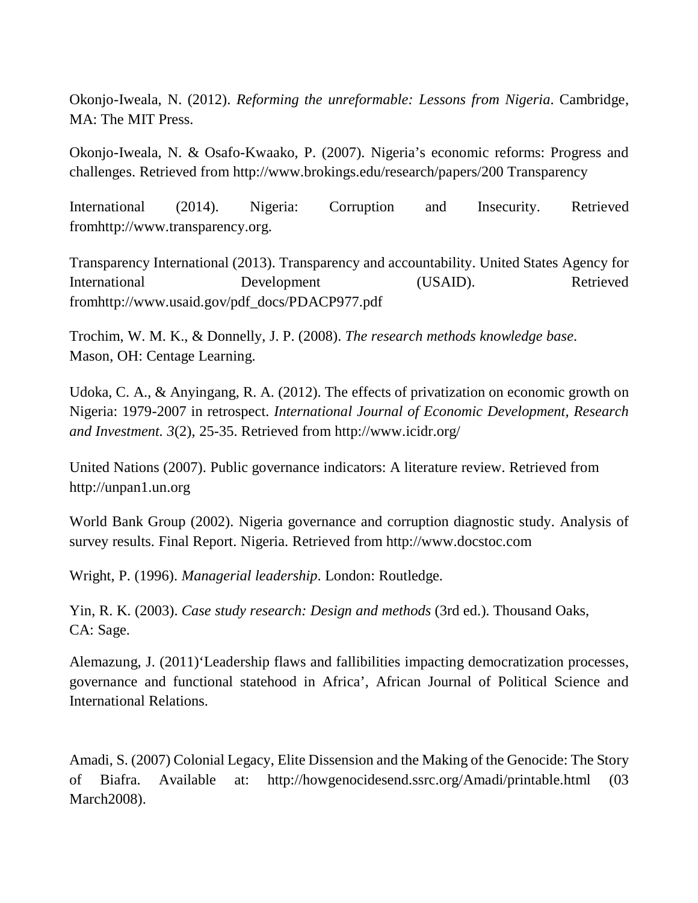Okonjo-Iweala, N. (2012). *Reforming the unreformable: Lessons from Nigeria*. Cambridge, MA: The MIT Press.

Okonjo-Iweala, N. & Osafo-Kwaako, P. (2007). Nigeria's economic reforms: Progress and challenges. Retrieved from http://www.brokings.edu/research/papers/200 Transparency

International (2014). Nigeria: Corruption and Insecurity. Retrieved fromhttp://www.transparency.org.

Transparency International (2013). Transparency and accountability. United States Agency for International Development (USAID). Retrieved fromhttp://www.usaid.gov/pdf_docs/PDACP977.pdf

Trochim, W. M. K., & Donnelly, J. P. (2008). *The research methods knowledge base*. Mason, OH: Centage Learning.

Udoka, C. A., & Anyingang, R. A. (2012). The effects of privatization on economic growth on Nigeria: 1979-2007 in retrospect. *International Journal of Economic Development, Research and Investment. 3*(2), 25-35. Retrieved from http://www.icidr.org/

United Nations (2007). Public governance indicators: A literature review. Retrieved from http://unpan1.un.org

World Bank Group (2002). Nigeria governance and corruption diagnostic study. Analysis of survey results. Final Report. Nigeria. Retrieved from http://www.docstoc.com

Wright, P. (1996). *Managerial leadership*. London: Routledge.

Yin, R. K. (2003). *Case study research: Design and methods* (3rd ed.). Thousand Oaks, CA: Sage.

Alemazung, J. (2011)'Leadership flaws and fallibilities impacting democratization processes, governance and functional statehood in Africa', African Journal of Political Science and International Relations.

Amadi, S. (2007) Colonial Legacy, Elite Dissension and the Making of the Genocide: The Story of Biafra. Available at: http://howgenocidesend.ssrc.org/Amadi/printable.html (03 March2008).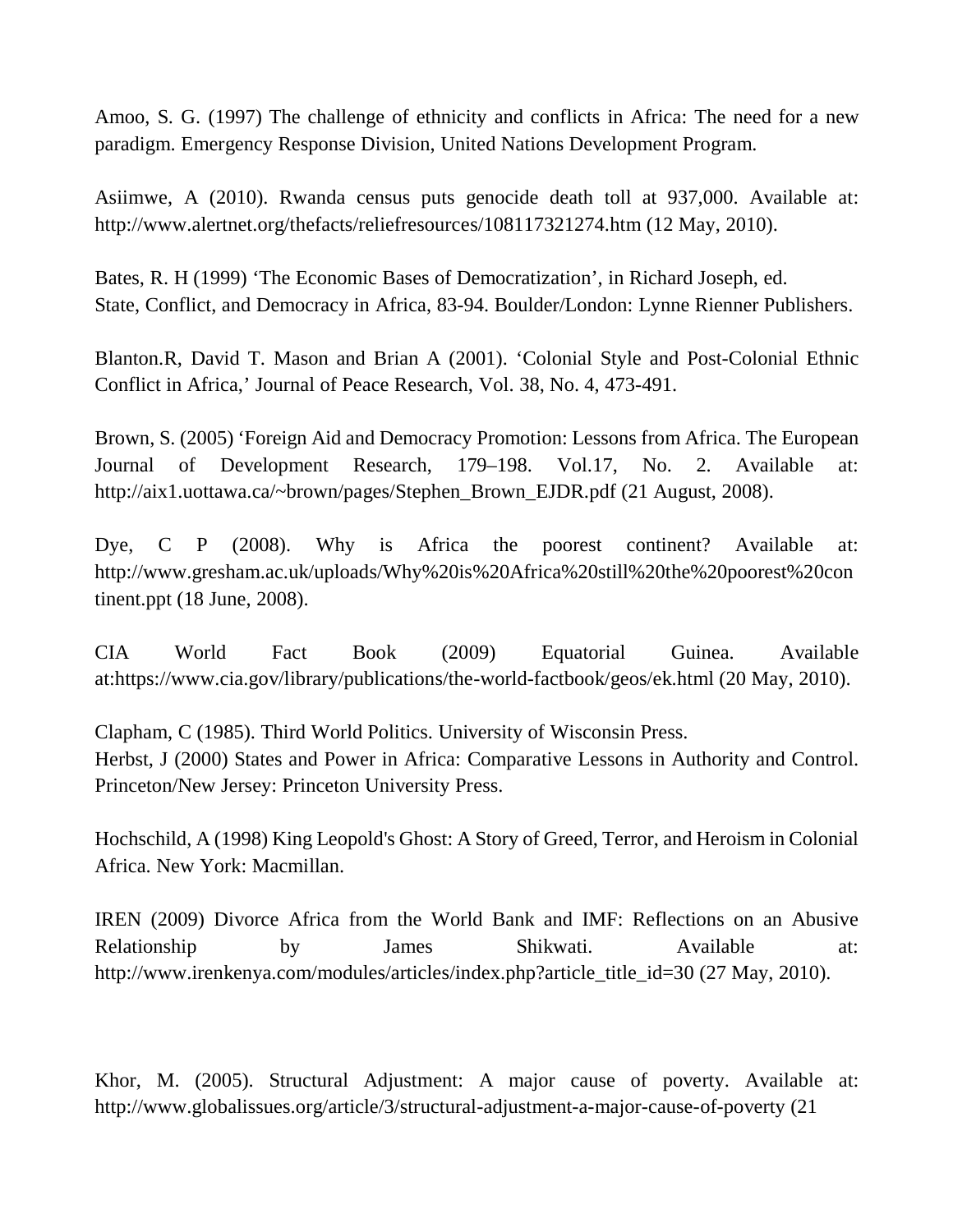Amoo, S. G. (1997) The challenge of ethnicity and conflicts in Africa: The need for a new paradigm. Emergency Response Division, United Nations Development Program.

Asiimwe, A (2010). Rwanda census puts genocide death toll at 937,000. Available at: http://www.alertnet.org/thefacts/reliefresources/108117321274.htm (12 May, 2010).

Bates, R. H (1999) 'The Economic Bases of Democratization', in Richard Joseph, ed. State, Conflict, and Democracy in Africa, 83-94. Boulder/London: Lynne Rienner Publishers.

Blanton.R, David T. Mason and Brian A (2001). 'Colonial Style and Post-Colonial Ethnic Conflict in Africa,' Journal of Peace Research, Vol. 38, No. 4, 473-491.

Brown, S. (2005) 'Foreign Aid and Democracy Promotion: Lessons from Africa. The European Journal of Development Research, 179–198. Vol.17, No. 2. Available at: http://aix1.uottawa.ca/~brown/pages/Stephen_Brown_EJDR.pdf (21 August, 2008).

Dye, C P (2008). Why is Africa the poorest continent? Available at: http://www.gresham.ac.uk/uploads/Why%20is%20Africa%20still%20the%20poorest%20continent.ppt (18 June, 2008).

CIA World Fact Book (2009) Equatorial Guinea. Available at:https://www.cia.gov/library/publications/the-world-factbook/geos/ek.html (20 May, 2010).

Clapham, C (1985). Third World Politics. University of Wisconsin Press.
Herbst, J (2000) States and Power in Africa: Comparative Lessons in Authority and Control. Princeton/New Jersey: Princeton University Press.

Hochschild, A (1998) King Leopold's Ghost: A Story of Greed, Terror, and Heroism in Colonial Africa. New York: Macmillan.

IREN (2009) Divorce Africa from the World Bank and IMF: Reflections on an Abusive Relationship by James Shikwati. Available at: http://www.irenkenya.com/modules/articles/index.php?article_title_id=30 (27 May, 2010).

Khor, M. (2005). Structural Adjustment: A major cause of poverty. Available at: http://www.globalissues.org/article/3/structural-adjustment-a-major-cause-of-poverty (21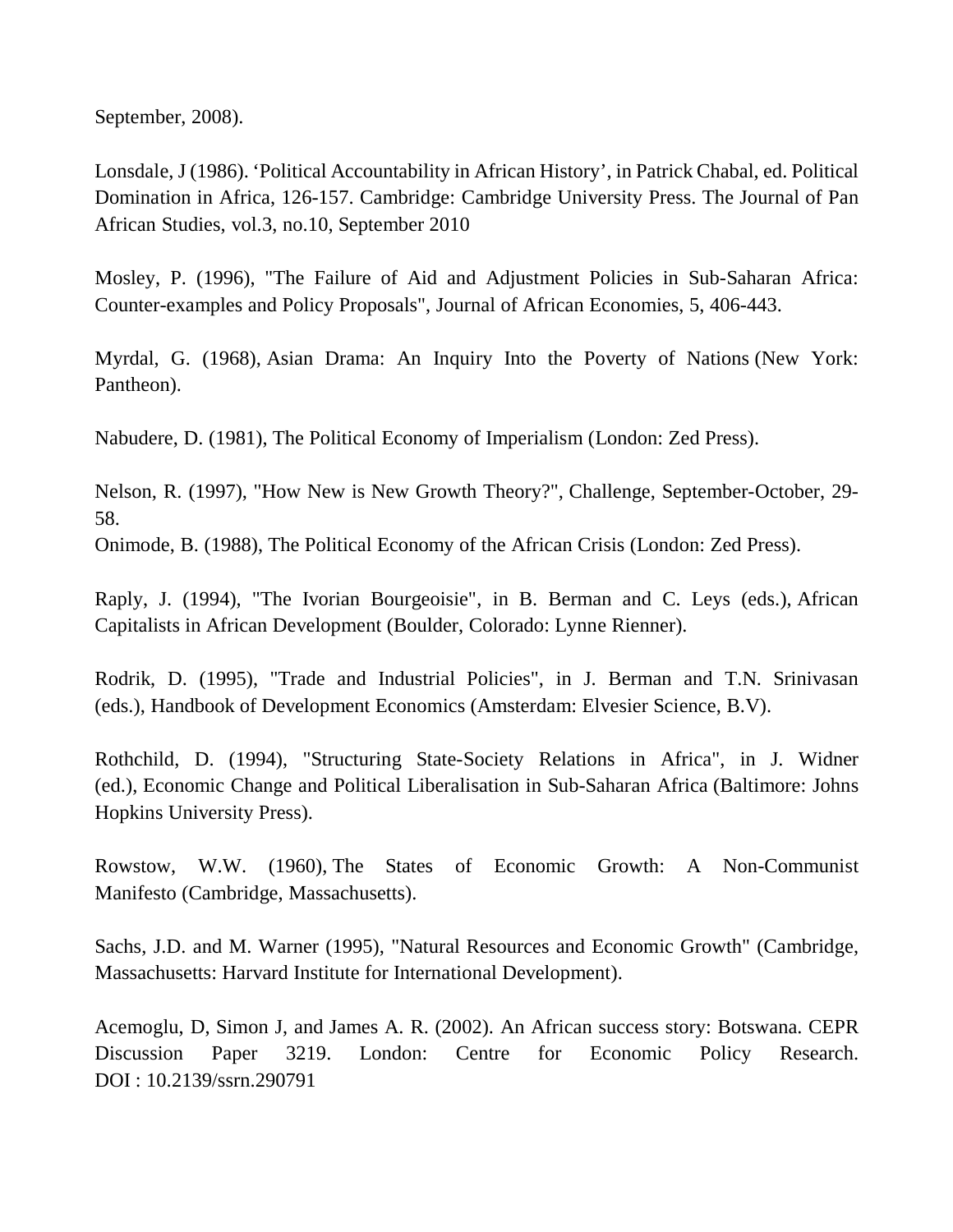September, 2008).

Lonsdale, J (1986). 'Political Accountability in African History', in Patrick Chabal, ed. Political Domination in Africa, 126-157. Cambridge: Cambridge University Press. The Journal of Pan African Studies, vol.3, no.10, September 2010

Mosley, P. (1996), "The Failure of Aid and Adjustment Policies in Sub-Saharan Africa: Counter-examples and Policy Proposals", Journal of African Economies, 5, 406-443.

Myrdal, G. (1968), Asian Drama: An Inquiry Into the Poverty of Nations (New York: Pantheon).

Nabudere, D. (1981), The Political Economy of Imperialism (London: Zed Press).

Nelson, R. (1997), "How New is New Growth Theory?", Challenge, September-October, 29-58.

Onimode, B. (1988), The Political Economy of the African Crisis (London: Zed Press).

Raply, J. (1994), "The Ivorian Bourgeoisie", in B. Berman and C. Leys (eds.), African Capitalists in African Development (Boulder, Colorado: Lynne Rienner).

Rodrik, D. (1995), "Trade and Industrial Policies", in J. Berman and T.N. Srinivasan (eds.), Handbook of Development Economics (Amsterdam: Elvesier Science, B.V).

Rothchild, D. (1994), "Structuring State-Society Relations in Africa", in J. Widner (ed.), Economic Change and Political Liberalisation in Sub-Saharan Africa (Baltimore: Johns Hopkins University Press).

Rowstow, W.W. (1960), The States of Economic Growth: A Non-Communist Manifesto (Cambridge, Massachusetts).

Sachs, J.D. and M. Warner (1995), "Natural Resources and Economic Growth" (Cambridge, Massachusetts: Harvard Institute for International Development).

Acemoglu, D, Simon J, and James A. R. (2002). An African success story: Botswana. CEPR Discussion Paper 3219. London: Centre for Economic Policy Research. DOI : 10.2139/ssrn.290791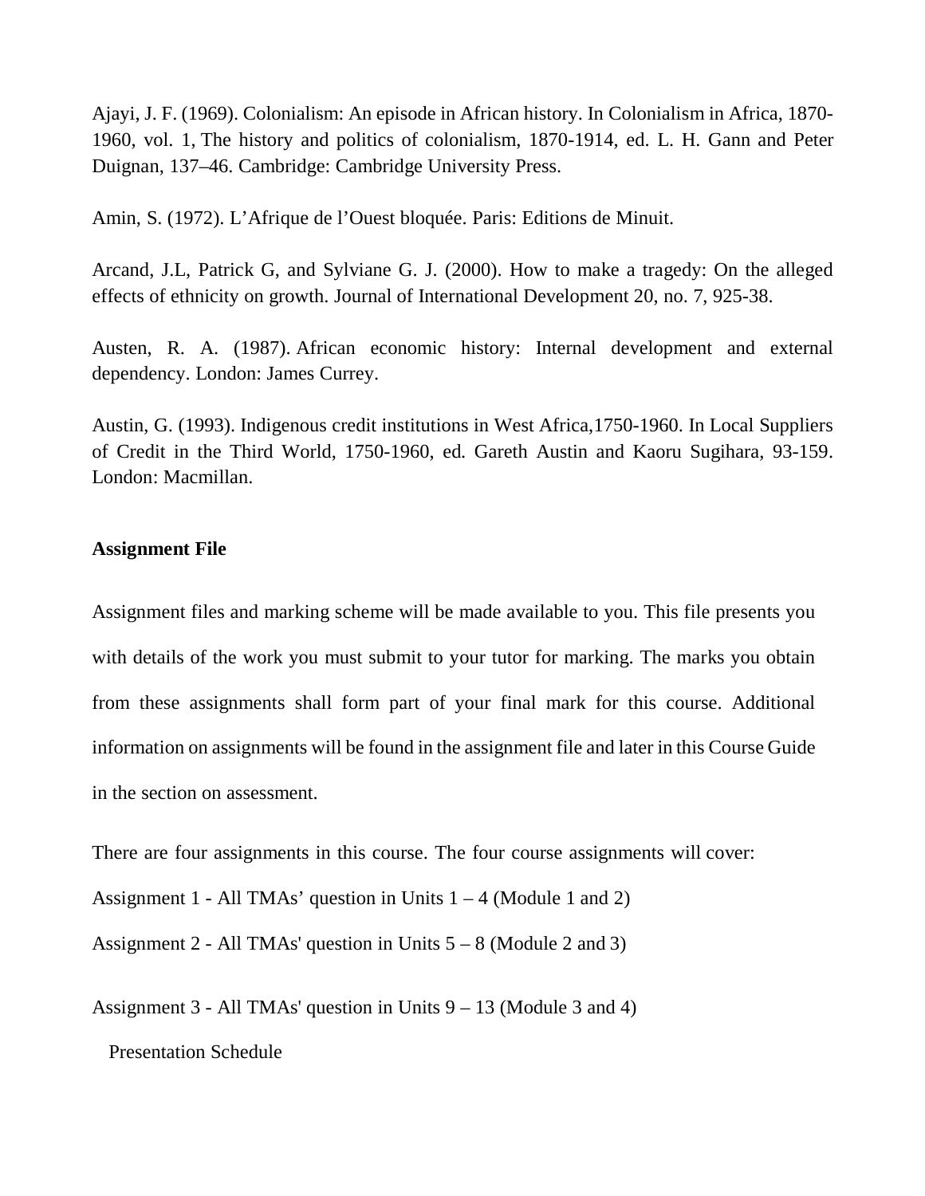Ajayi, J. F. (1969). Colonialism: An episode in African history. In Colonialism in Africa, 1870-1960, vol. 1, The history and politics of colonialism, 1870-1914, ed. L. H. Gann and Peter Duignan, 137–46. Cambridge: Cambridge University Press.

Amin, S. (1972). L'Afrique de l'Ouest bloquée. Paris: Editions de Minuit.

Arcand, J.L, Patrick G, and Sylviane G. J. (2000). How to make a tragedy: On the alleged effects of ethnicity on growth. Journal of International Development 20, no. 7, 925-38.

Austen, R. A. (1987). African economic history: Internal development and external dependency. London: James Currey.

Austin, G. (1993). Indigenous credit institutions in West Africa,1750-1960. In Local Suppliers of Credit in the Third World, 1750-1960, ed. Gareth Austin and Kaoru Sugihara, 93-159. London: Macmillan.

**Assignment File**

Assignment files and marking scheme will be made available to you. This file presents you with details of the work you must submit to your tutor for marking. The marks you obtain from these assignments shall form part of your final mark for this course. Additional information on assignments will be found in the assignment file and later in this Course Guide in the section on assessment.

There are four assignments in this course. The four course assignments will cover:

Assignment 1 - All TMAs' question in Units 1 – 4 (Module 1 and 2)

Assignment 2 - All TMAs' question in Units 5 – 8 (Module 2 and 3)

Assignment 3 - All TMAs' question in Units 9 – 13 (Module 3 and 4)

Presentation Schedule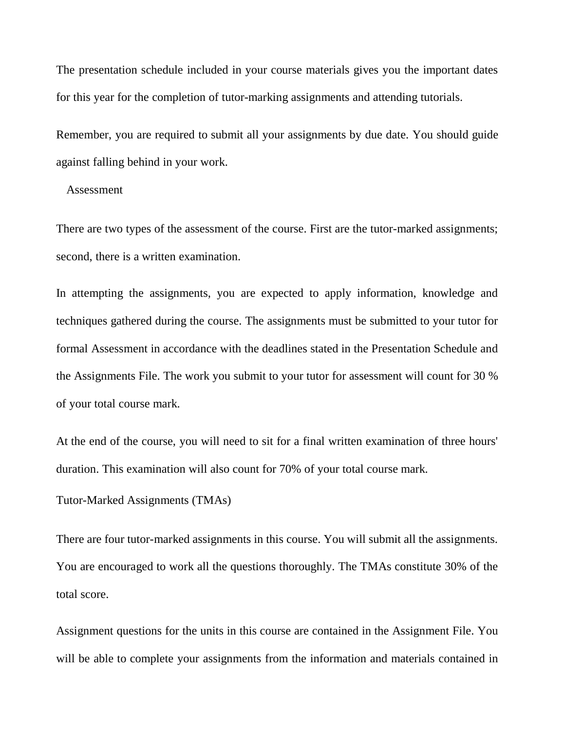The presentation schedule included in your course materials gives you the important dates for this year for the completion of tutor-marking assignments and attending tutorials.

Remember, you are required to submit all your assignments by due date. You should guide against falling behind in your work.

## Assessment

There are two types of the assessment of the course. First are the tutor-marked assignments; second, there is a written examination.

In attempting the assignments, you are expected to apply information, knowledge and techniques gathered during the course. The assignments must be submitted to your tutor for formal Assessment in accordance with the deadlines stated in the Presentation Schedule and the Assignments File. The work you submit to your tutor for assessment will count for 30 % of your total course mark.

At the end of the course, you will need to sit for a final written examination of three hours' duration. This examination will also count for 70% of your total course mark.

## Tutor-Marked Assignments (TMAs)

There are four tutor-marked assignments in this course. You will submit all the assignments. You are encouraged to work all the questions thoroughly. The TMAs constitute 30% of the total score.

Assignment questions for the units in this course are contained in the Assignment File. You will be able to complete your assignments from the information and materials contained in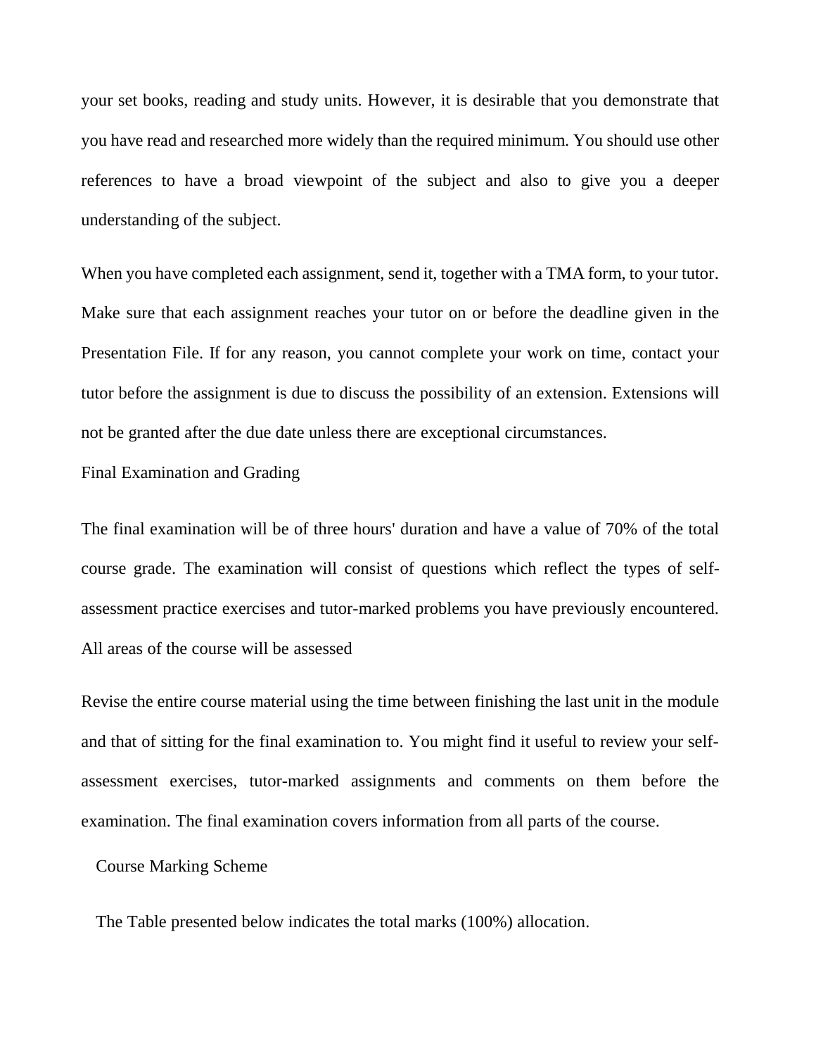your set books, reading and study units. However, it is desirable that you demonstrate that you have read and researched more widely than the required minimum. You should use other references to have a broad viewpoint of the subject and also to give you a deeper understanding of the subject.

When you have completed each assignment, send it, together with a TMA form, to your tutor. Make sure that each assignment reaches your tutor on or before the deadline given in the Presentation File. If for any reason, you cannot complete your work on time, contact your tutor before the assignment is due to discuss the possibility of an extension. Extensions will not be granted after the due date unless there are exceptional circumstances.

## Final Examination and Grading

The final examination will be of three hours' duration and have a value of 70% of the total course grade. The examination will consist of questions which reflect the types of self-assessment practice exercises and tutor-marked problems you have previously encountered. All areas of the course will be assessed

Revise the entire course material using the time between finishing the last unit in the module and that of sitting for the final examination to. You might find it useful to review your self-assessment exercises, tutor-marked assignments and comments on them before the examination. The final examination covers information from all parts of the course.

## Course Marking Scheme

The Table presented below indicates the total marks (100%) allocation.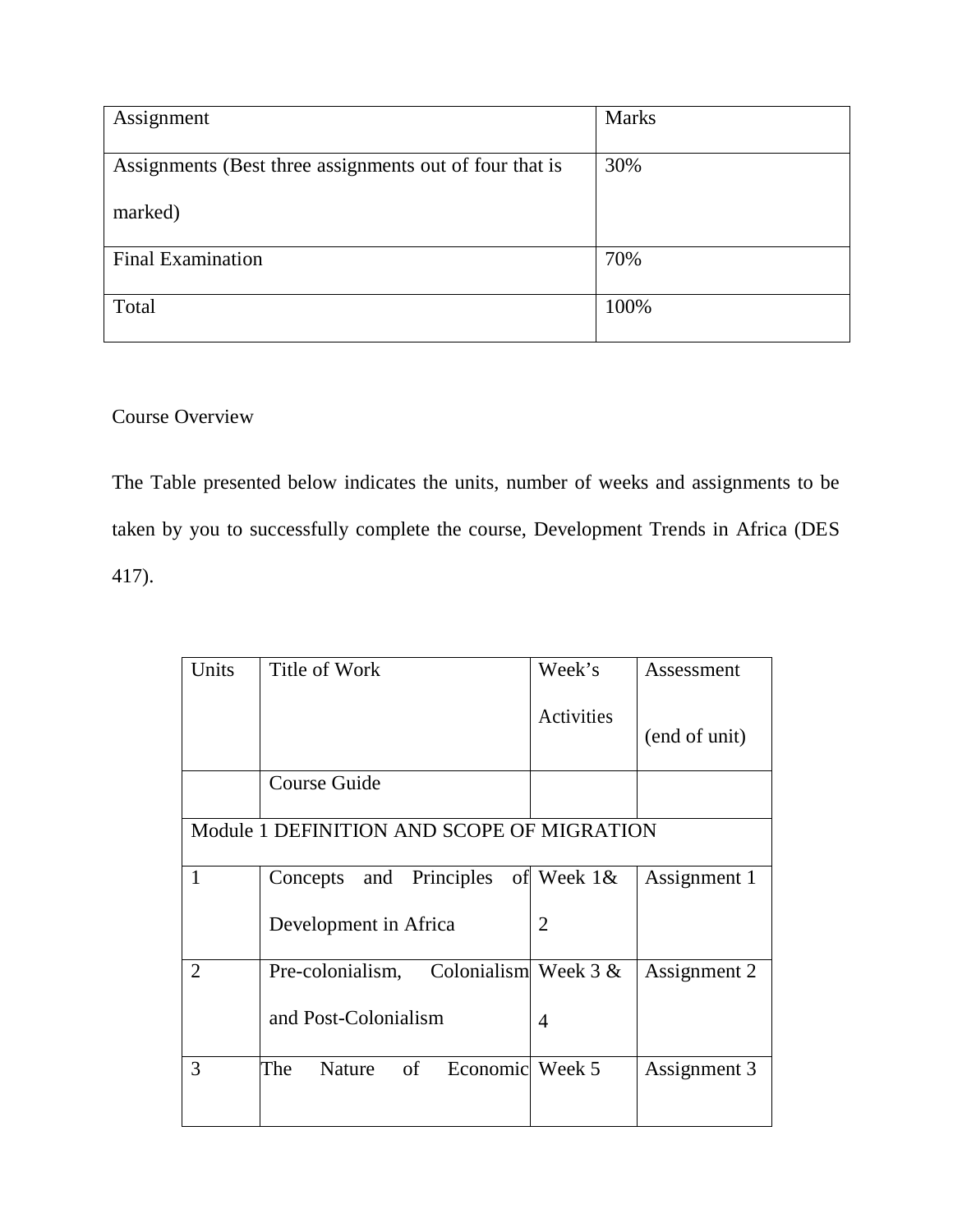| Assignment | Marks |
|---|---|
| Assignments (Best three assignments out of four that is marked) | 30% |
| Final Examination | 70% |
| Total | 100% |

Course Overview

The Table presented below indicates the units, number of weeks and assignments to be taken by you to successfully complete the course, Development Trends in Africa (DES 417).

| Units | Title of Work | Week's Activities | Assessment (end of unit) |
|---|---|---|---|
| | Course Guide | | |
| Module 1 DEFINITION AND SCOPE OF MIGRATION | | | |
| 1 | Concepts and Principles of Development in Africa | Week 1& 2 | Assignment 1 |
| 2 | Pre-colonialism, Colonialism and Post-Colonialism | Week 3 & 4 | Assignment 2 |
| 3 | The Nature of Economic | Week 5 | Assignment 3 |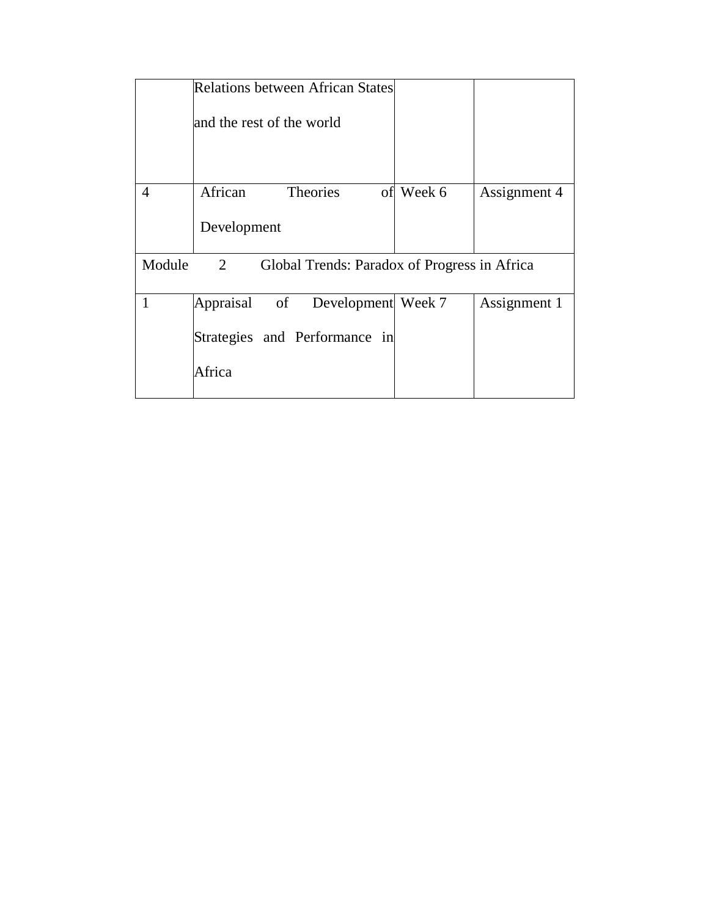| | | | |
|---|---|---|---|
| | Relations between African States and the rest of the world | | |
| 4 | African Theories of Development | Week 6 | Assignment 4 |
| Module 2 Global Trends: Paradox of Progress in Africa | | | |
| 1 | Appraisal of Development Strategies and Performance in Africa | Week 7 | Assignment 1 |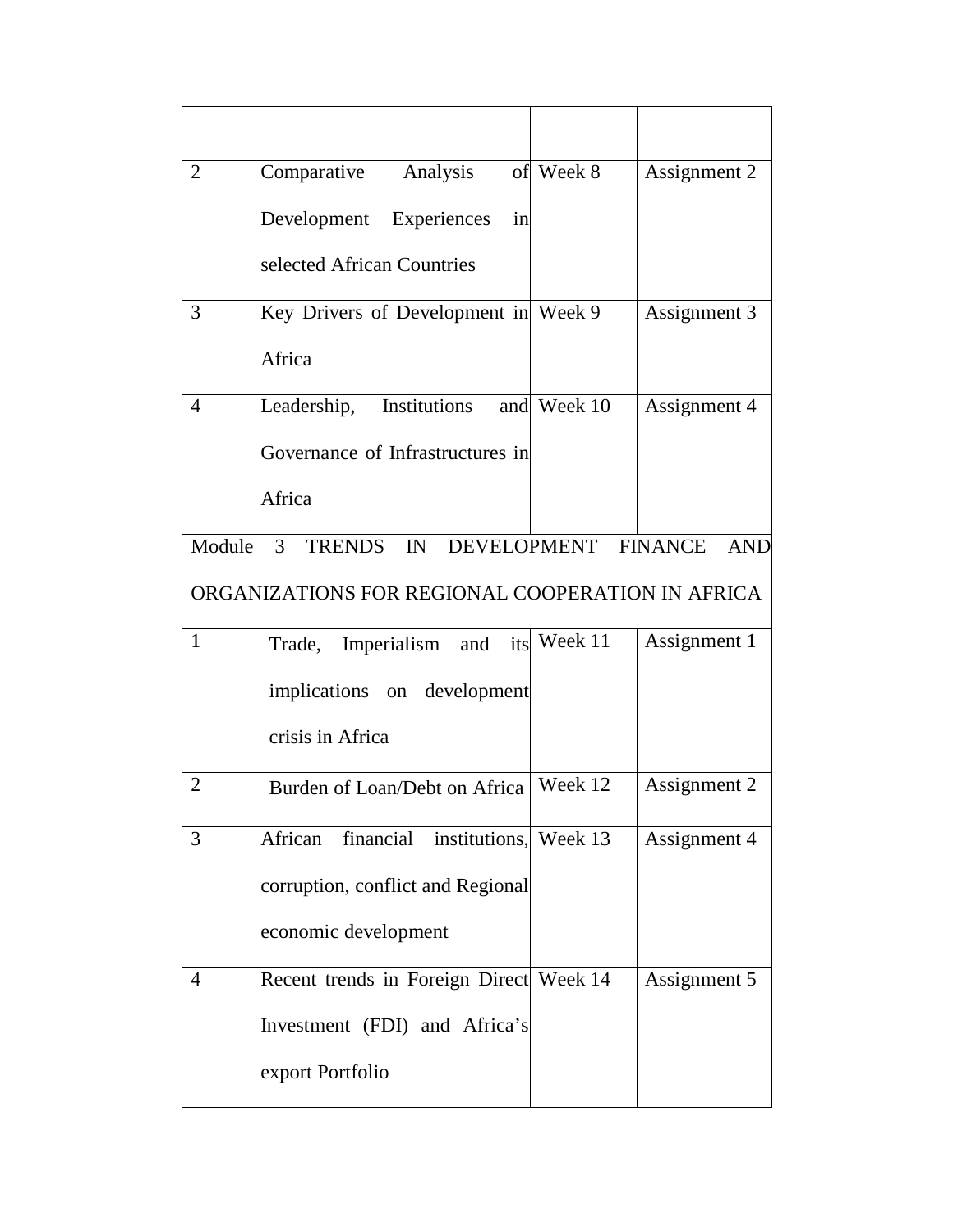| | | | |
|---|---|---|---|
| 2 | Comparative Analysis of Development Experiences in selected African Countries | Week 8 | Assignment 2 |
| 3 | Key Drivers of Development in Africa | Week 9 | Assignment 3 |
| 4 | Leadership, Institutions and Governance of Infrastructures in Africa | Week 10 | Assignment 4 |
| Module 3 TRENDS IN DEVELOPMENT FINANCE AND ORGANIZATIONS FOR REGIONAL COOPERATION IN AFRICA | | | |
| 1 | Trade, Imperialism and its implications on development crisis in Africa | Week 11 | Assignment 1 |
| 2 | Burden of Loan/Debt on Africa | Week 12 | Assignment 2 |
| 3 | African financial institutions, corruption, conflict and Regional economic development | Week 13 | Assignment 4 |
| 4 | Recent trends in Foreign Direct Investment (FDI) and Africa's export Portfolio | Week 14 | Assignment 5 |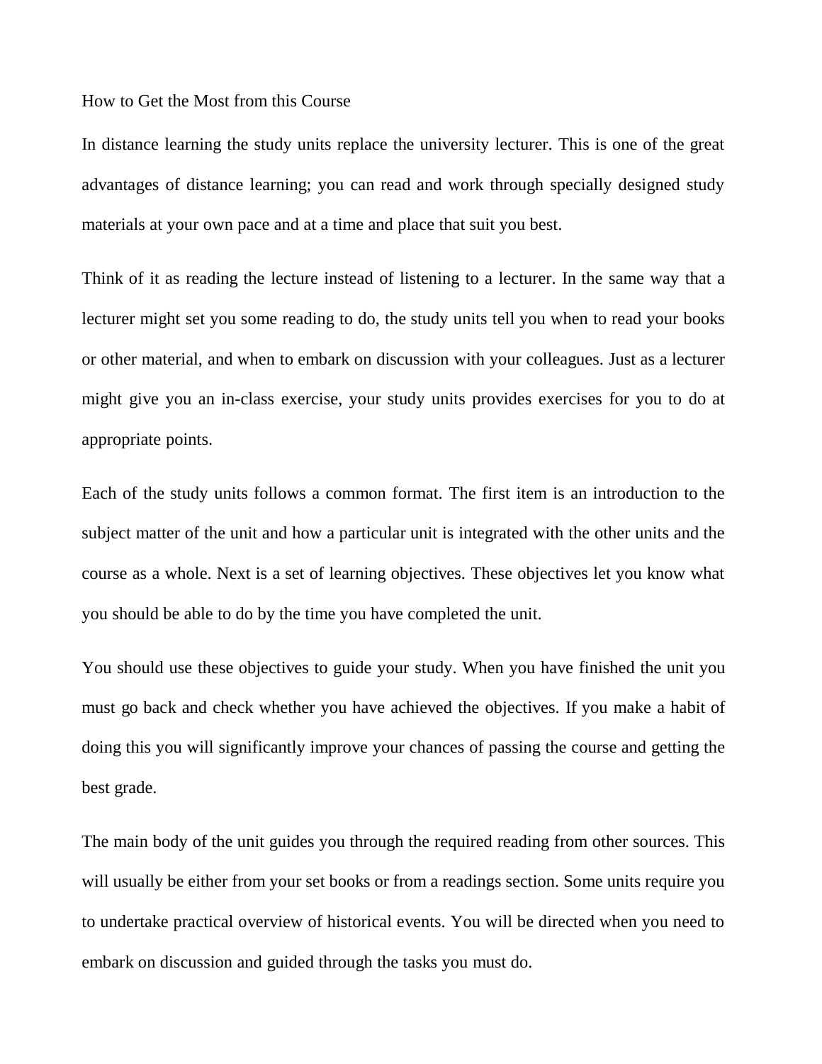## How to Get the Most from this Course

In distance learning the study units replace the university lecturer. This is one of the great advantages of distance learning; you can read and work through specially designed study materials at your own pace and at a time and place that suit you best.

Think of it as reading the lecture instead of listening to a lecturer. In the same way that a lecturer might set you some reading to do, the study units tell you when to read your books or other material, and when to embark on discussion with your colleagues. Just as a lecturer might give you an in-class exercise, your study units provides exercises for you to do at appropriate points.

Each of the study units follows a common format. The first item is an introduction to the subject matter of the unit and how a particular unit is integrated with the other units and the course as a whole. Next is a set of learning objectives. These objectives let you know what you should be able to do by the time you have completed the unit.

You should use these objectives to guide your study. When you have finished the unit you must go back and check whether you have achieved the objectives. If you make a habit of doing this you will significantly improve your chances of passing the course and getting the best grade.

The main body of the unit guides you through the required reading from other sources. This will usually be either from your set books or from a readings section. Some units require you to undertake practical overview of historical events. You will be directed when you need to embark on discussion and guided through the tasks you must do.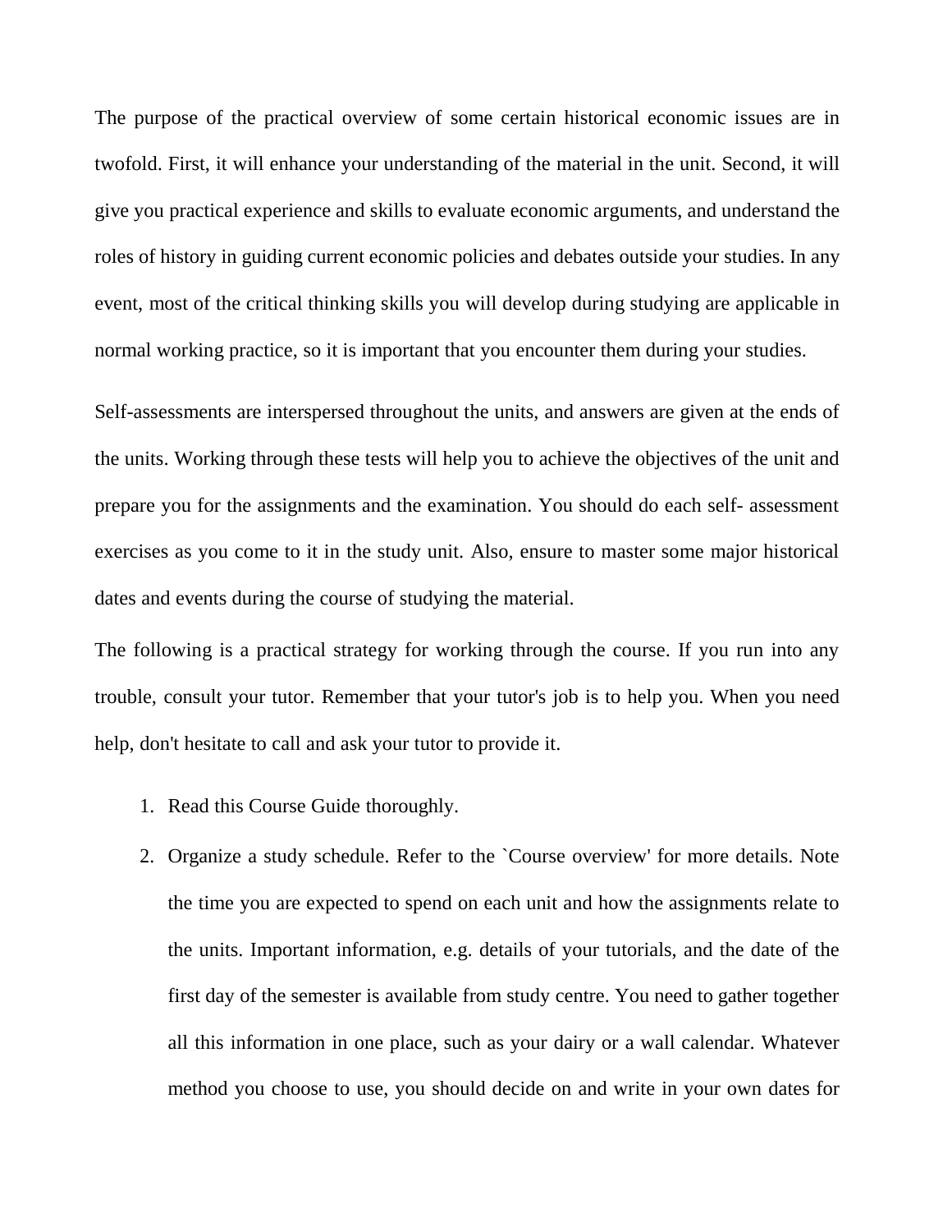The purpose of the practical overview of some certain historical economic issues are in twofold. First, it will enhance your understanding of the material in the unit. Second, it will give you practical experience and skills to evaluate economic arguments, and understand the roles of history in guiding current economic policies and debates outside your studies. In any event, most of the critical thinking skills you will develop during studying are applicable in normal working practice, so it is important that you encounter them during your studies.

Self-assessments are interspersed throughout the units, and answers are given at the ends of the units. Working through these tests will help you to achieve the objectives of the unit and prepare you for the assignments and the examination. You should do each self- assessment exercises as you come to it in the study unit. Also, ensure to master some major historical dates and events during the course of studying the material.

The following is a practical strategy for working through the course. If you run into any trouble, consult your tutor. Remember that your tutor's job is to help you. When you need help, don't hesitate to call and ask your tutor to provide it.

1. Read this Course Guide thoroughly.
2. Organize a study schedule. Refer to the `Course overview' for more details. Note the time you are expected to spend on each unit and how the assignments relate to the units. Important information, e.g. details of your tutorials, and the date of the first day of the semester is available from study centre. You need to gather together all this information in one place, such as your dairy or a wall calendar. Whatever method you choose to use, you should decide on and write in your own dates for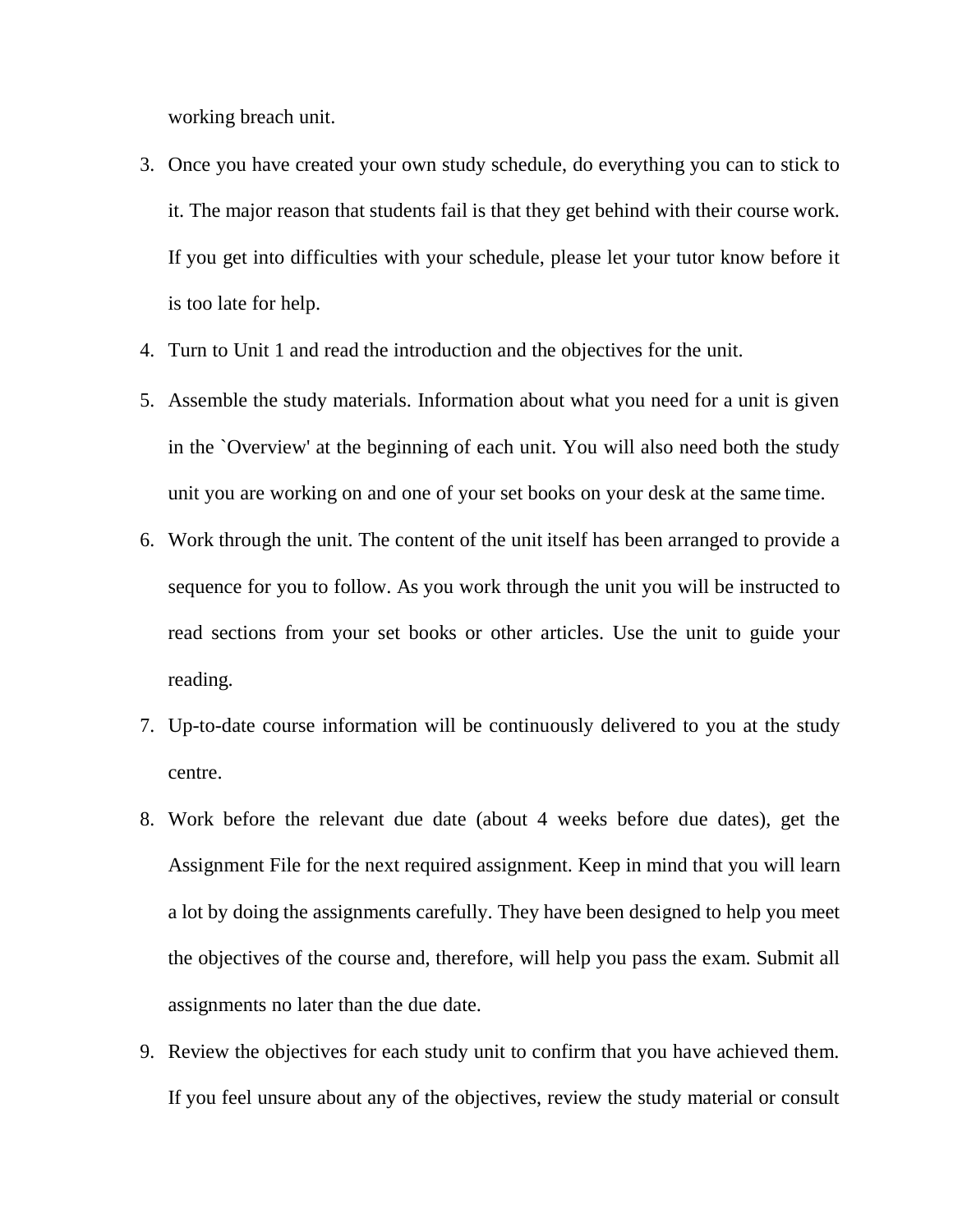working breach unit.

3. Once you have created your own study schedule, do everything you can to stick to it. The major reason that students fail is that they get behind with their course work. If you get into difficulties with your schedule, please let your tutor know before it is too late for help.
4. Turn to Unit 1 and read the introduction and the objectives for the unit.
5. Assemble the study materials. Information about what you need for a unit is given in the `Overview' at the beginning of each unit. You will also need both the study unit you are working on and one of your set books on your desk at the same time.
6. Work through the unit. The content of the unit itself has been arranged to provide a sequence for you to follow. As you work through the unit you will be instructed to read sections from your set books or other articles. Use the unit to guide your reading.
7. Up-to-date course information will be continuously delivered to you at the study centre.
8. Work before the relevant due date (about 4 weeks before due dates), get the Assignment File for the next required assignment. Keep in mind that you will learn a lot by doing the assignments carefully. They have been designed to help you meet the objectives of the course and, therefore, will help you pass the exam. Submit all assignments no later than the due date.
9. Review the objectives for each study unit to confirm that you have achieved them. If you feel unsure about any of the objectives, review the study material or consult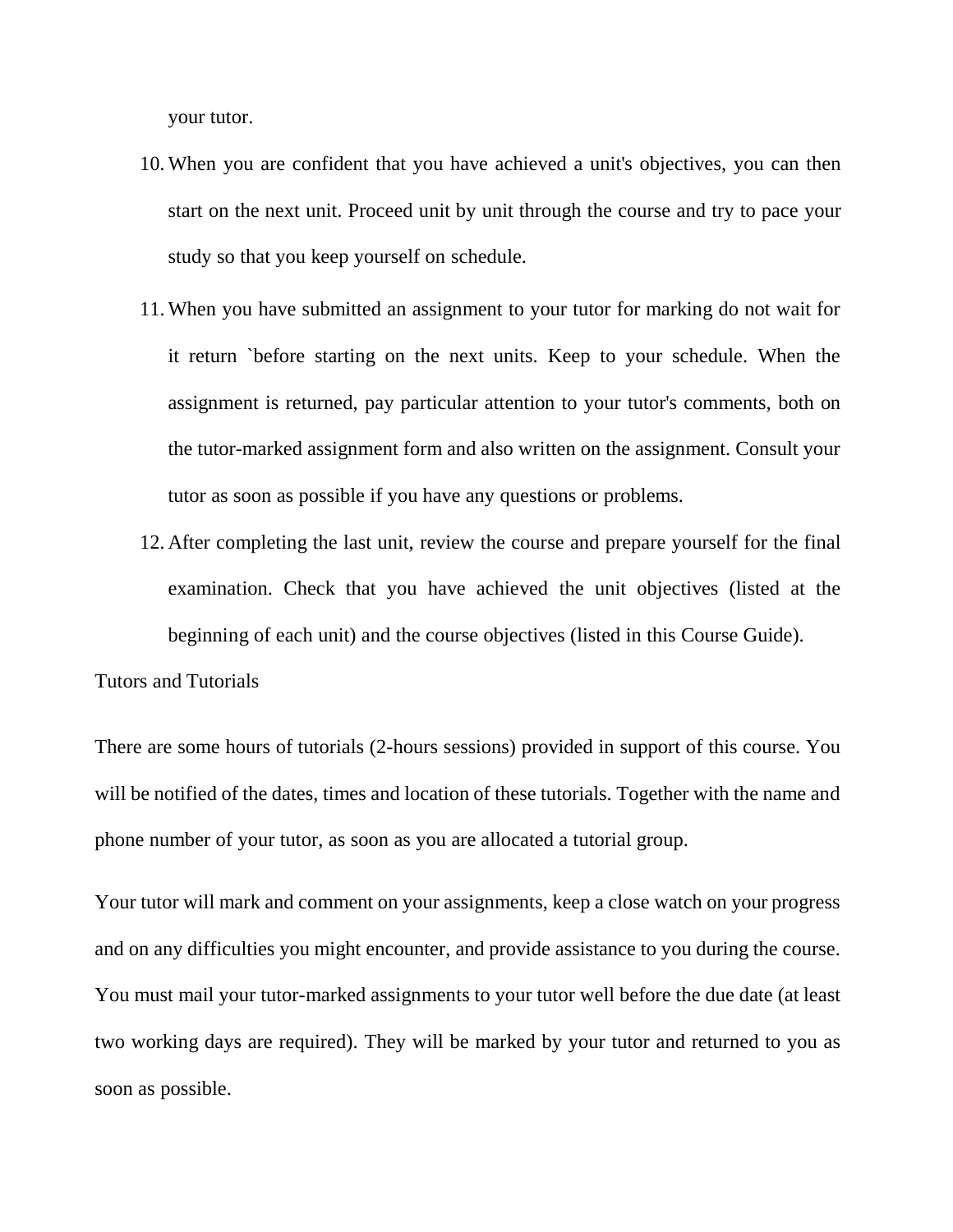your tutor.

10. When you are confident that you have achieved a unit's objectives, you can then start on the next unit. Proceed unit by unit through the course and try to pace your study so that you keep yourself on schedule.
11. When you have submitted an assignment to your tutor for marking do not wait for it return `before starting on the next units. Keep to your schedule. When the assignment is returned, pay particular attention to your tutor's comments, both on the tutor-marked assignment form and also written on the assignment. Consult your tutor as soon as possible if you have any questions or problems.
12. After completing the last unit, review the course and prepare yourself for the final examination. Check that you have achieved the unit objectives (listed at the beginning of each unit) and the course objectives (listed in this Course Guide).

Tutors and Tutorials

There are some hours of tutorials (2-hours sessions) provided in support of this course. You will be notified of the dates, times and location of these tutorials. Together with the name and phone number of your tutor, as soon as you are allocated a tutorial group.

Your tutor will mark and comment on your assignments, keep a close watch on your progress and on any difficulties you might encounter, and provide assistance to you during the course. You must mail your tutor-marked assignments to your tutor well before the due date (at least two working days are required). They will be marked by your tutor and returned to you as soon as possible.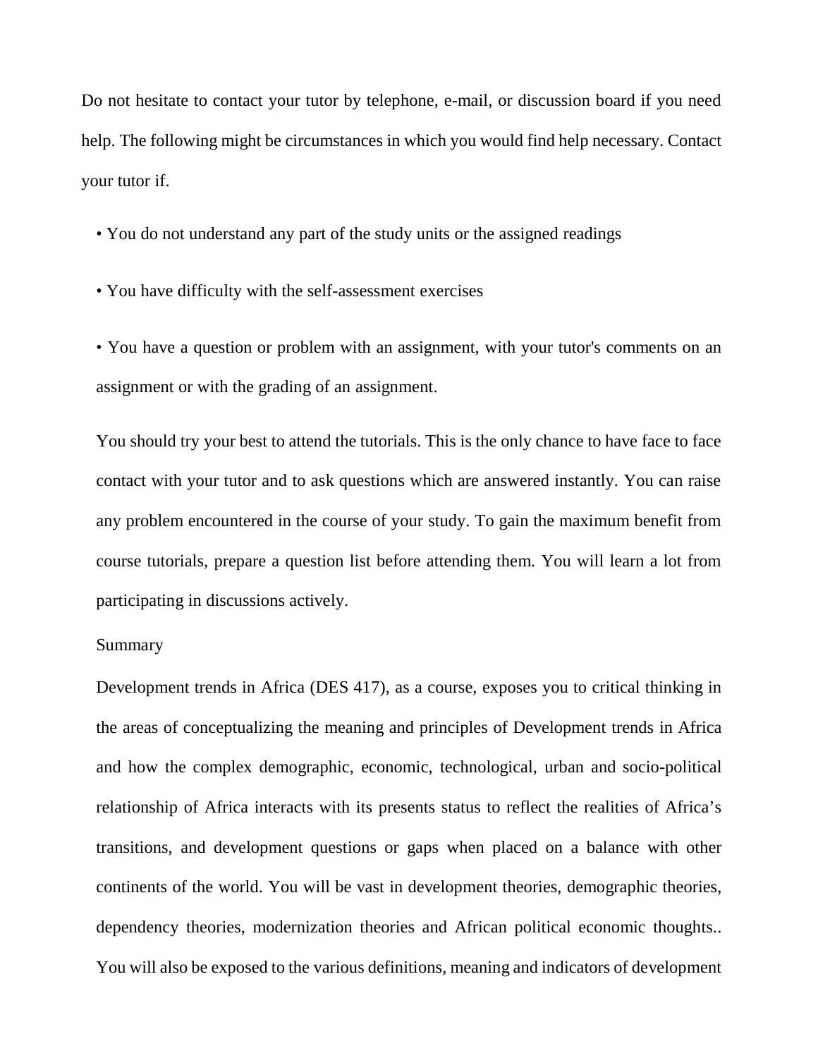Do not hesitate to contact your tutor by telephone, e-mail, or discussion board if you need help. The following might be circumstances in which you would find help necessary. Contact your tutor if.

- You do not understand any part of the study units or the assigned readings
- You have difficulty with the self-assessment exercises
- You have a question or problem with an assignment, with your tutor's comments on an assignment or with the grading of an assignment.

You should try your best to attend the tutorials. This is the only chance to have face to face contact with your tutor and to ask questions which are answered instantly. You can raise any problem encountered in the course of your study. To gain the maximum benefit from course tutorials, prepare a question list before attending them. You will learn a lot from participating in discussions actively.

## Summary

Development trends in Africa (DES 417), as a course, exposes you to critical thinking in the areas of conceptualizing the meaning and principles of Development trends in Africa and how the complex demographic, economic, technological, urban and socio-political relationship of Africa interacts with its presents status to reflect the realities of Africa's transitions, and development questions or gaps when placed on a balance with other continents of the world. You will be vast in development theories, demographic theories, dependency theories, modernization theories and African political economic thoughts.. You will also be exposed to the various definitions, meaning and indicators of development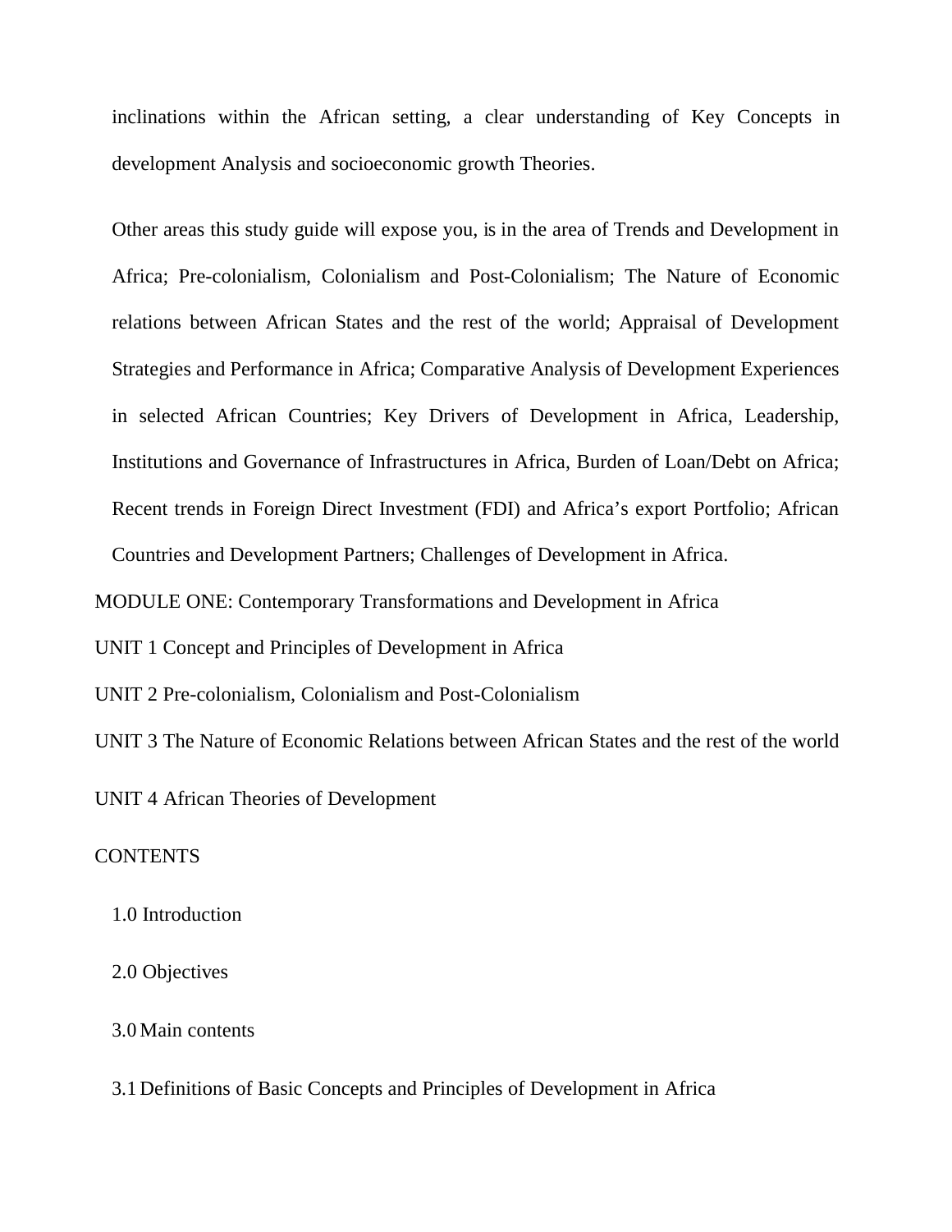inclinations within the African setting, a clear understanding of Key Concepts in development Analysis and socioeconomic growth Theories.

Other areas this study guide will expose you, is in the area of Trends and Development in Africa; Pre-colonialism, Colonialism and Post-Colonialism; The Nature of Economic relations between African States and the rest of the world; Appraisal of Development Strategies and Performance in Africa; Comparative Analysis of Development Experiences in selected African Countries; Key Drivers of Development in Africa, Leadership, Institutions and Governance of Infrastructures in Africa, Burden of Loan/Debt on Africa; Recent trends in Foreign Direct Investment (FDI) and Africa's export Portfolio; African Countries and Development Partners; Challenges of Development in Africa.

MODULE ONE: Contemporary Transformations and Development in Africa

UNIT 1 Concept and Principles of Development in Africa

UNIT 2 Pre-colonialism, Colonialism and Post-Colonialism

UNIT 3 The Nature of Economic Relations between African States and the rest of the world

UNIT 4 African Theories of Development

CONTENTS

1.0 Introduction

2.0 Objectives

3.0 Main contents

3.1 Definitions of Basic Concepts and Principles of Development in Africa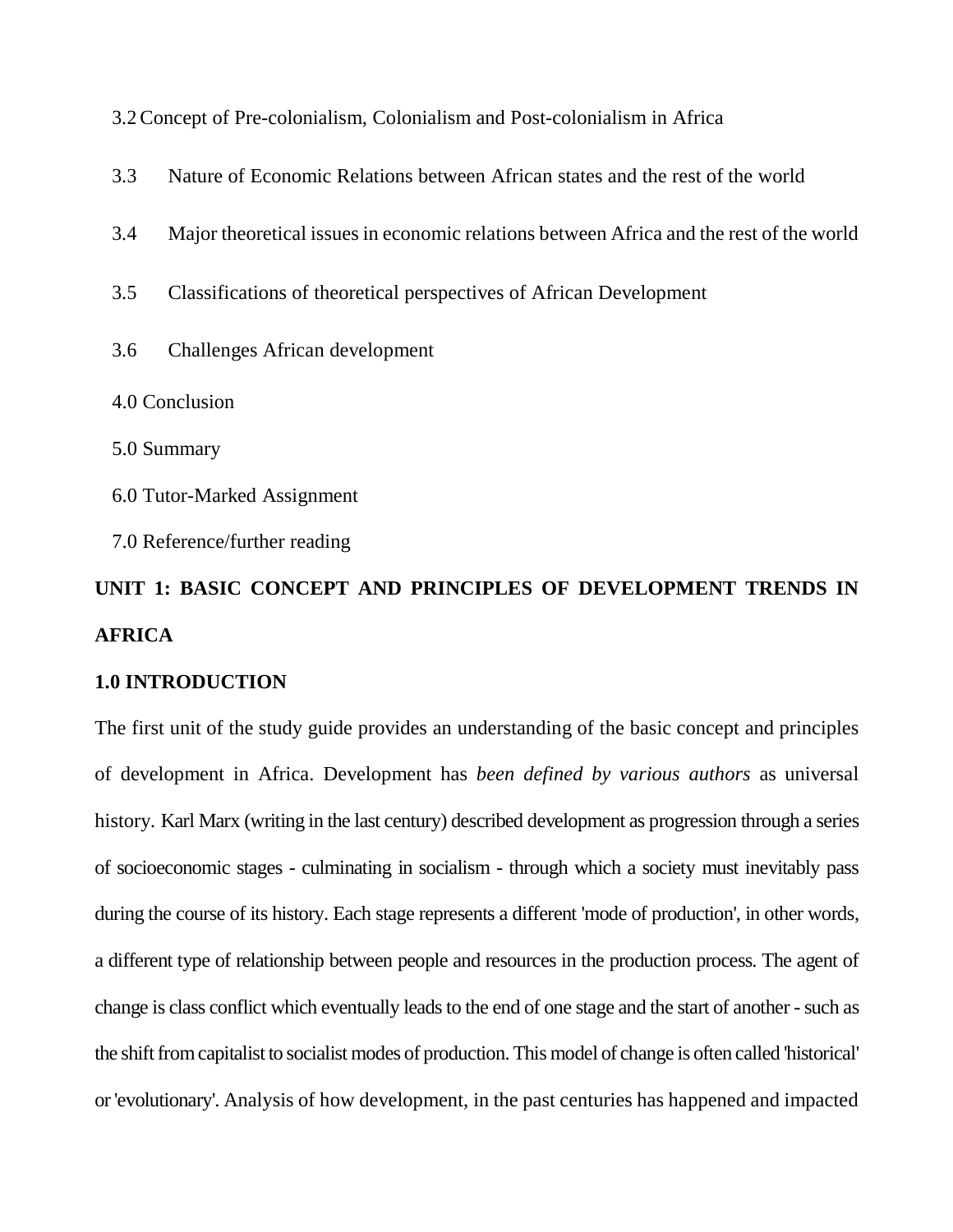3.2 Concept of Pre-colonialism, Colonialism and Post-colonialism in Africa

3.3 Nature of Economic Relations between African states and the rest of the world

3.4 Major theoretical issues in economic relations between Africa and the rest of the world

3.5 Classifications of theoretical perspectives of African Development

3.6 Challenges African development

4.0 Conclusion

5.0 Summary

6.0 Tutor-Marked Assignment

7.0 Reference/further reading

## UNIT 1: BASIC CONCEPT AND PRINCIPLES OF DEVELOPMENT TRENDS IN AFRICA

### 1.0 INTRODUCTION

The first unit of the study guide provides an understanding of the basic concept and principles of development in Africa. Development has *been defined by various authors* as universal history. Karl Marx (writing in the last century) described development as progression through a series of socioeconomic stages - culminating in socialism - through which a society must inevitably pass during the course of its history. Each stage represents a different 'mode of production', in other words, a different type of relationship between people and resources in the production process. The agent of change is class conflict which eventually leads to the end of one stage and the start of another - such as the shift from capitalist to socialist modes of production. This model of change is often called 'historical' or 'evolutionary'. Analysis of how development, in the past centuries has happened and impacted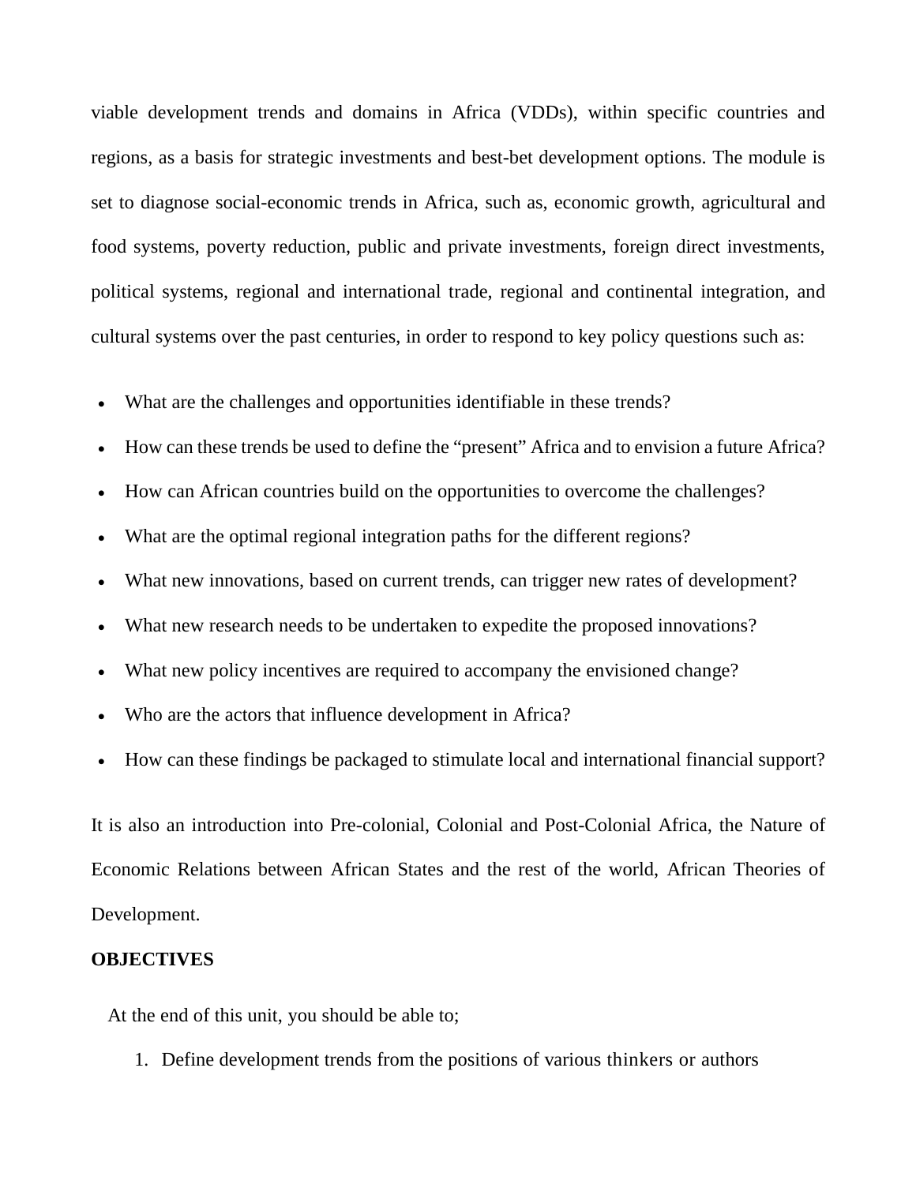viable development trends and domains in Africa (VDDs), within specific countries and regions, as a basis for strategic investments and best-bet development options. The module is set to diagnose social-economic trends in Africa, such as, economic growth, agricultural and food systems, poverty reduction, public and private investments, foreign direct investments, political systems, regional and international trade, regional and continental integration, and cultural systems over the past centuries, in order to respond to key policy questions such as:

- What are the challenges and opportunities identifiable in these trends?
- How can these trends be used to define the "present" Africa and to envision a future Africa?
- How can African countries build on the opportunities to overcome the challenges?
- What are the optimal regional integration paths for the different regions?
- What new innovations, based on current trends, can trigger new rates of development?
- What new research needs to be undertaken to expedite the proposed innovations?
- What new policy incentives are required to accompany the envisioned change?
- Who are the actors that influence development in Africa?
- How can these findings be packaged to stimulate local and international financial support?

It is also an introduction into Pre-colonial, Colonial and Post-Colonial Africa, the Nature of Economic Relations between African States and the rest of the world, African Theories of Development.

**OBJECTIVES**

At the end of this unit, you should be able to;

1. Define development trends from the positions of various thinkers or authors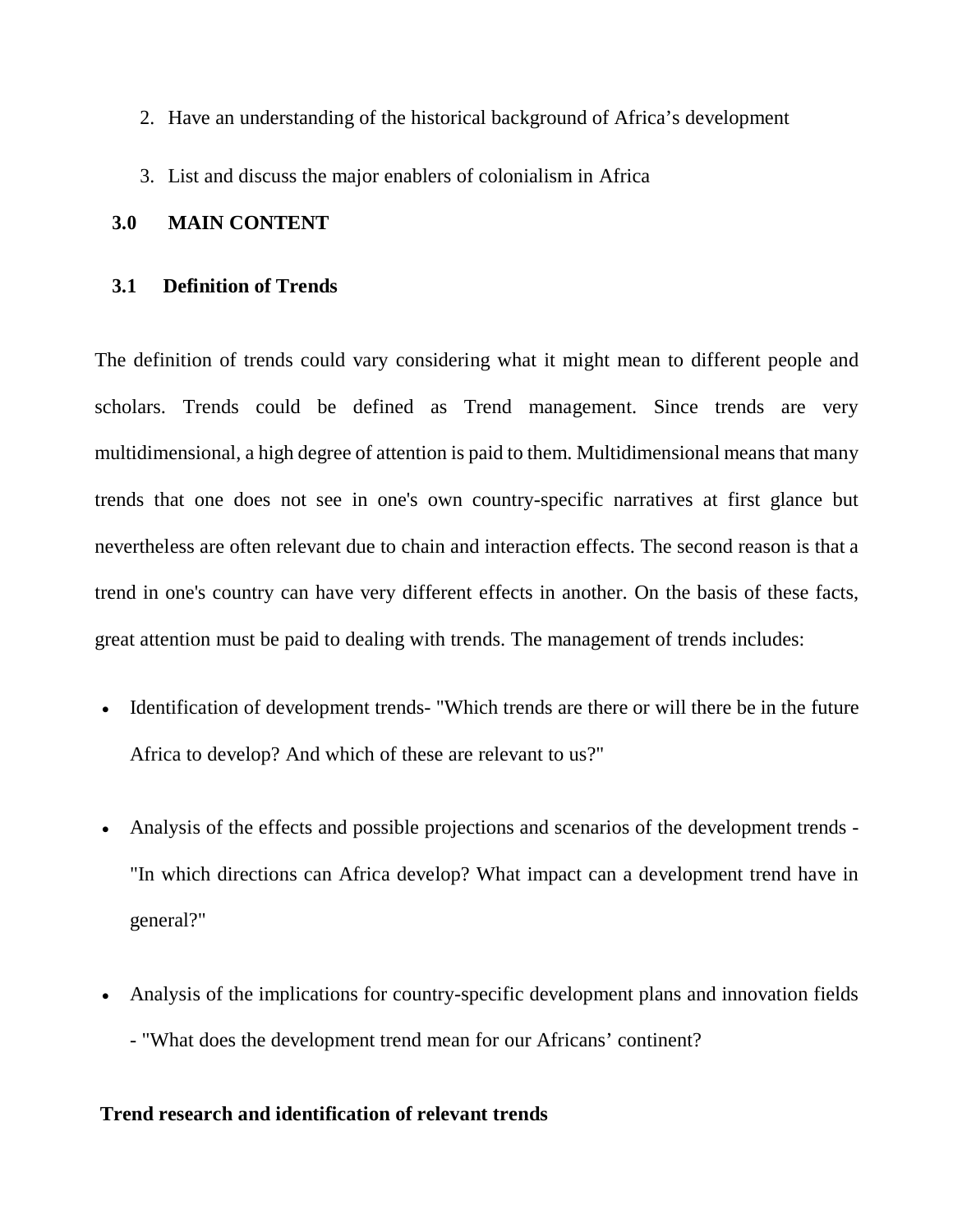2. Have an understanding of the historical background of Africa's development

3. List and discuss the major enablers of colonialism in Africa

## 3.0 MAIN CONTENT

### 3.1 Definition of Trends

The definition of trends could vary considering what it might mean to different people and scholars. Trends could be defined as Trend management. Since trends are very multidimensional, a high degree of attention is paid to them. Multidimensional means that many trends that one does not see in one's own country-specific narratives at first glance but nevertheless are often relevant due to chain and interaction effects. The second reason is that a trend in one's country can have very different effects in another. On the basis of these facts, great attention must be paid to dealing with trends. The management of trends includes:

- Identification of development trends- "Which trends are there or will there be in the future Africa to develop? And which of these are relevant to us?"

- Analysis of the effects and possible projections and scenarios of the development trends - "In which directions can Africa develop? What impact can a development trend have in general?"

- Analysis of the implications for country-specific development plans and innovation fields - "What does the development trend mean for our Africans' continent?

**Trend research and identification of relevant trends**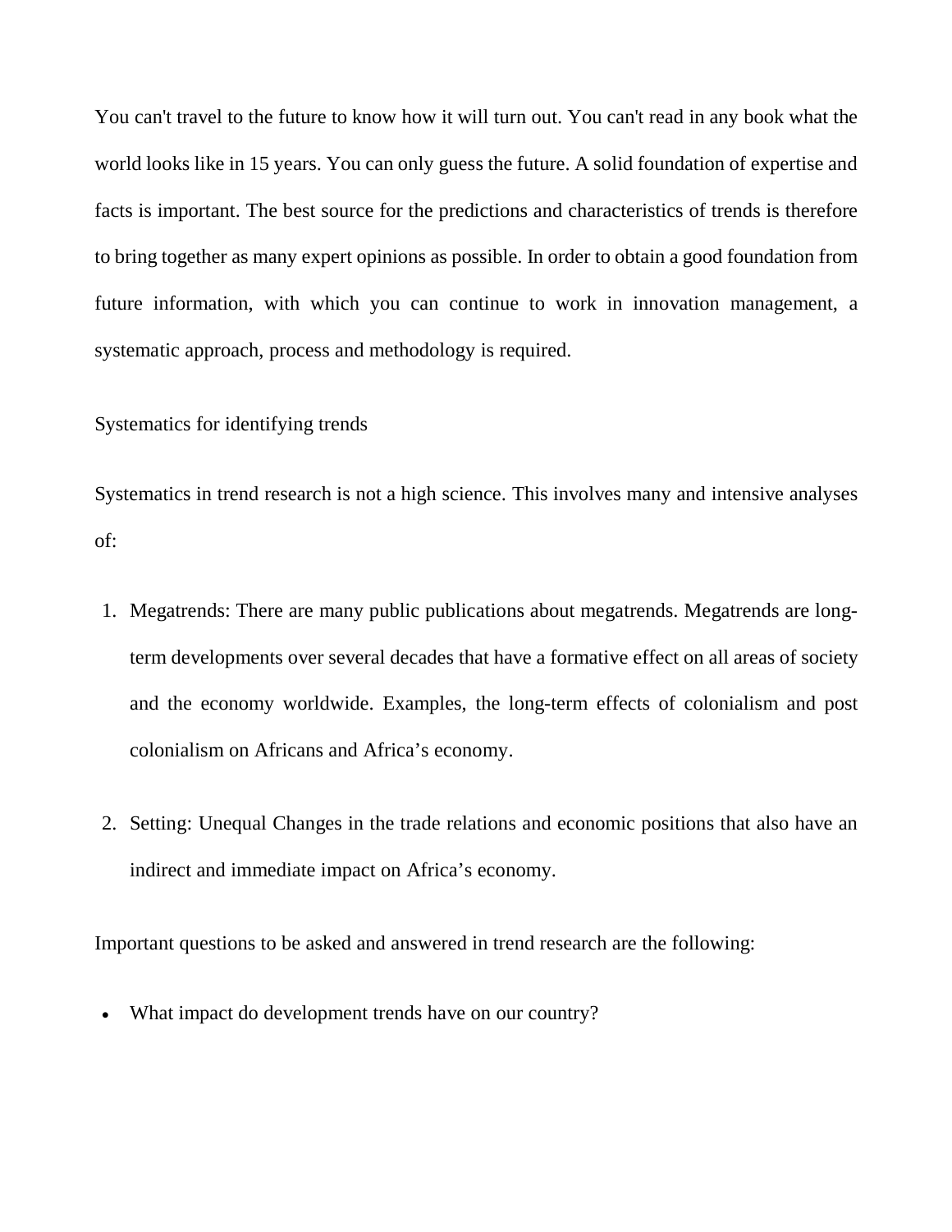You can't travel to the future to know how it will turn out. You can't read in any book what the world looks like in 15 years. You can only guess the future. A solid foundation of expertise and facts is important. The best source for the predictions and characteristics of trends is therefore to bring together as many expert opinions as possible. In order to obtain a good foundation from future information, with which you can continue to work in innovation management, a systematic approach, process and methodology is required.

## Systematics for identifying trends

Systematics in trend research is not a high science. This involves many and intensive analyses of:

1. Megatrends: There are many public publications about megatrends. Megatrends are long-term developments over several decades that have a formative effect on all areas of society and the economy worldwide. Examples, the long-term effects of colonialism and post colonialism on Africans and Africa's economy.

2. Setting: Unequal Changes in the trade relations and economic positions that also have an indirect and immediate impact on Africa's economy.

Important questions to be asked and answered in trend research are the following:

- What impact do development trends have on our country?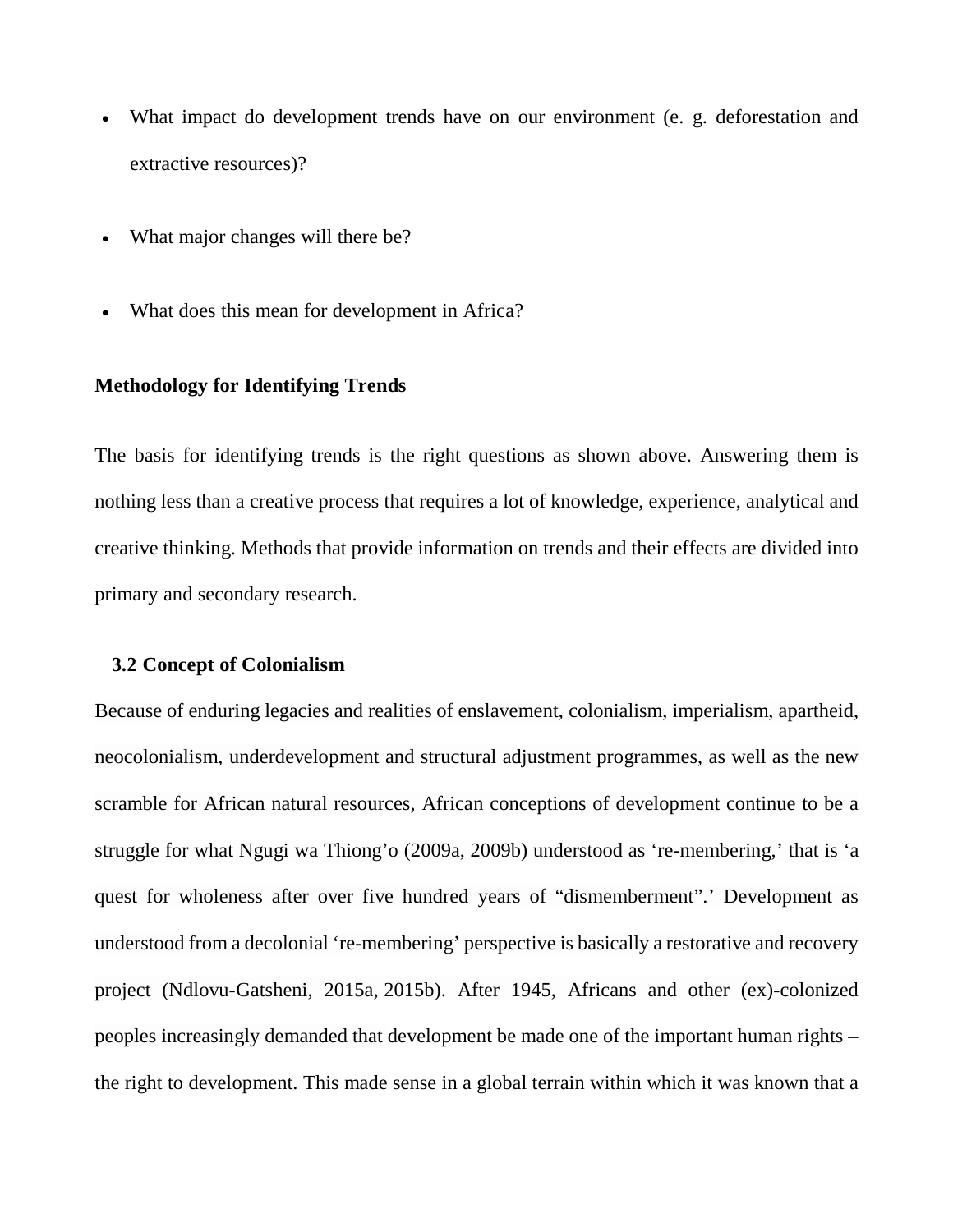- What impact do development trends have on our environment (e. g. deforestation and extractive resources)?
- What major changes will there be?
- What does this mean for development in Africa?

**Methodology for Identifying Trends**

The basis for identifying trends is the right questions as shown above. Answering them is nothing less than a creative process that requires a lot of knowledge, experience, analytical and creative thinking. Methods that provide information on trends and their effects are divided into primary and secondary research.

### 3.2 Concept of Colonialism

Because of enduring legacies and realities of enslavement, colonialism, imperialism, apartheid, neocolonialism, underdevelopment and structural adjustment programmes, as well as the new scramble for African natural resources, African conceptions of development continue to be a struggle for what Ngugi wa Thiong'o (2009a, 2009b) understood as 're-membering,' that is 'a quest for wholeness after over five hundred years of "dismemberment".' Development as understood from a decolonial 're-membering' perspective is basically a restorative and recovery project (Ndlovu-Gatsheni, 2015a, 2015b). After 1945, Africans and other (ex)-colonized peoples increasingly demanded that development be made one of the important human rights – the right to development. This made sense in a global terrain within which it was known that a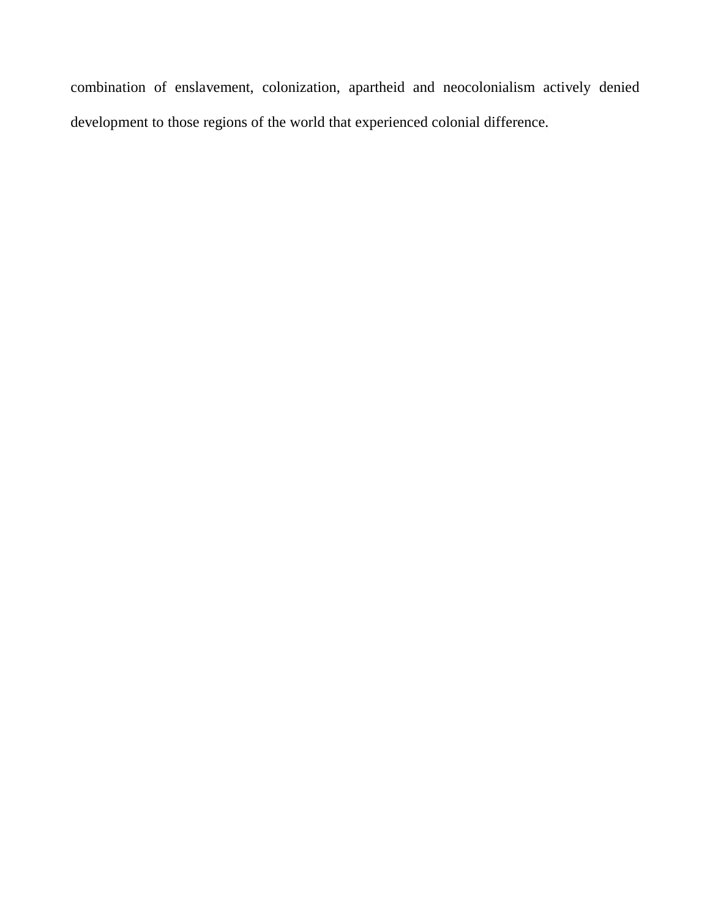combination of enslavement, colonization, apartheid and neocolonialism actively denied development to those regions of the world that experienced colonial difference.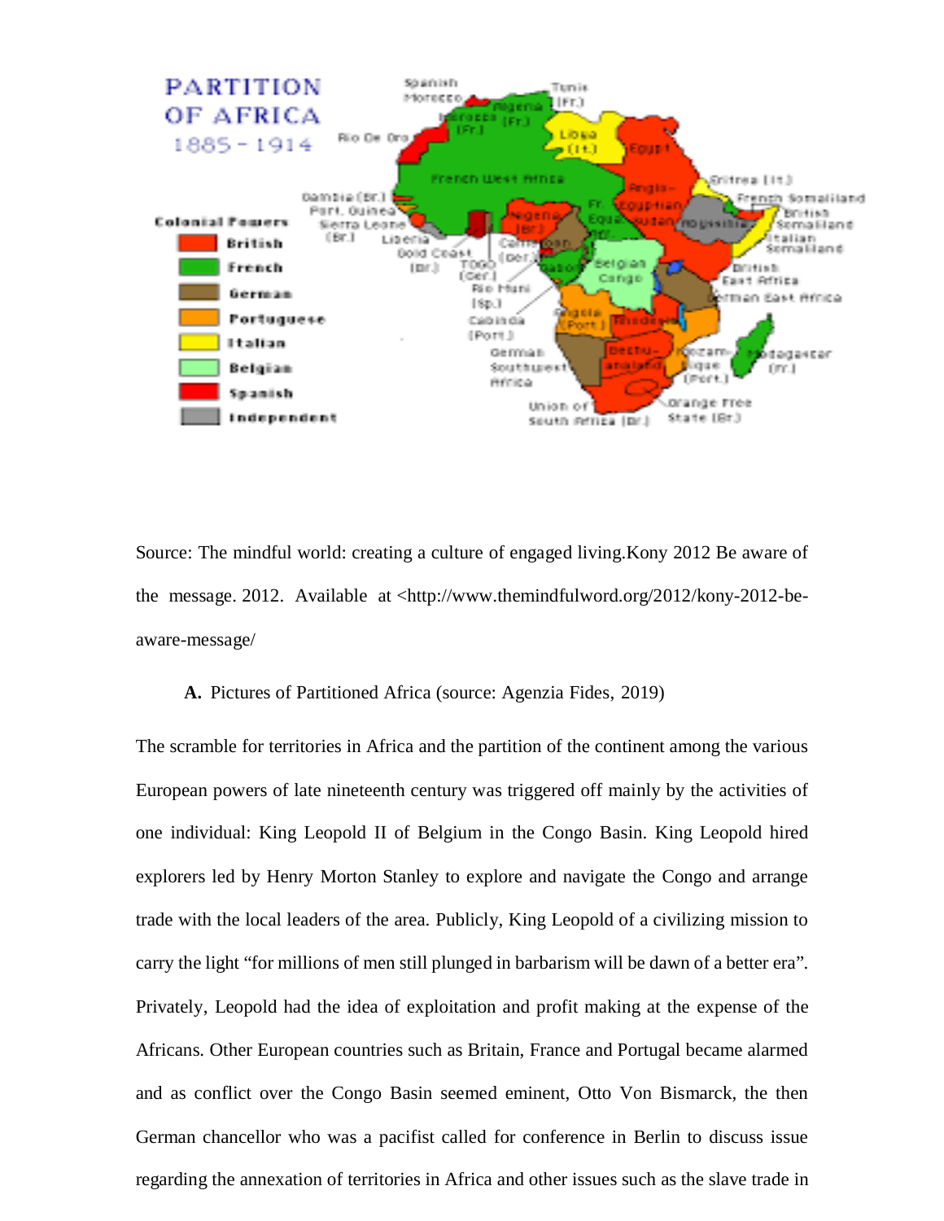Source: The mindful world: creating a culture of engaged living.Kony 2012 Be aware of the message. 2012. Available at <http://www.themindfulword.org/2012/kony-2012-be-aware-message/

**A.** Pictures of Partitioned Africa (source: Agenzia Fides, 2019)

The scramble for territories in Africa and the partition of the continent among the various European powers of late nineteenth century was triggered off mainly by the activities of one individual: King Leopold II of Belgium in the Congo Basin. King Leopold hired explorers led by Henry Morton Stanley to explore and navigate the Congo and arrange trade with the local leaders of the area. Publicly, King Leopold of a civilizing mission to carry the light "for millions of men still plunged in barbarism will be dawn of a better era". Privately, Leopold had the idea of exploitation and profit making at the expense of the Africans. Other European countries such as Britain, France and Portugal became alarmed and as conflict over the Congo Basin seemed eminent, Otto Von Bismarck, the then German chancellor who was a pacifist called for conference in Berlin to discuss issue regarding the annexation of territories in Africa and other issues such as the slave trade in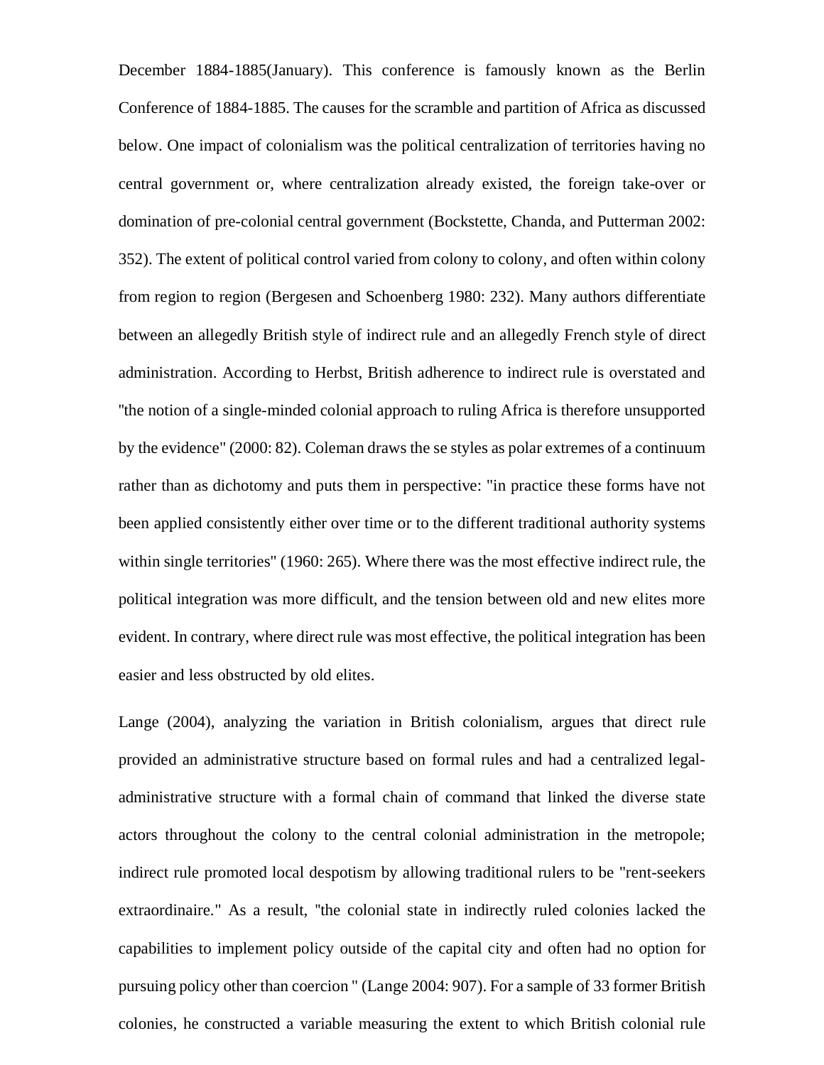December 1884-1885(January). This conference is famously known as the Berlin Conference of 1884-1885. The causes for the scramble and partition of Africa as discussed below. One impact of colonialism was the political centralization of territories having no central government or, where centralization already existed, the foreign take-over or domination of pre-colonial central government (Bockstette, Chanda, and Putterman 2002: 352). The extent of political control varied from colony to colony, and often within colony from region to region (Bergesen and Schoenberg 1980: 232). Many authors differentiate between an allegedly British style of indirect rule and an allegedly French style of direct administration. According to Herbst, British adherence to indirect rule is overstated and "the notion of a single-minded colonial approach to ruling Africa is therefore unsupported by the evidence" (2000: 82). Coleman draws the se styles as polar extremes of a continuum rather than as dichotomy and puts them in perspective: "in practice these forms have not been applied consistently either over time or to the different traditional authority systems within single territories" (1960: 265). Where there was the most effective indirect rule, the political integration was more difficult, and the tension between old and new elites more evident. In contrary, where direct rule was most effective, the political integration has been easier and less obstructed by old elites.

Lange (2004), analyzing the variation in British colonialism, argues that direct rule provided an administrative structure based on formal rules and had a centralized legal-administrative structure with a formal chain of command that linked the diverse state actors throughout the colony to the central colonial administration in the metropole; indirect rule promoted local despotism by allowing traditional rulers to be "rent-seekers extraordinaire." As a result, "the colonial state in indirectly ruled colonies lacked the capabilities to implement policy outside of the capital city and often had no option for pursuing policy other than coercion " (Lange 2004: 907). For a sample of 33 former British colonies, he constructed a variable measuring the extent to which British colonial rule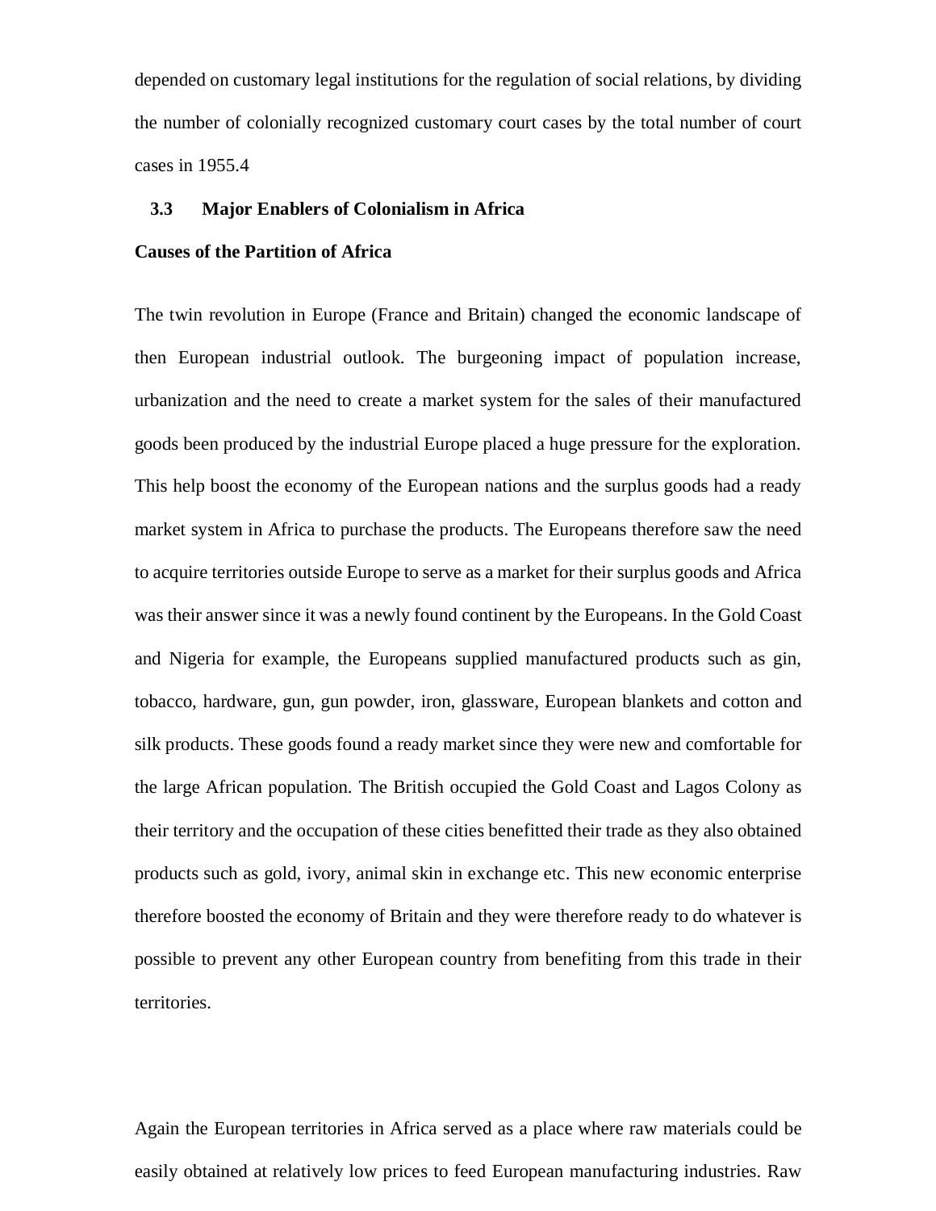depended on customary legal institutions for the regulation of social relations, by dividing the number of colonially recognized customary court cases by the total number of court cases in 1955.4

### 3.3 Major Enablers of Colonialism in Africa

**Causes of the Partition of Africa**

The twin revolution in Europe (France and Britain) changed the economic landscape of then European industrial outlook. The burgeoning impact of population increase, urbanization and the need to create a market system for the sales of their manufactured goods been produced by the industrial Europe placed a huge pressure for the exploration. This help boost the economy of the European nations and the surplus goods had a ready market system in Africa to purchase the products. The Europeans therefore saw the need to acquire territories outside Europe to serve as a market for their surplus goods and Africa was their answer since it was a newly found continent by the Europeans. In the Gold Coast and Nigeria for example, the Europeans supplied manufactured products such as gin, tobacco, hardware, gun, gun powder, iron, glassware, European blankets and cotton and silk products. These goods found a ready market since they were new and comfortable for the large African population. The British occupied the Gold Coast and Lagos Colony as their territory and the occupation of these cities benefitted their trade as they also obtained products such as gold, ivory, animal skin in exchange etc. This new economic enterprise therefore boosted the economy of Britain and they were therefore ready to do whatever is possible to prevent any other European country from benefiting from this trade in their territories.

Again the European territories in Africa served as a place where raw materials could be easily obtained at relatively low prices to feed European manufacturing industries. Raw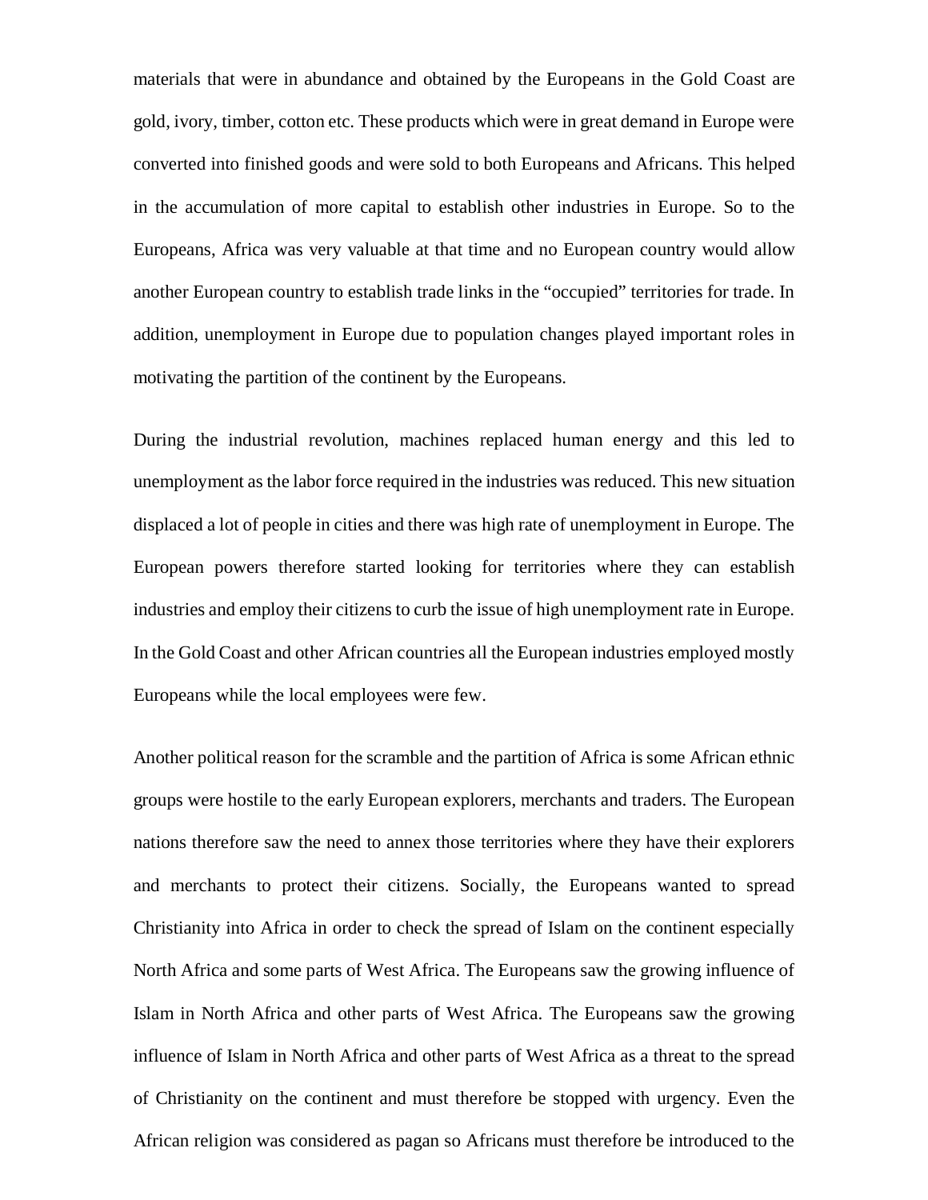materials that were in abundance and obtained by the Europeans in the Gold Coast are gold, ivory, timber, cotton etc. These products which were in great demand in Europe were converted into finished goods and were sold to both Europeans and Africans. This helped in the accumulation of more capital to establish other industries in Europe. So to the Europeans, Africa was very valuable at that time and no European country would allow another European country to establish trade links in the "occupied" territories for trade. In addition, unemployment in Europe due to population changes played important roles in motivating the partition of the continent by the Europeans.

During the industrial revolution, machines replaced human energy and this led to unemployment as the labor force required in the industries was reduced. This new situation displaced a lot of people in cities and there was high rate of unemployment in Europe. The European powers therefore started looking for territories where they can establish industries and employ their citizens to curb the issue of high unemployment rate in Europe. In the Gold Coast and other African countries all the European industries employed mostly Europeans while the local employees were few.

Another political reason for the scramble and the partition of Africa is some African ethnic groups were hostile to the early European explorers, merchants and traders. The European nations therefore saw the need to annex those territories where they have their explorers and merchants to protect their citizens. Socially, the Europeans wanted to spread Christianity into Africa in order to check the spread of Islam on the continent especially North Africa and some parts of West Africa. The Europeans saw the growing influence of Islam in North Africa and other parts of West Africa. The Europeans saw the growing influence of Islam in North Africa and other parts of West Africa as a threat to the spread of Christianity on the continent and must therefore be stopped with urgency. Even the African religion was considered as pagan so Africans must therefore be introduced to the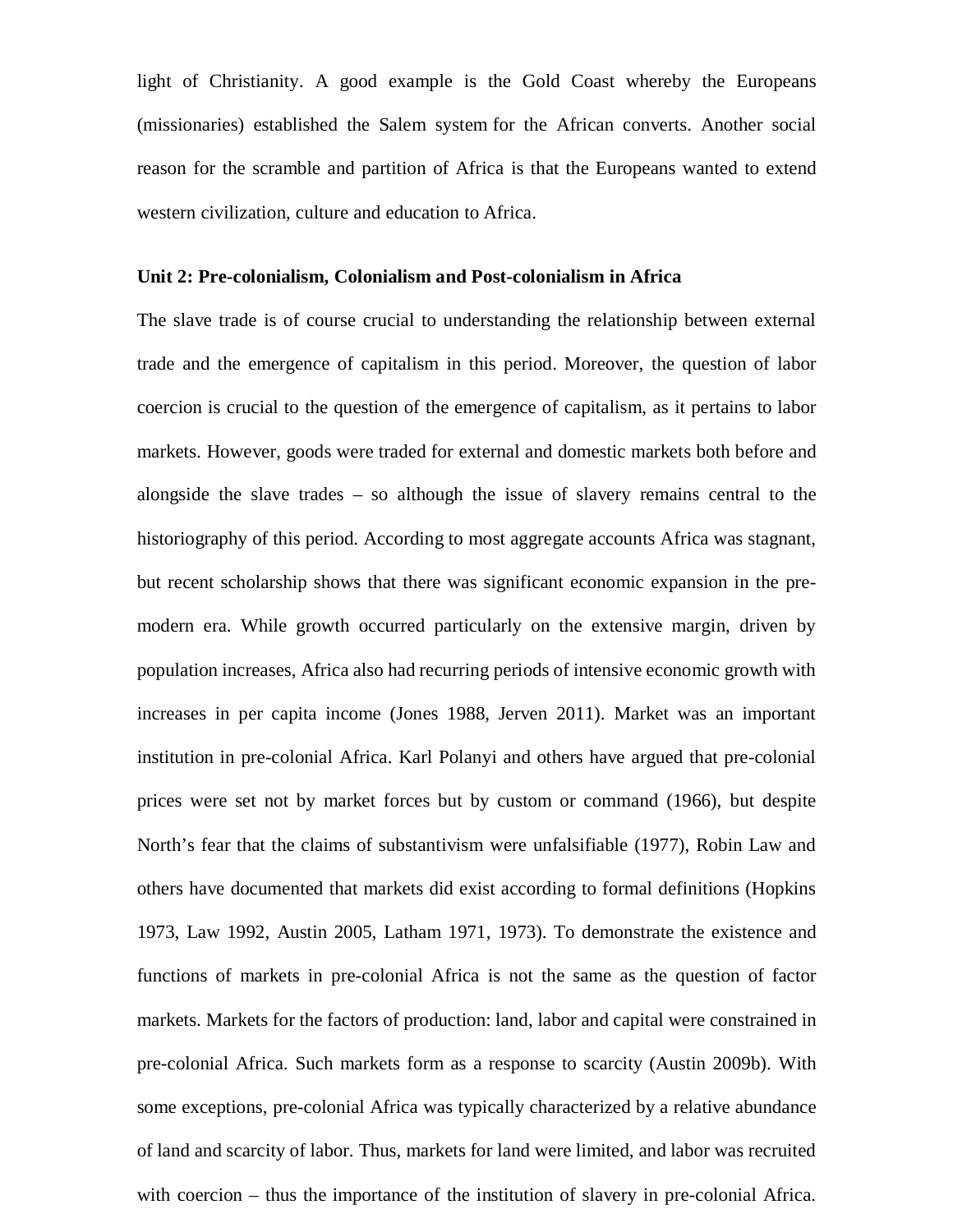light of Christianity. A good example is the Gold Coast whereby the Europeans (missionaries) established the Salem system for the African converts. Another social reason for the scramble and partition of Africa is that the Europeans wanted to extend western civilization, culture and education to Africa.

**Unit 2: Pre-colonialism, Colonialism and Post-colonialism in Africa**

The slave trade is of course crucial to understanding the relationship between external trade and the emergence of capitalism in this period. Moreover, the question of labor coercion is crucial to the question of the emergence of capitalism, as it pertains to labor markets. However, goods were traded for external and domestic markets both before and alongside the slave trades – so although the issue of slavery remains central to the historiography of this period. According to most aggregate accounts Africa was stagnant, but recent scholarship shows that there was significant economic expansion in the pre-modern era. While growth occurred particularly on the extensive margin, driven by population increases, Africa also had recurring periods of intensive economic growth with increases in per capita income (Jones 1988, Jerven 2011). Market was an important institution in pre-colonial Africa. Karl Polanyi and others have argued that pre-colonial prices were set not by market forces but by custom or command (1966), but despite North's fear that the claims of substantivism were unfalsifiable (1977), Robin Law and others have documented that markets did exist according to formal definitions (Hopkins 1973, Law 1992, Austin 2005, Latham 1971, 1973). To demonstrate the existence and functions of markets in pre-colonial Africa is not the same as the question of factor markets. Markets for the factors of production: land, labor and capital were constrained in pre-colonial Africa. Such markets form as a response to scarcity (Austin 2009b). With some exceptions, pre-colonial Africa was typically characterized by a relative abundance of land and scarcity of labor. Thus, markets for land were limited, and labor was recruited with coercion – thus the importance of the institution of slavery in pre-colonial Africa.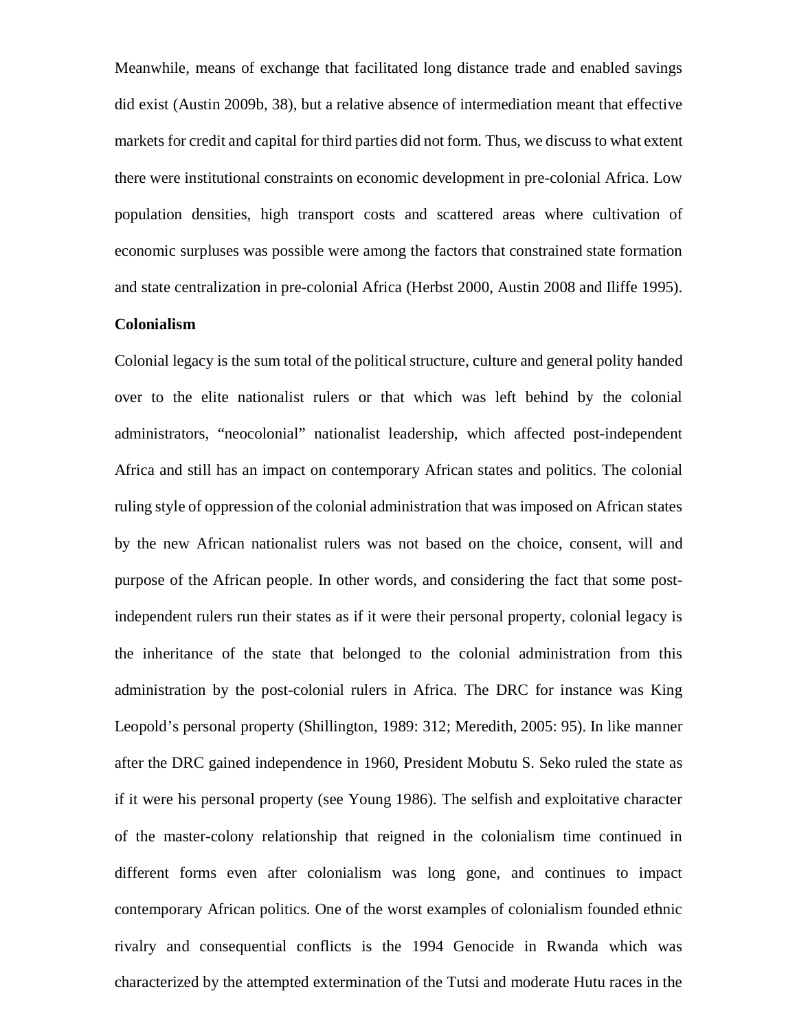Meanwhile, means of exchange that facilitated long distance trade and enabled savings did exist (Austin 2009b, 38), but a relative absence of intermediation meant that effective markets for credit and capital for third parties did not form. Thus, we discuss to what extent there were institutional constraints on economic development in pre-colonial Africa. Low population densities, high transport costs and scattered areas where cultivation of economic surpluses was possible were among the factors that constrained state formation and state centralization in pre-colonial Africa (Herbst 2000, Austin 2008 and Iliffe 1995).

**Colonialism**

Colonial legacy is the sum total of the political structure, culture and general polity handed over to the elite nationalist rulers or that which was left behind by the colonial administrators, "neocolonial" nationalist leadership, which affected post-independent Africa and still has an impact on contemporary African states and politics. The colonial ruling style of oppression of the colonial administration that was imposed on African states by the new African nationalist rulers was not based on the choice, consent, will and purpose of the African people. In other words, and considering the fact that some post-independent rulers run their states as if it were their personal property, colonial legacy is the inheritance of the state that belonged to the colonial administration from this administration by the post-colonial rulers in Africa. The DRC for instance was King Leopold's personal property (Shillington, 1989: 312; Meredith, 2005: 95). In like manner after the DRC gained independence in 1960, President Mobutu S. Seko ruled the state as if it were his personal property (see Young 1986). The selfish and exploitative character of the master-colony relationship that reigned in the colonialism time continued in different forms even after colonialism was long gone, and continues to impact contemporary African politics. One of the worst examples of colonialism founded ethnic rivalry and consequential conflicts is the 1994 Genocide in Rwanda which was characterized by the attempted extermination of the Tutsi and moderate Hutu races in the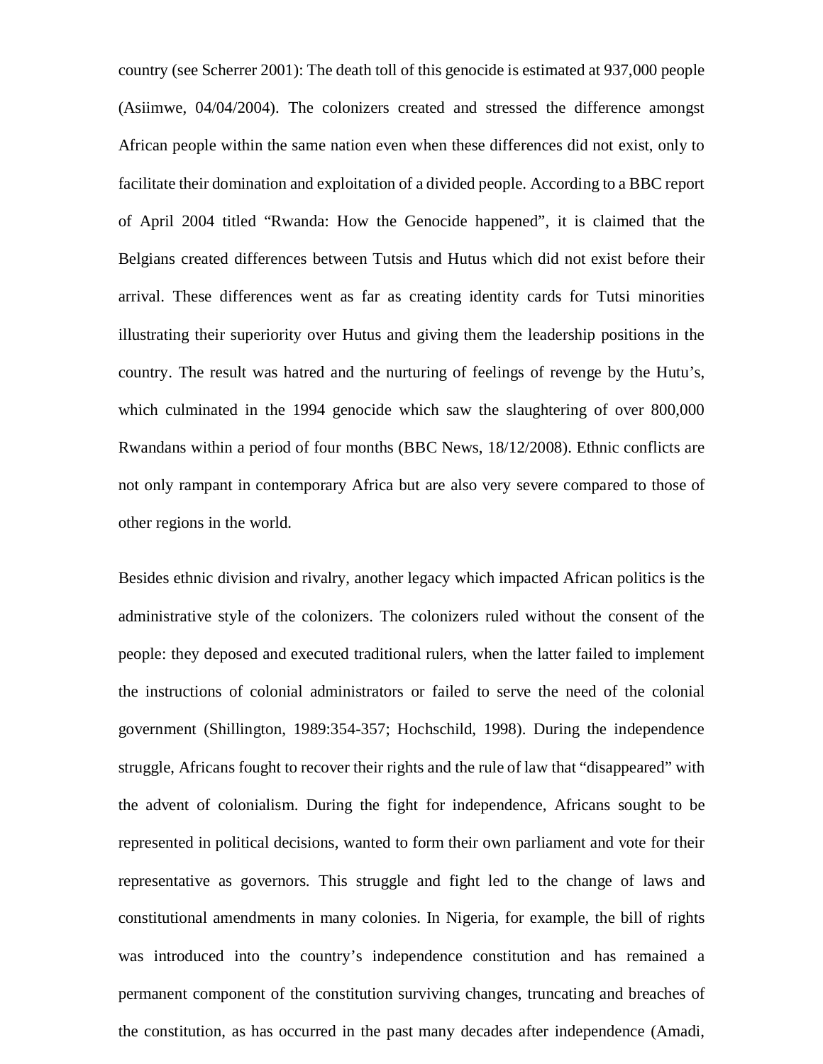country (see Scherrer 2001): The death toll of this genocide is estimated at 937,000 people (Asiimwe, 04/04/2004). The colonizers created and stressed the difference amongst African people within the same nation even when these differences did not exist, only to facilitate their domination and exploitation of a divided people. According to a BBC report of April 2004 titled "Rwanda: How the Genocide happened", it is claimed that the Belgians created differences between Tutsis and Hutus which did not exist before their arrival. These differences went as far as creating identity cards for Tutsi minorities illustrating their superiority over Hutus and giving them the leadership positions in the country. The result was hatred and the nurturing of feelings of revenge by the Hutu's, which culminated in the 1994 genocide which saw the slaughtering of over 800,000 Rwandans within a period of four months (BBC News, 18/12/2008). Ethnic conflicts are not only rampant in contemporary Africa but are also very severe compared to those of other regions in the world.

Besides ethnic division and rivalry, another legacy which impacted African politics is the administrative style of the colonizers. The colonizers ruled without the consent of the people: they deposed and executed traditional rulers, when the latter failed to implement the instructions of colonial administrators or failed to serve the need of the colonial government (Shillington, 1989:354-357; Hochschild, 1998). During the independence struggle, Africans fought to recover their rights and the rule of law that "disappeared" with the advent of colonialism. During the fight for independence, Africans sought to be represented in political decisions, wanted to form their own parliament and vote for their representative as governors. This struggle and fight led to the change of laws and constitutional amendments in many colonies. In Nigeria, for example, the bill of rights was introduced into the country's independence constitution and has remained a permanent component of the constitution surviving changes, truncating and breaches of the constitution, as has occurred in the past many decades after independence (Amadi,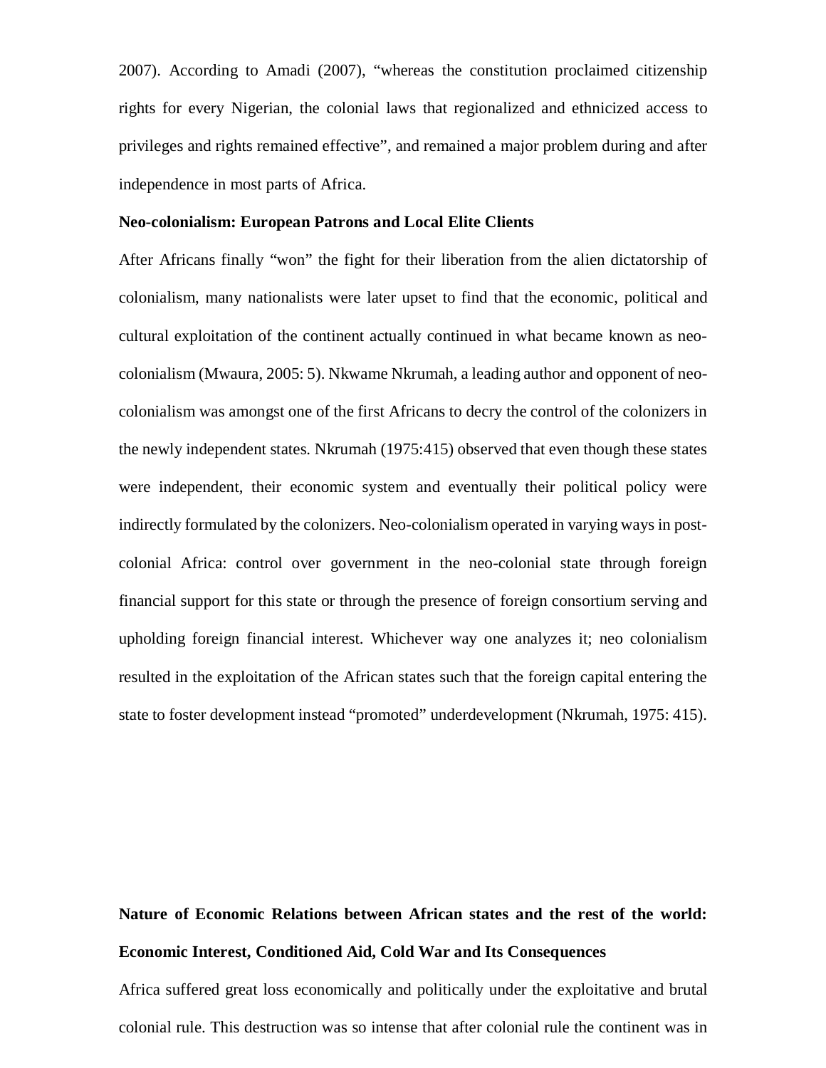2007). According to Amadi (2007), "whereas the constitution proclaimed citizenship rights for every Nigerian, the colonial laws that regionalized and ethnicized access to privileges and rights remained effective", and remained a major problem during and after independence in most parts of Africa.

**Neo-colonialism: European Patrons and Local Elite Clients**

After Africans finally "won" the fight for their liberation from the alien dictatorship of colonialism, many nationalists were later upset to find that the economic, political and cultural exploitation of the continent actually continued in what became known as neo-colonialism (Mwaura, 2005: 5). Nkwame Nkrumah, a leading author and opponent of neo-colonialism was amongst one of the first Africans to decry the control of the colonizers in the newly independent states. Nkrumah (1975:415) observed that even though these states were independent, their economic system and eventually their political policy were indirectly formulated by the colonizers. Neo-colonialism operated in varying ways in post-colonial Africa: control over government in the neo-colonial state through foreign financial support for this state or through the presence of foreign consortium serving and upholding foreign financial interest. Whichever way one analyzes it; neo colonialism resulted in the exploitation of the African states such that the foreign capital entering the state to foster development instead "promoted" underdevelopment (Nkrumah, 1975: 415).

**Nature of Economic Relations between African states and the rest of the world: Economic Interest, Conditioned Aid, Cold War and Its Consequences**

Africa suffered great loss economically and politically under the exploitative and brutal colonial rule. This destruction was so intense that after colonial rule the continent was in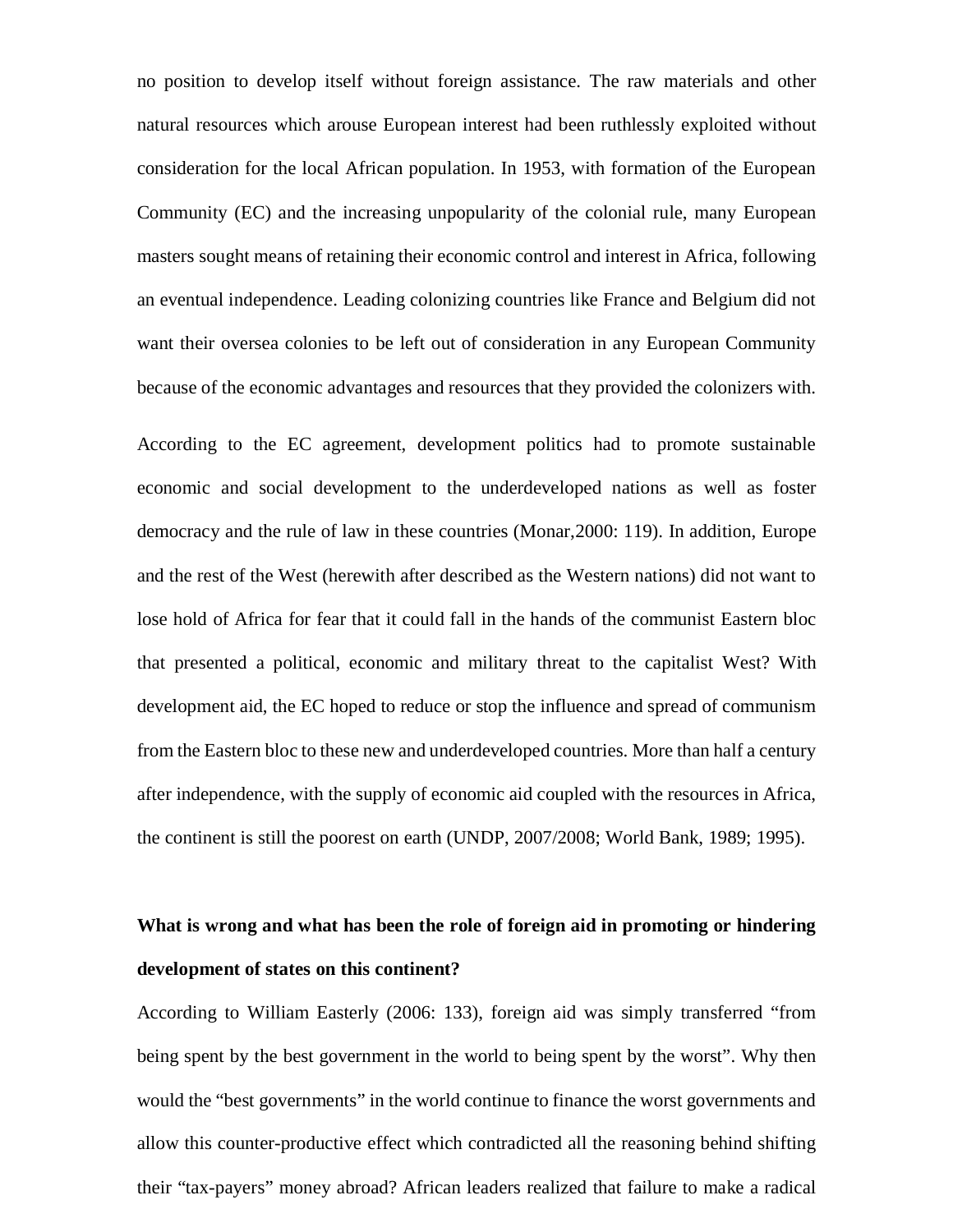no position to develop itself without foreign assistance. The raw materials and other natural resources which arouse European interest had been ruthlessly exploited without consideration for the local African population. In 1953, with formation of the European Community (EC) and the increasing unpopularity of the colonial rule, many European masters sought means of retaining their economic control and interest in Africa, following an eventual independence. Leading colonizing countries like France and Belgium did not want their oversea colonies to be left out of consideration in any European Community because of the economic advantages and resources that they provided the colonizers with.

According to the EC agreement, development politics had to promote sustainable economic and social development to the underdeveloped nations as well as foster democracy and the rule of law in these countries (Monar,2000: 119). In addition, Europe and the rest of the West (herewith after described as the Western nations) did not want to lose hold of Africa for fear that it could fall in the hands of the communist Eastern bloc that presented a political, economic and military threat to the capitalist West? With development aid, the EC hoped to reduce or stop the influence and spread of communism from the Eastern bloc to these new and underdeveloped countries. More than half a century after independence, with the supply of economic aid coupled with the resources in Africa, the continent is still the poorest on earth (UNDP, 2007/2008; World Bank, 1989; 1995).

**What is wrong and what has been the role of foreign aid in promoting or hindering development of states on this continent?**

According to William Easterly (2006: 133), foreign aid was simply transferred "from being spent by the best government in the world to being spent by the worst". Why then would the "best governments" in the world continue to finance the worst governments and allow this counter-productive effect which contradicted all the reasoning behind shifting their "tax-payers" money abroad? African leaders realized that failure to make a radical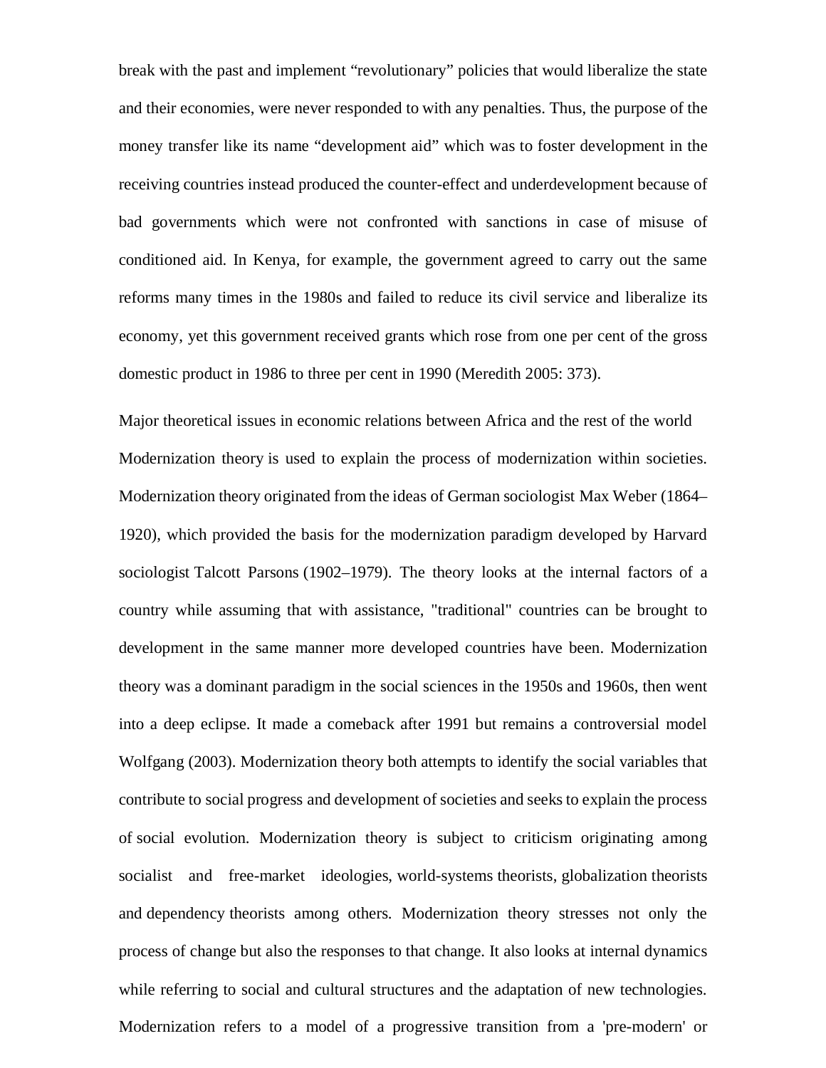break with the past and implement “revolutionary” policies that would liberalize the state and their economies, were never responded to with any penalties. Thus, the purpose of the money transfer like its name “development aid” which was to foster development in the receiving countries instead produced the counter-effect and underdevelopment because of bad governments which were not confronted with sanctions in case of misuse of conditioned aid. In Kenya, for example, the government agreed to carry out the same reforms many times in the 1980s and failed to reduce its civil service and liberalize its economy, yet this government received grants which rose from one per cent of the gross domestic product in 1986 to three per cent in 1990 (Meredith 2005: 373).

Major theoretical issues in economic relations between Africa and the rest of the world

Modernization theory is used to explain the process of modernization within societies. Modernization theory originated from the ideas of German sociologist Max Weber (1864–1920), which provided the basis for the modernization paradigm developed by Harvard sociologist Talcott Parsons (1902–1979). The theory looks at the internal factors of a country while assuming that with assistance, "traditional" countries can be brought to development in the same manner more developed countries have been. Modernization theory was a dominant paradigm in the social sciences in the 1950s and 1960s, then went into a deep eclipse. It made a comeback after 1991 but remains a controversial model Wolfgang (2003). Modernization theory both attempts to identify the social variables that contribute to social progress and development of societies and seeks to explain the process of social evolution. Modernization theory is subject to criticism originating among socialist and free-market ideologies, world-systems theorists, globalization theorists and dependency theorists among others. Modernization theory stresses not only the process of change but also the responses to that change. It also looks at internal dynamics while referring to social and cultural structures and the adaptation of new technologies. Modernization refers to a model of a progressive transition from a 'pre-modern' or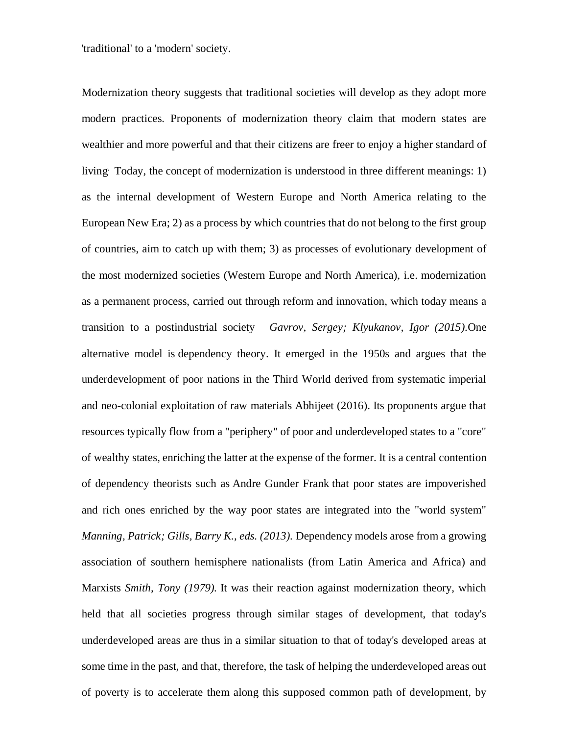'traditional' to a 'modern' society.

Modernization theory suggests that traditional societies will develop as they adopt more modern practices. Proponents of modernization theory claim that modern states are wealthier and more powerful and that their citizens are freer to enjoy a higher standard of living. Today, the concept of modernization is understood in three different meanings: 1) as the internal development of Western Europe and North America relating to the European New Era; 2) as a process by which countries that do not belong to the first group of countries, aim to catch up with them; 3) as processes of evolutionary development of the most modernized societies (Western Europe and North America), i.e. modernization as a permanent process, carried out through reform and innovation, which today means a transition to a postindustrial society *Gavrov, Sergey; Klyukanov, Igor (2015)*.One alternative model is dependency theory. It emerged in the 1950s and argues that the underdevelopment of poor nations in the Third World derived from systematic imperial and neo-colonial exploitation of raw materials Abhijeet (2016). Its proponents argue that resources typically flow from a "periphery" of poor and underdeveloped states to a "core" of wealthy states, enriching the latter at the expense of the former. It is a central contention of dependency theorists such as Andre Gunder Frank that poor states are impoverished and rich ones enriched by the way poor states are integrated into the "world system" *Manning, Patrick; Gills, Barry K., eds. (2013).* Dependency models arose from a growing association of southern hemisphere nationalists (from Latin America and Africa) and Marxists *Smith, Tony (1979).* It was their reaction against modernization theory, which held that all societies progress through similar stages of development, that today's underdeveloped areas are thus in a similar situation to that of today's developed areas at some time in the past, and that, therefore, the task of helping the underdeveloped areas out of poverty is to accelerate them along this supposed common path of development, by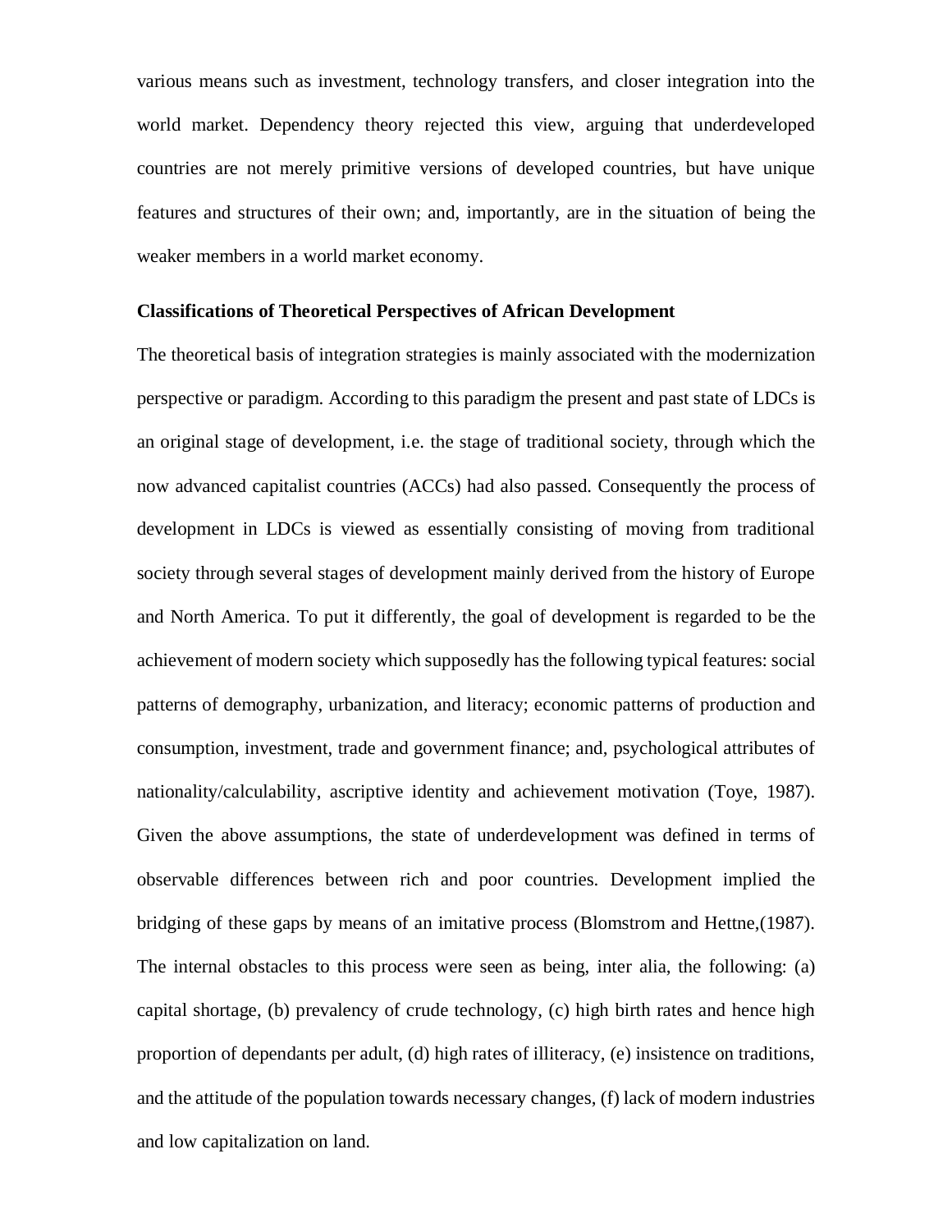various means such as investment, technology transfers, and closer integration into the world market. Dependency theory rejected this view, arguing that underdeveloped countries are not merely primitive versions of developed countries, but have unique features and structures of their own; and, importantly, are in the situation of being the weaker members in a world market economy.

**Classifications of Theoretical Perspectives of African Development**

The theoretical basis of integration strategies is mainly associated with the modernization perspective or paradigm. According to this paradigm the present and past state of LDCs is an original stage of development, i.e. the stage of traditional society, through which the now advanced capitalist countries (ACCs) had also passed. Consequently the process of development in LDCs is viewed as essentially consisting of moving from traditional society through several stages of development mainly derived from the history of Europe and North America. To put it differently, the goal of development is regarded to be the achievement of modern society which supposedly has the following typical features: social patterns of demography, urbanization, and literacy; economic patterns of production and consumption, investment, trade and government finance; and, psychological attributes of nationality/calculability, ascriptive identity and achievement motivation (Toye, 1987). Given the above assumptions, the state of underdevelopment was defined in terms of observable differences between rich and poor countries. Development implied the bridging of these gaps by means of an imitative process (Blomstrom and Hettne,(1987). The internal obstacles to this process were seen as being, inter alia, the following: (a) capital shortage, (b) prevalency of crude technology, (c) high birth rates and hence high proportion of dependants per adult, (d) high rates of illiteracy, (e) insistence on traditions, and the attitude of the population towards necessary changes, (f) lack of modern industries and low capitalization on land.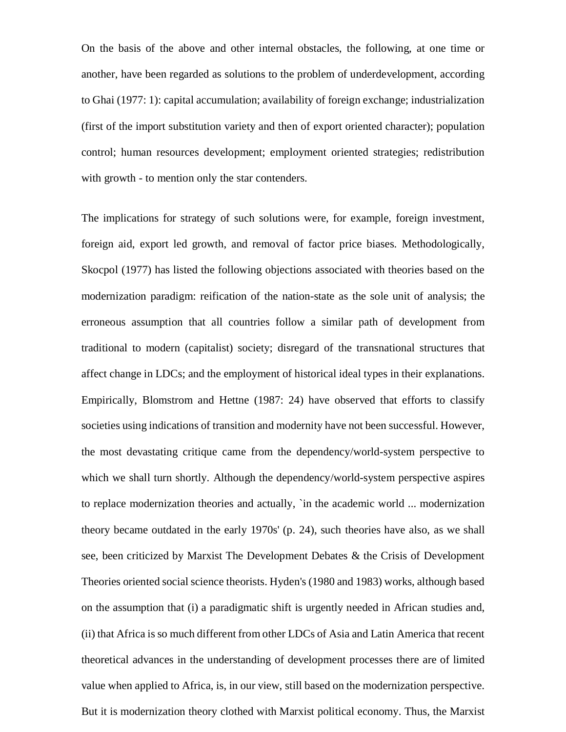On the basis of the above and other internal obstacles, the following, at one time or another, have been regarded as solutions to the problem of underdevelopment, according to Ghai (1977: 1): capital accumulation; availability of foreign exchange; industrialization (first of the import substitution variety and then of export oriented character); population control; human resources development; employment oriented strategies; redistribution with growth - to mention only the star contenders.

The implications for strategy of such solutions were, for example, foreign investment, foreign aid, export led growth, and removal of factor price biases. Methodologically, Skocpol (1977) has listed the following objections associated with theories based on the modernization paradigm: reification of the nation-state as the sole unit of analysis; the erroneous assumption that all countries follow a similar path of development from traditional to modern (capitalist) society; disregard of the transnational structures that affect change in LDCs; and the employment of historical ideal types in their explanations. Empirically, Blomstrom and Hettne (1987: 24) have observed that efforts to classify societies using indications of transition and modernity have not been successful. However, the most devastating critique came from the dependency/world-system perspective to which we shall turn shortly. Although the dependency/world-system perspective aspires to replace modernization theories and actually, `in the academic world ... modernization theory became outdated in the early 1970s' (p. 24), such theories have also, as we shall see, been criticized by Marxist The Development Debates & the Crisis of Development Theories oriented social science theorists. Hyden's (1980 and 1983) works, although based on the assumption that (i) a paradigmatic shift is urgently needed in African studies and, (ii) that Africa is so much different from other LDCs of Asia and Latin America that recent theoretical advances in the understanding of development processes there are of limited value when applied to Africa, is, in our view, still based on the modernization perspective. But it is modernization theory clothed with Marxist political economy. Thus, the Marxist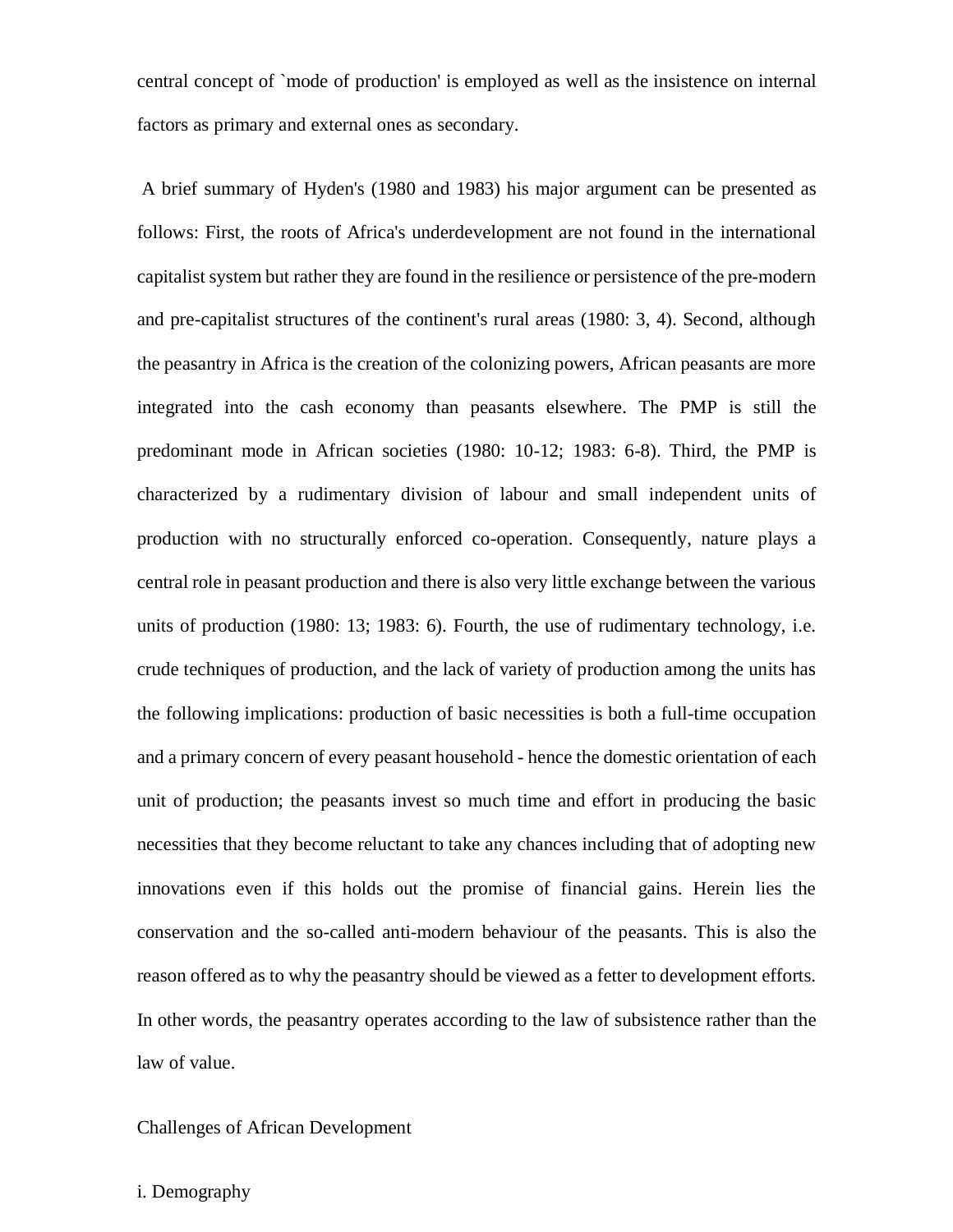central concept of `mode of production' is employed as well as the insistence on internal factors as primary and external ones as secondary.

A brief summary of Hyden's (1980 and 1983) his major argument can be presented as follows: First, the roots of Africa's underdevelopment are not found in the international capitalist system but rather they are found in the resilience or persistence of the pre-modern and pre-capitalist structures of the continent's rural areas (1980: 3, 4). Second, although the peasantry in Africa is the creation of the colonizing powers, African peasants are more integrated into the cash economy than peasants elsewhere. The PMP is still the predominant mode in African societies (1980: 10-12; 1983: 6-8). Third, the PMP is characterized by a rudimentary division of labour and small independent units of production with no structurally enforced co-operation. Consequently, nature plays a central role in peasant production and there is also very little exchange between the various units of production (1980: 13; 1983: 6). Fourth, the use of rudimentary technology, i.e. crude techniques of production, and the lack of variety of production among the units has the following implications: production of basic necessities is both a full-time occupation and a primary concern of every peasant household - hence the domestic orientation of each unit of production; the peasants invest so much time and effort in producing the basic necessities that they become reluctant to take any chances including that of adopting new innovations even if this holds out the promise of financial gains. Herein lies the conservation and the so-called anti-modern behaviour of the peasants. This is also the reason offered as to why the peasantry should be viewed as a fetter to development efforts. In other words, the peasantry operates according to the law of subsistence rather than the law of value.

## Challenges of African Development

### i. Demography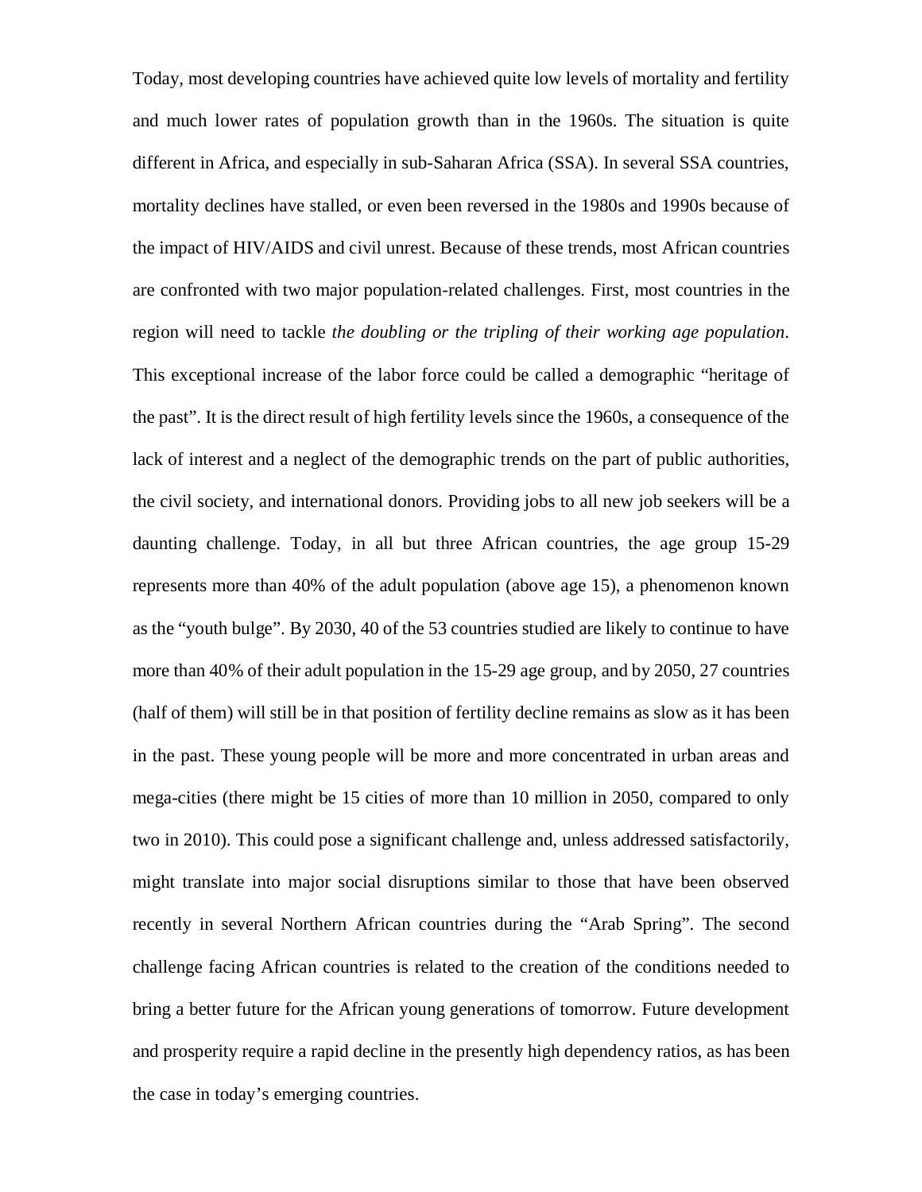Today, most developing countries have achieved quite low levels of mortality and fertility and much lower rates of population growth than in the 1960s. The situation is quite different in Africa, and especially in sub-Saharan Africa (SSA). In several SSA countries, mortality declines have stalled, or even been reversed in the 1980s and 1990s because of the impact of HIV/AIDS and civil unrest. Because of these trends, most African countries are confronted with two major population-related challenges. First, most countries in the region will need to tackle *the doubling or the tripling of their working age population*. This exceptional increase of the labor force could be called a demographic "heritage of the past". It is the direct result of high fertility levels since the 1960s, a consequence of the lack of interest and a neglect of the demographic trends on the part of public authorities, the civil society, and international donors. Providing jobs to all new job seekers will be a daunting challenge. Today, in all but three African countries, the age group 15-29 represents more than 40% of the adult population (above age 15), a phenomenon known as the "youth bulge". By 2030, 40 of the 53 countries studied are likely to continue to have more than 40% of their adult population in the 15-29 age group, and by 2050, 27 countries (half of them) will still be in that position of fertility decline remains as slow as it has been in the past. These young people will be more and more concentrated in urban areas and mega-cities (there might be 15 cities of more than 10 million in 2050, compared to only two in 2010). This could pose a significant challenge and, unless addressed satisfactorily, might translate into major social disruptions similar to those that have been observed recently in several Northern African countries during the "Arab Spring". The second challenge facing African countries is related to the creation of the conditions needed to bring a better future for the African young generations of tomorrow. Future development and prosperity require a rapid decline in the presently high dependency ratios, as has been the case in today's emerging countries.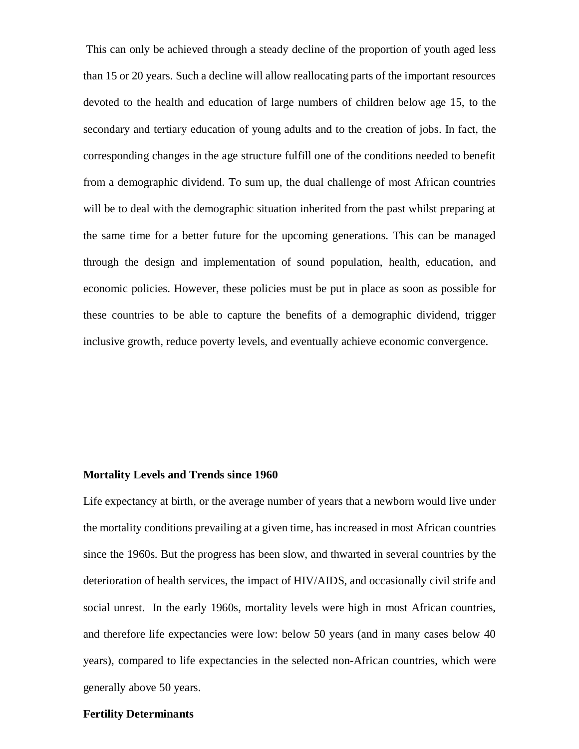This can only be achieved through a steady decline of the proportion of youth aged less than 15 or 20 years. Such a decline will allow reallocating parts of the important resources devoted to the health and education of large numbers of children below age 15, to the secondary and tertiary education of young adults and to the creation of jobs. In fact, the corresponding changes in the age structure fulfill one of the conditions needed to benefit from a demographic dividend. To sum up, the dual challenge of most African countries will be to deal with the demographic situation inherited from the past whilst preparing at the same time for a better future for the upcoming generations. This can be managed through the design and implementation of sound population, health, education, and economic policies. However, these policies must be put in place as soon as possible for these countries to be able to capture the benefits of a demographic dividend, trigger inclusive growth, reduce poverty levels, and eventually achieve economic convergence.

**Mortality Levels and Trends since 1960**

Life expectancy at birth, or the average number of years that a newborn would live under the mortality conditions prevailing at a given time, has increased in most African countries since the 1960s. But the progress has been slow, and thwarted in several countries by the deterioration of health services, the impact of HIV/AIDS, and occasionally civil strife and social unrest. In the early 1960s, mortality levels were high in most African countries, and therefore life expectancies were low: below 50 years (and in many cases below 40 years), compared to life expectancies in the selected non-African countries, which were generally above 50 years.

**Fertility Determinants**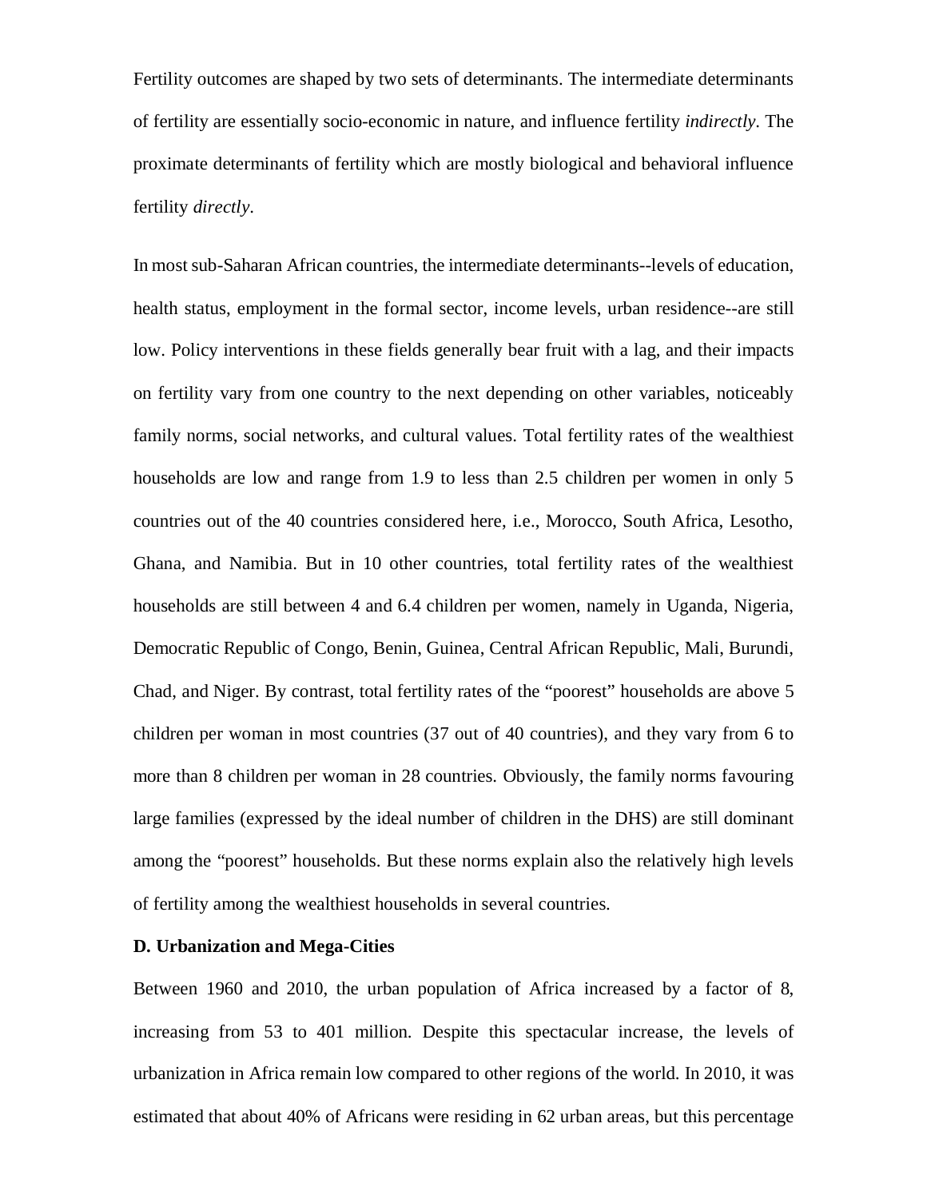Fertility outcomes are shaped by two sets of determinants. The intermediate determinants of fertility are essentially socio-economic in nature, and influence fertility *indirectly*. The proximate determinants of fertility which are mostly biological and behavioral influence fertility *directly*.

In most sub-Saharan African countries, the intermediate determinants--levels of education, health status, employment in the formal sector, income levels, urban residence--are still low. Policy interventions in these fields generally bear fruit with a lag, and their impacts on fertility vary from one country to the next depending on other variables, noticeably family norms, social networks, and cultural values. Total fertility rates of the wealthiest households are low and range from 1.9 to less than 2.5 children per women in only 5 countries out of the 40 countries considered here, i.e., Morocco, South Africa, Lesotho, Ghana, and Namibia. But in 10 other countries, total fertility rates of the wealthiest households are still between 4 and 6.4 children per women, namely in Uganda, Nigeria, Democratic Republic of Congo, Benin, Guinea, Central African Republic, Mali, Burundi, Chad, and Niger. By contrast, total fertility rates of the "poorest" households are above 5 children per woman in most countries (37 out of 40 countries), and they vary from 6 to more than 8 children per woman in 28 countries. Obviously, the family norms favouring large families (expressed by the ideal number of children in the DHS) are still dominant among the "poorest" households. But these norms explain also the relatively high levels of fertility among the wealthiest households in several countries.

**D. Urbanization and Mega-Cities**

Between 1960 and 2010, the urban population of Africa increased by a factor of 8, increasing from 53 to 401 million. Despite this spectacular increase, the levels of urbanization in Africa remain low compared to other regions of the world. In 2010, it was estimated that about 40% of Africans were residing in 62 urban areas, but this percentage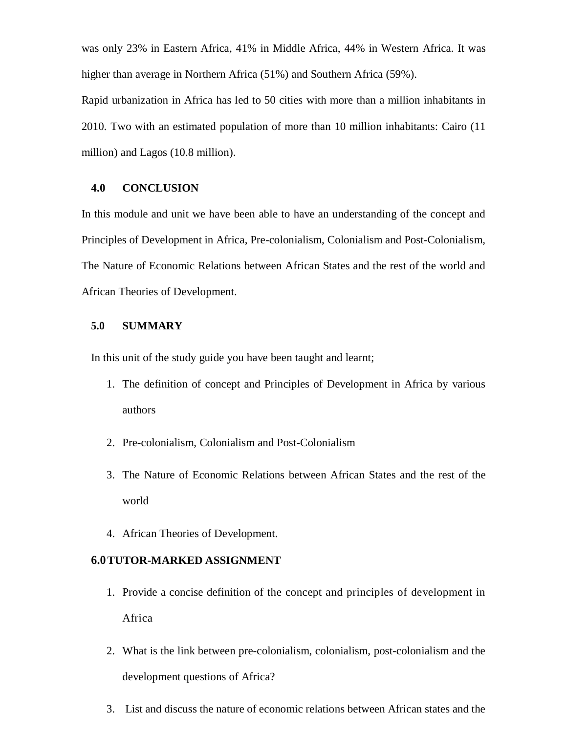was only 23% in Eastern Africa, 41% in Middle Africa, 44% in Western Africa. It was higher than average in Northern Africa (51%) and Southern Africa (59%).

Rapid urbanization in Africa has led to 50 cities with more than a million inhabitants in 2010. Two with an estimated population of more than 10 million inhabitants: Cairo (11 million) and Lagos (10.8 million).

## 4.0 CONCLUSION

In this module and unit we have been able to have an understanding of the concept and Principles of Development in Africa, Pre-colonialism, Colonialism and Post-Colonialism, The Nature of Economic Relations between African States and the rest of the world and African Theories of Development.

## 5.0 SUMMARY

In this unit of the study guide you have been taught and learnt;

1. The definition of concept and Principles of Development in Africa by various authors
2. Pre-colonialism, Colonialism and Post-Colonialism
3. The Nature of Economic Relations between African States and the rest of the world
4. African Theories of Development.

## 6.0 TUTOR-MARKED ASSIGNMENT

1. Provide a concise definition of the concept and principles of development in Africa
2. What is the link between pre-colonialism, colonialism, post-colonialism and the development questions of Africa?
3. List and discuss the nature of economic relations between African states and the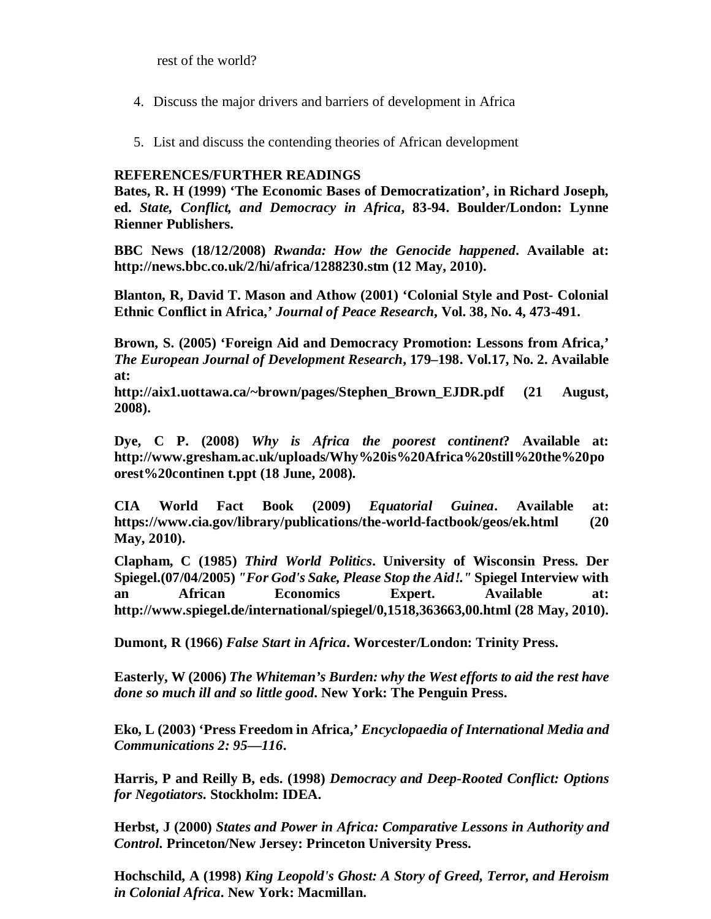rest of the world?

4. Discuss the major drivers and barriers of development in Africa

5. List and discuss the contending theories of African development

**REFERENCES/FURTHER READINGS**

**Bates, R. H (1999) 'The Economic Bases of Democratization', in Richard Joseph, ed. *State, Conflict, and Democracy in Africa*, 83-94. Boulder/London: Lynne Rienner Publishers.**

**BBC News (18/12/2008) *Rwanda: How the Genocide happened*. Available at: http://news.bbc.co.uk/2/hi/africa/1288230.stm (12 May, 2010).**

**Blanton, R, David T. Mason and Athow (2001) 'Colonial Style and Post- Colonial Ethnic Conflict in Africa,' *Journal of Peace Research*, Vol. 38, No. 4, 473-491.**

**Brown, S. (2005) 'Foreign Aid and Democracy Promotion: Lessons from Africa,' *The European Journal of Development Research*, 179–198. Vol.17, No. 2. Available at: http://aix1.uottawa.ca/~brown/pages/Stephen_Brown_EJDR.pdf (21 August, 2008).**

**Dye, C P. (2008) *Why is Africa the poorest continent*? Available at: http://www.gresham.ac.uk/uploads/Why%20is%20Africa%20still%20the%20poorest%20continen t.ppt (18 June, 2008).**

**CIA World Fact Book (2009) *Equatorial Guinea*. Available at: https://www.cia.gov/library/publications/the-world-factbook/geos/ek.html (20 May, 2010).**

**Clapham, C (1985) *Third World Politics*. University of Wisconsin Press. Der Spiegel.(07/04/2005) *"For God's Sake, Please Stop the Aid!."* Spiegel Interview with an African Economics Expert. Available at: http://www.spiegel.de/international/spiegel/0,1518,363663,00.html (28 May, 2010).**

**Dumont, R (1966) *False Start in Africa*. Worcester/London: Trinity Press.**

**Easterly, W (2006) *The Whiteman's Burden: why the West efforts to aid the rest have done so much ill and so little good*. New York: The Penguin Press.**

**Eko, L (2003) 'Press Freedom in Africa,' *Encyclopaedia of International Media and Communications 2: 95—116*.**

**Harris, P and Reilly B, eds. (1998) *Democracy and Deep-Rooted Conflict: Options for Negotiators*. Stockholm: IDEA.**

**Herbst, J (2000) *States and Power in Africa: Comparative Lessons in Authority and Control*. Princeton/New Jersey: Princeton University Press.**

**Hochschild, A (1998) *King Leopold's Ghost: A Story of Greed, Terror, and Heroism in Colonial Africa*. New York: Macmillan.**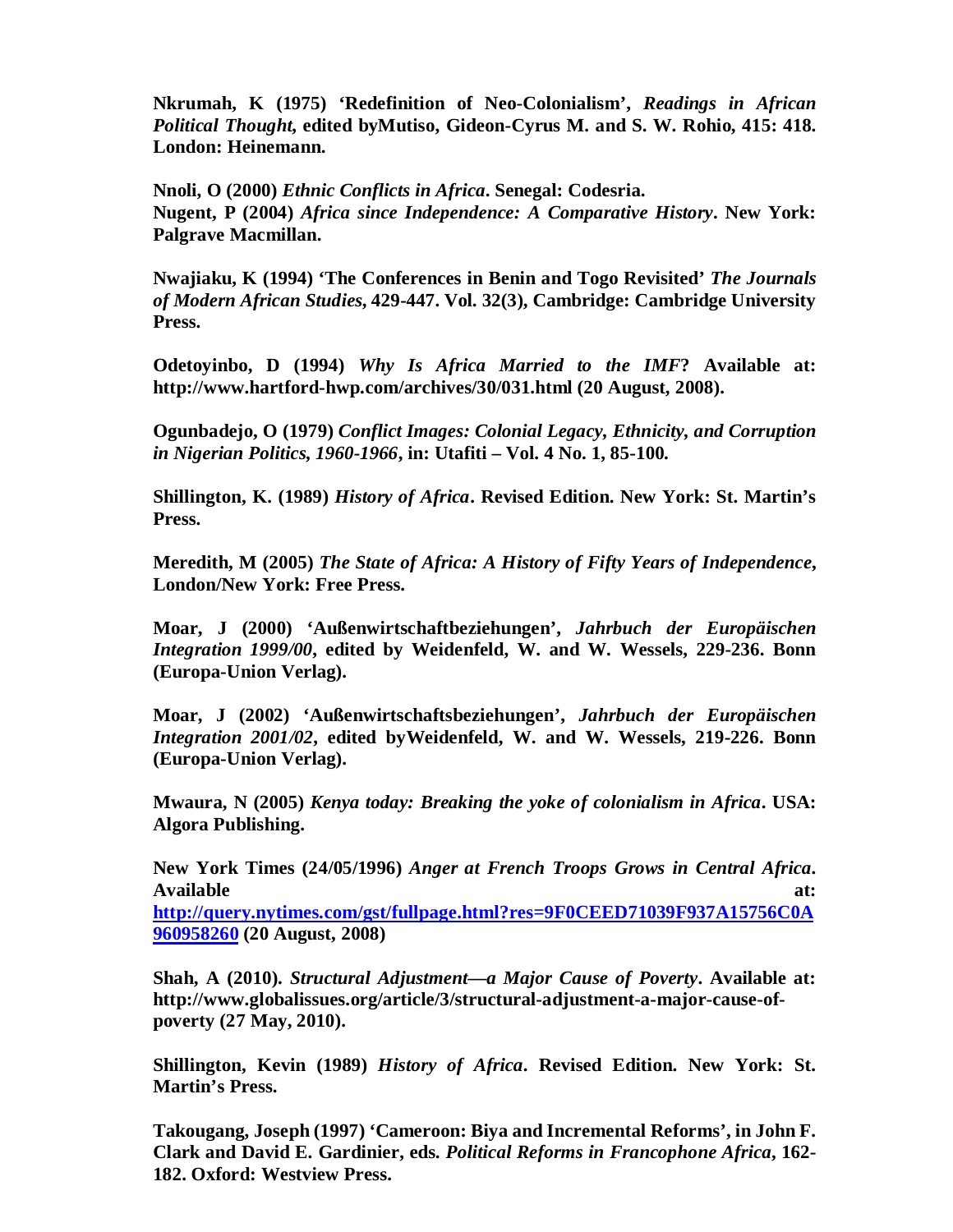**Nkrumah, K (1975) 'Redefinition of Neo-Colonialism',** ***Readings in African Political Thought,*** **edited byMutiso, Gideon-Cyrus M. and S. W. Rohio, 415: 418. London: Heinemann.**

**Nnoli, O (2000)** ***Ethnic Conflicts in Africa*****. Senegal: Codesria.**
**Nugent, P (2004)** ***Africa since Independence: A Comparative History*****. New York: Palgrave Macmillan.**

**Nwajiaku, K (1994) 'The Conferences in Benin and Togo Revisited'** ***The Journals of Modern African Studies*****, 429-447. Vol. 32(3), Cambridge: Cambridge University Press.**

**Odetoyinbo, D (1994)** ***Why Is Africa Married to the IMF*****? Available at: http://www.hartford-hwp.com/archives/30/031.html (20 August, 2008).**

**Ogunbadejo, O (1979)** ***Conflict Images: Colonial Legacy, Ethnicity, and Corruption in Nigerian Politics, 1960-1966*****, in: Utafiti – Vol. 4 No. 1, 85-100.**

**Shillington, K. (1989)** ***History of Africa*****. Revised Edition. New York: St. Martin's Press.**

**Meredith, M (2005)** ***The State of Africa: A History of Fifty Years of Independence*****, London/New York: Free Press.**

**Moar, J (2000) 'Außenwirtschaftbeziehungen',** ***Jahrbuch der Europäischen Integration 1999/00*****, edited by Weidenfeld, W. and W. Wessels, 229-236. Bonn (Europa-Union Verlag).**

**Moar, J (2002) 'Außenwirtschaftsbeziehungen',** ***Jahrbuch der Europäischen Integration 2001/02*****, edited byWeidenfeld, W. and W. Wessels, 219-226. Bonn (Europa-Union Verlag).**

**Mwaura, N (2005)** ***Kenya today: Breaking the yoke of colonialism in Africa*****. USA: Algora Publishing.**

**New York Times (24/05/1996)** ***Anger at French Troops Grows in Central Africa*****. Available at: http://query.nytimes.com/gst/fullpage.html?res=9F0CEED71039F937A15756C0A960958260 (20 August, 2008)**

**Shah, A (2010).** ***Structural Adjustment—a Major Cause of Poverty*****. Available at: http://www.globalissues.org/article/3/structural-adjustment-a-major-cause-of-poverty (27 May, 2010).**

**Shillington, Kevin (1989)** ***History of Africa*****. Revised Edition. New York: St. Martin's Press.**

**Takougang, Joseph (1997) 'Cameroon: Biya and Incremental Reforms', in John F. Clark and David E. Gardinier, eds.** ***Political Reforms in Francophone Africa*****, 162-182. Oxford: Westview Press.**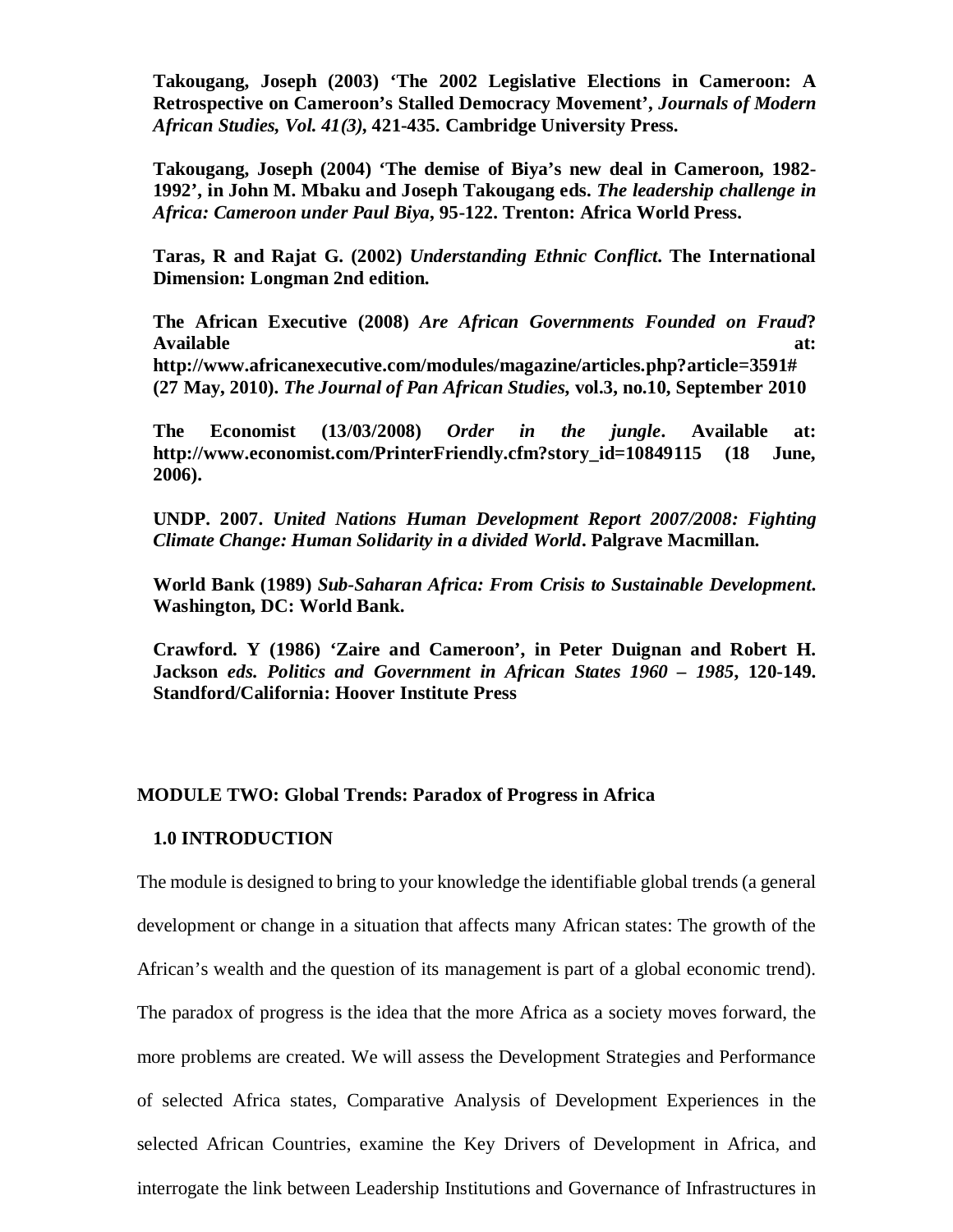**Takougang, Joseph (2003) 'The 2002 Legislative Elections in Cameroon: A Retrospective on Cameroon's Stalled Democracy Movement', *Journals of Modern African Studies, Vol. 41(3)*, 421-435. Cambridge University Press.**

**Takougang, Joseph (2004) 'The demise of Biya's new deal in Cameroon, 1982-1992', in John M. Mbaku and Joseph Takougang eds. *The leadership challenge in Africa: Cameroon under Paul Biya*, 95-122. Trenton: Africa World Press.**

**Taras, R and Rajat G. (2002) *Understanding Ethnic Conflict*. The International Dimension: Longman 2nd edition.**

**The African Executive (2008) *Are African Governments Founded on Fraud*? Available at: http://www.africanexecutive.com/modules/magazine/articles.php?article=3591# (27 May, 2010). *The Journal of Pan African Studies*, vol.3, no.10, September 2010**

**The Economist (13/03/2008) *Order in the jungle*. Available at: http://www.economist.com/PrinterFriendly.cfm?story_id=10849115 (18 June, 2006).**

**UNDP. 2007. *United Nations Human Development Report 2007/2008: Fighting Climate Change: Human Solidarity in a divided World*. Palgrave Macmillan.**

**World Bank (1989) *Sub-Saharan Africa: From Crisis to Sustainable Development*. Washington, DC: World Bank.**

**Crawford. Y (1986) 'Zaire and Cameroon', in Peter Duignan and Robert H. Jackson *eds. Politics and Government in African States 1960 – 1985*, 120-149. Standford/California: Hoover Institute Press**

## MODULE TWO: Global Trends: Paradox of Progress in Africa

### 1.0 INTRODUCTION

The module is designed to bring to your knowledge the identifiable global trends (a general development or change in a situation that affects many African states: The growth of the African's wealth and the question of its management is part of a global economic trend). The paradox of progress is the idea that the more Africa as a society moves forward, the more problems are created. We will assess the Development Strategies and Performance of selected Africa states, Comparative Analysis of Development Experiences in the selected African Countries, examine the Key Drivers of Development in Africa, and interrogate the link between Leadership Institutions and Governance of Infrastructures in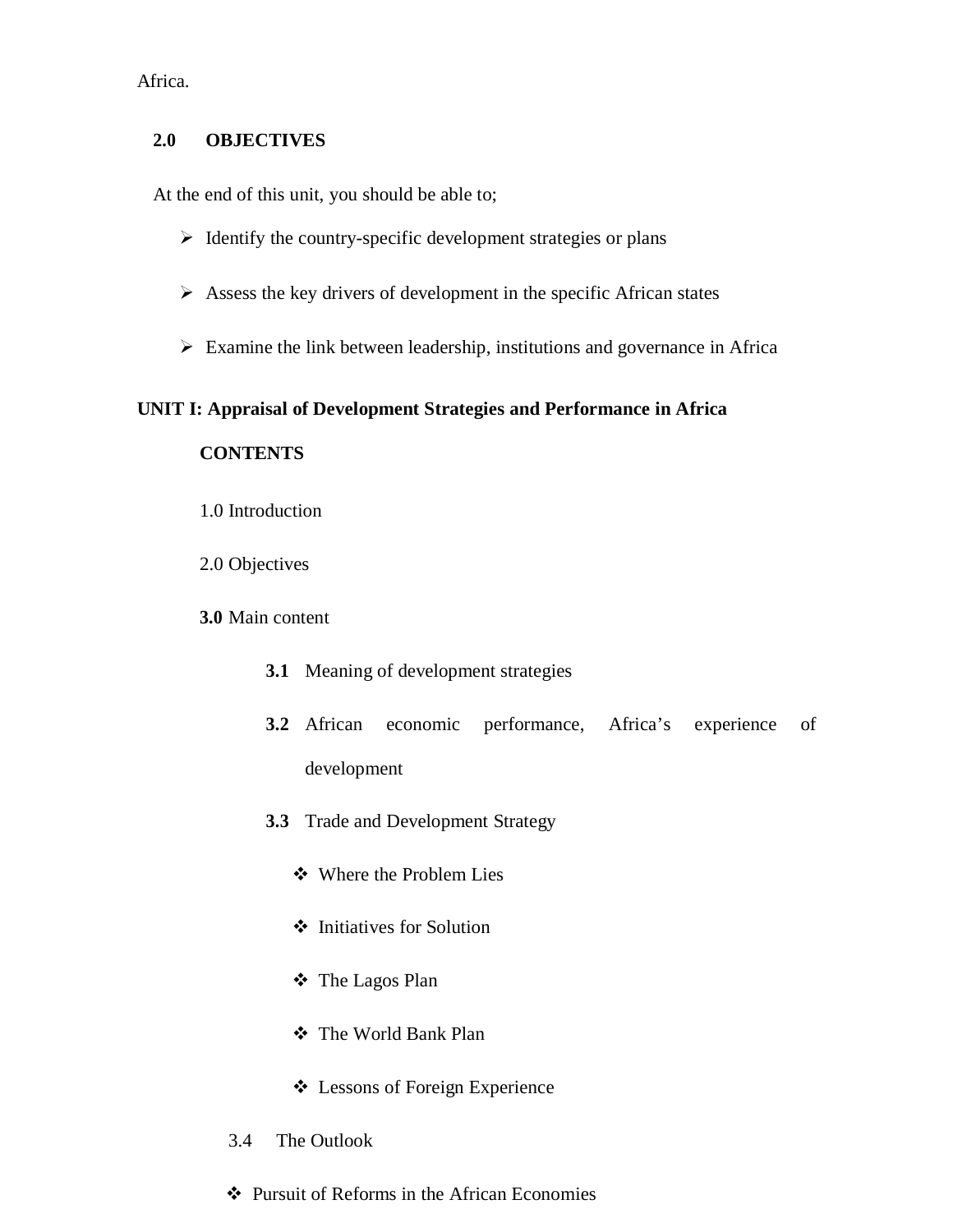Africa.

## 2.0 OBJECTIVES

At the end of this unit, you should be able to;

- Identify the country-specific development strategies or plans
- Assess the key drivers of development in the specific African states
- Examine the link between leadership, institutions and governance in Africa

## UNIT I: Appraisal of Development Strategies and Performance in Africa

**CONTENTS**

1.0 Introduction

2.0 Objectives

**3.0** Main content

- **3.1** Meaning of development strategies
- **3.2** African economic performance, Africa's experience of development
- **3.3** Trade and Development Strategy
  - Where the Problem Lies
  - Initiatives for Solution
  - The Lagos Plan
  - The World Bank Plan
  - Lessons of Foreign Experience
- 3.4 The Outlook
  - Pursuit of Reforms in the African Economies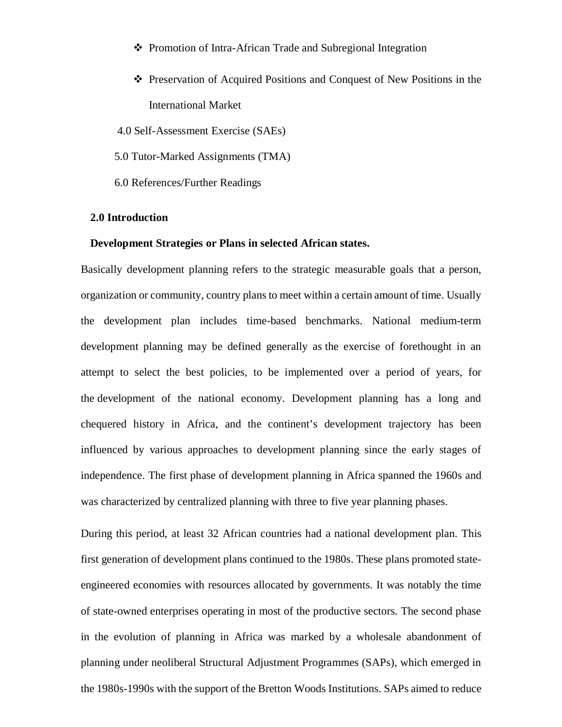- Promotion of Intra-African Trade and Subregional Integration
- Preservation of Acquired Positions and Conquest of New Positions in the International Market

4.0 Self-Assessment Exercise (SAEs)

5.0 Tutor-Marked Assignments (TMA)

6.0 References/Further Readings

**2.0 Introduction**

**Development Strategies or Plans in selected African states.**

Basically development planning refers to the strategic measurable goals that a person, organization or community, country plans to meet within a certain amount of time. Usually the development plan includes time-based benchmarks. National medium-term development planning may be defined generally as the exercise of forethought in an attempt to select the best policies, to be implemented over a period of years, for the development of the national economy. Development planning has a long and chequered history in Africa, and the continent's development trajectory has been influenced by various approaches to development planning since the early stages of independence. The first phase of development planning in Africa spanned the 1960s and was characterized by centralized planning with three to five year planning phases.

During this period, at least 32 African countries had a national development plan. This first generation of development plans continued to the 1980s. These plans promoted state-engineered economies with resources allocated by governments. It was notably the time of state-owned enterprises operating in most of the productive sectors. The second phase in the evolution of planning in Africa was marked by a wholesale abandonment of planning under neoliberal Structural Adjustment Programmes (SAPs), which emerged in the 1980s-1990s with the support of the Bretton Woods Institutions. SAPs aimed to reduce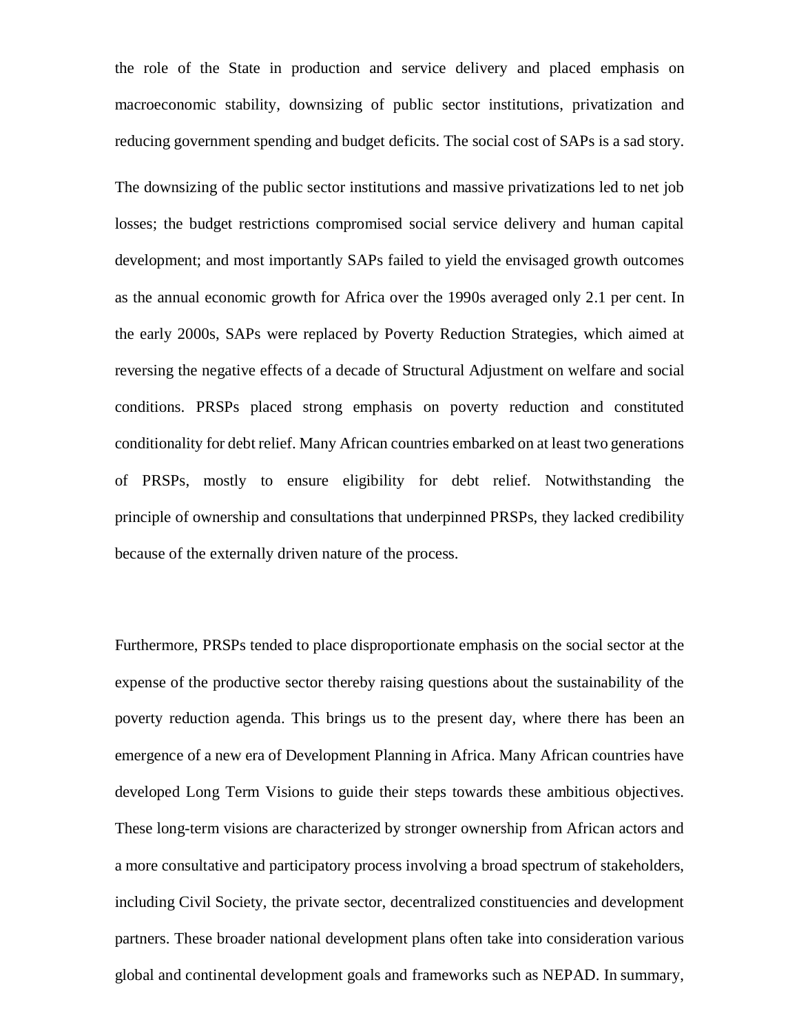the role of the State in production and service delivery and placed emphasis on macroeconomic stability, downsizing of public sector institutions, privatization and reducing government spending and budget deficits. The social cost of SAPs is a sad story. The downsizing of the public sector institutions and massive privatizations led to net job losses; the budget restrictions compromised social service delivery and human capital development; and most importantly SAPs failed to yield the envisaged growth outcomes as the annual economic growth for Africa over the 1990s averaged only 2.1 per cent. In the early 2000s, SAPs were replaced by Poverty Reduction Strategies, which aimed at reversing the negative effects of a decade of Structural Adjustment on welfare and social conditions. PRSPs placed strong emphasis on poverty reduction and constituted conditionality for debt relief. Many African countries embarked on at least two generations of PRSPs, mostly to ensure eligibility for debt relief. Notwithstanding the principle of ownership and consultations that underpinned PRSPs, they lacked credibility because of the externally driven nature of the process.

Furthermore, PRSPs tended to place disproportionate emphasis on the social sector at the expense of the productive sector thereby raising questions about the sustainability of the poverty reduction agenda. This brings us to the present day, where there has been an emergence of a new era of Development Planning in Africa. Many African countries have developed Long Term Visions to guide their steps towards these ambitious objectives. These long-term visions are characterized by stronger ownership from African actors and a more consultative and participatory process involving a broad spectrum of stakeholders, including Civil Society, the private sector, decentralized constituencies and development partners. These broader national development plans often take into consideration various global and continental development goals and frameworks such as NEPAD. In summary,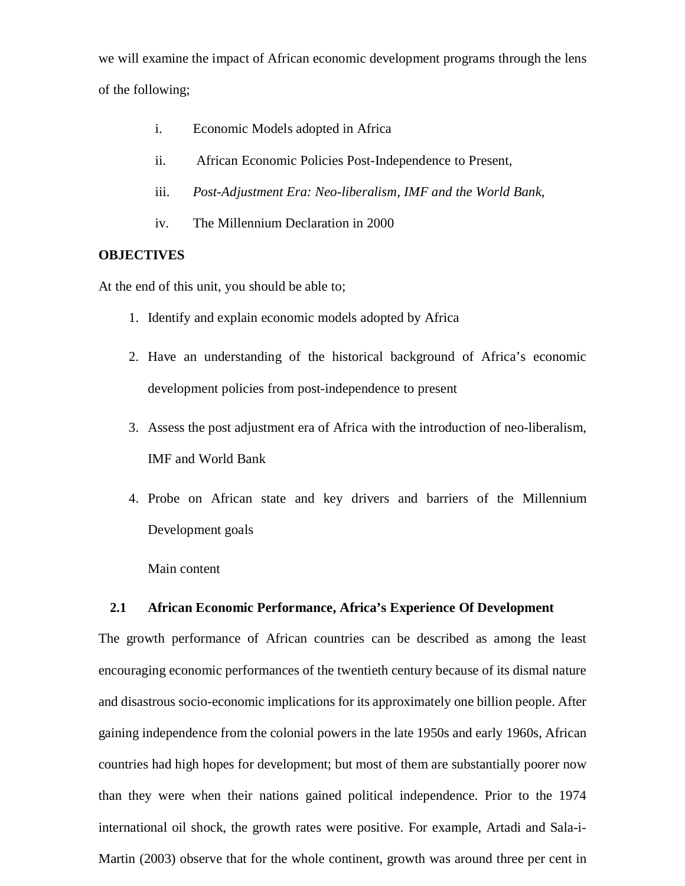we will examine the impact of African economic development programs through the lens of the following;

i. Economic Models adopted in Africa

ii. African Economic Policies Post-Independence to Present,

iii. *Post-Adjustment Era: Neo-liberalism, IMF and the World Bank*,

iv. The Millennium Declaration in 2000

**OBJECTIVES**

At the end of this unit, you should be able to;

1. Identify and explain economic models adopted by Africa
2. Have an understanding of the historical background of Africa's economic development policies from post-independence to present
3. Assess the post adjustment era of Africa with the introduction of neo-liberalism, IMF and World Bank
4. Probe on African state and key drivers and barriers of the Millennium Development goals

Main content

## 2.1 African Economic Performance, Africa's Experience Of Development

The growth performance of African countries can be described as among the least encouraging economic performances of the twentieth century because of its dismal nature and disastrous socio-economic implications for its approximately one billion people. After gaining independence from the colonial powers in the late 1950s and early 1960s, African countries had high hopes for development; but most of them are substantially poorer now than they were when their nations gained political independence. Prior to the 1974 international oil shock, the growth rates were positive. For example, Artadi and Sala-i-Martin (2003) observe that for the whole continent, growth was around three per cent in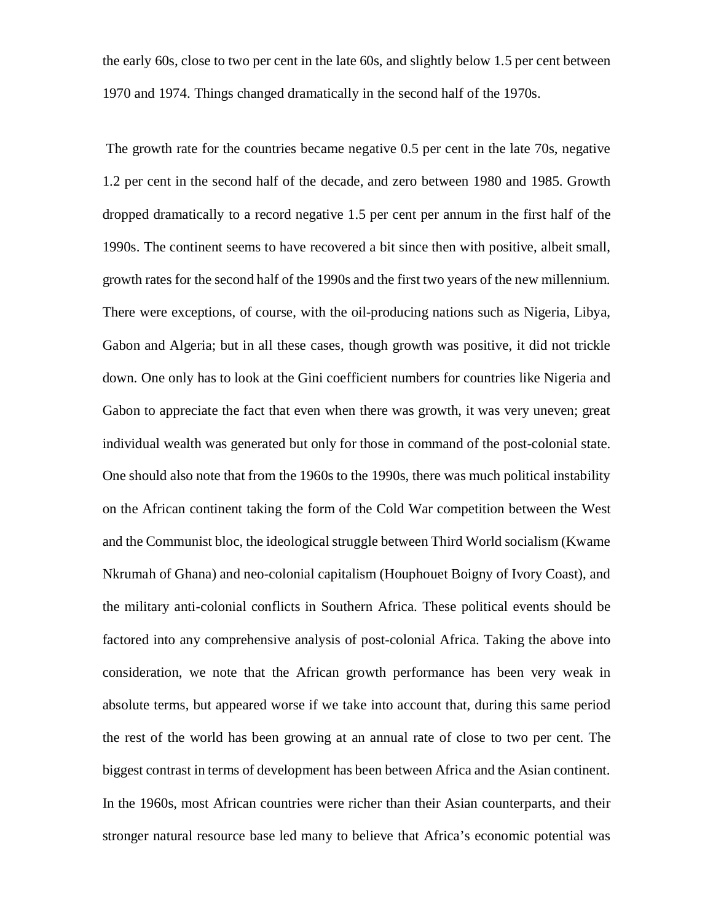the early 60s, close to two per cent in the late 60s, and slightly below 1.5 per cent between 1970 and 1974. Things changed dramatically in the second half of the 1970s.

The growth rate for the countries became negative 0.5 per cent in the late 70s, negative 1.2 per cent in the second half of the decade, and zero between 1980 and 1985. Growth dropped dramatically to a record negative 1.5 per cent per annum in the first half of the 1990s. The continent seems to have recovered a bit since then with positive, albeit small, growth rates for the second half of the 1990s and the first two years of the new millennium. There were exceptions, of course, with the oil-producing nations such as Nigeria, Libya, Gabon and Algeria; but in all these cases, though growth was positive, it did not trickle down. One only has to look at the Gini coefficient numbers for countries like Nigeria and Gabon to appreciate the fact that even when there was growth, it was very uneven; great individual wealth was generated but only for those in command of the post-colonial state. One should also note that from the 1960s to the 1990s, there was much political instability on the African continent taking the form of the Cold War competition between the West and the Communist bloc, the ideological struggle between Third World socialism (Kwame Nkrumah of Ghana) and neo-colonial capitalism (Houphouet Boigny of Ivory Coast), and the military anti-colonial conflicts in Southern Africa. These political events should be factored into any comprehensive analysis of post-colonial Africa. Taking the above into consideration, we note that the African growth performance has been very weak in absolute terms, but appeared worse if we take into account that, during this same period the rest of the world has been growing at an annual rate of close to two per cent. The biggest contrast in terms of development has been between Africa and the Asian continent. In the 1960s, most African countries were richer than their Asian counterparts, and their stronger natural resource base led many to believe that Africa's economic potential was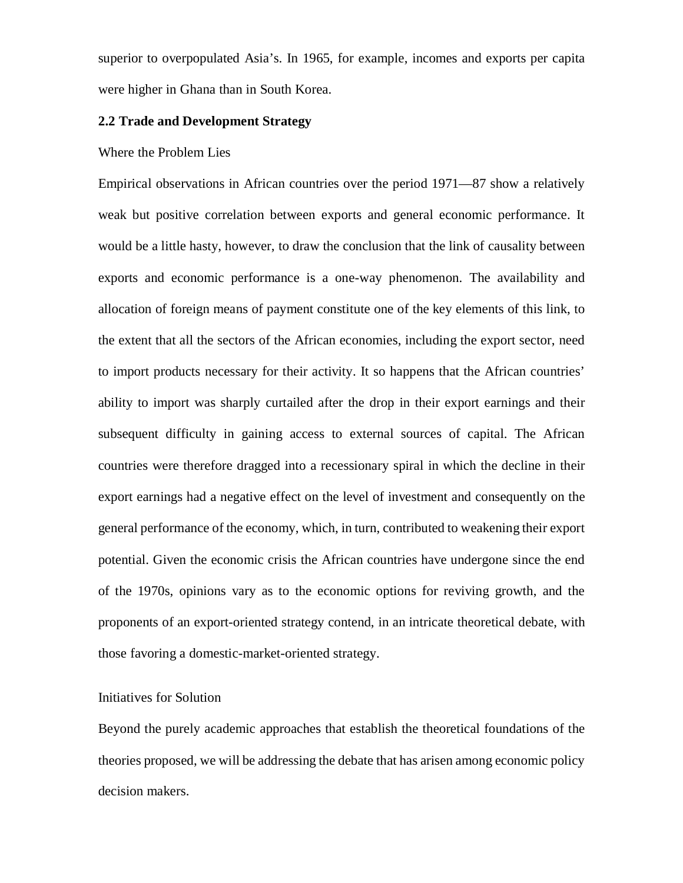superior to overpopulated Asia's. In 1965, for example, incomes and exports per capita were higher in Ghana than in South Korea.

**2.2 Trade and Development Strategy**

Where the Problem Lies

Empirical observations in African countries over the period 1971—87 show a relatively weak but positive correlation between exports and general economic performance. It would be a little hasty, however, to draw the conclusion that the link of causality between exports and economic performance is a one-way phenomenon. The availability and allocation of foreign means of payment constitute one of the key elements of this link, to the extent that all the sectors of the African economies, including the export sector, need to import products necessary for their activity. It so happens that the African countries' ability to import was sharply curtailed after the drop in their export earnings and their subsequent difficulty in gaining access to external sources of capital. The African countries were therefore dragged into a recessionary spiral in which the decline in their export earnings had a negative effect on the level of investment and consequently on the general performance of the economy, which, in turn, contributed to weakening their export potential. Given the economic crisis the African countries have undergone since the end of the 1970s, opinions vary as to the economic options for reviving growth, and the proponents of an export-oriented strategy contend, in an intricate theoretical debate, with those favoring a domestic-market-oriented strategy.

Initiatives for Solution

Beyond the purely academic approaches that establish the theoretical foundations of the theories proposed, we will be addressing the debate that has arisen among economic policy decision makers.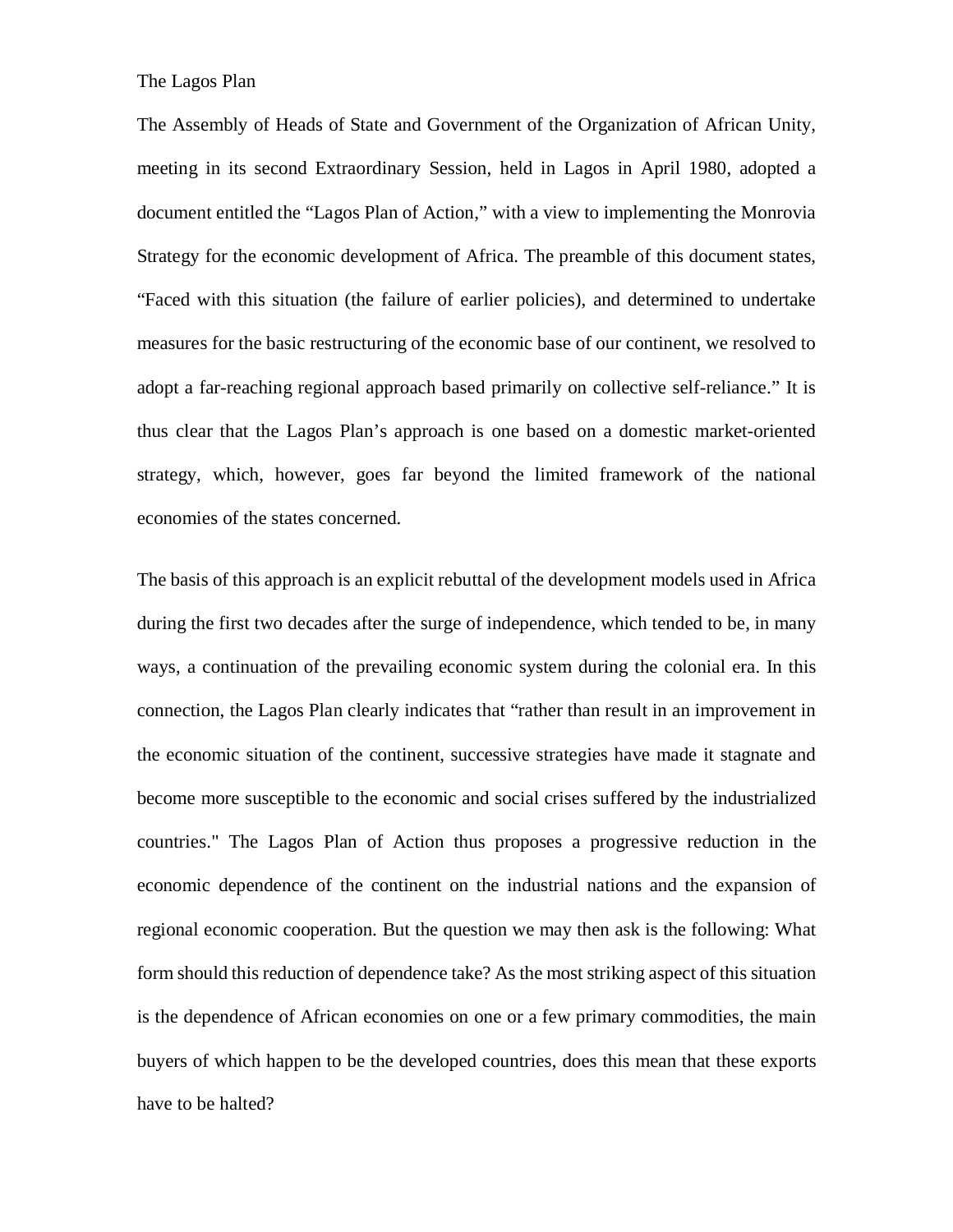## The Lagos Plan

The Assembly of Heads of State and Government of the Organization of African Unity, meeting in its second Extraordinary Session, held in Lagos in April 1980, adopted a document entitled the "Lagos Plan of Action," with a view to implementing the Monrovia Strategy for the economic development of Africa. The preamble of this document states, "Faced with this situation (the failure of earlier policies), and determined to undertake measures for the basic restructuring of the economic base of our continent, we resolved to adopt a far-reaching regional approach based primarily on collective self-reliance." It is thus clear that the Lagos Plan's approach is one based on a domestic market-oriented strategy, which, however, goes far beyond the limited framework of the national economies of the states concerned.

The basis of this approach is an explicit rebuttal of the development models used in Africa during the first two decades after the surge of independence, which tended to be, in many ways, a continuation of the prevailing economic system during the colonial era. In this connection, the Lagos Plan clearly indicates that "rather than result in an improvement in the economic situation of the continent, successive strategies have made it stagnate and become more susceptible to the economic and social crises suffered by the industrialized countries." The Lagos Plan of Action thus proposes a progressive reduction in the economic dependence of the continent on the industrial nations and the expansion of regional economic cooperation. But the question we may then ask is the following: What form should this reduction of dependence take? As the most striking aspect of this situation is the dependence of African economies on one or a few primary commodities, the main buyers of which happen to be the developed countries, does this mean that these exports have to be halted?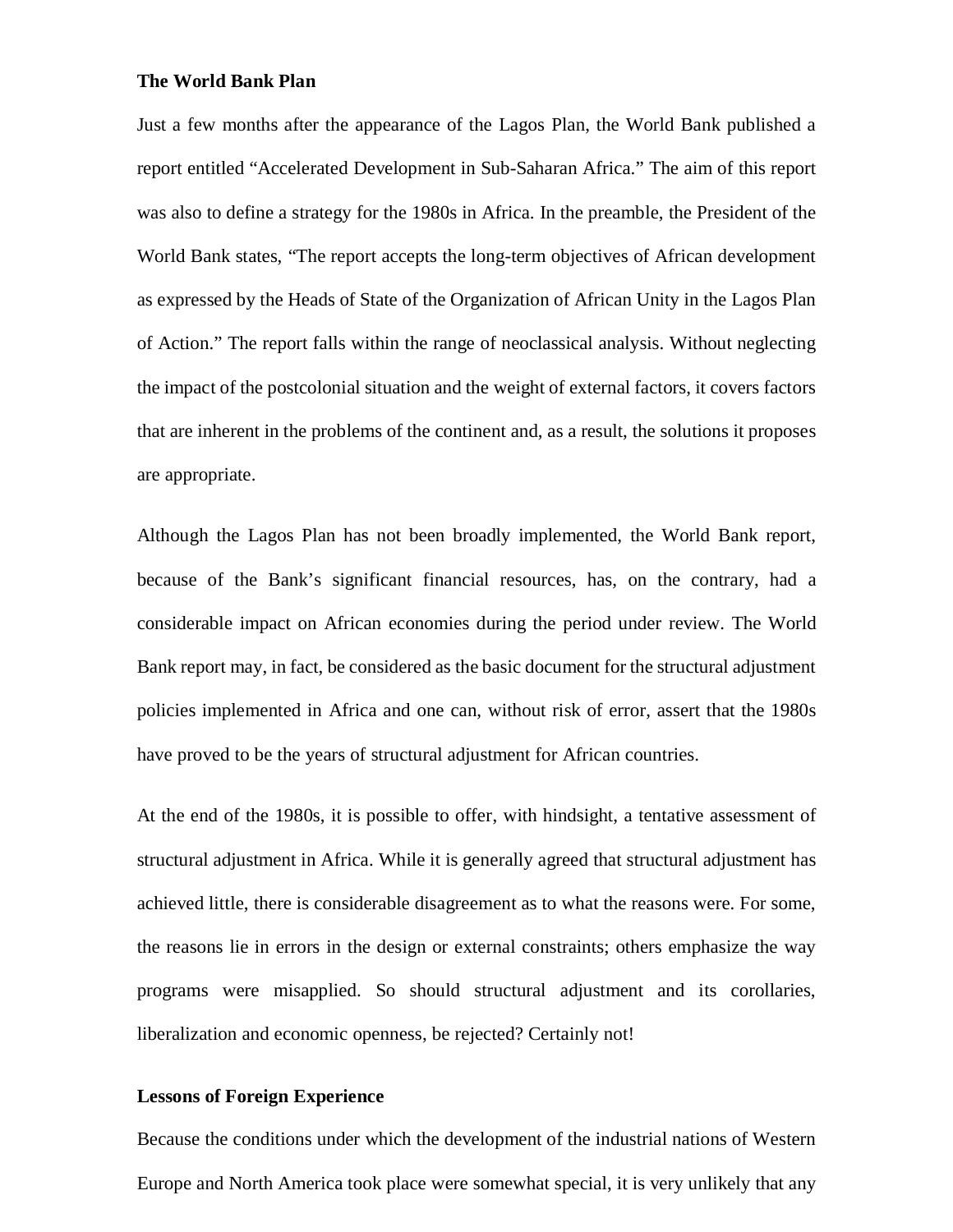**The World Bank Plan**

Just a few months after the appearance of the Lagos Plan, the World Bank published a report entitled "Accelerated Development in Sub-Saharan Africa." The aim of this report was also to define a strategy for the 1980s in Africa. In the preamble, the President of the World Bank states, "The report accepts the long-term objectives of African development as expressed by the Heads of State of the Organization of African Unity in the Lagos Plan of Action." The report falls within the range of neoclassical analysis. Without neglecting the impact of the postcolonial situation and the weight of external factors, it covers factors that are inherent in the problems of the continent and, as a result, the solutions it proposes are appropriate.

Although the Lagos Plan has not been broadly implemented, the World Bank report, because of the Bank's significant financial resources, has, on the contrary, had a considerable impact on African economies during the period under review. The World Bank report may, in fact, be considered as the basic document for the structural adjustment policies implemented in Africa and one can, without risk of error, assert that the 1980s have proved to be the years of structural adjustment for African countries.

At the end of the 1980s, it is possible to offer, with hindsight, a tentative assessment of structural adjustment in Africa. While it is generally agreed that structural adjustment has achieved little, there is considerable disagreement as to what the reasons were. For some, the reasons lie in errors in the design or external constraints; others emphasize the way programs were misapplied. So should structural adjustment and its corollaries, liberalization and economic openness, be rejected? Certainly not!

**Lessons of Foreign Experience**

Because the conditions under which the development of the industrial nations of Western Europe and North America took place were somewhat special, it is very unlikely that any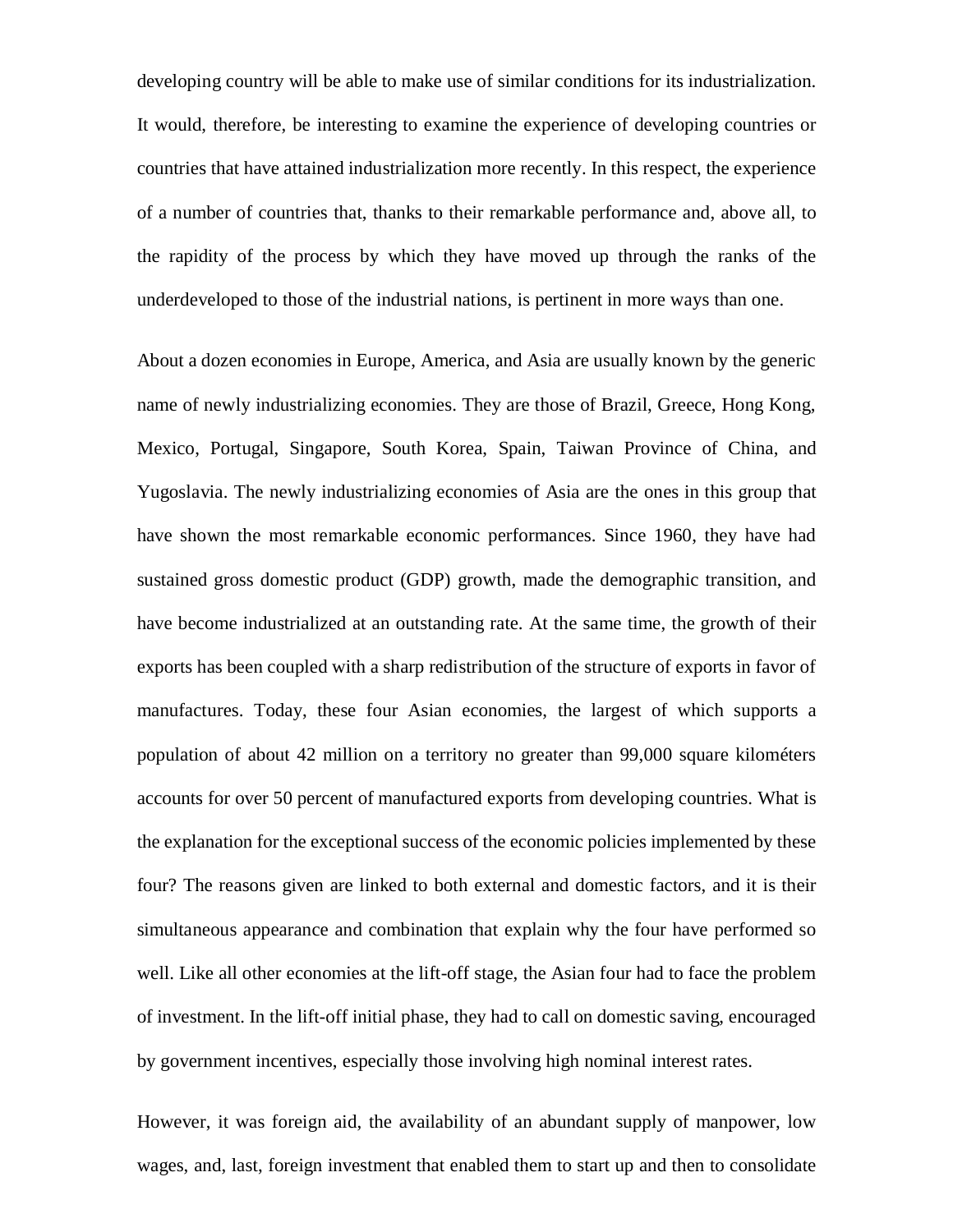developing country will be able to make use of similar conditions for its industrialization. It would, therefore, be interesting to examine the experience of developing countries or countries that have attained industrialization more recently. In this respect, the experience of a number of countries that, thanks to their remarkable performance and, above all, to the rapidity of the process by which they have moved up through the ranks of the underdeveloped to those of the industrial nations, is pertinent in more ways than one.

About a dozen economies in Europe, America, and Asia are usually known by the generic name of newly industrializing economies. They are those of Brazil, Greece, Hong Kong, Mexico, Portugal, Singapore, South Korea, Spain, Taiwan Province of China, and Yugoslavia. The newly industrializing economies of Asia are the ones in this group that have shown the most remarkable economic performances. Since 1960, they have had sustained gross domestic product (GDP) growth, made the demographic transition, and have become industrialized at an outstanding rate. At the same time, the growth of their exports has been coupled with a sharp redistribution of the structure of exports in favor of manufactures. Today, these four Asian economies, the largest of which supports a population of about 42 million on a territory no greater than 99,000 square kilométers accounts for over 50 percent of manufactured exports from developing countries. What is the explanation for the exceptional success of the economic policies implemented by these four? The reasons given are linked to both external and domestic factors, and it is their simultaneous appearance and combination that explain why the four have performed so well. Like all other economies at the lift-off stage, the Asian four had to face the problem of investment. In the lift-off initial phase, they had to call on domestic saving, encouraged by government incentives, especially those involving high nominal interest rates.

However, it was foreign aid, the availability of an abundant supply of manpower, low wages, and, last, foreign investment that enabled them to start up and then to consolidate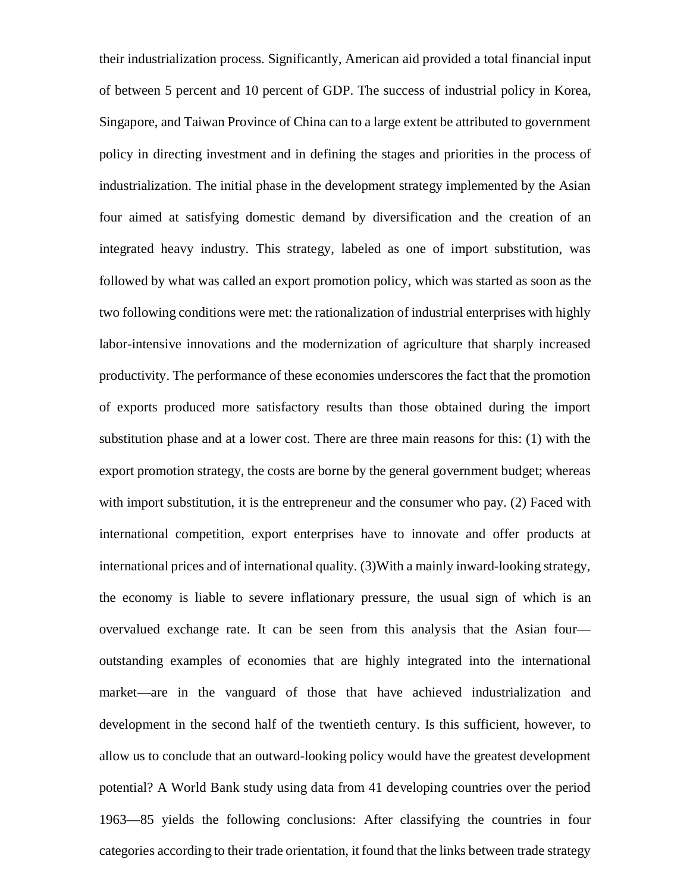their industrialization process. Significantly, American aid provided a total financial input of between 5 percent and 10 percent of GDP. The success of industrial policy in Korea, Singapore, and Taiwan Province of China can to a large extent be attributed to government policy in directing investment and in defining the stages and priorities in the process of industrialization. The initial phase in the development strategy implemented by the Asian four aimed at satisfying domestic demand by diversification and the creation of an integrated heavy industry. This strategy, labeled as one of import substitution, was followed by what was called an export promotion policy, which was started as soon as the two following conditions were met: the rationalization of industrial enterprises with highly labor-intensive innovations and the modernization of agriculture that sharply increased productivity. The performance of these economies underscores the fact that the promotion of exports produced more satisfactory results than those obtained during the import substitution phase and at a lower cost. There are three main reasons for this: (1) with the export promotion strategy, the costs are borne by the general government budget; whereas with import substitution, it is the entrepreneur and the consumer who pay. (2) Faced with international competition, export enterprises have to innovate and offer products at international prices and of international quality. (3)With a mainly inward-looking strategy, the economy is liable to severe inflationary pressure, the usual sign of which is an overvalued exchange rate. It can be seen from this analysis that the Asian four—outstanding examples of economies that are highly integrated into the international market—are in the vanguard of those that have achieved industrialization and development in the second half of the twentieth century. Is this sufficient, however, to allow us to conclude that an outward-looking policy would have the greatest development potential? A World Bank study using data from 41 developing countries over the period 1963—85 yields the following conclusions: After classifying the countries in four categories according to their trade orientation, it found that the links between trade strategy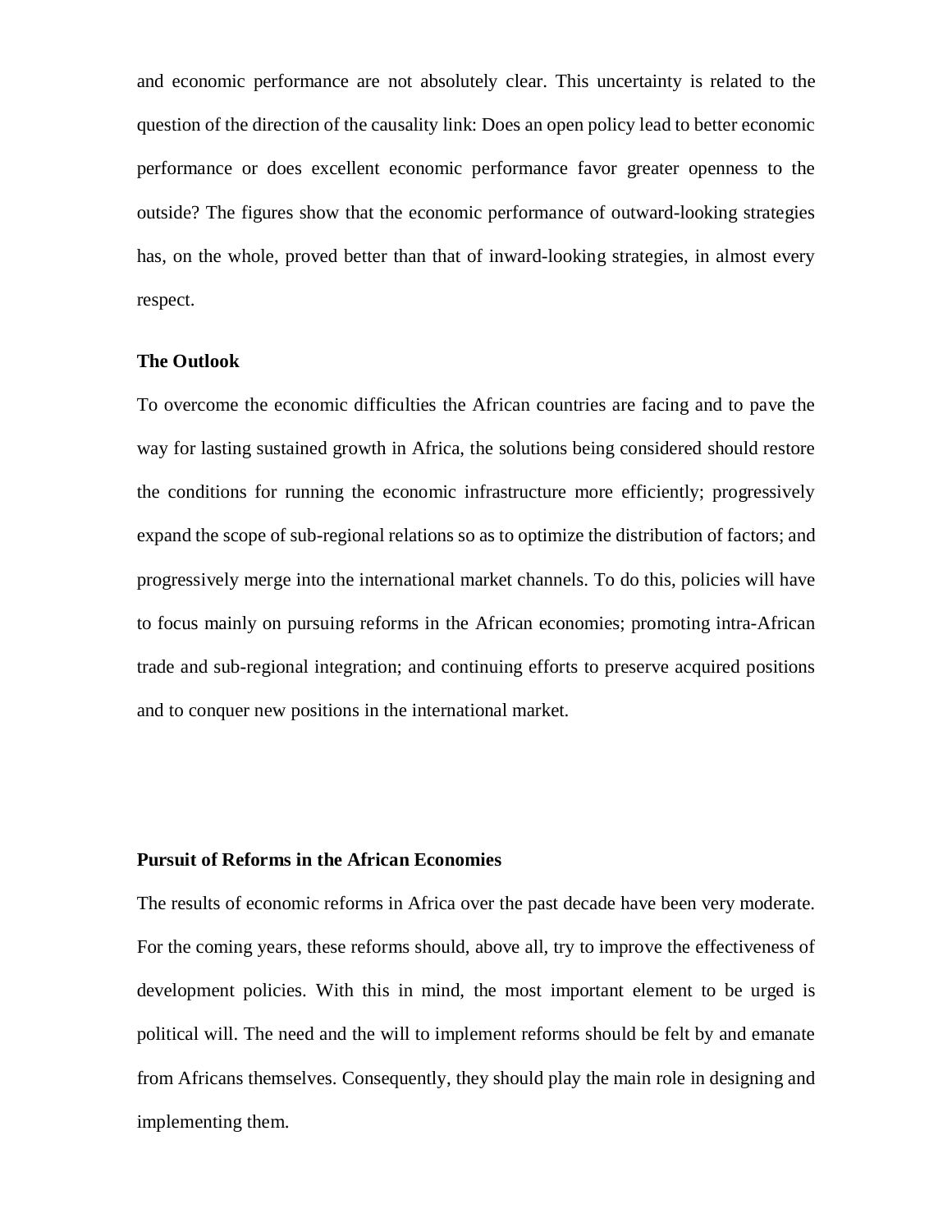and economic performance are not absolutely clear. This uncertainty is related to the question of the direction of the causality link: Does an open policy lead to better economic performance or does excellent economic performance favor greater openness to the outside? The figures show that the economic performance of outward-looking strategies has, on the whole, proved better than that of inward-looking strategies, in almost every respect.

**The Outlook**

To overcome the economic difficulties the African countries are facing and to pave the way for lasting sustained growth in Africa, the solutions being considered should restore the conditions for running the economic infrastructure more efficiently; progressively expand the scope of sub-regional relations so as to optimize the distribution of factors; and progressively merge into the international market channels. To do this, policies will have to focus mainly on pursuing reforms in the African economies; promoting intra-African trade and sub-regional integration; and continuing efforts to preserve acquired positions and to conquer new positions in the international market.

**Pursuit of Reforms in the African Economies**

The results of economic reforms in Africa over the past decade have been very moderate. For the coming years, these reforms should, above all, try to improve the effectiveness of development policies. With this in mind, the most important element to be urged is political will. The need and the will to implement reforms should be felt by and emanate from Africans themselves. Consequently, they should play the main role in designing and implementing them.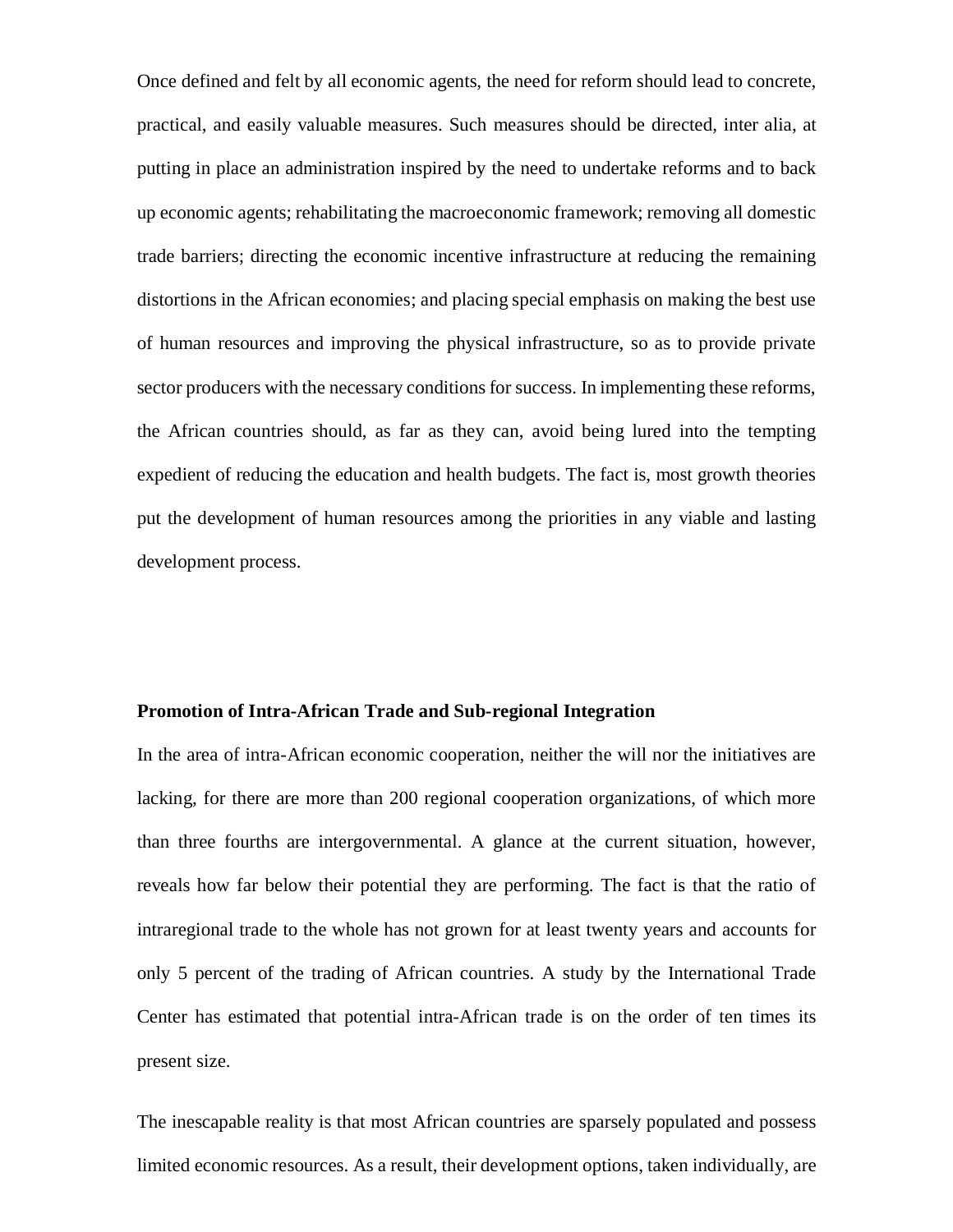Once defined and felt by all economic agents, the need for reform should lead to concrete, practical, and easily valuable measures. Such measures should be directed, inter alia, at putting in place an administration inspired by the need to undertake reforms and to back up economic agents; rehabilitating the macroeconomic framework; removing all domestic trade barriers; directing the economic incentive infrastructure at reducing the remaining distortions in the African economies; and placing special emphasis on making the best use of human resources and improving the physical infrastructure, so as to provide private sector producers with the necessary conditions for success. In implementing these reforms, the African countries should, as far as they can, avoid being lured into the tempting expedient of reducing the education and health budgets. The fact is, most growth theories put the development of human resources among the priorities in any viable and lasting development process.

**Promotion of Intra-African Trade and Sub-regional Integration**

In the area of intra-African economic cooperation, neither the will nor the initiatives are lacking, for there are more than 200 regional cooperation organizations, of which more than three fourths are intergovernmental. A glance at the current situation, however, reveals how far below their potential they are performing. The fact is that the ratio of intraregional trade to the whole has not grown for at least twenty years and accounts for only 5 percent of the trading of African countries. A study by the International Trade Center has estimated that potential intra-African trade is on the order of ten times its present size.

The inescapable reality is that most African countries are sparsely populated and possess limited economic resources. As a result, their development options, taken individually, are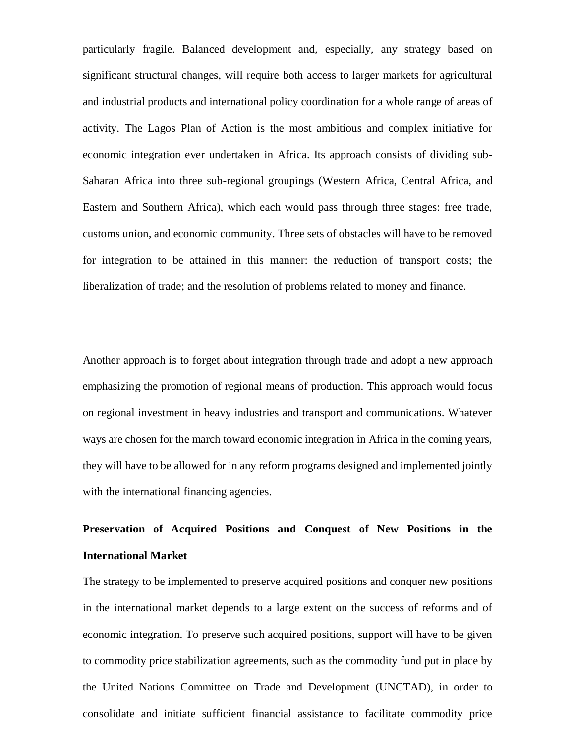particularly fragile. Balanced development and, especially, any strategy based on significant structural changes, will require both access to larger markets for agricultural and industrial products and international policy coordination for a whole range of areas of activity. The Lagos Plan of Action is the most ambitious and complex initiative for economic integration ever undertaken in Africa. Its approach consists of dividing sub-Saharan Africa into three sub-regional groupings (Western Africa, Central Africa, and Eastern and Southern Africa), which each would pass through three stages: free trade, customs union, and economic community. Three sets of obstacles will have to be removed for integration to be attained in this manner: the reduction of transport costs; the liberalization of trade; and the resolution of problems related to money and finance.

Another approach is to forget about integration through trade and adopt a new approach emphasizing the promotion of regional means of production. This approach would focus on regional investment in heavy industries and transport and communications. Whatever ways are chosen for the march toward economic integration in Africa in the coming years, they will have to be allowed for in any reform programs designed and implemented jointly with the international financing agencies.

**Preservation of Acquired Positions and Conquest of New Positions in the International Market**

The strategy to be implemented to preserve acquired positions and conquer new positions in the international market depends to a large extent on the success of reforms and of economic integration. To preserve such acquired positions, support will have to be given to commodity price stabilization agreements, such as the commodity fund put in place by the United Nations Committee on Trade and Development (UNCTAD), in order to consolidate and initiate sufficient financial assistance to facilitate commodity price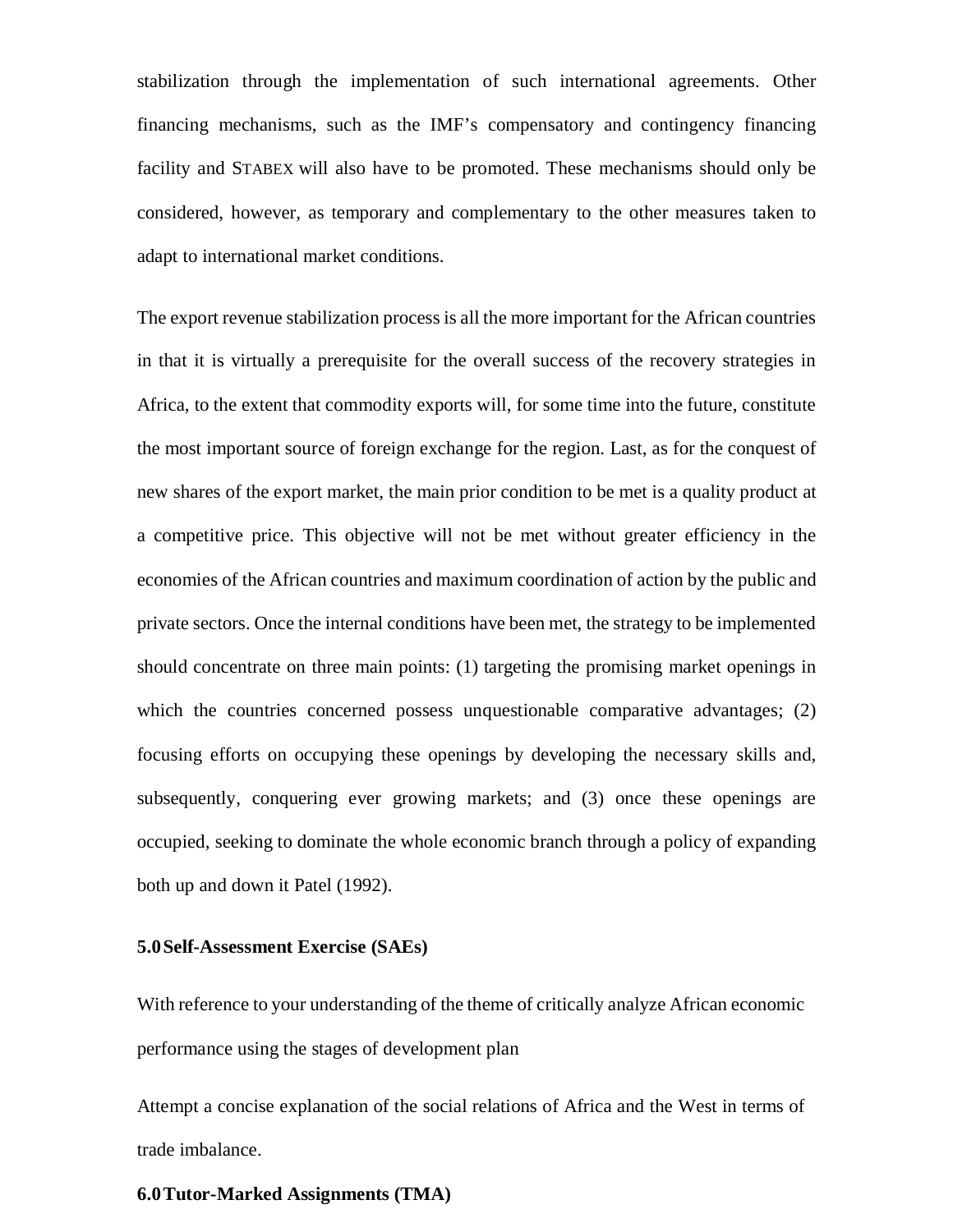stabilization through the implementation of such international agreements. Other financing mechanisms, such as the IMF's compensatory and contingency financing facility and STABEX will also have to be promoted. These mechanisms should only be considered, however, as temporary and complementary to the other measures taken to adapt to international market conditions.

The export revenue stabilization process is all the more important for the African countries in that it is virtually a prerequisite for the overall success of the recovery strategies in Africa, to the extent that commodity exports will, for some time into the future, constitute the most important source of foreign exchange for the region. Last, as for the conquest of new shares of the export market, the main prior condition to be met is a quality product at a competitive price. This objective will not be met without greater efficiency in the economies of the African countries and maximum coordination of action by the public and private sectors. Once the internal conditions have been met, the strategy to be implemented should concentrate on three main points: (1) targeting the promising market openings in which the countries concerned possess unquestionable comparative advantages; (2) focusing efforts on occupying these openings by developing the necessary skills and, subsequently, conquering ever growing markets; and (3) once these openings are occupied, seeking to dominate the whole economic branch through a policy of expanding both up and down it Patel (1992).

## 5.0 Self-Assessment Exercise (SAEs)

With reference to your understanding of the theme of critically analyze African economic performance using the stages of development plan

Attempt a concise explanation of the social relations of Africa and the West in terms of trade imbalance.

## 6.0 Tutor-Marked Assignments (TMA)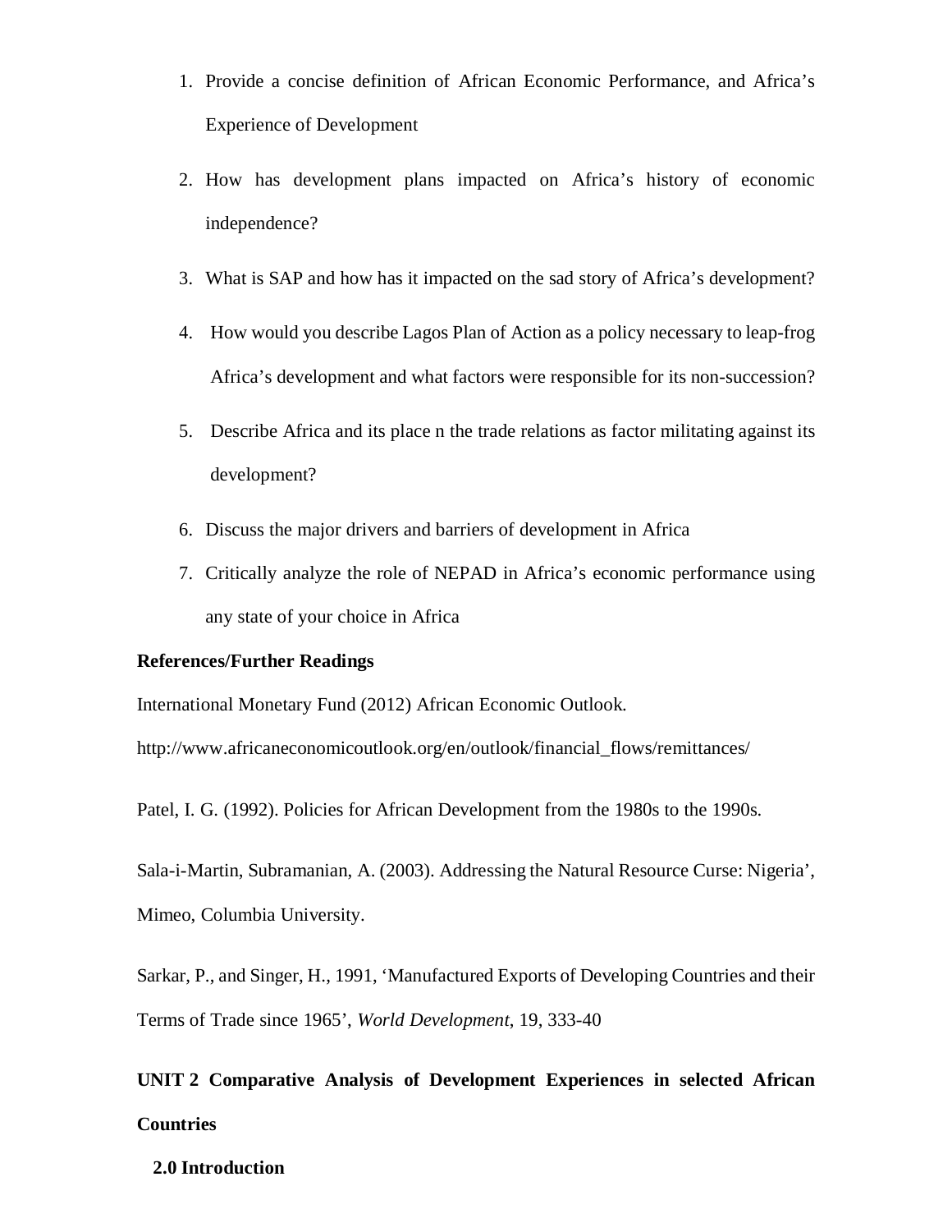1. Provide a concise definition of African Economic Performance, and Africa's Experience of Development
2. How has development plans impacted on Africa's history of economic independence?
3. What is SAP and how has it impacted on the sad story of Africa's development?
4. How would you describe Lagos Plan of Action as a policy necessary to leap-frog Africa's development and what factors were responsible for its non-succession?
5. Describe Africa and its place n the trade relations as factor militating against its development?
6. Discuss the major drivers and barriers of development in Africa
7. Critically analyze the role of NEPAD in Africa's economic performance using any state of your choice in Africa

**References/Further Readings**

International Monetary Fund (2012) African Economic Outlook.

http://www.africaneconomicoutlook.org/en/outlook/financial_flows/remittances/

Patel, I. G. (1992). Policies for African Development from the 1980s to the 1990s.

Sala-i-Martin, Subramanian, A. (2003). Addressing the Natural Resource Curse: Nigeria', Mimeo, Columbia University.

Sarkar, P., and Singer, H., 1991, 'Manufactured Exports of Developing Countries and their Terms of Trade since 1965', *World Development*, 19, 333-40

## UNIT 2 Comparative Analysis of Development Experiences in selected African Countries

### 2.0 Introduction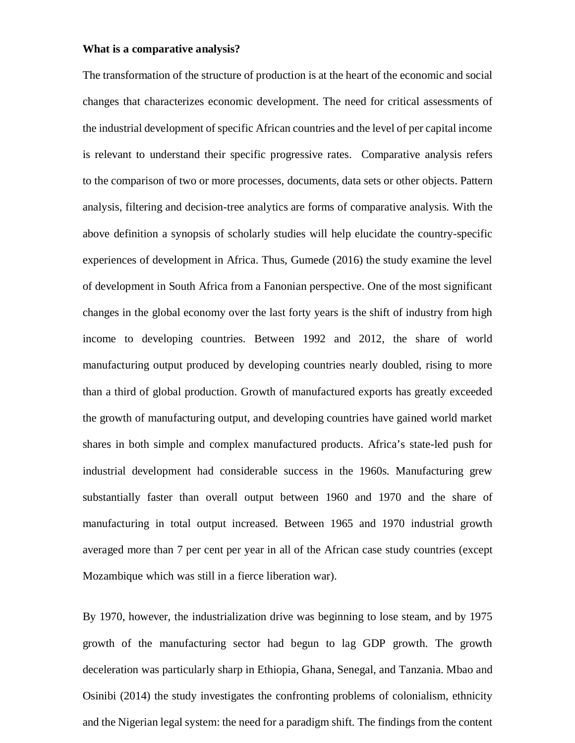**What is a comparative analysis?**

The transformation of the structure of production is at the heart of the economic and social changes that characterizes economic development. The need for critical assessments of the industrial development of specific African countries and the level of per capital income is relevant to understand their specific progressive rates. Comparative analysis refers to the comparison of two or more processes, documents, data sets or other objects. Pattern analysis, filtering and decision-tree analytics are forms of comparative analysis. With the above definition a synopsis of scholarly studies will help elucidate the country-specific experiences of development in Africa. Thus, Gumede (2016) the study examine the level of development in South Africa from a Fanonian perspective. One of the most significant changes in the global economy over the last forty years is the shift of industry from high income to developing countries. Between 1992 and 2012, the share of world manufacturing output produced by developing countries nearly doubled, rising to more than a third of global production. Growth of manufactured exports has greatly exceeded the growth of manufacturing output, and developing countries have gained world market shares in both simple and complex manufactured products. Africa's state-led push for industrial development had considerable success in the 1960s. Manufacturing grew substantially faster than overall output between 1960 and 1970 and the share of manufacturing in total output increased. Between 1965 and 1970 industrial growth averaged more than 7 per cent per year in all of the African case study countries (except Mozambique which was still in a fierce liberation war).

By 1970, however, the industrialization drive was beginning to lose steam, and by 1975 growth of the manufacturing sector had begun to lag GDP growth. The growth deceleration was particularly sharp in Ethiopia, Ghana, Senegal, and Tanzania. Mbao and Osinibi (2014) the study investigates the confronting problems of colonialism, ethnicity and the Nigerian legal system: the need for a paradigm shift. The findings from the content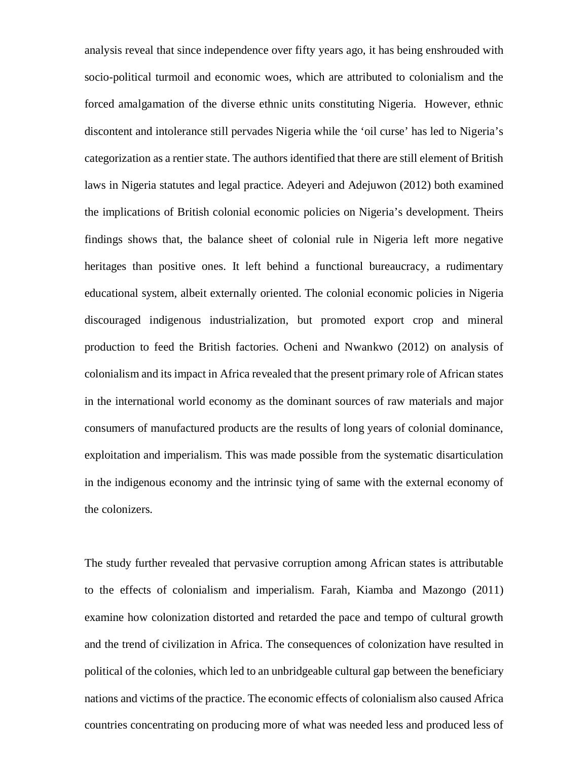analysis reveal that since independence over fifty years ago, it has being enshrouded with socio-political turmoil and economic woes, which are attributed to colonialism and the forced amalgamation of the diverse ethnic units constituting Nigeria. However, ethnic discontent and intolerance still pervades Nigeria while the 'oil curse' has led to Nigeria's categorization as a rentier state. The authors identified that there are still element of British laws in Nigeria statutes and legal practice. Adeyeri and Adejuwon (2012) both examined the implications of British colonial economic policies on Nigeria's development. Theirs findings shows that, the balance sheet of colonial rule in Nigeria left more negative heritages than positive ones. It left behind a functional bureaucracy, a rudimentary educational system, albeit externally oriented. The colonial economic policies in Nigeria discouraged indigenous industrialization, but promoted export crop and mineral production to feed the British factories. Ocheni and Nwankwo (2012) on analysis of colonialism and its impact in Africa revealed that the present primary role of African states in the international world economy as the dominant sources of raw materials and major consumers of manufactured products are the results of long years of colonial dominance, exploitation and imperialism. This was made possible from the systematic disarticulation in the indigenous economy and the intrinsic tying of same with the external economy of the colonizers.

The study further revealed that pervasive corruption among African states is attributable to the effects of colonialism and imperialism. Farah, Kiamba and Mazongo (2011) examine how colonization distorted and retarded the pace and tempo of cultural growth and the trend of civilization in Africa. The consequences of colonization have resulted in political of the colonies, which led to an unbridgeable cultural gap between the beneficiary nations and victims of the practice. The economic effects of colonialism also caused Africa countries concentrating on producing more of what was needed less and produced less of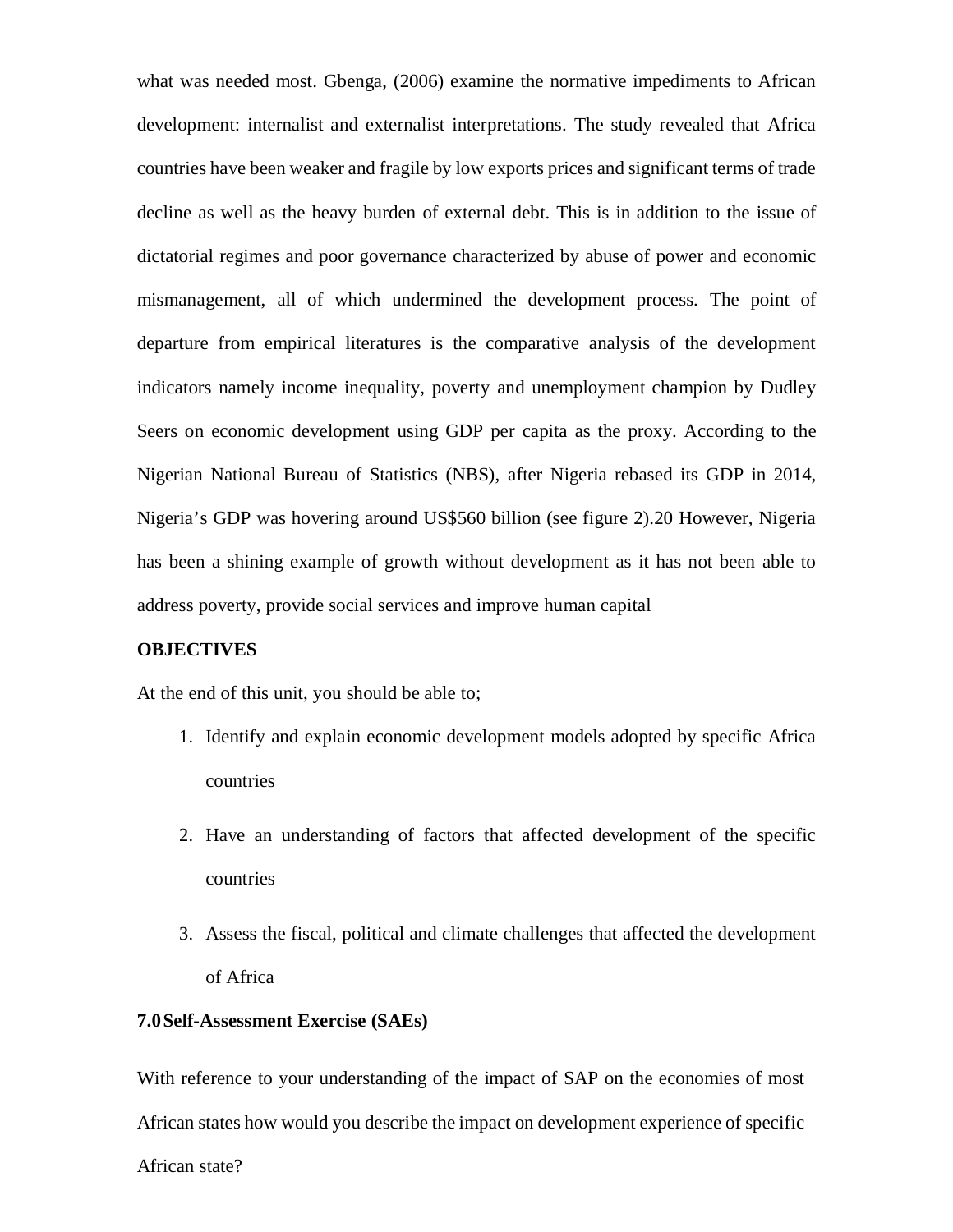what was needed most. Gbenga, (2006) examine the normative impediments to African development: internalist and externalist interpretations. The study revealed that Africa countries have been weaker and fragile by low exports prices and significant terms of trade decline as well as the heavy burden of external debt. This is in addition to the issue of dictatorial regimes and poor governance characterized by abuse of power and economic mismanagement, all of which undermined the development process. The point of departure from empirical literatures is the comparative analysis of the development indicators namely income inequality, poverty and unemployment champion by Dudley Seers on economic development using GDP per capita as the proxy. According to the Nigerian National Bureau of Statistics (NBS), after Nigeria rebased its GDP in 2014, Nigeria's GDP was hovering around US$560 billion (see figure 2).20 However, Nigeria has been a shining example of growth without development as it has not been able to address poverty, provide social services and improve human capital

**OBJECTIVES**

At the end of this unit, you should be able to;

1. Identify and explain economic development models adopted by specific Africa countries
2. Have an understanding of factors that affected development of the specific countries
3. Assess the fiscal, political and climate challenges that affected the development of Africa

**7.0 Self-Assessment Exercise (SAEs)**

With reference to your understanding of the impact of SAP on the economies of most African states how would you describe the impact on development experience of specific African state?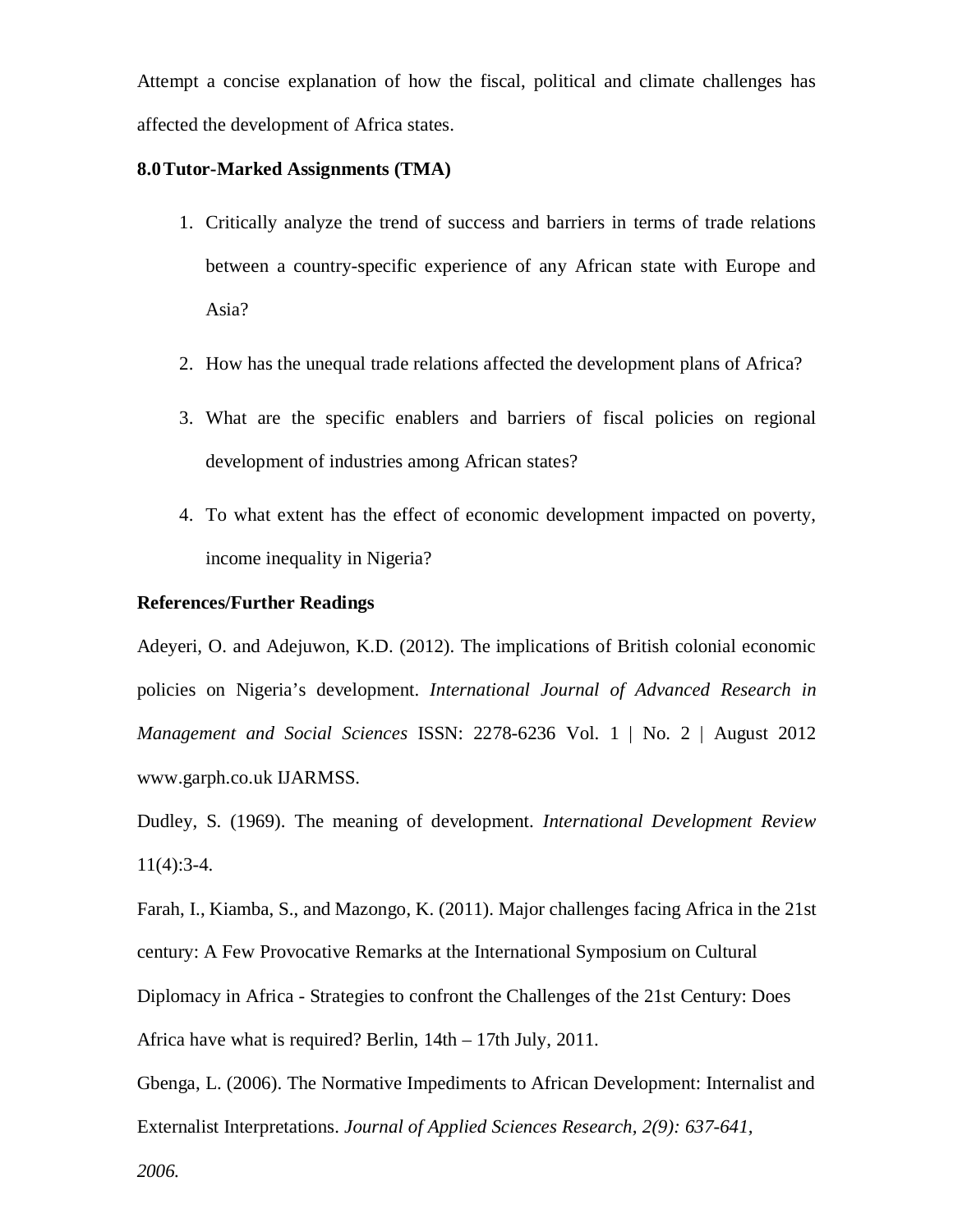Attempt a concise explanation of how the fiscal, political and climate challenges has affected the development of Africa states.

**8.0 Tutor-Marked Assignments (TMA)**

1. Critically analyze the trend of success and barriers in terms of trade relations between a country-specific experience of any African state with Europe and Asia?
2. How has the unequal trade relations affected the development plans of Africa?
3. What are the specific enablers and barriers of fiscal policies on regional development of industries among African states?
4. To what extent has the effect of economic development impacted on poverty, income inequality in Nigeria?

**References/Further Readings**

Adeyeri, O. and Adejuwon, K.D. (2012). The implications of British colonial economic policies on Nigeria's development. *International Journal of Advanced Research in Management and Social Sciences* ISSN: 2278-6236 Vol. 1 | No. 2 | August 2012 www.garph.co.uk IJARMSS.

Dudley, S. (1969). The meaning of development. *International Development Review* 11(4):3-4.

Farah, I., Kiamba, S., and Mazongo, K. (2011). Major challenges facing Africa in the 21st century: A Few Provocative Remarks at the International Symposium on Cultural Diplomacy in Africa - Strategies to confront the Challenges of the 21st Century: Does Africa have what is required? Berlin, 14th – 17th July, 2011.

Gbenga, L. (2006). The Normative Impediments to African Development: Internalist and Externalist Interpretations. *Journal of Applied Sciences Research, 2(9): 637-641, 2006.*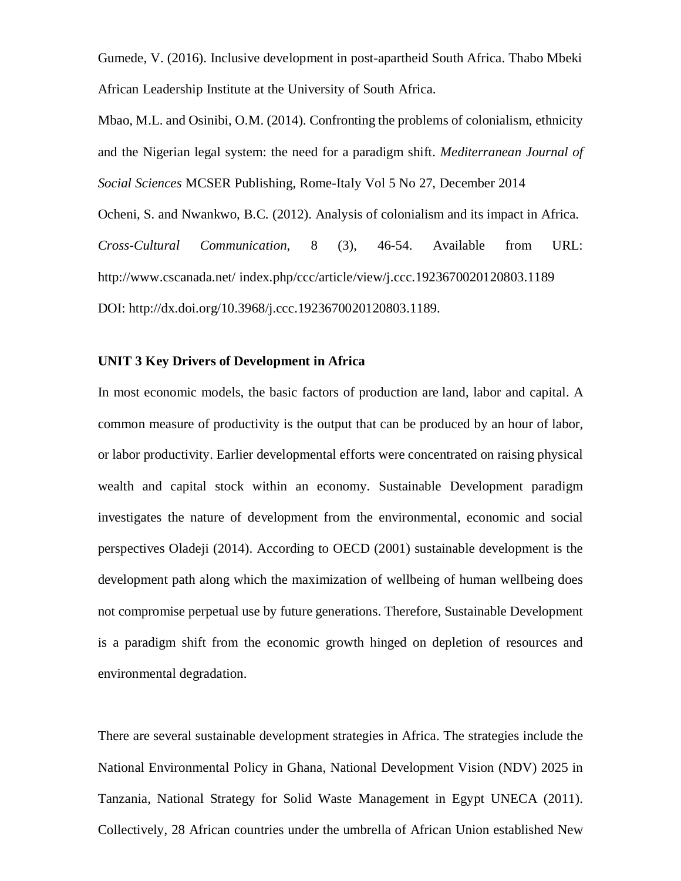Gumede, V. (2016). Inclusive development in post-apartheid South Africa. Thabo Mbeki African Leadership Institute at the University of South Africa.

Mbao, M.L. and Osinibi, O.M. (2014). Confronting the problems of colonialism, ethnicity and the Nigerian legal system: the need for a paradigm shift. *Mediterranean Journal of Social Sciences* MCSER Publishing, Rome-Italy Vol 5 No 27, December 2014

Ocheni, S. and Nwankwo, B.C. (2012). Analysis of colonialism and its impact in Africa. *Cross-Cultural Communication*, 8 (3), 46-54. Available from URL: http://www.cscanada.net/ index.php/ccc/article/view/j.ccc.1923670020120803.1189 DOI: http://dx.doi.org/10.3968/j.ccc.1923670020120803.1189.

**UNIT 3 Key Drivers of Development in Africa**

In most economic models, the basic factors of production are land, labor and capital. A common measure of productivity is the output that can be produced by an hour of labor, or labor productivity. Earlier developmental efforts were concentrated on raising physical wealth and capital stock within an economy. Sustainable Development paradigm investigates the nature of development from the environmental, economic and social perspectives Oladeji (2014). According to OECD (2001) sustainable development is the development path along which the maximization of wellbeing of human wellbeing does not compromise perpetual use by future generations. Therefore, Sustainable Development is a paradigm shift from the economic growth hinged on depletion of resources and environmental degradation.

There are several sustainable development strategies in Africa. The strategies include the National Environmental Policy in Ghana, National Development Vision (NDV) 2025 in Tanzania, National Strategy for Solid Waste Management in Egypt UNECA (2011). Collectively, 28 African countries under the umbrella of African Union established New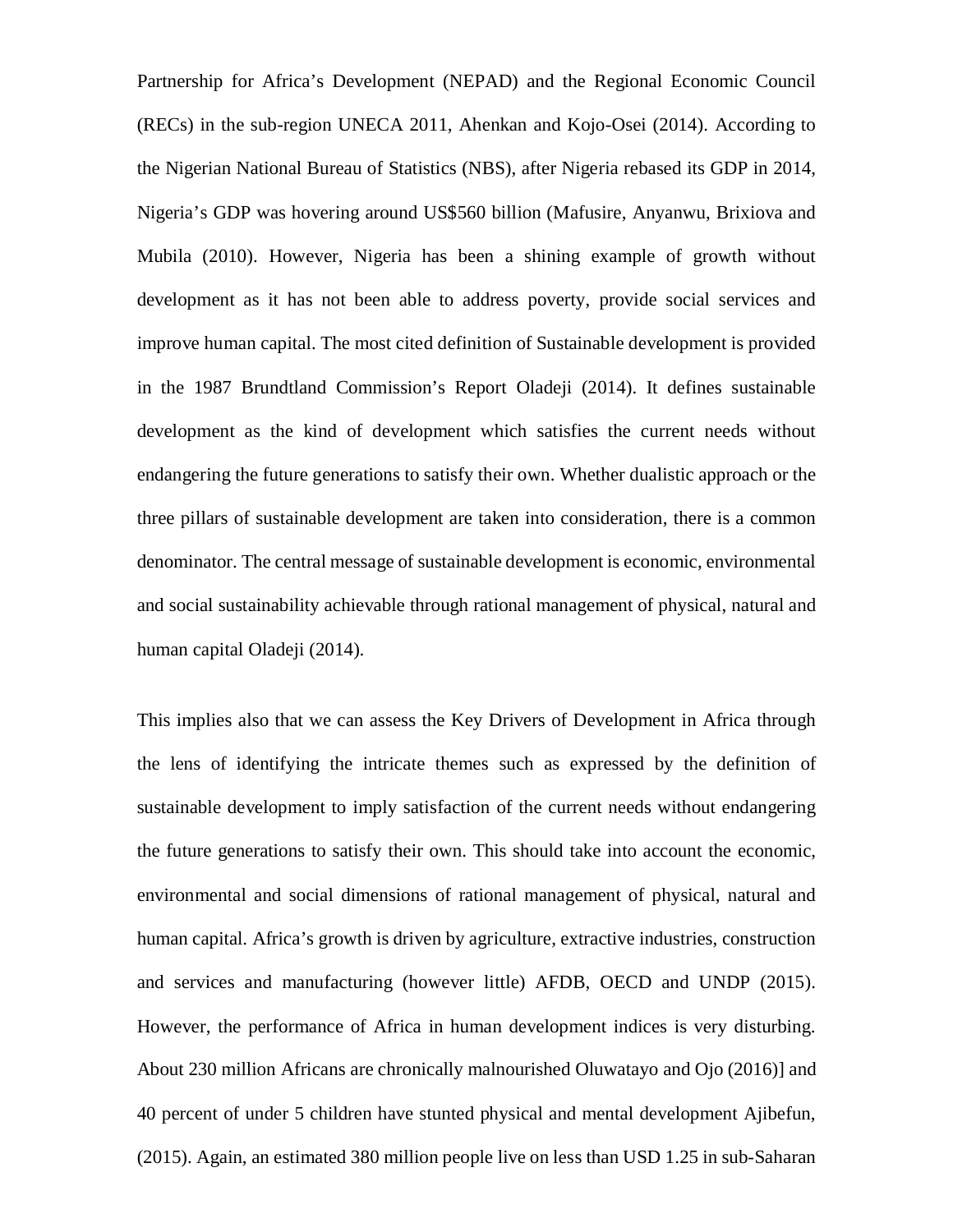Partnership for Africa's Development (NEPAD) and the Regional Economic Council (RECs) in the sub-region UNECA 2011, Ahenkan and Kojo-Osei (2014). According to the Nigerian National Bureau of Statistics (NBS), after Nigeria rebased its GDP in 2014, Nigeria's GDP was hovering around US$560 billion (Mafusire, Anyanwu, Brixiova and Mubila (2010). However, Nigeria has been a shining example of growth without development as it has not been able to address poverty, provide social services and improve human capital. The most cited definition of Sustainable development is provided in the 1987 Brundtland Commission's Report Oladeji (2014). It defines sustainable development as the kind of development which satisfies the current needs without endangering the future generations to satisfy their own. Whether dualistic approach or the three pillars of sustainable development are taken into consideration, there is a common denominator. The central message of sustainable development is economic, environmental and social sustainability achievable through rational management of physical, natural and human capital Oladeji (2014).

This implies also that we can assess the Key Drivers of Development in Africa through the lens of identifying the intricate themes such as expressed by the definition of sustainable development to imply satisfaction of the current needs without endangering the future generations to satisfy their own. This should take into account the economic, environmental and social dimensions of rational management of physical, natural and human capital. Africa's growth is driven by agriculture, extractive industries, construction and services and manufacturing (however little) AFDB, OECD and UNDP (2015). However, the performance of Africa in human development indices is very disturbing. About 230 million Africans are chronically malnourished Oluwatayo and Ojo (2016)] and 40 percent of under 5 children have stunted physical and mental development Ajibefun, (2015). Again, an estimated 380 million people live on less than USD 1.25 in sub-Saharan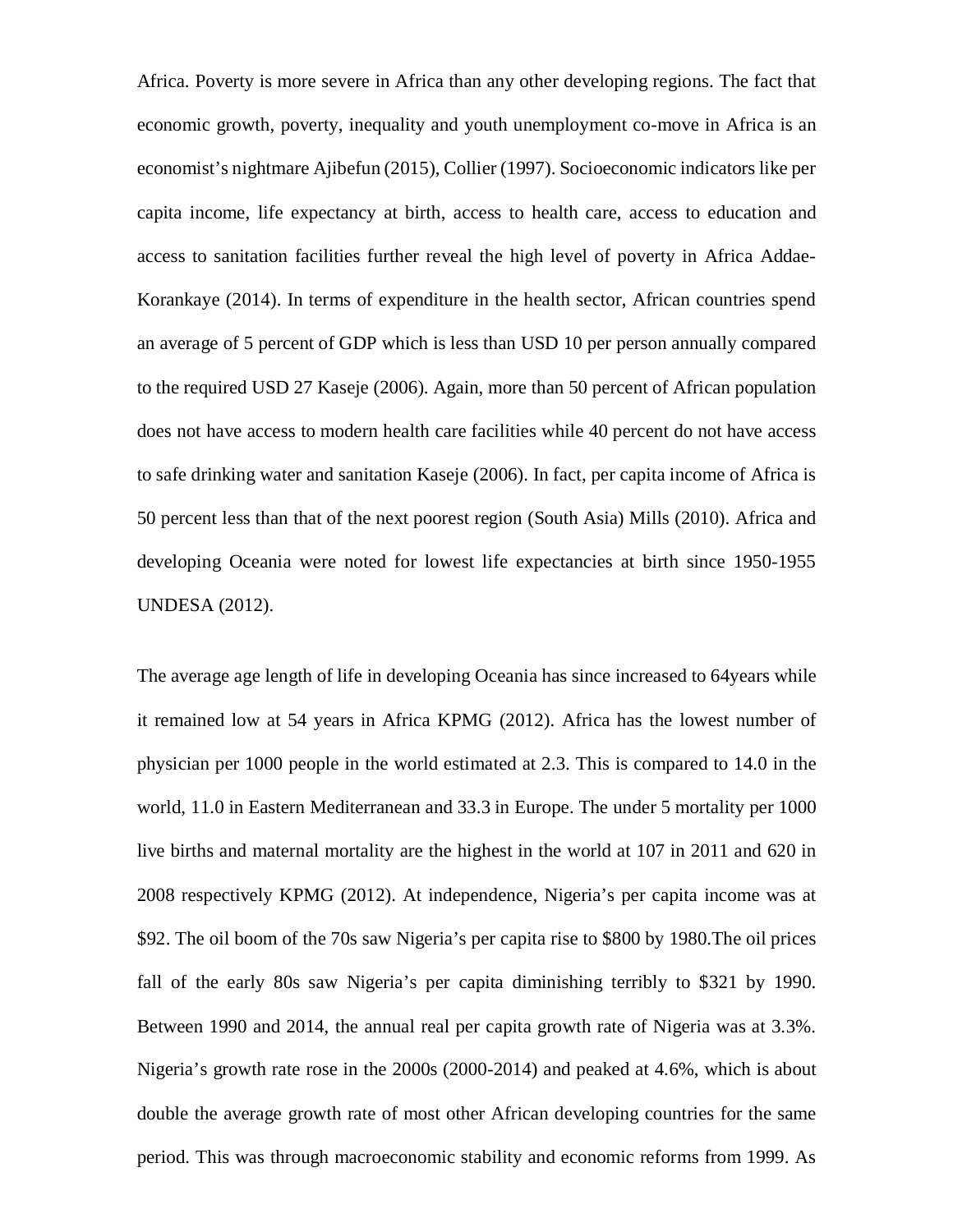Africa. Poverty is more severe in Africa than any other developing regions. The fact that economic growth, poverty, inequality and youth unemployment co-move in Africa is an economist's nightmare Ajibefun (2015), Collier (1997). Socioeconomic indicators like per capita income, life expectancy at birth, access to health care, access to education and access to sanitation facilities further reveal the high level of poverty in Africa Addae-Korankaye (2014). In terms of expenditure in the health sector, African countries spend an average of 5 percent of GDP which is less than USD 10 per person annually compared to the required USD 27 Kaseje (2006). Again, more than 50 percent of African population does not have access to modern health care facilities while 40 percent do not have access to safe drinking water and sanitation Kaseje (2006). In fact, per capita income of Africa is 50 percent less than that of the next poorest region (South Asia) Mills (2010). Africa and developing Oceania were noted for lowest life expectancies at birth since 1950-1955 UNDESA (2012).

The average age length of life in developing Oceania has since increased to 64years while it remained low at 54 years in Africa KPMG (2012). Africa has the lowest number of physician per 1000 people in the world estimated at 2.3. This is compared to 14.0 in the world, 11.0 in Eastern Mediterranean and 33.3 in Europe. The under 5 mortality per 1000 live births and maternal mortality are the highest in the world at 107 in 2011 and 620 in 2008 respectively KPMG (2012). At independence, Nigeria's per capita income was at $92. The oil boom of the 70s saw Nigeria's per capita rise to $800 by 1980.The oil prices fall of the early 80s saw Nigeria's per capita diminishing terribly to $321 by 1990. Between 1990 and 2014, the annual real per capita growth rate of Nigeria was at 3.3%. Nigeria's growth rate rose in the 2000s (2000-2014) and peaked at 4.6%, which is about double the average growth rate of most other African developing countries for the same period. This was through macroeconomic stability and economic reforms from 1999. As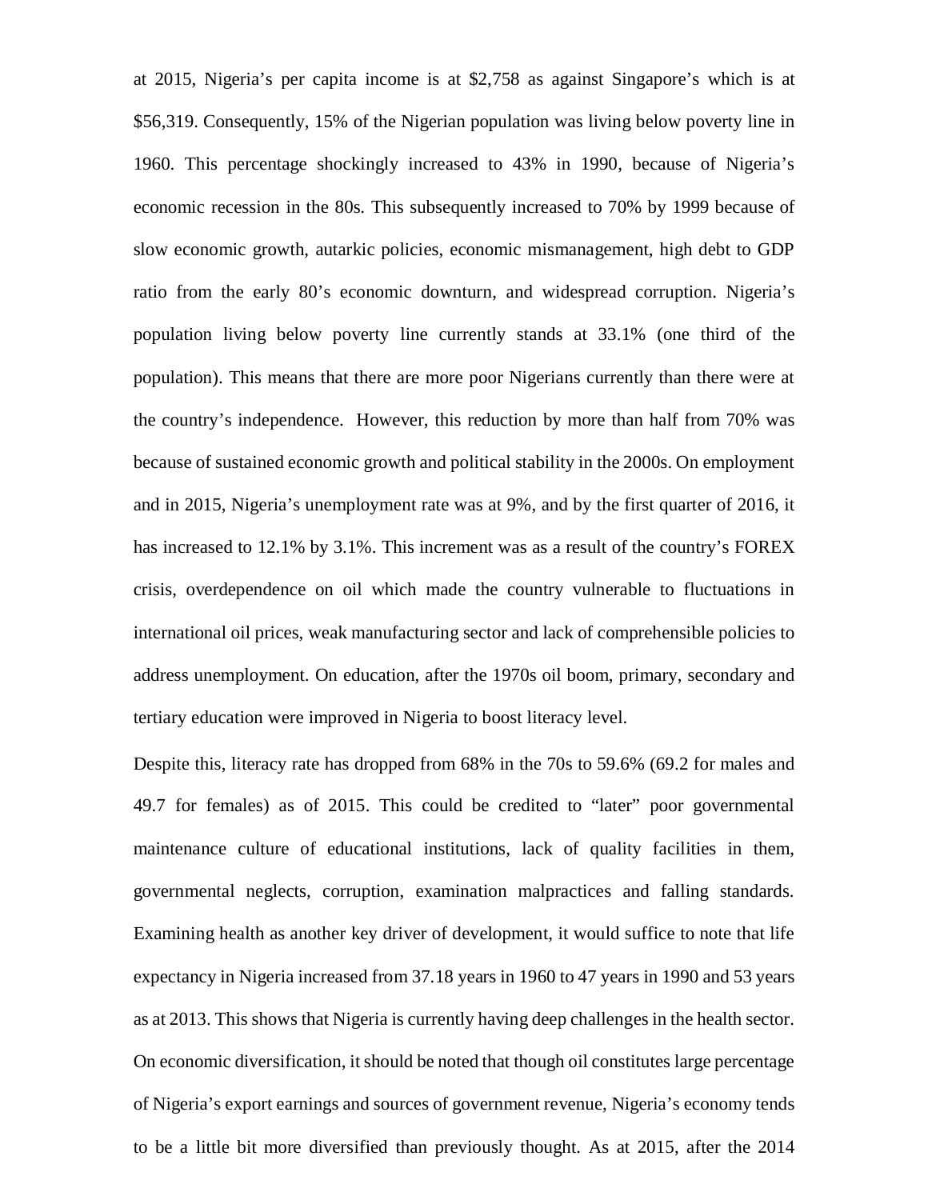at 2015, Nigeria's per capita income is at $2,758 as against Singapore's which is at $56,319. Consequently, 15% of the Nigerian population was living below poverty line in 1960. This percentage shockingly increased to 43% in 1990, because of Nigeria's economic recession in the 80s. This subsequently increased to 70% by 1999 because of slow economic growth, autarkic policies, economic mismanagement, high debt to GDP ratio from the early 80's economic downturn, and widespread corruption. Nigeria's population living below poverty line currently stands at 33.1% (one third of the population). This means that there are more poor Nigerians currently than there were at the country's independence. However, this reduction by more than half from 70% was because of sustained economic growth and political stability in the 2000s. On employment and in 2015, Nigeria's unemployment rate was at 9%, and by the first quarter of 2016, it has increased to 12.1% by 3.1%. This increment was as a result of the country's FOREX crisis, overdependence on oil which made the country vulnerable to fluctuations in international oil prices, weak manufacturing sector and lack of comprehensible policies to address unemployment. On education, after the 1970s oil boom, primary, secondary and tertiary education were improved in Nigeria to boost literacy level.

Despite this, literacy rate has dropped from 68% in the 70s to 59.6% (69.2 for males and 49.7 for females) as of 2015. This could be credited to "later" poor governmental maintenance culture of educational institutions, lack of quality facilities in them, governmental neglects, corruption, examination malpractices and falling standards. Examining health as another key driver of development, it would suffice to note that life expectancy in Nigeria increased from 37.18 years in 1960 to 47 years in 1990 and 53 years as at 2013. This shows that Nigeria is currently having deep challenges in the health sector. On economic diversification, it should be noted that though oil constitutes large percentage of Nigeria's export earnings and sources of government revenue, Nigeria's economy tends to be a little bit more diversified than previously thought. As at 2015, after the 2014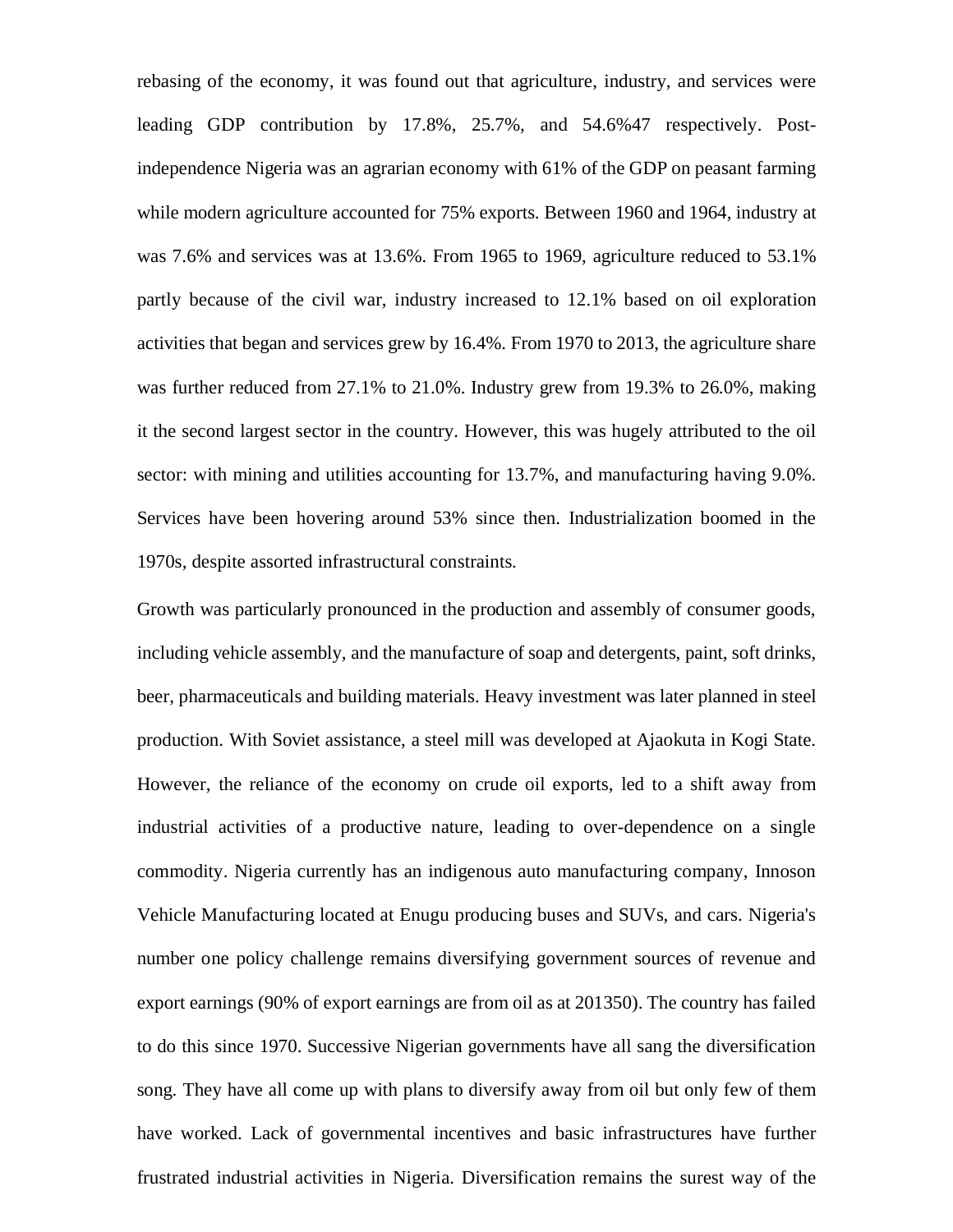rebasing of the economy, it was found out that agriculture, industry, and services were leading GDP contribution by 17.8%, 25.7%, and 54.6%47 respectively. Post-independence Nigeria was an agrarian economy with 61% of the GDP on peasant farming while modern agriculture accounted for 75% exports. Between 1960 and 1964, industry at was 7.6% and services was at 13.6%. From 1965 to 1969, agriculture reduced to 53.1% partly because of the civil war, industry increased to 12.1% based on oil exploration activities that began and services grew by 16.4%. From 1970 to 2013, the agriculture share was further reduced from 27.1% to 21.0%. Industry grew from 19.3% to 26.0%, making it the second largest sector in the country. However, this was hugely attributed to the oil sector: with mining and utilities accounting for 13.7%, and manufacturing having 9.0%. Services have been hovering around 53% since then. Industrialization boomed in the 1970s, despite assorted infrastructural constraints.

Growth was particularly pronounced in the production and assembly of consumer goods, including vehicle assembly, and the manufacture of soap and detergents, paint, soft drinks, beer, pharmaceuticals and building materials. Heavy investment was later planned in steel production. With Soviet assistance, a steel mill was developed at Ajaokuta in Kogi State. However, the reliance of the economy on crude oil exports, led to a shift away from industrial activities of a productive nature, leading to over-dependence on a single commodity. Nigeria currently has an indigenous auto manufacturing company, Innoson Vehicle Manufacturing located at Enugu producing buses and SUVs, and cars. Nigeria's number one policy challenge remains diversifying government sources of revenue and export earnings (90% of export earnings are from oil as at 201350). The country has failed to do this since 1970. Successive Nigerian governments have all sang the diversification song. They have all come up with plans to diversify away from oil but only few of them have worked. Lack of governmental incentives and basic infrastructures have further frustrated industrial activities in Nigeria. Diversification remains the surest way of the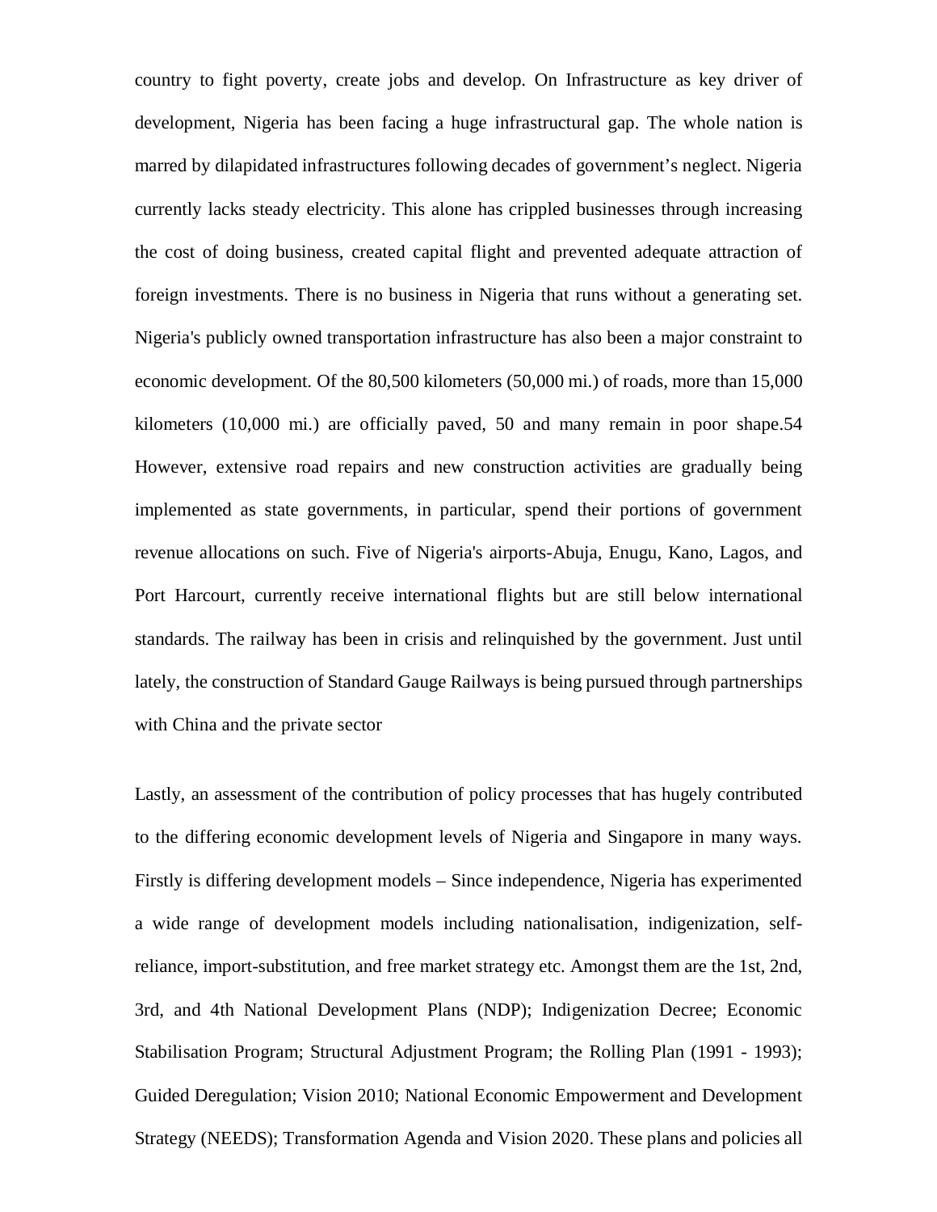country to fight poverty, create jobs and develop. On Infrastructure as key driver of development, Nigeria has been facing a huge infrastructural gap. The whole nation is marred by dilapidated infrastructures following decades of government's neglect. Nigeria currently lacks steady electricity. This alone has crippled businesses through increasing the cost of doing business, created capital flight and prevented adequate attraction of foreign investments. There is no business in Nigeria that runs without a generating set. Nigeria's publicly owned transportation infrastructure has also been a major constraint to economic development. Of the 80,500 kilometers (50,000 mi.) of roads, more than 15,000 kilometers (10,000 mi.) are officially paved, 50 and many remain in poor shape.54 However, extensive road repairs and new construction activities are gradually being implemented as state governments, in particular, spend their portions of government revenue allocations on such. Five of Nigeria's airports-Abuja, Enugu, Kano, Lagos, and Port Harcourt, currently receive international flights but are still below international standards. The railway has been in crisis and relinquished by the government. Just until lately, the construction of Standard Gauge Railways is being pursued through partnerships with China and the private sector

Lastly, an assessment of the contribution of policy processes that has hugely contributed to the differing economic development levels of Nigeria and Singapore in many ways. Firstly is differing development models – Since independence, Nigeria has experimented a wide range of development models including nationalisation, indigenization, self-reliance, import-substitution, and free market strategy etc. Amongst them are the 1st, 2nd, 3rd, and 4th National Development Plans (NDP); Indigenization Decree; Economic Stabilisation Program; Structural Adjustment Program; the Rolling Plan (1991 - 1993); Guided Deregulation; Vision 2010; National Economic Empowerment and Development Strategy (NEEDS); Transformation Agenda and Vision 2020. These plans and policies all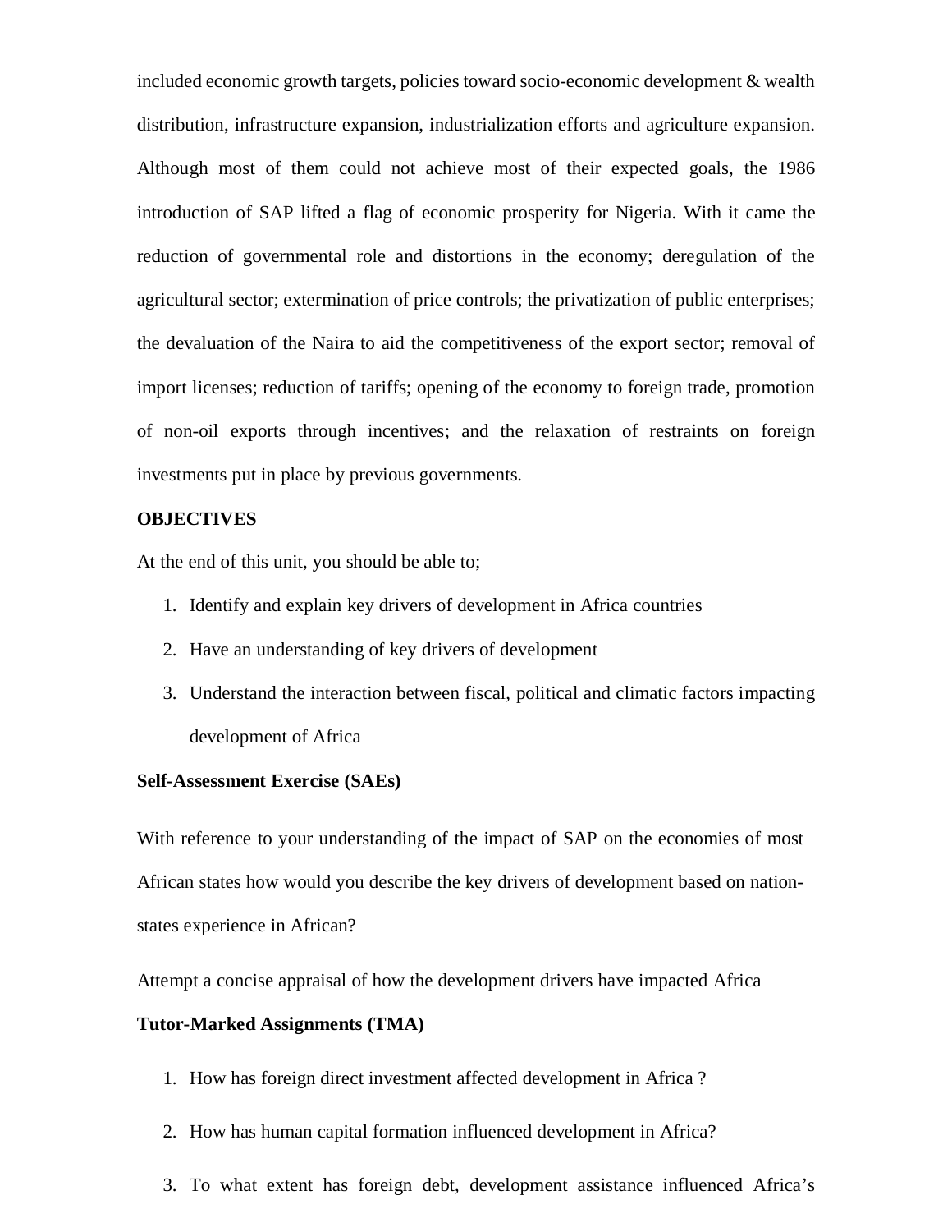included economic growth targets, policies toward socio-economic development & wealth distribution, infrastructure expansion, industrialization efforts and agriculture expansion. Although most of them could not achieve most of their expected goals, the 1986 introduction of SAP lifted a flag of economic prosperity for Nigeria. With it came the reduction of governmental role and distortions in the economy; deregulation of the agricultural sector; extermination of price controls; the privatization of public enterprises; the devaluation of the Naira to aid the competitiveness of the export sector; removal of import licenses; reduction of tariffs; opening of the economy to foreign trade, promotion of non-oil exports through incentives; and the relaxation of restraints on foreign investments put in place by previous governments.

**OBJECTIVES**

At the end of this unit, you should be able to;

1. Identify and explain key drivers of development in Africa countries
2. Have an understanding of key drivers of development
3. Understand the interaction between fiscal, political and climatic factors impacting development of Africa

**Self-Assessment Exercise (SAEs)**

With reference to your understanding of the impact of SAP on the economies of most African states how would you describe the key drivers of development based on nation-states experience in African?

Attempt a concise appraisal of how the development drivers have impacted Africa

**Tutor-Marked Assignments (TMA)**

1. How has foreign direct investment affected development in Africa ?
2. How has human capital formation influenced development in Africa?
3. To what extent has foreign debt, development assistance influenced Africa's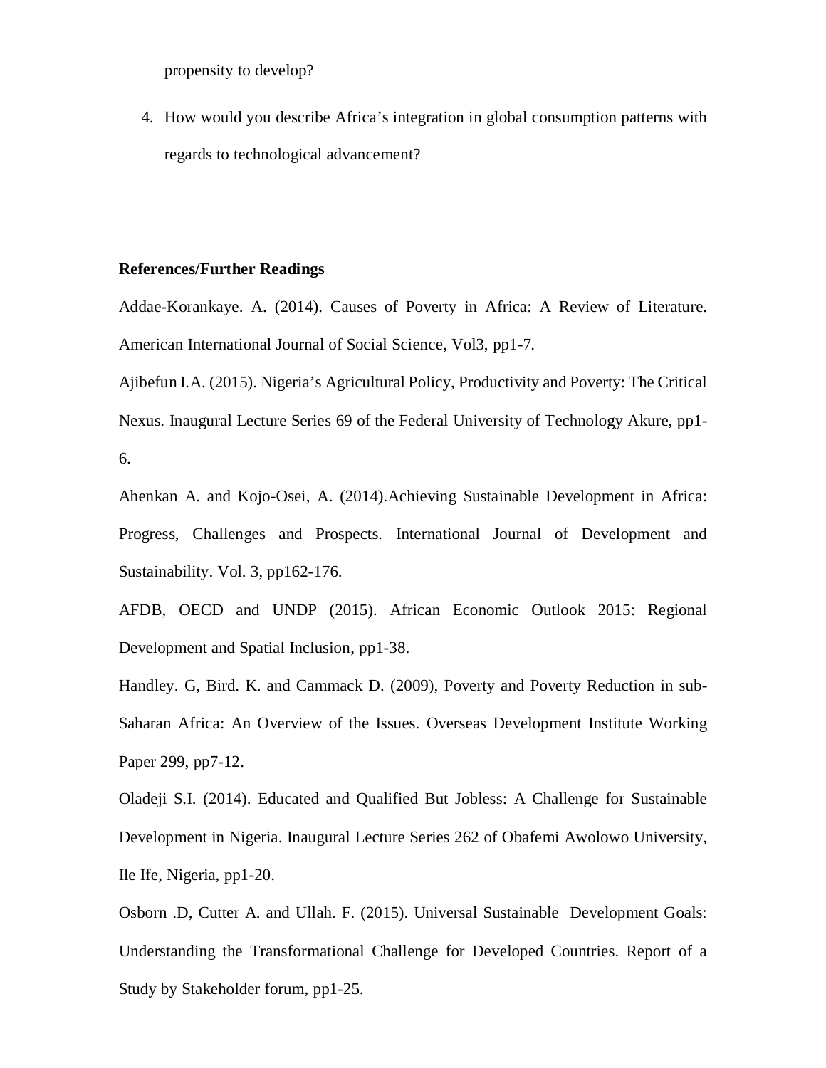propensity to develop?

4. How would you describe Africa's integration in global consumption patterns with regards to technological advancement?

**References/Further Readings**

Addae-Korankaye. A. (2014). Causes of Poverty in Africa: A Review of Literature. American International Journal of Social Science, Vol3, pp1-7.

Ajibefun I.A. (2015). Nigeria's Agricultural Policy, Productivity and Poverty: The Critical Nexus. Inaugural Lecture Series 69 of the Federal University of Technology Akure, pp1-6.

Ahenkan A. and Kojo-Osei, A. (2014).Achieving Sustainable Development in Africa: Progress, Challenges and Prospects. International Journal of Development and Sustainability. Vol. 3, pp162-176.

AFDB, OECD and UNDP (2015). African Economic Outlook 2015: Regional Development and Spatial Inclusion, pp1-38.

Handley. G, Bird. K. and Cammack D. (2009), Poverty and Poverty Reduction in sub-Saharan Africa: An Overview of the Issues. Overseas Development Institute Working Paper 299, pp7-12.

Oladeji S.I. (2014). Educated and Qualified But Jobless: A Challenge for Sustainable Development in Nigeria. Inaugural Lecture Series 262 of Obafemi Awolowo University, Ile Ife, Nigeria, pp1-20.

Osborn .D, Cutter A. and Ullah. F. (2015). Universal Sustainable Development Goals: Understanding the Transformational Challenge for Developed Countries. Report of a Study by Stakeholder forum, pp1-25.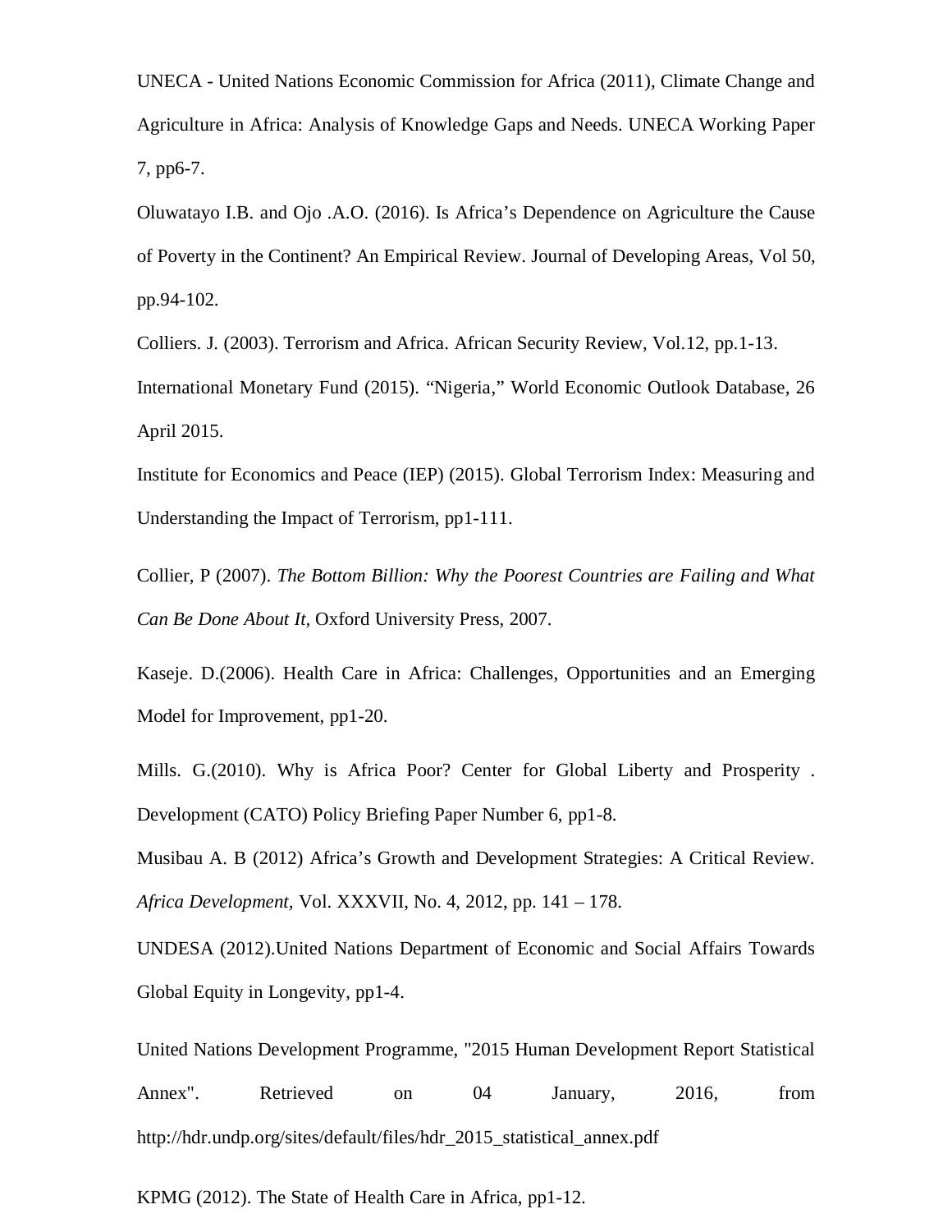UNECA - United Nations Economic Commission for Africa (2011), Climate Change and Agriculture in Africa: Analysis of Knowledge Gaps and Needs. UNECA Working Paper 7, pp6-7.

Oluwatayo I.B. and Ojo .A.O. (2016). Is Africa's Dependence on Agriculture the Cause of Poverty in the Continent? An Empirical Review. Journal of Developing Areas, Vol 50, pp.94-102.

Colliers. J. (2003). Terrorism and Africa. African Security Review, Vol.12, pp.1-13.

International Monetary Fund (2015). "Nigeria," World Economic Outlook Database, 26 April 2015.

Institute for Economics and Peace (IEP) (2015). Global Terrorism Index: Measuring and Understanding the Impact of Terrorism, pp1-111.

Collier, P (2007). *The Bottom Billion: Why the Poorest Countries are Failing and What Can Be Done About It,* Oxford University Press, 2007.

Kaseje. D.(2006). Health Care in Africa: Challenges, Opportunities and an Emerging Model for Improvement, pp1-20.

Mills. G.(2010). Why is Africa Poor? Center for Global Liberty and Prosperity . Development (CATO) Policy Briefing Paper Number 6, pp1-8.

Musibau A. B (2012) Africa's Growth and Development Strategies: A Critical Review. *Africa Development*, Vol. XXXVII, No. 4, 2012, pp. 141 – 178.

UNDESA (2012).United Nations Department of Economic and Social Affairs Towards Global Equity in Longevity, pp1-4.

United Nations Development Programme, "2015 Human Development Report Statistical Annex". Retrieved on 04 January, 2016, from http://hdr.undp.org/sites/default/files/hdr_2015_statistical_annex.pdf

KPMG (2012). The State of Health Care in Africa, pp1-12.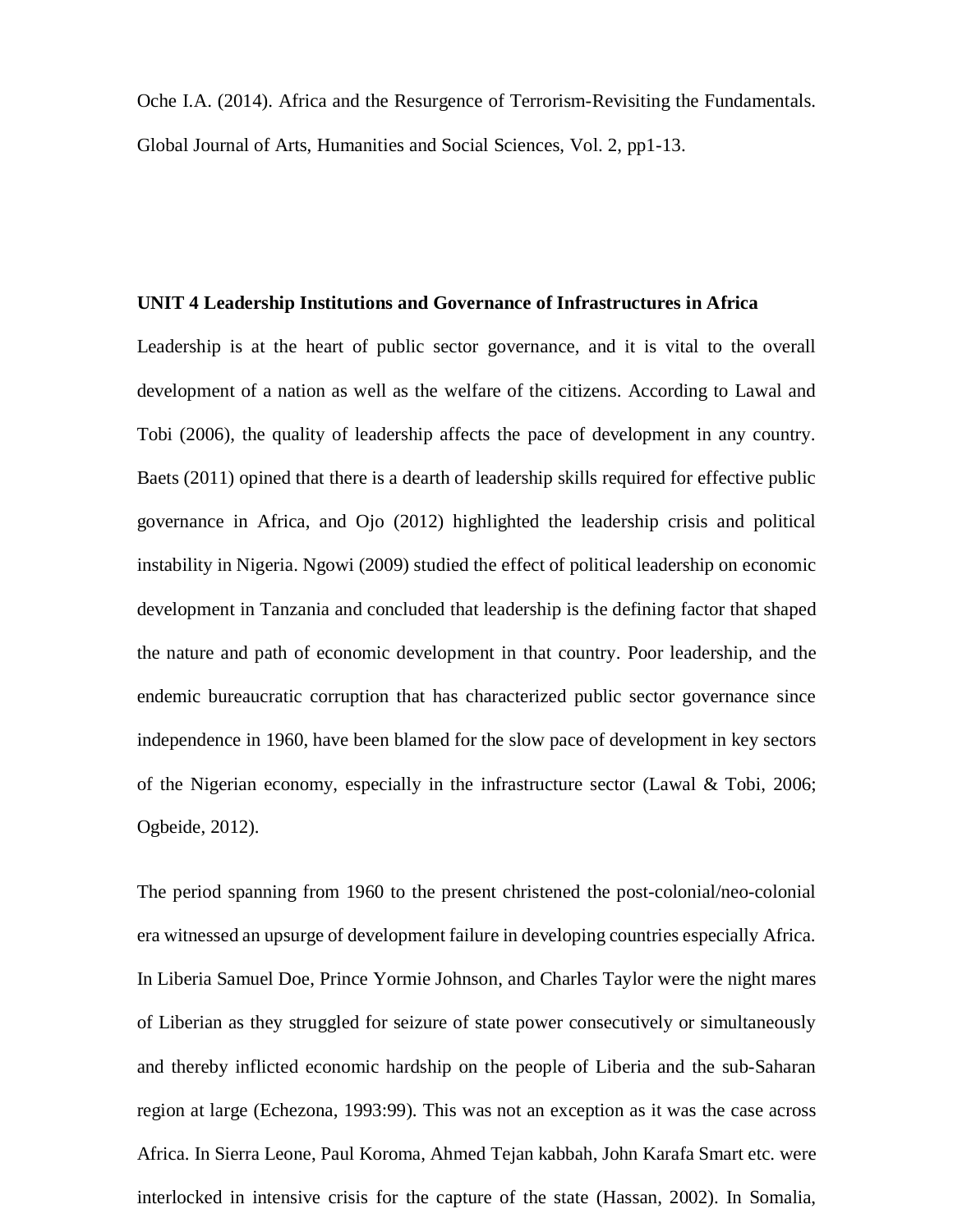Oche I.A. (2014). Africa and the Resurgence of Terrorism-Revisiting the Fundamentals. Global Journal of Arts, Humanities and Social Sciences, Vol. 2, pp1-13.

## UNIT 4 Leadership Institutions and Governance of Infrastructures in Africa

Leadership is at the heart of public sector governance, and it is vital to the overall development of a nation as well as the welfare of the citizens. According to Lawal and Tobi (2006), the quality of leadership affects the pace of development in any country. Baets (2011) opined that there is a dearth of leadership skills required for effective public governance in Africa, and Ojo (2012) highlighted the leadership crisis and political instability in Nigeria. Ngowi (2009) studied the effect of political leadership on economic development in Tanzania and concluded that leadership is the defining factor that shaped the nature and path of economic development in that country. Poor leadership, and the endemic bureaucratic corruption that has characterized public sector governance since independence in 1960, have been blamed for the slow pace of development in key sectors of the Nigerian economy, especially in the infrastructure sector (Lawal & Tobi, 2006; Ogbeide, 2012).

The period spanning from 1960 to the present christened the post-colonial/neo-colonial era witnessed an upsurge of development failure in developing countries especially Africa. In Liberia Samuel Doe, Prince Yormie Johnson, and Charles Taylor were the night mares of Liberian as they struggled for seizure of state power consecutively or simultaneously and thereby inflicted economic hardship on the people of Liberia and the sub-Saharan region at large (Echezona, 1993:99). This was not an exception as it was the case across Africa. In Sierra Leone, Paul Koroma, Ahmed Tejan kabbah, John Karafa Smart etc. were interlocked in intensive crisis for the capture of the state (Hassan, 2002). In Somalia,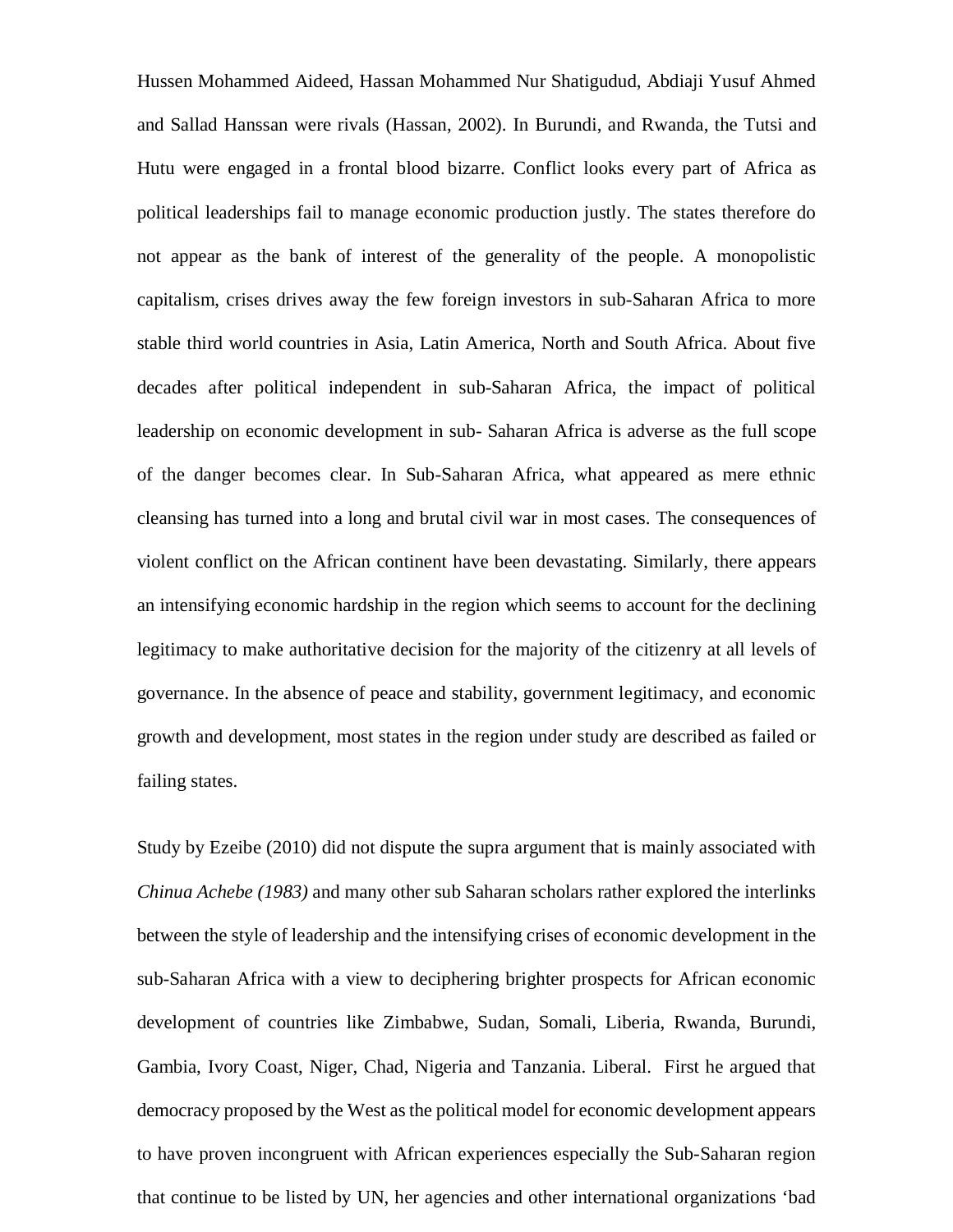Hussen Mohammed Aideed, Hassan Mohammed Nur Shatigudud, Abdiaji Yusuf Ahmed and Sallad Hanssan were rivals (Hassan, 2002). In Burundi, and Rwanda, the Tutsi and Hutu were engaged in a frontal blood bizarre. Conflict looks every part of Africa as political leaderships fail to manage economic production justly. The states therefore do not appear as the bank of interest of the generality of the people. A monopolistic capitalism, crises drives away the few foreign investors in sub-Saharan Africa to more stable third world countries in Asia, Latin America, North and South Africa. About five decades after political independent in sub-Saharan Africa, the impact of political leadership on economic development in sub- Saharan Africa is adverse as the full scope of the danger becomes clear. In Sub-Saharan Africa, what appeared as mere ethnic cleansing has turned into a long and brutal civil war in most cases. The consequences of violent conflict on the African continent have been devastating. Similarly, there appears an intensifying economic hardship in the region which seems to account for the declining legitimacy to make authoritative decision for the majority of the citizenry at all levels of governance. In the absence of peace and stability, government legitimacy, and economic growth and development, most states in the region under study are described as failed or failing states.

Study by Ezeibe (2010) did not dispute the supra argument that is mainly associated with *Chinua Achebe (1983)* and many other sub Saharan scholars rather explored the interlinks between the style of leadership and the intensifying crises of economic development in the sub-Saharan Africa with a view to deciphering brighter prospects for African economic development of countries like Zimbabwe, Sudan, Somali, Liberia, Rwanda, Burundi, Gambia, Ivory Coast, Niger, Chad, Nigeria and Tanzania. Liberal. First he argued that democracy proposed by the West as the political model for economic development appears to have proven incongruent with African experiences especially the Sub-Saharan region that continue to be listed by UN, her agencies and other international organizations 'bad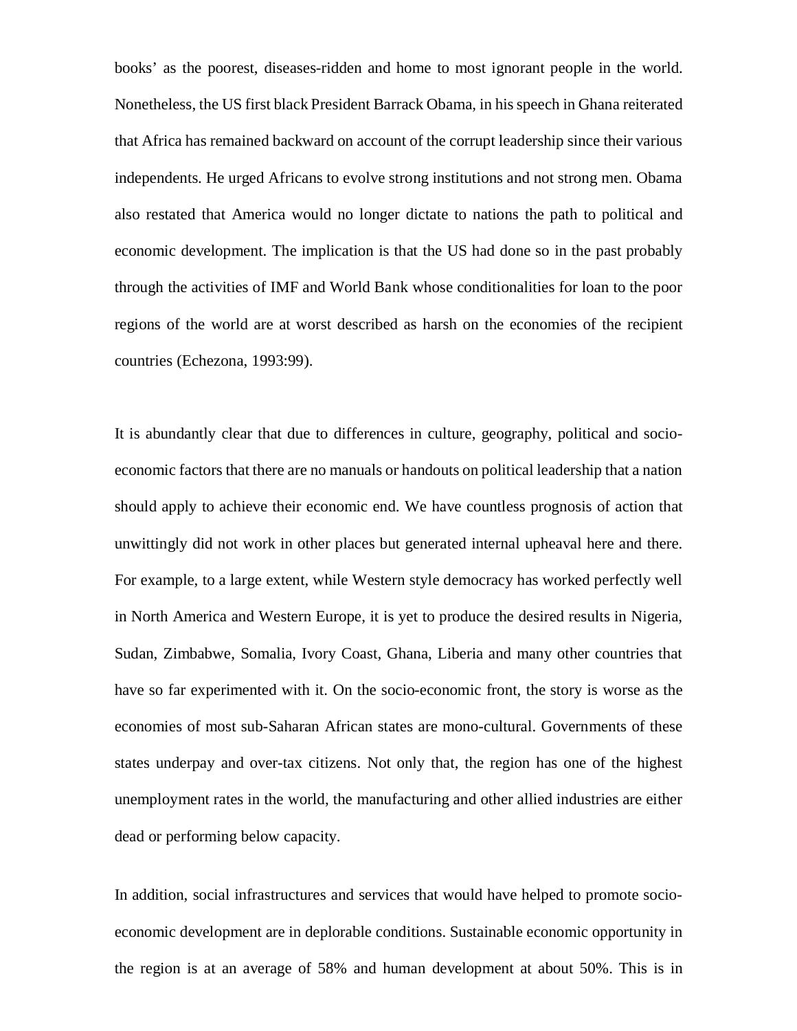books' as the poorest, diseases-ridden and home to most ignorant people in the world. Nonetheless, the US first black President Barrack Obama, in his speech in Ghana reiterated that Africa has remained backward on account of the corrupt leadership since their various independents. He urged Africans to evolve strong institutions and not strong men. Obama also restated that America would no longer dictate to nations the path to political and economic development. The implication is that the US had done so in the past probably through the activities of IMF and World Bank whose conditionalities for loan to the poor regions of the world are at worst described as harsh on the economies of the recipient countries (Echezona, 1993:99).

It is abundantly clear that due to differences in culture, geography, political and socio-economic factors that there are no manuals or handouts on political leadership that a nation should apply to achieve their economic end. We have countless prognosis of action that unwittingly did not work in other places but generated internal upheaval here and there. For example, to a large extent, while Western style democracy has worked perfectly well in North America and Western Europe, it is yet to produce the desired results in Nigeria, Sudan, Zimbabwe, Somalia, Ivory Coast, Ghana, Liberia and many other countries that have so far experimented with it. On the socio-economic front, the story is worse as the economies of most sub-Saharan African states are mono-cultural. Governments of these states underpay and over-tax citizens. Not only that, the region has one of the highest unemployment rates in the world, the manufacturing and other allied industries are either dead or performing below capacity.

In addition, social infrastructures and services that would have helped to promote socio-economic development are in deplorable conditions. Sustainable economic opportunity in the region is at an average of 58% and human development at about 50%. This is in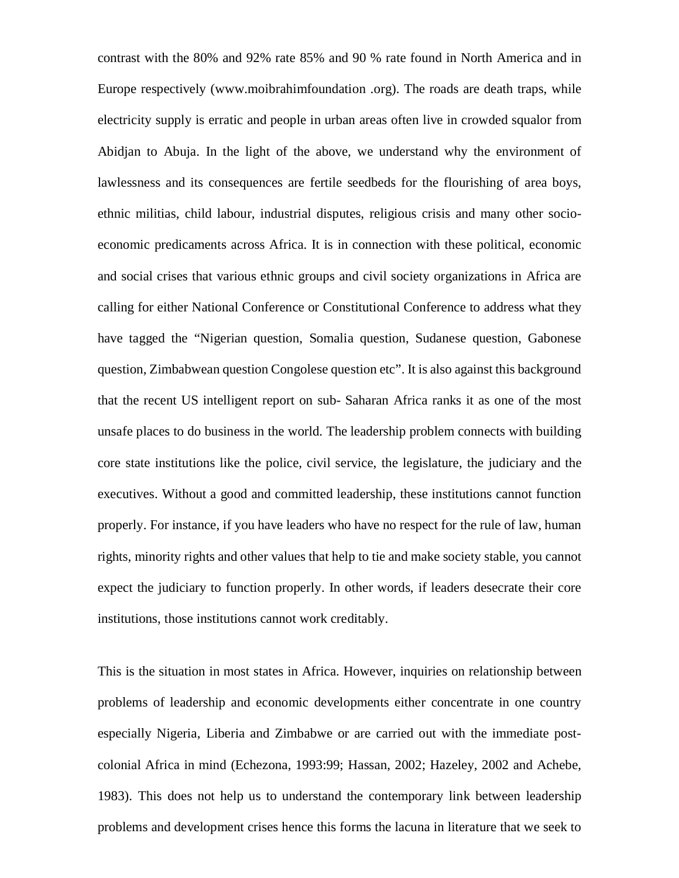contrast with the 80% and 92% rate 85% and 90 % rate found in North America and in Europe respectively (www.moibrahimfoundation .org). The roads are death traps, while electricity supply is erratic and people in urban areas often live in crowded squalor from Abidjan to Abuja. In the light of the above, we understand why the environment of lawlessness and its consequences are fertile seedbeds for the flourishing of area boys, ethnic militias, child labour, industrial disputes, religious crisis and many other socio-economic predicaments across Africa. It is in connection with these political, economic and social crises that various ethnic groups and civil society organizations in Africa are calling for either National Conference or Constitutional Conference to address what they have tagged the "Nigerian question, Somalia question, Sudanese question, Gabonese question, Zimbabwean question Congolese question etc". It is also against this background that the recent US intelligent report on sub- Saharan Africa ranks it as one of the most unsafe places to do business in the world. The leadership problem connects with building core state institutions like the police, civil service, the legislature, the judiciary and the executives. Without a good and committed leadership, these institutions cannot function properly. For instance, if you have leaders who have no respect for the rule of law, human rights, minority rights and other values that help to tie and make society stable, you cannot expect the judiciary to function properly. In other words, if leaders desecrate their core institutions, those institutions cannot work creditably.

This is the situation in most states in Africa. However, inquiries on relationship between problems of leadership and economic developments either concentrate in one country especially Nigeria, Liberia and Zimbabwe or are carried out with the immediate post-colonial Africa in mind (Echezona, 1993:99; Hassan, 2002; Hazeley, 2002 and Achebe, 1983). This does not help us to understand the contemporary link between leadership problems and development crises hence this forms the lacuna in literature that we seek to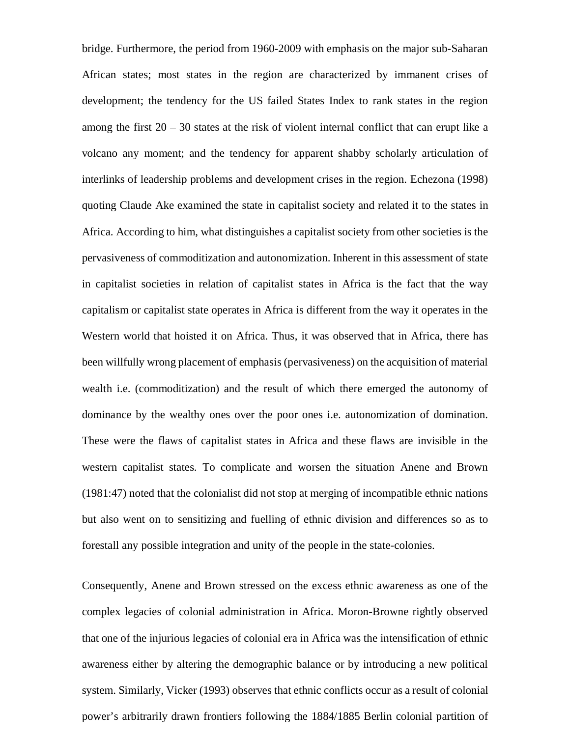bridge. Furthermore, the period from 1960-2009 with emphasis on the major sub-Saharan African states; most states in the region are characterized by immanent crises of development; the tendency for the US failed States Index to rank states in the region among the first 20 – 30 states at the risk of violent internal conflict that can erupt like a volcano any moment; and the tendency for apparent shabby scholarly articulation of interlinks of leadership problems and development crises in the region. Echezona (1998) quoting Claude Ake examined the state in capitalist society and related it to the states in Africa. According to him, what distinguishes a capitalist society from other societies is the pervasiveness of commoditization and autonomization. Inherent in this assessment of state in capitalist societies in relation of capitalist states in Africa is the fact that the way capitalism or capitalist state operates in Africa is different from the way it operates in the Western world that hoisted it on Africa. Thus, it was observed that in Africa, there has been willfully wrong placement of emphasis (pervasiveness) on the acquisition of material wealth i.e. (commoditization) and the result of which there emerged the autonomy of dominance by the wealthy ones over the poor ones i.e. autonomization of domination. These were the flaws of capitalist states in Africa and these flaws are invisible in the western capitalist states. To complicate and worsen the situation Anene and Brown (1981:47) noted that the colonialist did not stop at merging of incompatible ethnic nations but also went on to sensitizing and fuelling of ethnic division and differences so as to forestall any possible integration and unity of the people in the state-colonies.

Consequently, Anene and Brown stressed on the excess ethnic awareness as one of the complex legacies of colonial administration in Africa. Moron-Browne rightly observed that one of the injurious legacies of colonial era in Africa was the intensification of ethnic awareness either by altering the demographic balance or by introducing a new political system. Similarly, Vicker (1993) observes that ethnic conflicts occur as a result of colonial power's arbitrarily drawn frontiers following the 1884/1885 Berlin colonial partition of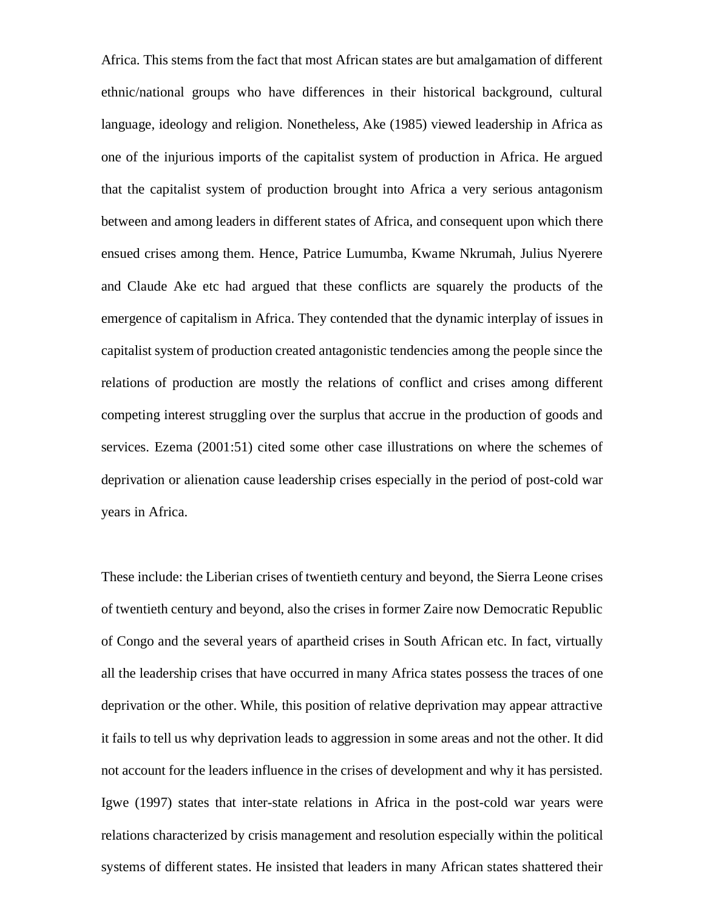Africa. This stems from the fact that most African states are but amalgamation of different ethnic/national groups who have differences in their historical background, cultural language, ideology and religion. Nonetheless, Ake (1985) viewed leadership in Africa as one of the injurious imports of the capitalist system of production in Africa. He argued that the capitalist system of production brought into Africa a very serious antagonism between and among leaders in different states of Africa, and consequent upon which there ensued crises among them. Hence, Patrice Lumumba, Kwame Nkrumah, Julius Nyerere and Claude Ake etc had argued that these conflicts are squarely the products of the emergence of capitalism in Africa. They contended that the dynamic interplay of issues in capitalist system of production created antagonistic tendencies among the people since the relations of production are mostly the relations of conflict and crises among different competing interest struggling over the surplus that accrue in the production of goods and services. Ezema (2001:51) cited some other case illustrations on where the schemes of deprivation or alienation cause leadership crises especially in the period of post-cold war years in Africa.

These include: the Liberian crises of twentieth century and beyond, the Sierra Leone crises of twentieth century and beyond, also the crises in former Zaire now Democratic Republic of Congo and the several years of apartheid crises in South African etc. In fact, virtually all the leadership crises that have occurred in many Africa states possess the traces of one deprivation or the other. While, this position of relative deprivation may appear attractive it fails to tell us why deprivation leads to aggression in some areas and not the other. It did not account for the leaders influence in the crises of development and why it has persisted. Igwe (1997) states that inter-state relations in Africa in the post-cold war years were relations characterized by crisis management and resolution especially within the political systems of different states. He insisted that leaders in many African states shattered their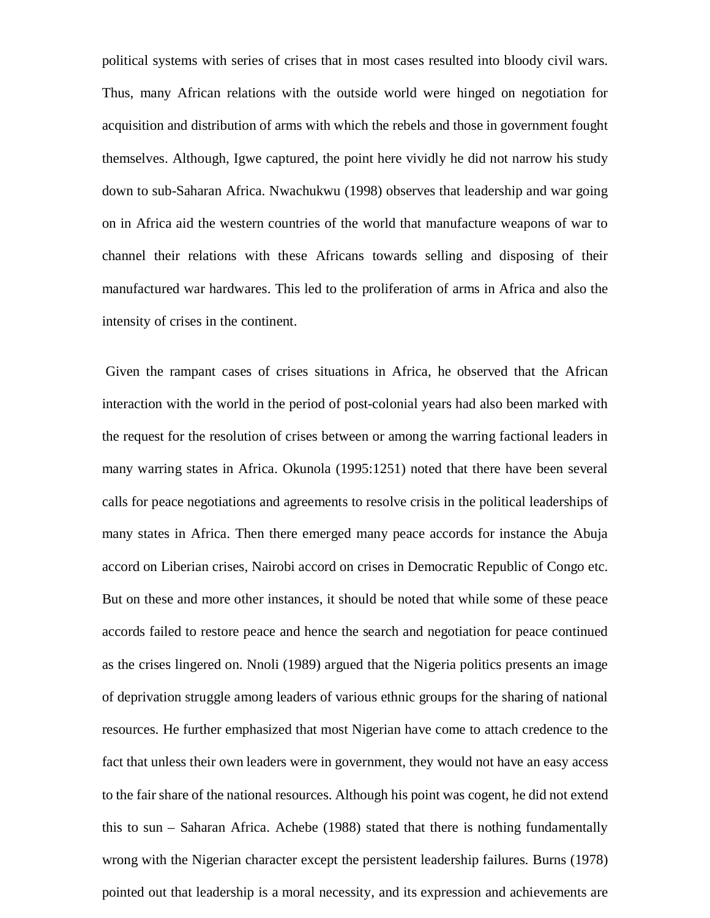political systems with series of crises that in most cases resulted into bloody civil wars. Thus, many African relations with the outside world were hinged on negotiation for acquisition and distribution of arms with which the rebels and those in government fought themselves. Although, Igwe captured, the point here vividly he did not narrow his study down to sub-Saharan Africa. Nwachukwu (1998) observes that leadership and war going on in Africa aid the western countries of the world that manufacture weapons of war to channel their relations with these Africans towards selling and disposing of their manufactured war hardwares. This led to the proliferation of arms in Africa and also the intensity of crises in the continent.

Given the rampant cases of crises situations in Africa, he observed that the African interaction with the world in the period of post-colonial years had also been marked with the request for the resolution of crises between or among the warring factional leaders in many warring states in Africa. Okunola (1995:1251) noted that there have been several calls for peace negotiations and agreements to resolve crisis in the political leaderships of many states in Africa. Then there emerged many peace accords for instance the Abuja accord on Liberian crises, Nairobi accord on crises in Democratic Republic of Congo etc. But on these and more other instances, it should be noted that while some of these peace accords failed to restore peace and hence the search and negotiation for peace continued as the crises lingered on. Nnoli (1989) argued that the Nigeria politics presents an image of deprivation struggle among leaders of various ethnic groups for the sharing of national resources. He further emphasized that most Nigerian have come to attach credence to the fact that unless their own leaders were in government, they would not have an easy access to the fair share of the national resources. Although his point was cogent, he did not extend this to sun – Saharan Africa. Achebe (1988) stated that there is nothing fundamentally wrong with the Nigerian character except the persistent leadership failures. Burns (1978) pointed out that leadership is a moral necessity, and its expression and achievements are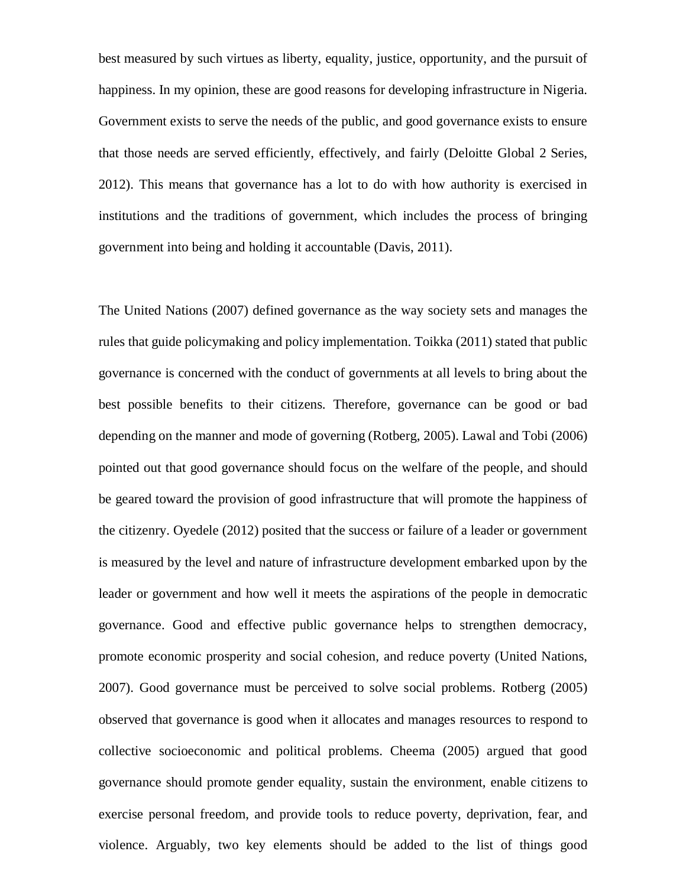best measured by such virtues as liberty, equality, justice, opportunity, and the pursuit of happiness. In my opinion, these are good reasons for developing infrastructure in Nigeria. Government exists to serve the needs of the public, and good governance exists to ensure that those needs are served efficiently, effectively, and fairly (Deloitte Global 2 Series, 2012). This means that governance has a lot to do with how authority is exercised in institutions and the traditions of government, which includes the process of bringing government into being and holding it accountable (Davis, 2011).

The United Nations (2007) defined governance as the way society sets and manages the rules that guide policymaking and policy implementation. Toikka (2011) stated that public governance is concerned with the conduct of governments at all levels to bring about the best possible benefits to their citizens. Therefore, governance can be good or bad depending on the manner and mode of governing (Rotberg, 2005). Lawal and Tobi (2006) pointed out that good governance should focus on the welfare of the people, and should be geared toward the provision of good infrastructure that will promote the happiness of the citizenry. Oyedele (2012) posited that the success or failure of a leader or government is measured by the level and nature of infrastructure development embarked upon by the leader or government and how well it meets the aspirations of the people in democratic governance. Good and effective public governance helps to strengthen democracy, promote economic prosperity and social cohesion, and reduce poverty (United Nations, 2007). Good governance must be perceived to solve social problems. Rotberg (2005) observed that governance is good when it allocates and manages resources to respond to collective socioeconomic and political problems. Cheema (2005) argued that good governance should promote gender equality, sustain the environment, enable citizens to exercise personal freedom, and provide tools to reduce poverty, deprivation, fear, and violence. Arguably, two key elements should be added to the list of things good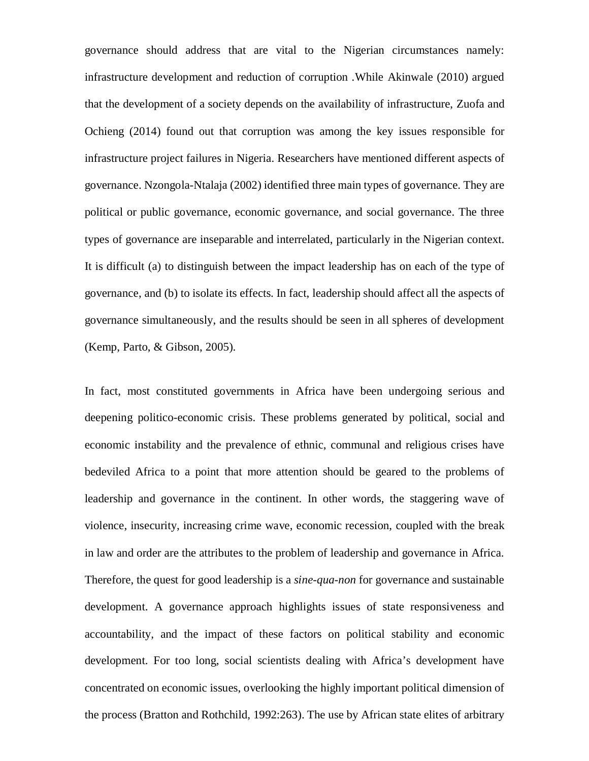governance should address that are vital to the Nigerian circumstances namely: infrastructure development and reduction of corruption .While Akinwale (2010) argued that the development of a society depends on the availability of infrastructure, Zuofa and Ochieng (2014) found out that corruption was among the key issues responsible for infrastructure project failures in Nigeria. Researchers have mentioned different aspects of governance. Nzongola-Ntalaja (2002) identified three main types of governance. They are political or public governance, economic governance, and social governance. The three types of governance are inseparable and interrelated, particularly in the Nigerian context. It is difficult (a) to distinguish between the impact leadership has on each of the type of governance, and (b) to isolate its effects. In fact, leadership should affect all the aspects of governance simultaneously, and the results should be seen in all spheres of development (Kemp, Parto, & Gibson, 2005).

In fact, most constituted governments in Africa have been undergoing serious and deepening politico-economic crisis. These problems generated by political, social and economic instability and the prevalence of ethnic, communal and religious crises have bedeviled Africa to a point that more attention should be geared to the problems of leadership and governance in the continent. In other words, the staggering wave of violence, insecurity, increasing crime wave, economic recession, coupled with the break in law and order are the attributes to the problem of leadership and governance in Africa. Therefore, the quest for good leadership is a *sine-qua-non* for governance and sustainable development. A governance approach highlights issues of state responsiveness and accountability, and the impact of these factors on political stability and economic development. For too long, social scientists dealing with Africa's development have concentrated on economic issues, overlooking the highly important political dimension of the process (Bratton and Rothchild, 1992:263). The use by African state elites of arbitrary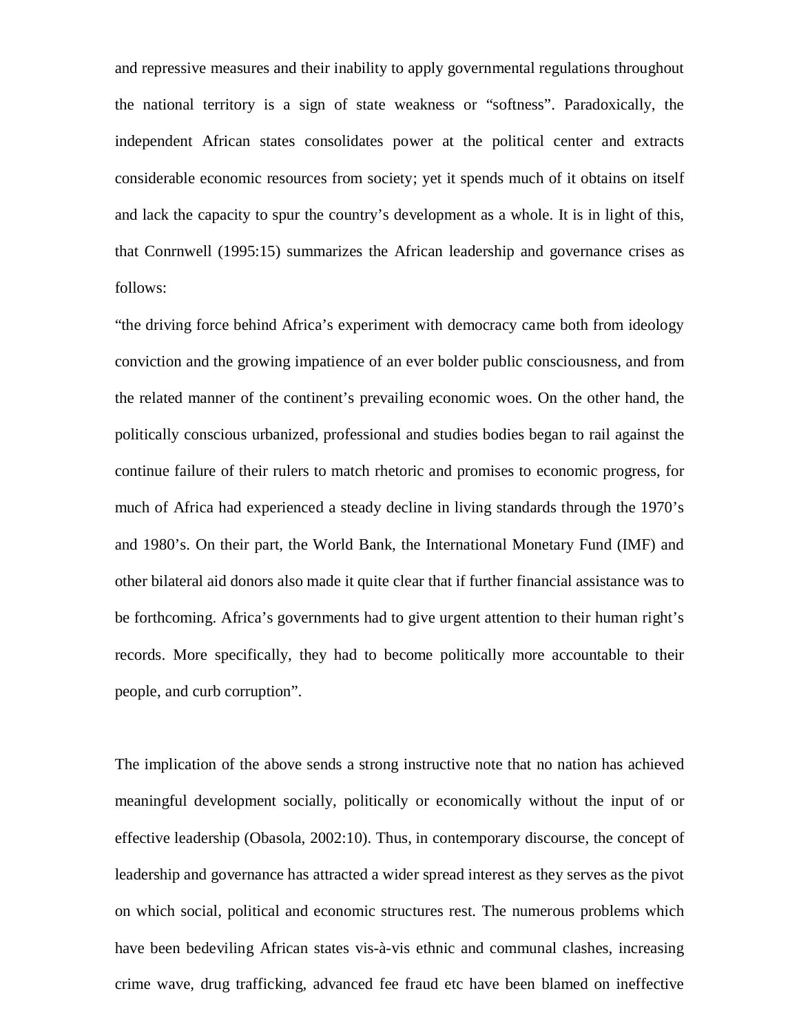and repressive measures and their inability to apply governmental regulations throughout the national territory is a sign of state weakness or "softness". Paradoxically, the independent African states consolidates power at the political center and extracts considerable economic resources from society; yet it spends much of it obtains on itself and lack the capacity to spur the country's development as a whole. It is in light of this, that Conrnwell (1995:15) summarizes the African leadership and governance crises as follows:

"the driving force behind Africa's experiment with democracy came both from ideology conviction and the growing impatience of an ever bolder public consciousness, and from the related manner of the continent's prevailing economic woes. On the other hand, the politically conscious urbanized, professional and studies bodies began to rail against the continue failure of their rulers to match rhetoric and promises to economic progress, for much of Africa had experienced a steady decline in living standards through the 1970's and 1980's. On their part, the World Bank, the International Monetary Fund (IMF) and other bilateral aid donors also made it quite clear that if further financial assistance was to be forthcoming. Africa's governments had to give urgent attention to their human right's records. More specifically, they had to become politically more accountable to their people, and curb corruption".

The implication of the above sends a strong instructive note that no nation has achieved meaningful development socially, politically or economically without the input of or effective leadership (Obasola, 2002:10). Thus, in contemporary discourse, the concept of leadership and governance has attracted a wider spread interest as they serves as the pivot on which social, political and economic structures rest. The numerous problems which have been bedeviling African states vis-à-vis ethnic and communal clashes, increasing crime wave, drug trafficking, advanced fee fraud etc have been blamed on ineffective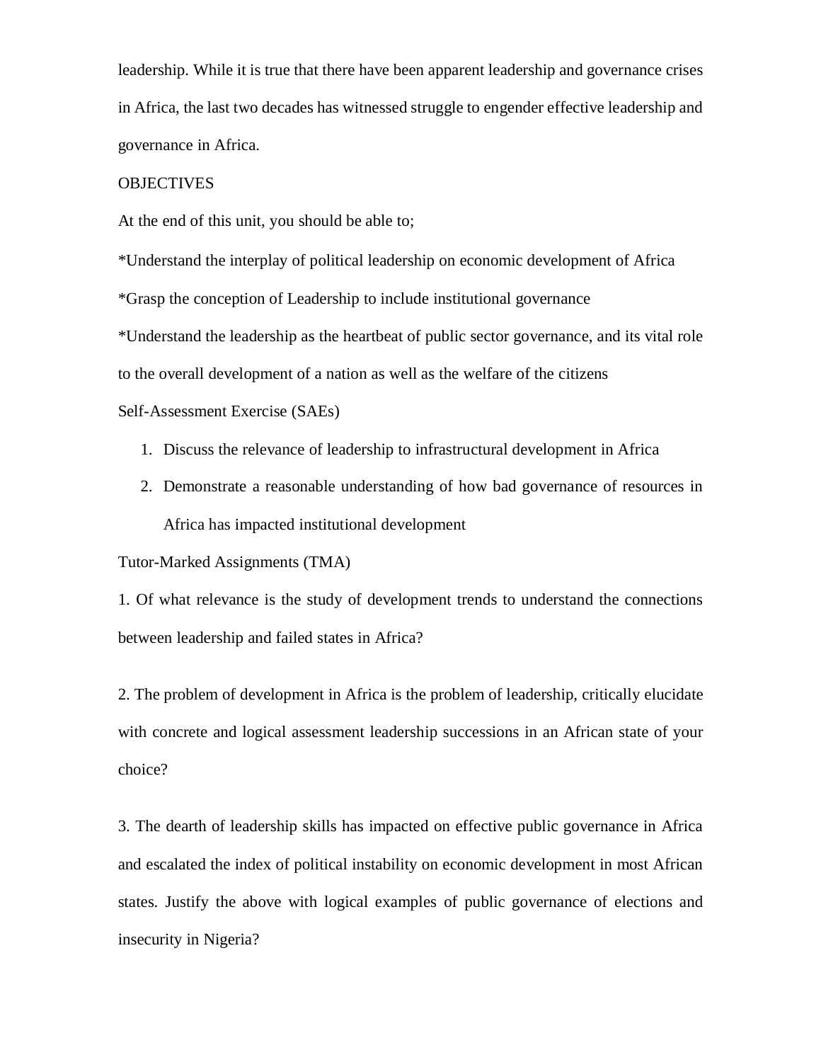leadership. While it is true that there have been apparent leadership and governance crises in Africa, the last two decades has witnessed struggle to engender effective leadership and governance in Africa.

OBJECTIVES

At the end of this unit, you should be able to;

*Understand the interplay of political leadership on economic development of Africa

*Grasp the conception of Leadership to include institutional governance

*Understand the leadership as the heartbeat of public sector governance, and its vital role to the overall development of a nation as well as the welfare of the citizens

Self-Assessment Exercise (SAEs)

1. Discuss the relevance of leadership to infrastructural development in Africa
2. Demonstrate a reasonable understanding of how bad governance of resources in Africa has impacted institutional development

Tutor-Marked Assignments (TMA)

1. Of what relevance is the study of development trends to understand the connections between leadership and failed states in Africa?

2. The problem of development in Africa is the problem of leadership, critically elucidate with concrete and logical assessment leadership successions in an African state of your choice?

3. The dearth of leadership skills has impacted on effective public governance in Africa and escalated the index of political instability on economic development in most African states. Justify the above with logical examples of public governance of elections and insecurity in Nigeria?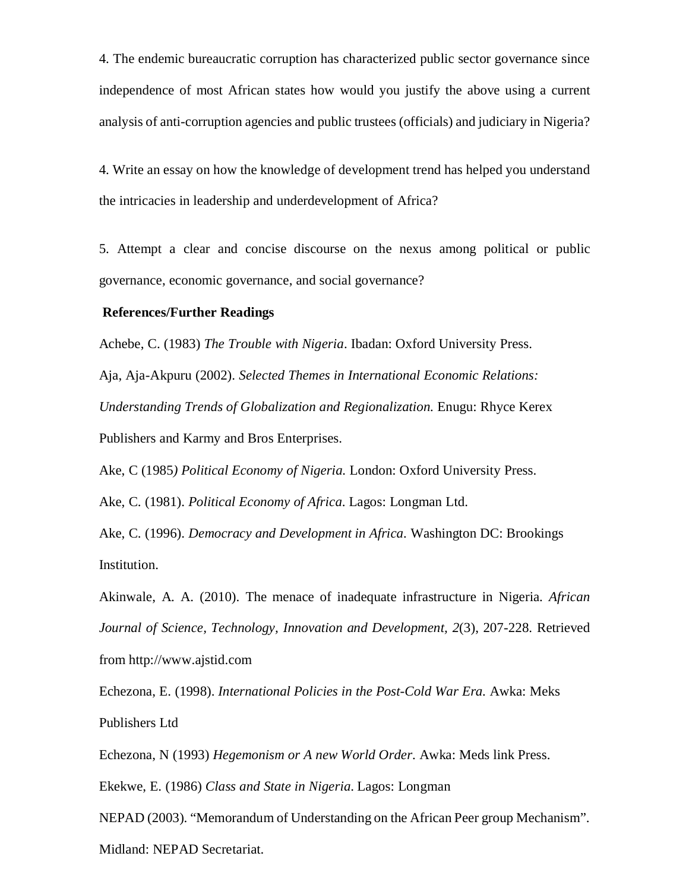4. The endemic bureaucratic corruption has characterized public sector governance since independence of most African states how would you justify the above using a current analysis of anti-corruption agencies and public trustees (officials) and judiciary in Nigeria?

4. Write an essay on how the knowledge of development trend has helped you understand the intricacies in leadership and underdevelopment of Africa?

5. Attempt a clear and concise discourse on the nexus among political or public governance, economic governance, and social governance?

**References/Further Readings**

Achebe, C. (1983) *The Trouble with Nigeria*. Ibadan: Oxford University Press.

Aja, Aja-Akpuru (2002). *Selected Themes in International Economic Relations: Understanding Trends of Globalization and Regionalization.* Enugu: Rhyce Kerex Publishers and Karmy and Bros Enterprises.

Ake, C (1985*) Political Economy of Nigeria.* London: Oxford University Press.

Ake, C. (1981). *Political Economy of Africa*. Lagos: Longman Ltd.

Ake, C. (1996). *Democracy and Development in Africa*. Washington DC: Brookings Institution.

Akinwale, A. A. (2010). The menace of inadequate infrastructure in Nigeria. *African Journal of Science, Technology, Innovation and Development, 2*(3), 207-228. Retrieved from http://www.ajstid.com

Echezona, E. (1998). *International Policies in the Post-Cold War Era.* Awka: Meks Publishers Ltd

Echezona, N (1993) *Hegemonism or A new World Order.* Awka: Meds link Press.

Ekekwe, E. (1986) *Class and State in Nigeria*. Lagos: Longman

NEPAD (2003). "Memorandum of Understanding on the African Peer group Mechanism". Midland: NEPAD Secretariat.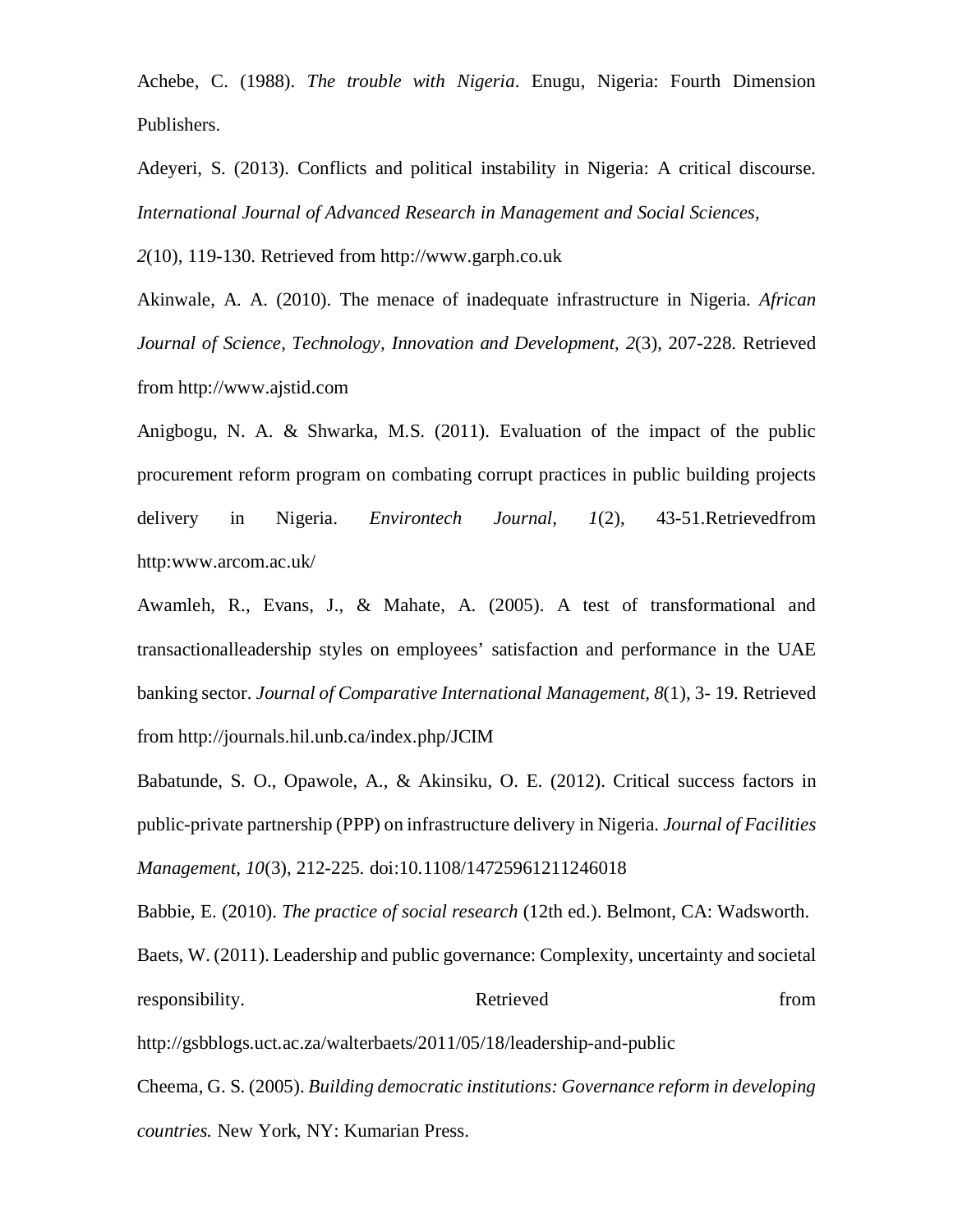Achebe, C. (1988). *The trouble with Nigeria*. Enugu, Nigeria: Fourth Dimension Publishers.

Adeyeri, S. (2013). Conflicts and political instability in Nigeria: A critical discourse. *International Journal of Advanced Research in Management and Social Sciences, 2*(10), 119-130. Retrieved from http://www.garph.co.uk

Akinwale, A. A. (2010). The menace of inadequate infrastructure in Nigeria. *African Journal of Science, Technology, Innovation and Development, 2*(3), 207-228. Retrieved from http://www.ajstid.com

Anigbogu, N. A. & Shwarka, M.S. (2011). Evaluation of the impact of the public procurement reform program on combating corrupt practices in public building projects delivery in Nigeria. *Environtech Journal, 1*(2), 43-51.Retrievedfrom http:www.arcom.ac.uk/

Awamleh, R., Evans, J., & Mahate, A. (2005). A test of transformational and transactionalleadership styles on employees' satisfaction and performance in the UAE banking sector. *Journal of Comparative International Management, 8*(1), 3- 19. Retrieved from http://journals.hil.unb.ca/index.php/JCIM

Babatunde, S. O., Opawole, A., & Akinsiku, O. E. (2012). Critical success factors in public-private partnership (PPP) on infrastructure delivery in Nigeria. *Journal of Facilities Management, 10*(3), 212-225. doi:10.1108/14725961211246018

Babbie, E. (2010). *The practice of social research* (12th ed.). Belmont, CA: Wadsworth.

Baets, W. (2011). Leadership and public governance: Complexity, uncertainty and societal responsibility. Retrieved from http://gsbblogs.uct.ac.za/walterbaets/2011/05/18/leadership-and-public

Cheema, G. S. (2005). *Building democratic institutions: Governance reform in developing countries.* New York, NY: Kumarian Press.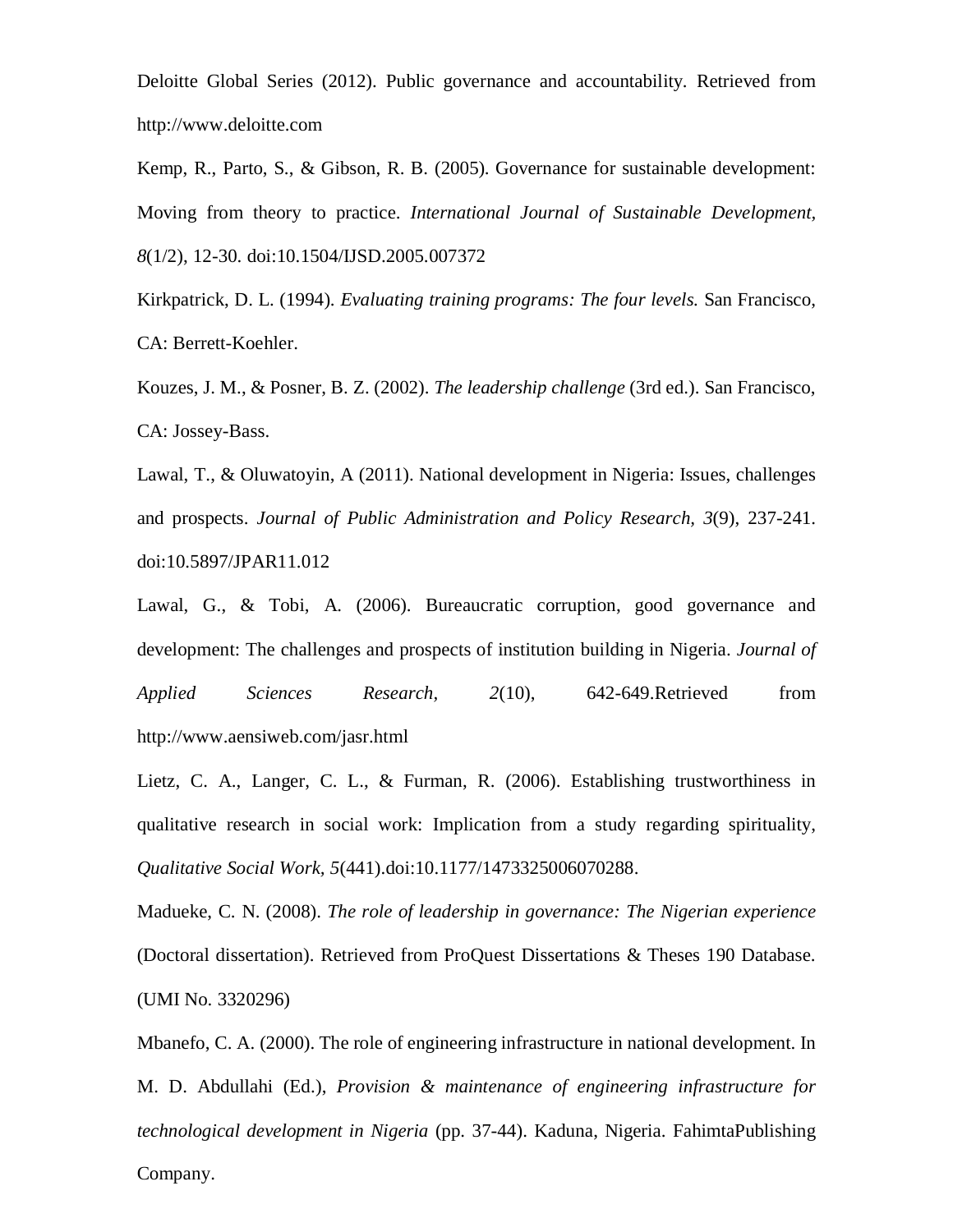Deloitte Global Series (2012). Public governance and accountability. Retrieved from http://www.deloitte.com

Kemp, R., Parto, S., & Gibson, R. B. (2005). Governance for sustainable development: Moving from theory to practice. *International Journal of Sustainable Development, 8*(1/2), 12-30. doi:10.1504/IJSD.2005.007372

Kirkpatrick, D. L. (1994). *Evaluating training programs: The four levels.* San Francisco, CA: Berrett-Koehler.

Kouzes, J. M., & Posner, B. Z. (2002). *The leadership challenge* (3rd ed.). San Francisco, CA: Jossey-Bass.

Lawal, T., & Oluwatoyin, A (2011). National development in Nigeria: Issues, challenges and prospects. *Journal of Public Administration and Policy Research, 3*(9), 237-241. doi:10.5897/JPAR11.012

Lawal, G., & Tobi, A. (2006). Bureaucratic corruption, good governance and development: The challenges and prospects of institution building in Nigeria. *Journal of Applied Sciences Research, 2*(10), 642-649.Retrieved from http://www.aensiweb.com/jasr.html

Lietz, C. A., Langer, C. L., & Furman, R. (2006). Establishing trustworthiness in qualitative research in social work: Implication from a study regarding spirituality, *Qualitative Social Work, 5*(441).doi:10.1177/1473325006070288.

Madueke, C. N. (2008). *The role of leadership in governance: The Nigerian experience* (Doctoral dissertation). Retrieved from ProQuest Dissertations & Theses 190 Database. (UMI No. 3320296)

Mbanefo, C. A. (2000). The role of engineering infrastructure in national development. In M. D. Abdullahi (Ed.), *Provision & maintenance of engineering infrastructure for technological development in Nigeria* (pp. 37-44). Kaduna, Nigeria. FahimtaPublishing Company.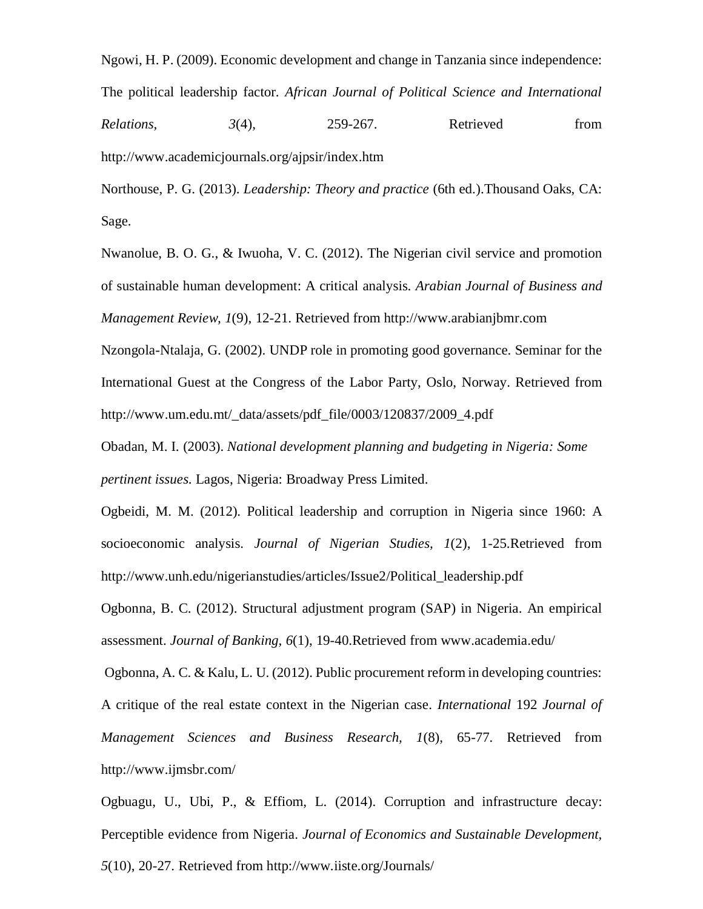Ngowi, H. P. (2009). Economic development and change in Tanzania since independence: The political leadership factor. *African Journal of Political Science and International Relations, 3*(4), 259-267. Retrieved from http://www.academicjournals.org/ajpsir/index.htm

Northouse, P. G. (2013). *Leadership: Theory and practice* (6th ed.).Thousand Oaks, CA: Sage.

Nwanolue, B. O. G., & Iwuoha, V. C. (2012). The Nigerian civil service and promotion of sustainable human development: A critical analysis. *Arabian Journal of Business and Management Review, 1*(9), 12-21. Retrieved from http://www.arabianjbmr.com

Nzongola-Ntalaja, G. (2002). UNDP role in promoting good governance. Seminar for the International Guest at the Congress of the Labor Party, Oslo, Norway. Retrieved from http://www.um.edu.mt/_data/assets/pdf_file/0003/120837/2009_4.pdf

Obadan, M. I. (2003). *National development planning and budgeting in Nigeria: Some pertinent issues.* Lagos, Nigeria: Broadway Press Limited.

Ogbeidi, M. M. (2012). Political leadership and corruption in Nigeria since 1960: A socioeconomic analysis. *Journal of Nigerian Studies, 1*(2), 1-25.Retrieved from http://www.unh.edu/nigerianstudies/articles/Issue2/Political_leadership.pdf

Ogbonna, B. C. (2012). Structural adjustment program (SAP) in Nigeria. An empirical assessment. *Journal of Banking, 6*(1), 19-40.Retrieved from www.academia.edu/

Ogbonna, A. C. & Kalu, L. U. (2012). Public procurement reform in developing countries: A critique of the real estate context in the Nigerian case. *International* 192 *Journal of Management Sciences and Business Research, 1*(8), 65-77. Retrieved from http://www.ijmsbr.com/

Ogbuagu, U., Ubi, P., & Effiom, L. (2014). Corruption and infrastructure decay: Perceptible evidence from Nigeria. *Journal of Economics and Sustainable Development, 5*(10), 20-27. Retrieved from http://www.iiste.org/Journals/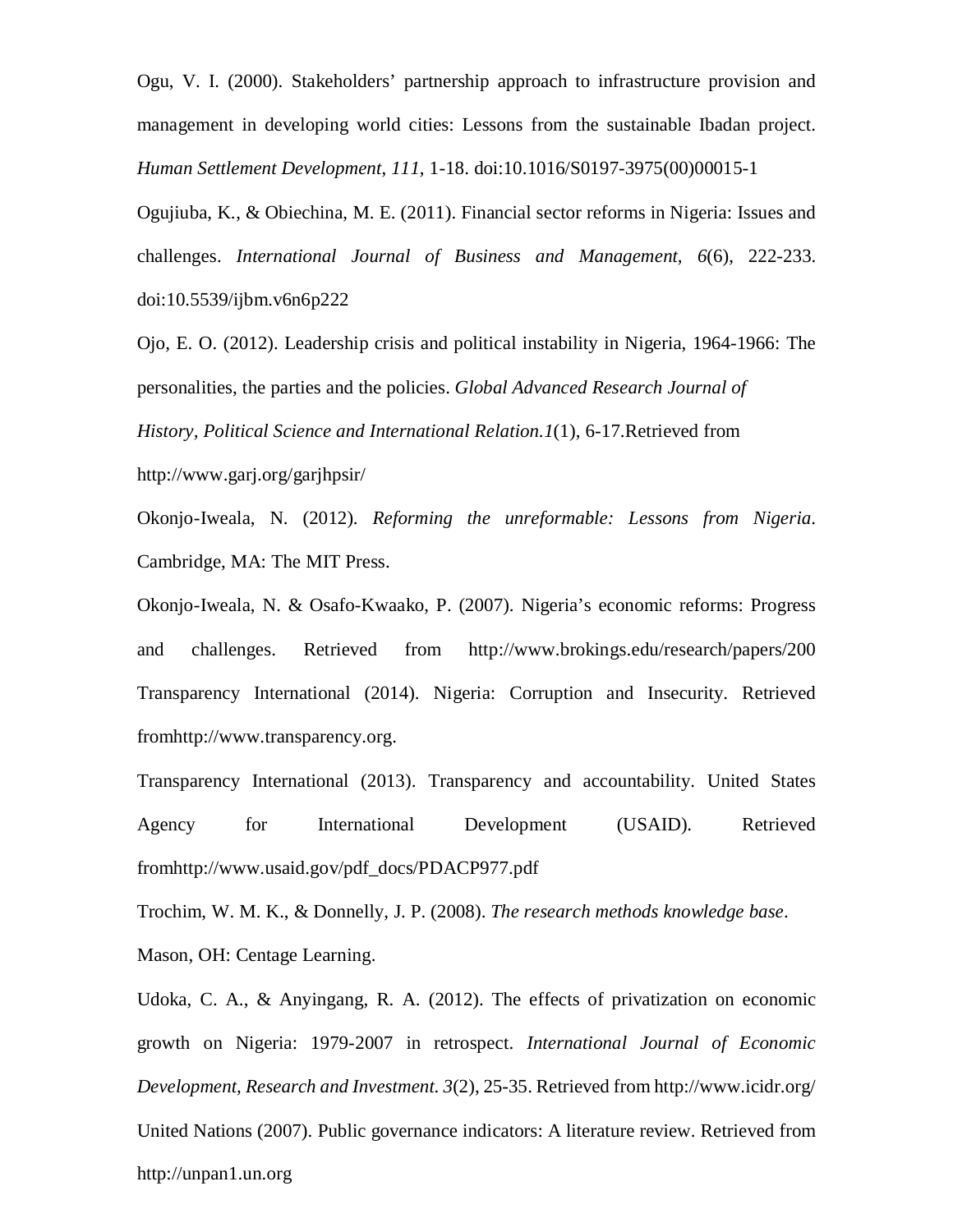Ogu, V. I. (2000). Stakeholders' partnership approach to infrastructure provision and management in developing world cities: Lessons from the sustainable Ibadan project. *Human Settlement Development*, *111*, 1-18. doi:10.1016/S0197-3975(00)00015-1

Ogujiuba, K., & Obiechina, M. E. (2011). Financial sector reforms in Nigeria: Issues and challenges. *International Journal of Business and Management*, *6*(6), 222-233. doi:10.5539/ijbm.v6n6p222

Ojo, E. O. (2012). Leadership crisis and political instability in Nigeria, 1964-1966: The personalities, the parties and the policies. *Global Advanced Research Journal of History, Political Science and International Relation.1*(1), 6-17.Retrieved from http://www.garj.org/garjhpsir/

Okonjo-Iweala, N. (2012). *Reforming the unreformable: Lessons from Nigeria*. Cambridge, MA: The MIT Press.

Okonjo-Iweala, N. & Osafo-Kwaako, P. (2007). Nigeria's economic reforms: Progress and challenges. Retrieved from http://www.brokings.edu/research/papers/200

Transparency International (2014). Nigeria: Corruption and Insecurity. Retrieved fromhttp://www.transparency.org.

Transparency International (2013). Transparency and accountability. United States Agency for International Development (USAID). Retrieved fromhttp://www.usaid.gov/pdf_docs/PDACP977.pdf

Trochim, W. M. K., & Donnelly, J. P. (2008). *The research methods knowledge base*. Mason, OH: Centage Learning.

Udoka, C. A., & Anyingang, R. A. (2012). The effects of privatization on economic growth on Nigeria: 1979-2007 in retrospect. *International Journal of Economic Development, Research and Investment. 3*(2), 25-35. Retrieved from http://www.icidr.org/

United Nations (2007). Public governance indicators: A literature review. Retrieved from http://unpan1.un.org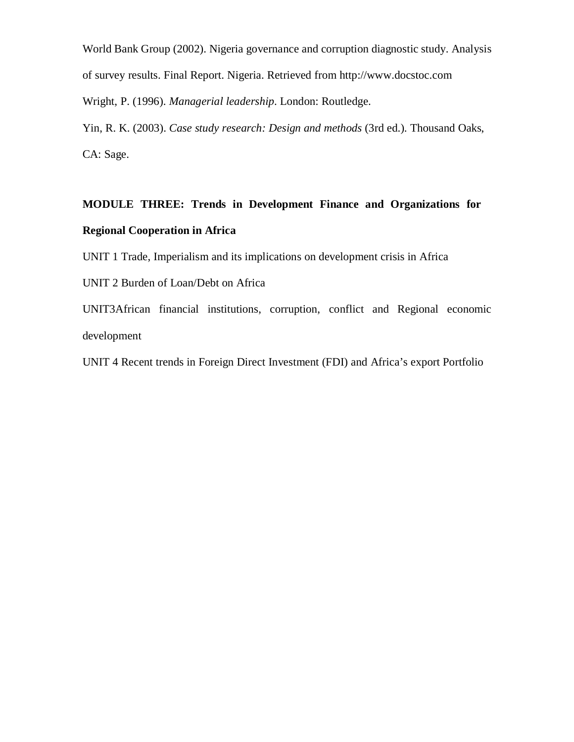World Bank Group (2002). Nigeria governance and corruption diagnostic study. Analysis of survey results. Final Report. Nigeria. Retrieved from http://www.docstoc.com

Wright, P. (1996). *Managerial leadership*. London: Routledge.

Yin, R. K. (2003). *Case study research: Design and methods* (3rd ed.). Thousand Oaks, CA: Sage.

## MODULE THREE: Trends in Development Finance and Organizations for Regional Cooperation in Africa

UNIT 1 Trade, Imperialism and its implications on development crisis in Africa

UNIT 2 Burden of Loan/Debt on Africa

UNIT3African financial institutions, corruption, conflict and Regional economic development

UNIT 4 Recent trends in Foreign Direct Investment (FDI) and Africa's export Portfolio